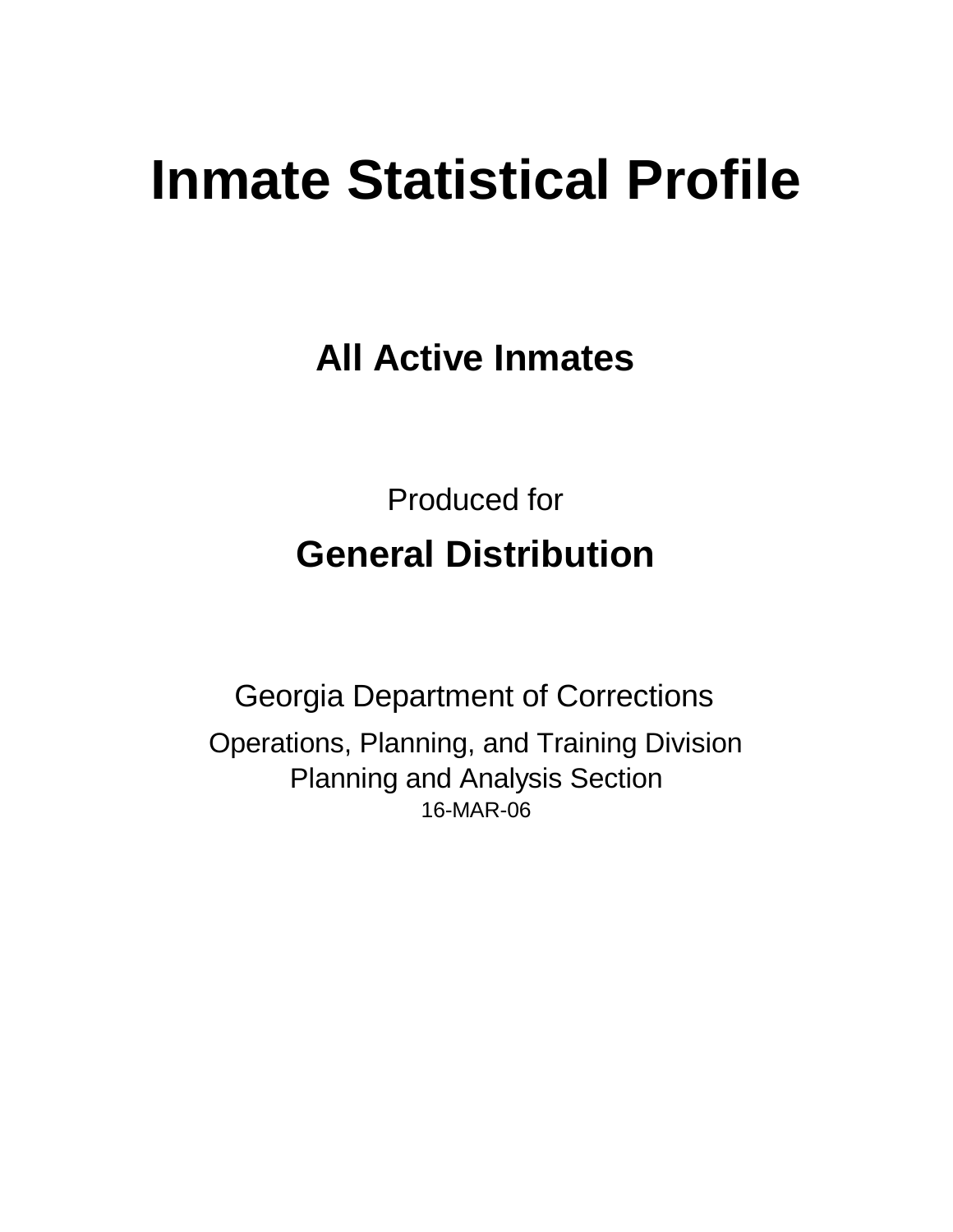# Inmate Statistical Profile

## All Active Inmates

Produced for

## General Distribution

Georgia Department of Corrections

Operations, Planning, and Training Division
Planning and Analysis Section
16-MAR-06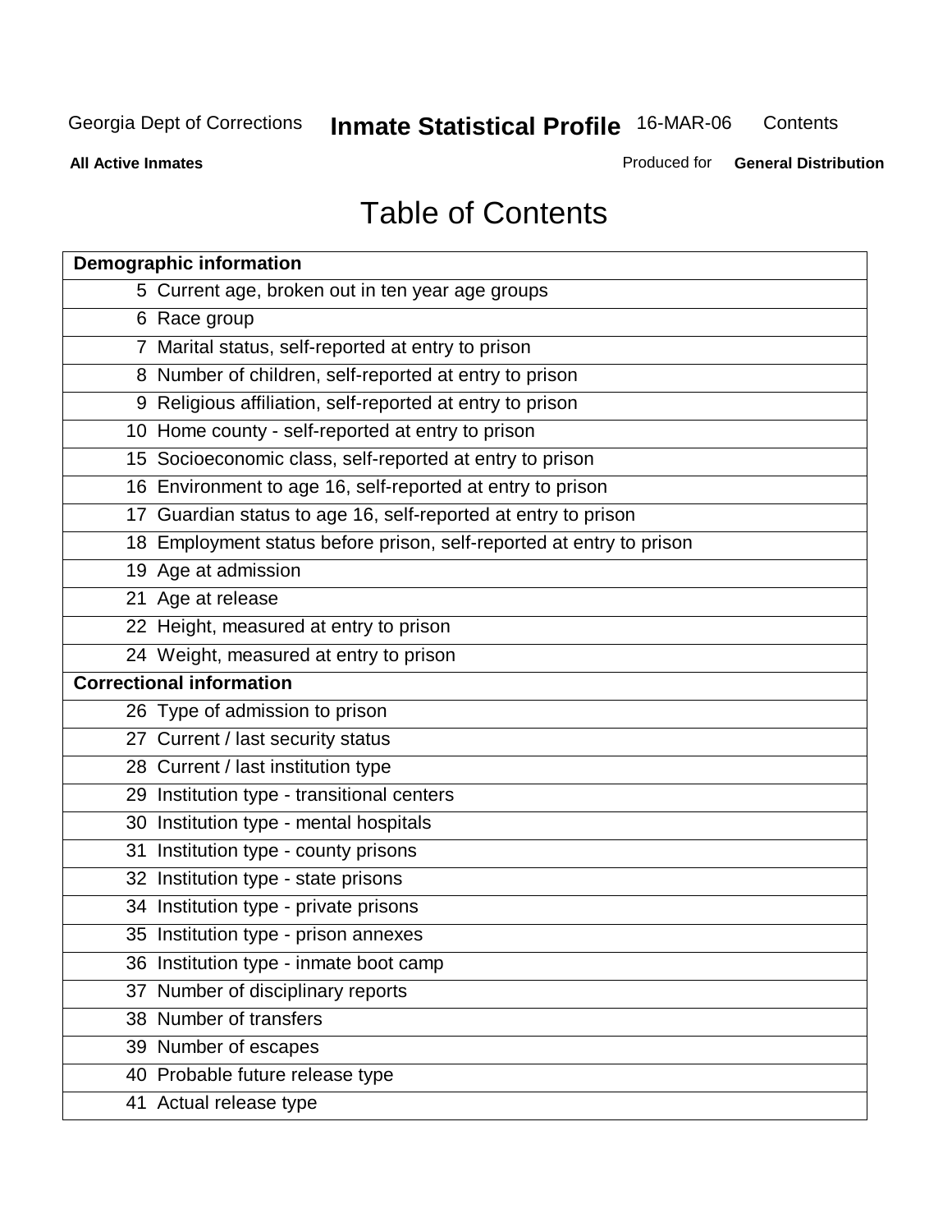# Table of Contents

| Demographic information | |
|---|---|
| 5 | Current age, broken out in ten year age groups |
| 6 | Race group |
| 7 | Marital status, self-reported at entry to prison |
| 8 | Number of children, self-reported at entry to prison |
| 9 | Religious affiliation, self-reported at entry to prison |
| 10 | Home county - self-reported at entry to prison |
| 15 | Socioeconomic class, self-reported at entry to prison |
| 16 | Environment to age 16, self-reported at entry to prison |
| 17 | Guardian status to age 16, self-reported at entry to prison |
| 18 | Employment status before prison, self-reported at entry to prison |
| 19 | Age at admission |
| 21 | Age at release |
| 22 | Height, measured at entry to prison |
| 24 | Weight, measured at entry to prison |
| **Correctional information** | |
| 26 | Type of admission to prison |
| 27 | Current / last security status |
| 28 | Current / last institution type |
| 29 | Institution type - transitional centers |
| 30 | Institution type - mental hospitals |
| 31 | Institution type - county prisons |
| 32 | Institution type - state prisons |
| 34 | Institution type - private prisons |
| 35 | Institution type - prison annexes |
| 36 | Institution type - inmate boot camp |
| 37 | Number of disciplinary reports |
| 38 | Number of transfers |
| 39 | Number of escapes |
| 40 | Probable future release type |
| 41 | Actual release type |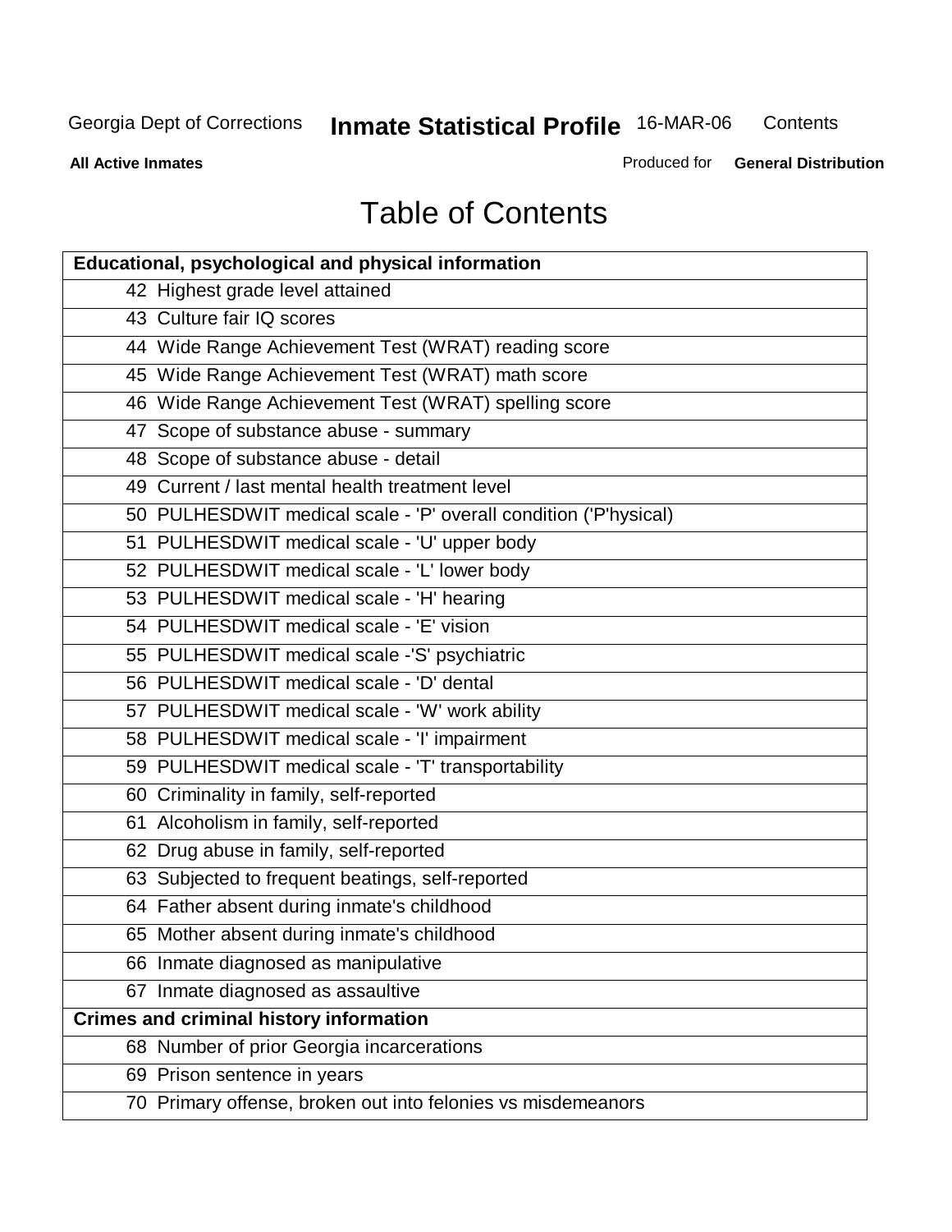# Table of Contents

| Educational, psychological and physical information |
|---|
| 42 Highest grade level attained |
| 43 Culture fair IQ scores |
| 44 Wide Range Achievement Test (WRAT) reading score |
| 45 Wide Range Achievement Test (WRAT) math score |
| 46 Wide Range Achievement Test (WRAT) spelling score |
| 47 Scope of substance abuse - summary |
| 48 Scope of substance abuse - detail |
| 49 Current / last mental health treatment level |
| 50 PULHESDWIT medical scale - 'P' overall condition ('P'hysical) |
| 51 PULHESDWIT medical scale - 'U' upper body |
| 52 PULHESDWIT medical scale - 'L' lower body |
| 53 PULHESDWIT medical scale - 'H' hearing |
| 54 PULHESDWIT medical scale - 'E' vision |
| 55 PULHESDWIT medical scale -'S' psychiatric |
| 56 PULHESDWIT medical scale - 'D' dental |
| 57 PULHESDWIT medical scale - 'W' work ability |
| 58 PULHESDWIT medical scale - 'I' impairment |
| 59 PULHESDWIT medical scale - 'T' transportability |
| 60 Criminality in family, self-reported |
| 61 Alcoholism in family, self-reported |
| 62 Drug abuse in family, self-reported |
| 63 Subjected to frequent beatings, self-reported |
| 64 Father absent during inmate's childhood |
| 65 Mother absent during inmate's childhood |
| 66 Inmate diagnosed as manipulative |
| 67 Inmate diagnosed as assaultive |
| **Crimes and criminal history information** |
| 68 Number of prior Georgia incarcerations |
| 69 Prison sentence in years |
| 70 Primary offense, broken out into felonies vs misdemeanors |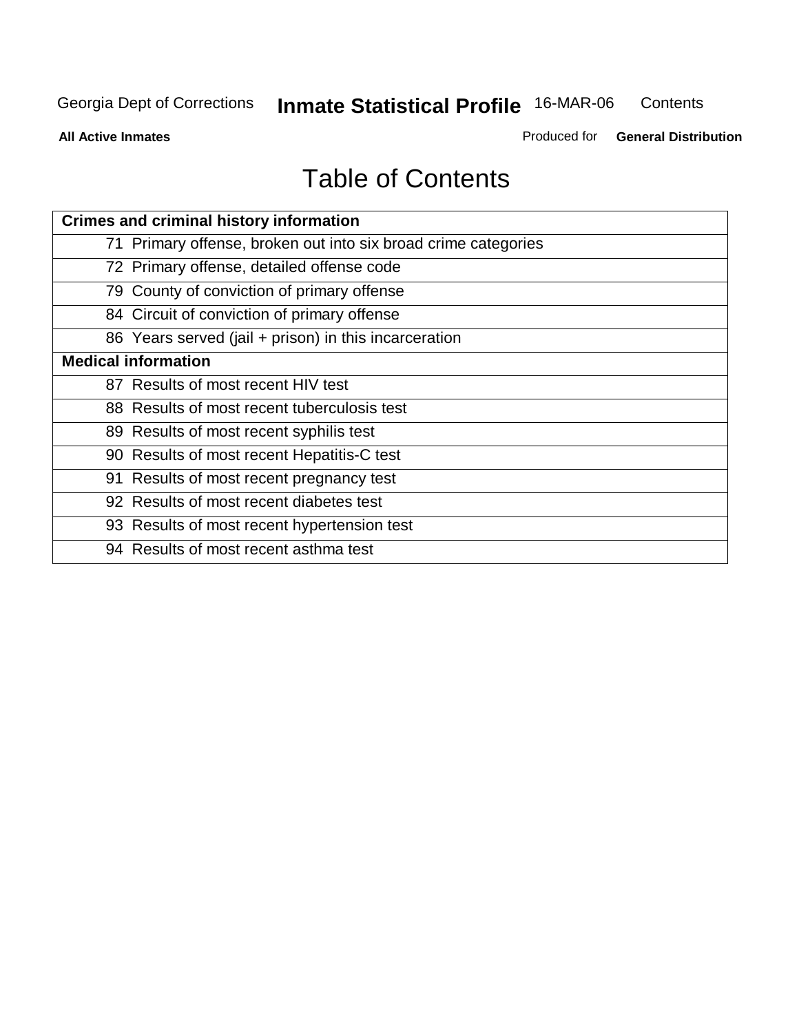# Table of Contents

| Crimes and criminal history information |
|---|
| 71 Primary offense, broken out into six broad crime categories |
| 72 Primary offense, detailed offense code |
| 79 County of conviction of primary offense |
| 84 Circuit of conviction of primary offense |
| 86 Years served (jail + prison) in this incarceration |
| **Medical information** |
| 87 Results of most recent HIV test |
| 88 Results of most recent tuberculosis test |
| 89 Results of most recent syphilis test |
| 90 Results of most recent Hepatitis-C test |
| 91 Results of most recent pregnancy test |
| 92 Results of most recent diabetes test |
| 93 Results of most recent hypertension test |
| 94 Results of most recent asthma test |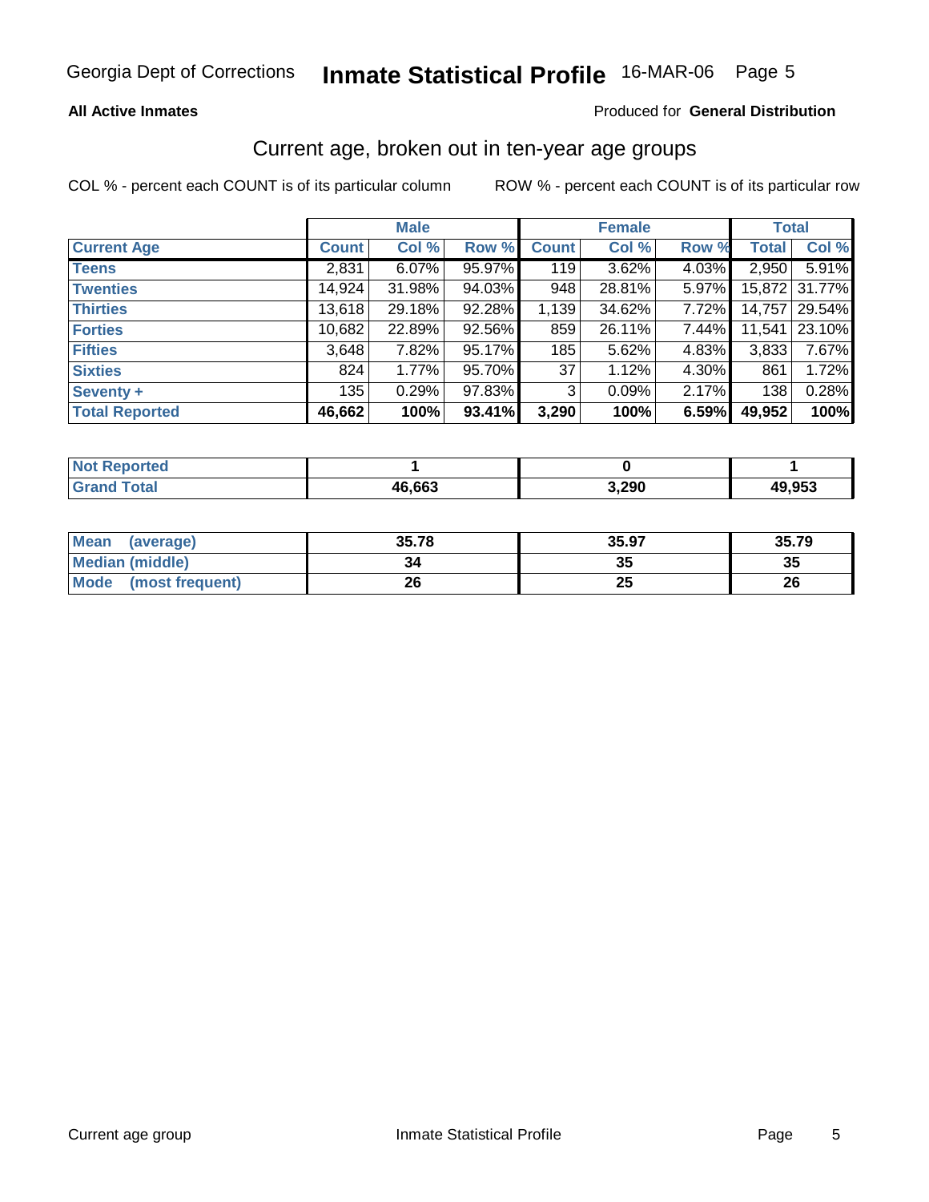# Inmate Statistical Profile

Georgia Dept of Corrections — 16-MAR-06

**All Active Inmates** — Produced for **General Distribution**

## Current age, broken out in ten-year age groups

COL % - percent each COUNT is of its particular column    ROW % - percent each COUNT is of its particular row

| | Male | | | Female | | | Total | |
|---|---|---|---|---|---|---|---|---|
| **Current Age** | **Count** | **Col %** | **Row %** | **Count** | **Col %** | **Row %** | **Total** | **Col %** |
| **Teens** | 2,831 | 6.07% | 95.97% | 119 | 3.62% | 4.03% | 2,950 | 5.91% |
| **Twenties** | 14,924 | 31.98% | 94.03% | 948 | 28.81% | 5.97% | 15,872 | 31.77% |
| **Thirties** | 13,618 | 29.18% | 92.28% | 1,139 | 34.62% | 7.72% | 14,757 | 29.54% |
| **Forties** | 10,682 | 22.89% | 92.56% | 859 | 26.11% | 7.44% | 11,541 | 23.10% |
| **Fifties** | 3,648 | 7.82% | 95.17% | 185 | 5.62% | 4.83% | 3,833 | 7.67% |
| **Sixties** | 824 | 1.77% | 95.70% | 37 | 1.12% | 4.30% | 861 | 1.72% |
| **Seventy +** | 135 | 0.29% | 97.83% | 3 | 0.09% | 2.17% | 138 | 0.28% |
| **Total Reported** | **46,662** | **100%** | **93.41%** | **3,290** | **100%** | **6.59%** | **49,952** | **100%** |

| | Male | Female | Total |
|---|---|---|---|
| **Not Reported** | **1** | **0** | **1** |
| **Grand Total** | **46,663** | **3,290** | **49,953** |

| | Male | Female | Total |
|---|---|---|---|
| **Mean (average)** | **35.78** | **35.97** | **35.79** |
| **Median (middle)** | **34** | **35** | **35** |
| **Mode (most frequent)** | **26** | **25** | **26** |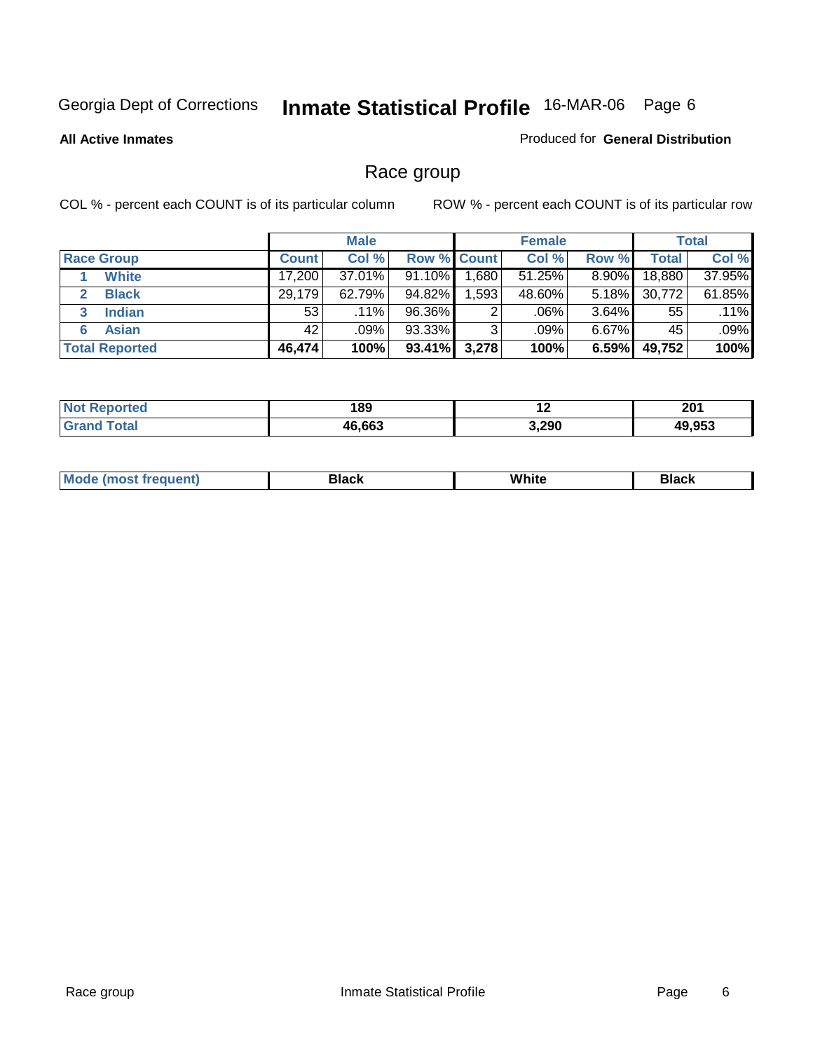Georgia Dept of Corrections **Inmate Statistical Profile** 16-MAR-06

**All Active Inmates**

Produced for **General Distribution**

## Race group

COL % - percent each COUNT is of its particular column

ROW % - percent each COUNT is of its particular row

| | Male | | | Female | | | Total | |
|---|---|---|---|---|---|---|---|---|
| **Race Group** | **Count** | **Col %** | **Row %** | **Count** | **Col %** | **Row %** | **Total** | **Col %** |
| 1 **White** | 17,200 | 37.01% | 91.10% | 1,680 | 51.25% | 8.90% | 18,880 | 37.95% |
| 2 **Black** | 29,179 | 62.79% | 94.82% | 1,593 | 48.60% | 5.18% | 30,772 | 61.85% |
| 3 **Indian** | 53 | .11% | 96.36% | 2 | .06% | 3.64% | 55 | .11% |
| 6 **Asian** | 42 | .09% | 93.33% | 3 | .09% | 6.67% | 45 | .09% |
| **Total Reported** | **46,474** | **100%** | **93.41%** | **3,278** | **100%** | **6.59%** | **49,752** | **100%** |

| | Male | Female | Total |
|---|---|---|---|
| **Not Reported** | **189** | **12** | **201** |
| **Grand Total** | **46,663** | **3,290** | **49,953** |

| | Male | Female | Total |
|---|---|---|---|
| **Mode (most frequent)** | **Black** | **White** | **Black** |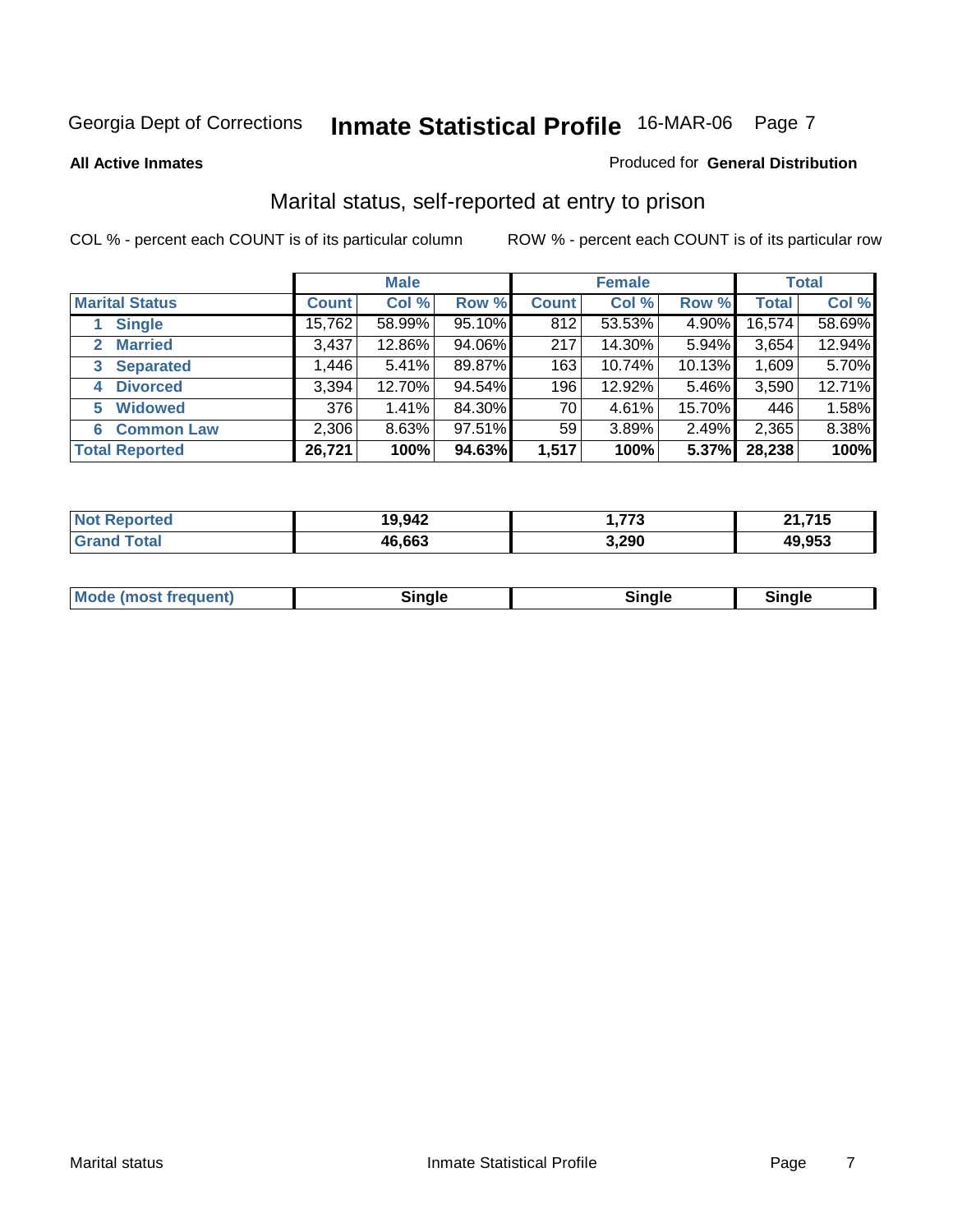Georgia Dept of Corrections **Inmate Statistical Profile** 16-MAR-06 Page 7

**All Active Inmates**

Produced for **General Distribution**

## Marital status, self-reported at entry to prison

COL % - percent each COUNT is of its particular column

ROW % - percent each COUNT is of its particular row

| | Male | | | Female | | | Total | |
|---|---|---|---|---|---|---|---|---|
| **Marital Status** | **Count** | **Col %** | **Row %** | **Count** | **Col %** | **Row %** | **Total** | **Col %** |
| 1 **Single** | 15,762 | 58.99% | 95.10% | 812 | 53.53% | 4.90% | 16,574 | 58.69% |
| 2 **Married** | 3,437 | 12.86% | 94.06% | 217 | 14.30% | 5.94% | 3,654 | 12.94% |
| 3 **Separated** | 1,446 | 5.41% | 89.87% | 163 | 10.74% | 10.13% | 1,609 | 5.70% |
| 4 **Divorced** | 3,394 | 12.70% | 94.54% | 196 | 12.92% | 5.46% | 3,590 | 12.71% |
| 5 **Widowed** | 376 | 1.41% | 84.30% | 70 | 4.61% | 15.70% | 446 | 1.58% |
| 6 **Common Law** | 2,306 | 8.63% | 97.51% | 59 | 3.89% | 2.49% | 2,365 | 8.38% |
| **Total Reported** | **26,721** | **100%** | **94.63%** | **1,517** | **100%** | **5.37%** | **28,238** | **100%** |

| | Male | Female | Total |
|---|---|---|---|
| **Not Reported** | **19,942** | **1,773** | **21,715** |
| **Grand Total** | **46,663** | **3,290** | **49,953** |

| | Male | Female | Total |
|---|---|---|---|
| **Mode (most frequent)** | **Single** | **Single** | **Single** |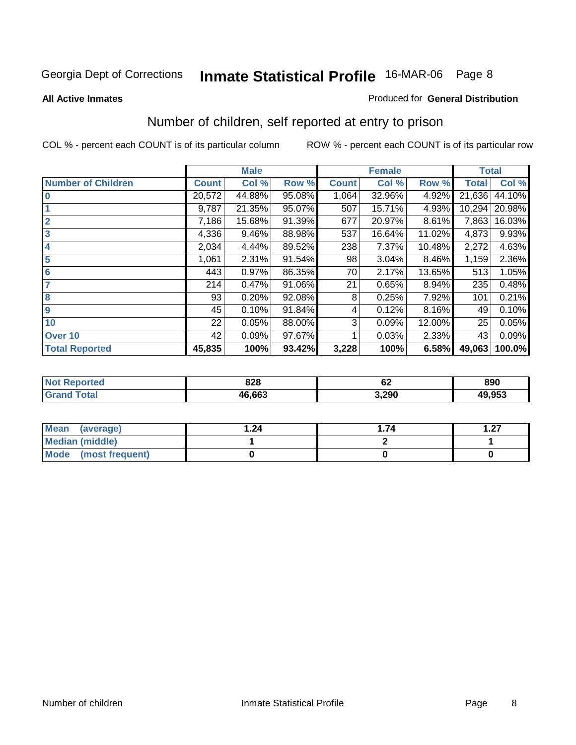Georgia Dept of Corrections **Inmate Statistical Profile** 16-MAR-06

**All Active Inmates**

Produced for **General Distribution**

## Number of children, self reported at entry to prison

COL % - percent each COUNT is of its particular column

ROW % - percent each COUNT is of its particular row

| | Male | | | Female | | | Total | |
|---|---|---|---|---|---|---|---|---|
| **Number of Children** | **Count** | **Col %** | **Row %** | **Count** | **Col %** | **Row %** | **Total** | **Col %** |
| **0** | 20,572 | 44.88% | 95.08% | 1,064 | 32.96% | 4.92% | 21,636 | 44.10% |
| **1** | 9,787 | 21.35% | 95.07% | 507 | 15.71% | 4.93% | 10,294 | 20.98% |
| **2** | 7,186 | 15.68% | 91.39% | 677 | 20.97% | 8.61% | 7,863 | 16.03% |
| **3** | 4,336 | 9.46% | 88.98% | 537 | 16.64% | 11.02% | 4,873 | 9.93% |
| **4** | 2,034 | 4.44% | 89.52% | 238 | 7.37% | 10.48% | 2,272 | 4.63% |
| **5** | 1,061 | 2.31% | 91.54% | 98 | 3.04% | 8.46% | 1,159 | 2.36% |
| **6** | 443 | 0.97% | 86.35% | 70 | 2.17% | 13.65% | 513 | 1.05% |
| **7** | 214 | 0.47% | 91.06% | 21 | 0.65% | 8.94% | 235 | 0.48% |
| **8** | 93 | 0.20% | 92.08% | 8 | 0.25% | 7.92% | 101 | 0.21% |
| **9** | 45 | 0.10% | 91.84% | 4 | 0.12% | 8.16% | 49 | 0.10% |
| **10** | 22 | 0.05% | 88.00% | 3 | 0.09% | 12.00% | 25 | 0.05% |
| **Over 10** | 42 | 0.09% | 97.67% | 1 | 0.03% | 2.33% | 43 | 0.09% |
| **Total Reported** | **45,835** | **100%** | **93.42%** | **3,228** | **100%** | **6.58%** | **49,063** | **100.0%** |

| | Male | Female | Total |
|---|---|---|---|
| **Not Reported** | **828** | **62** | **890** |
| **Grand Total** | **46,663** | **3,290** | **49,953** |

| | Male | Female | Total |
|---|---|---|---|
| **Mean (average)** | **1.24** | **1.74** | **1.27** |
| **Median (middle)** | **1** | **2** | **1** |
| **Mode (most frequent)** | **0** | **0** | **0** |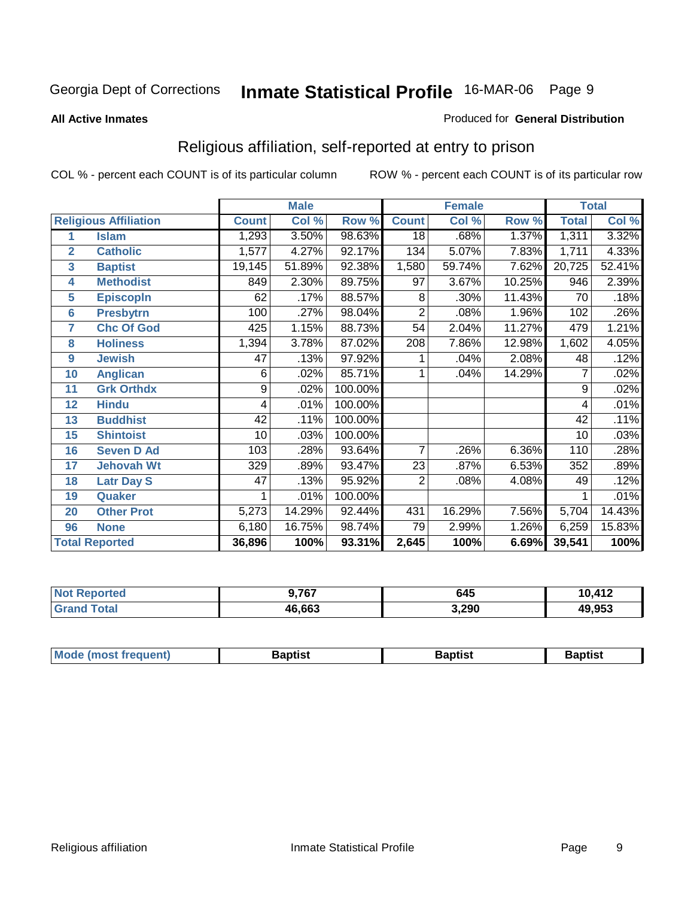Georgia Dept of Corrections **Inmate Statistical Profile** 16-MAR-06

**All Active Inmates**

Produced for **General Distribution**

## Religious affiliation, self-reported at entry to prison

COL % - percent each COUNT is of its particular column

ROW % - percent each COUNT is of its particular row

| | | Male | | | Female | | | Total | |
|---|---|---|---|---|---|---|---|---|---|
| **Religious Affiliation** | | **Count** | **Col %** | **Row %** | **Count** | **Col %** | **Row %** | **Total** | **Col %** |
| 1 | Islam | 1,293 | 3.50% | 98.63% | 18 | .68% | 1.37% | 1,311 | 3.32% |
| 2 | Catholic | 1,577 | 4.27% | 92.17% | 134 | 5.07% | 7.83% | 1,711 | 4.33% |
| 3 | Baptist | 19,145 | 51.89% | 92.38% | 1,580 | 59.74% | 7.62% | 20,725 | 52.41% |
| 4 | Methodist | 849 | 2.30% | 89.75% | 97 | 3.67% | 10.25% | 946 | 2.39% |
| 5 | Episcopln | 62 | .17% | 88.57% | 8 | .30% | 11.43% | 70 | .18% |
| 6 | Presbytrn | 100 | .27% | 98.04% | 2 | .08% | 1.96% | 102 | .26% |
| 7 | Chc Of God | 425 | 1.15% | 88.73% | 54 | 2.04% | 11.27% | 479 | 1.21% |
| 8 | Holiness | 1,394 | 3.78% | 87.02% | 208 | 7.86% | 12.98% | 1,602 | 4.05% |
| 9 | Jewish | 47 | .13% | 97.92% | 1 | .04% | 2.08% | 48 | .12% |
| 10 | Anglican | 6 | .02% | 85.71% | 1 | .04% | 14.29% | 7 | .02% |
| 11 | Grk Orthdx | 9 | .02% | 100.00% | | | | 9 | .02% |
| 12 | Hindu | 4 | .01% | 100.00% | | | | 4 | .01% |
| 13 | Buddhist | 42 | .11% | 100.00% | | | | 42 | .11% |
| 15 | Shintoist | 10 | .03% | 100.00% | | | | 10 | .03% |
| 16 | Seven D Ad | 103 | .28% | 93.64% | 7 | .26% | 6.36% | 110 | .28% |
| 17 | Jehovah Wt | 329 | .89% | 93.47% | 23 | .87% | 6.53% | 352 | .89% |
| 18 | Latr Day S | 47 | .13% | 95.92% | 2 | .08% | 4.08% | 49 | .12% |
| 19 | Quaker | 1 | .01% | 100.00% | | | | 1 | .01% |
| 20 | Other Prot | 5,273 | 14.29% | 92.44% | 431 | 16.29% | 7.56% | 5,704 | 14.43% |
| 96 | None | 6,180 | 16.75% | 98.74% | 79 | 2.99% | 1.26% | 6,259 | 15.83% |
| **Total Reported** | | **36,896** | **100%** | **93.31%** | **2,645** | **100%** | **6.69%** | **39,541** | **100%** |

| | Male | Female | Total |
|---|---|---|---|
| Not Reported | 9,767 | 645 | 10,412 |
| Grand Total | 46,663 | 3,290 | 49,953 |

| | Male | Female | Total |
|---|---|---|---|
| Mode (most frequent) | Baptist | Baptist | Baptist |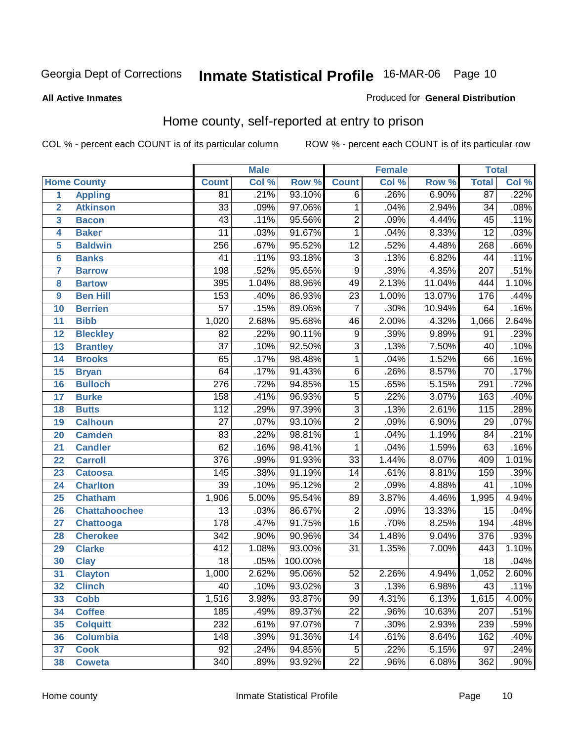Georgia Dept of Corrections **Inmate Statistical Profile** 16-MAR-06 Page 10

**All Active Inmates**

Produced for **General Distribution**

## Home county, self-reported at entry to prison

COL % - percent each COUNT is of its particular column    ROW % - percent each COUNT is of its particular row

| | | Male | | | Female | | | Total | |
|---|---|---|---|---|---|---|---|---|---|
| **Home County** | | **Count** | **Col %** | **Row %** | **Count** | **Col %** | **Row %** | **Total** | **Col %** |
| 1 | Appling | 81 | .21% | 93.10% | 6 | .26% | 6.90% | 87 | .22% |
| 2 | Atkinson | 33 | .09% | 97.06% | 1 | .04% | 2.94% | 34 | .08% |
| 3 | Bacon | 43 | .11% | 95.56% | 2 | .09% | 4.44% | 45 | .11% |
| 4 | Baker | 11 | .03% | 91.67% | 1 | .04% | 8.33% | 12 | .03% |
| 5 | Baldwin | 256 | .67% | 95.52% | 12 | .52% | 4.48% | 268 | .66% |
| 6 | Banks | 41 | .11% | 93.18% | 3 | .13% | 6.82% | 44 | .11% |
| 7 | Barrow | 198 | .52% | 95.65% | 9 | .39% | 4.35% | 207 | .51% |
| 8 | Bartow | 395 | 1.04% | 88.96% | 49 | 2.13% | 11.04% | 444 | 1.10% |
| 9 | Ben Hill | 153 | .40% | 86.93% | 23 | 1.00% | 13.07% | 176 | .44% |
| 10 | Berrien | 57 | .15% | 89.06% | 7 | .30% | 10.94% | 64 | .16% |
| 11 | Bibb | 1,020 | 2.68% | 95.68% | 46 | 2.00% | 4.32% | 1,066 | 2.64% |
| 12 | Bleckley | 82 | .22% | 90.11% | 9 | .39% | 9.89% | 91 | .23% |
| 13 | Brantley | 37 | .10% | 92.50% | 3 | .13% | 7.50% | 40 | .10% |
| 14 | Brooks | 65 | .17% | 98.48% | 1 | .04% | 1.52% | 66 | .16% |
| 15 | Bryan | 64 | .17% | 91.43% | 6 | .26% | 8.57% | 70 | .17% |
| 16 | Bulloch | 276 | .72% | 94.85% | 15 | .65% | 5.15% | 291 | .72% |
| 17 | Burke | 158 | .41% | 96.93% | 5 | .22% | 3.07% | 163 | .40% |
| 18 | Butts | 112 | .29% | 97.39% | 3 | .13% | 2.61% | 115 | .28% |
| 19 | Calhoun | 27 | .07% | 93.10% | 2 | .09% | 6.90% | 29 | .07% |
| 20 | Camden | 83 | .22% | 98.81% | 1 | .04% | 1.19% | 84 | .21% |
| 21 | Candler | 62 | .16% | 98.41% | 1 | .04% | 1.59% | 63 | .16% |
| 22 | Carroll | 376 | .99% | 91.93% | 33 | 1.44% | 8.07% | 409 | 1.01% |
| 23 | Catoosa | 145 | .38% | 91.19% | 14 | .61% | 8.81% | 159 | .39% |
| 24 | Charlton | 39 | .10% | 95.12% | 2 | .09% | 4.88% | 41 | .10% |
| 25 | Chatham | 1,906 | 5.00% | 95.54% | 89 | 3.87% | 4.46% | 1,995 | 4.94% |
| 26 | Chattahoochee | 13 | .03% | 86.67% | 2 | .09% | 13.33% | 15 | .04% |
| 27 | Chattooga | 178 | .47% | 91.75% | 16 | .70% | 8.25% | 194 | .48% |
| 28 | Cherokee | 342 | .90% | 90.96% | 34 | 1.48% | 9.04% | 376 | .93% |
| 29 | Clarke | 412 | 1.08% | 93.00% | 31 | 1.35% | 7.00% | 443 | 1.10% |
| 30 | Clay | 18 | .05% | 100.00% | | | | 18 | .04% |
| 31 | Clayton | 1,000 | 2.62% | 95.06% | 52 | 2.26% | 4.94% | 1,052 | 2.60% |
| 32 | Clinch | 40 | .10% | 93.02% | 3 | .13% | 6.98% | 43 | .11% |
| 33 | Cobb | 1,516 | 3.98% | 93.87% | 99 | 4.31% | 6.13% | 1,615 | 4.00% |
| 34 | Coffee | 185 | .49% | 89.37% | 22 | .96% | 10.63% | 207 | .51% |
| 35 | Colquitt | 232 | .61% | 97.07% | 7 | .30% | 2.93% | 239 | .59% |
| 36 | Columbia | 148 | .39% | 91.36% | 14 | .61% | 8.64% | 162 | .40% |
| 37 | Cook | 92 | .24% | 94.85% | 5 | .22% | 5.15% | 97 | .24% |
| 38 | Coweta | 340 | .89% | 93.92% | 22 | .96% | 6.08% | 362 | .90% |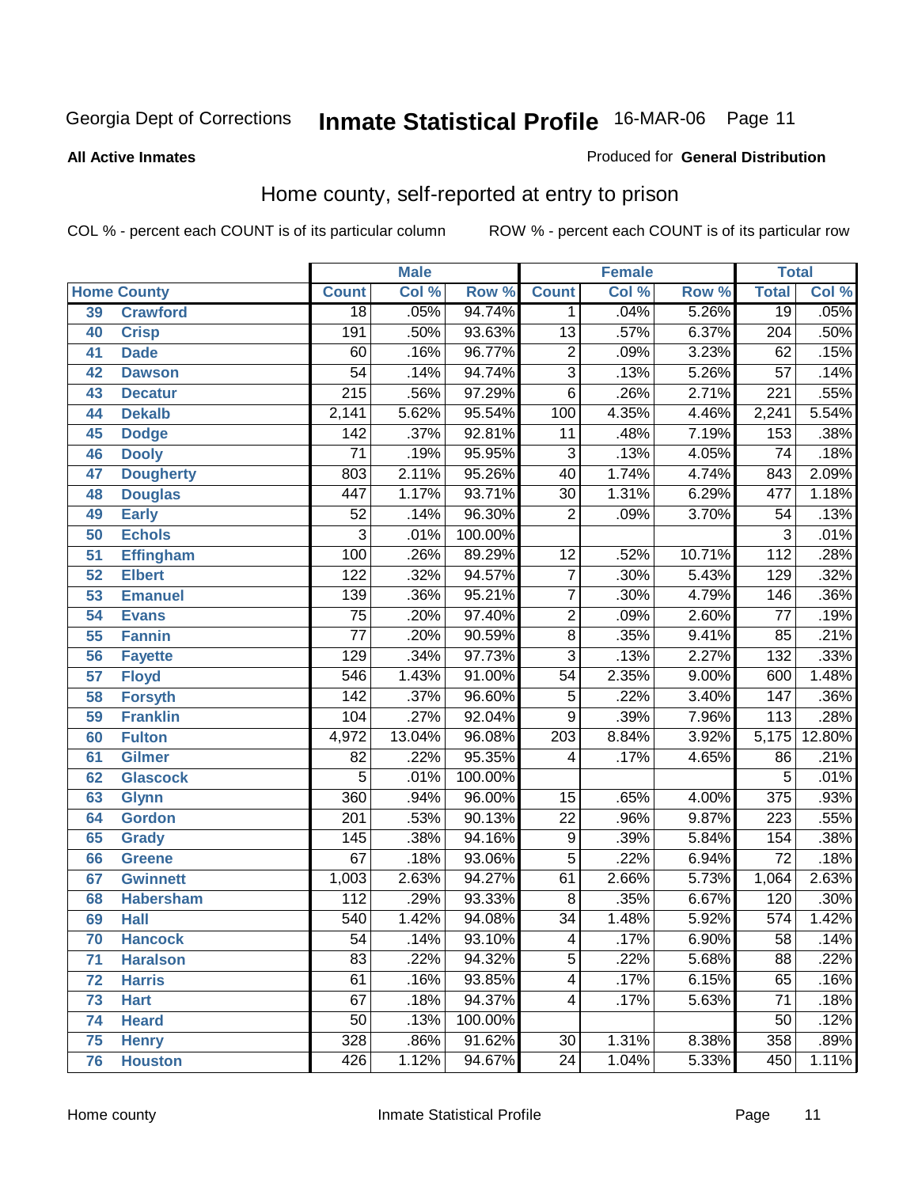# Georgia Dept of Corrections — Inmate Statistical Profile — 16-MAR-06

**All Active Inmates** — Produced for **General Distribution**

## Home county, self-reported at entry to prison

COL % - percent each COUNT is of its particular column    ROW % - percent each COUNT is of its particular row

| Home County | | Male | | | Female | | | Total | |
|---|---|---|---|---|---|---|---|---|---|
| | | Count | Col % | Row % | Count | Col % | Row % | Total | Col % |
| 39 | Crawford | 18 | .05% | 94.74% | 1 | .04% | 5.26% | 19 | .05% |
| 40 | Crisp | 191 | .50% | 93.63% | 13 | .57% | 6.37% | 204 | .50% |
| 41 | Dade | 60 | .16% | 96.77% | 2 | .09% | 3.23% | 62 | .15% |
| 42 | Dawson | 54 | .14% | 94.74% | 3 | .13% | 5.26% | 57 | .14% |
| 43 | Decatur | 215 | .56% | 97.29% | 6 | .26% | 2.71% | 221 | .55% |
| 44 | Dekalb | 2,141 | 5.62% | 95.54% | 100 | 4.35% | 4.46% | 2,241 | 5.54% |
| 45 | Dodge | 142 | .37% | 92.81% | 11 | .48% | 7.19% | 153 | .38% |
| 46 | Dooly | 71 | .19% | 95.95% | 3 | .13% | 4.05% | 74 | .18% |
| 47 | Dougherty | 803 | 2.11% | 95.26% | 40 | 1.74% | 4.74% | 843 | 2.09% |
| 48 | Douglas | 447 | 1.17% | 93.71% | 30 | 1.31% | 6.29% | 477 | 1.18% |
| 49 | Early | 52 | .14% | 96.30% | 2 | .09% | 3.70% | 54 | .13% |
| 50 | Echols | 3 | .01% | 100.00% | | | | 3 | .01% |
| 51 | Effingham | 100 | .26% | 89.29% | 12 | .52% | 10.71% | 112 | .28% |
| 52 | Elbert | 122 | .32% | 94.57% | 7 | .30% | 5.43% | 129 | .32% |
| 53 | Emanuel | 139 | .36% | 95.21% | 7 | .30% | 4.79% | 146 | .36% |
| 54 | Evans | 75 | .20% | 97.40% | 2 | .09% | 2.60% | 77 | .19% |
| 55 | Fannin | 77 | .20% | 90.59% | 8 | .35% | 9.41% | 85 | .21% |
| 56 | Fayette | 129 | .34% | 97.73% | 3 | .13% | 2.27% | 132 | .33% |
| 57 | Floyd | 546 | 1.43% | 91.00% | 54 | 2.35% | 9.00% | 600 | 1.48% |
| 58 | Forsyth | 142 | .37% | 96.60% | 5 | .22% | 3.40% | 147 | .36% |
| 59 | Franklin | 104 | .27% | 92.04% | 9 | .39% | 7.96% | 113 | .28% |
| 60 | Fulton | 4,972 | 13.04% | 96.08% | 203 | 8.84% | 3.92% | 5,175 | 12.80% |
| 61 | Gilmer | 82 | .22% | 95.35% | 4 | .17% | 4.65% | 86 | .21% |
| 62 | Glascock | 5 | .01% | 100.00% | | | | 5 | .01% |
| 63 | Glynn | 360 | .94% | 96.00% | 15 | .65% | 4.00% | 375 | .93% |
| 64 | Gordon | 201 | .53% | 90.13% | 22 | .96% | 9.87% | 223 | .55% |
| 65 | Grady | 145 | .38% | 94.16% | 9 | .39% | 5.84% | 154 | .38% |
| 66 | Greene | 67 | .18% | 93.06% | 5 | .22% | 6.94% | 72 | .18% |
| 67 | Gwinnett | 1,003 | 2.63% | 94.27% | 61 | 2.66% | 5.73% | 1,064 | 2.63% |
| 68 | Habersham | 112 | .29% | 93.33% | 8 | .35% | 6.67% | 120 | .30% |
| 69 | Hall | 540 | 1.42% | 94.08% | 34 | 1.48% | 5.92% | 574 | 1.42% |
| 70 | Hancock | 54 | .14% | 93.10% | 4 | .17% | 6.90% | 58 | .14% |
| 71 | Haralson | 83 | .22% | 94.32% | 5 | .22% | 5.68% | 88 | .22% |
| 72 | Harris | 61 | .16% | 93.85% | 4 | .17% | 6.15% | 65 | .16% |
| 73 | Hart | 67 | .18% | 94.37% | 4 | .17% | 5.63% | 71 | .18% |
| 74 | Heard | 50 | .13% | 100.00% | | | | 50 | .12% |
| 75 | Henry | 328 | .86% | 91.62% | 30 | 1.31% | 8.38% | 358 | .89% |
| 76 | Houston | 426 | 1.12% | 94.67% | 24 | 1.04% | 5.33% | 450 | 1.11% |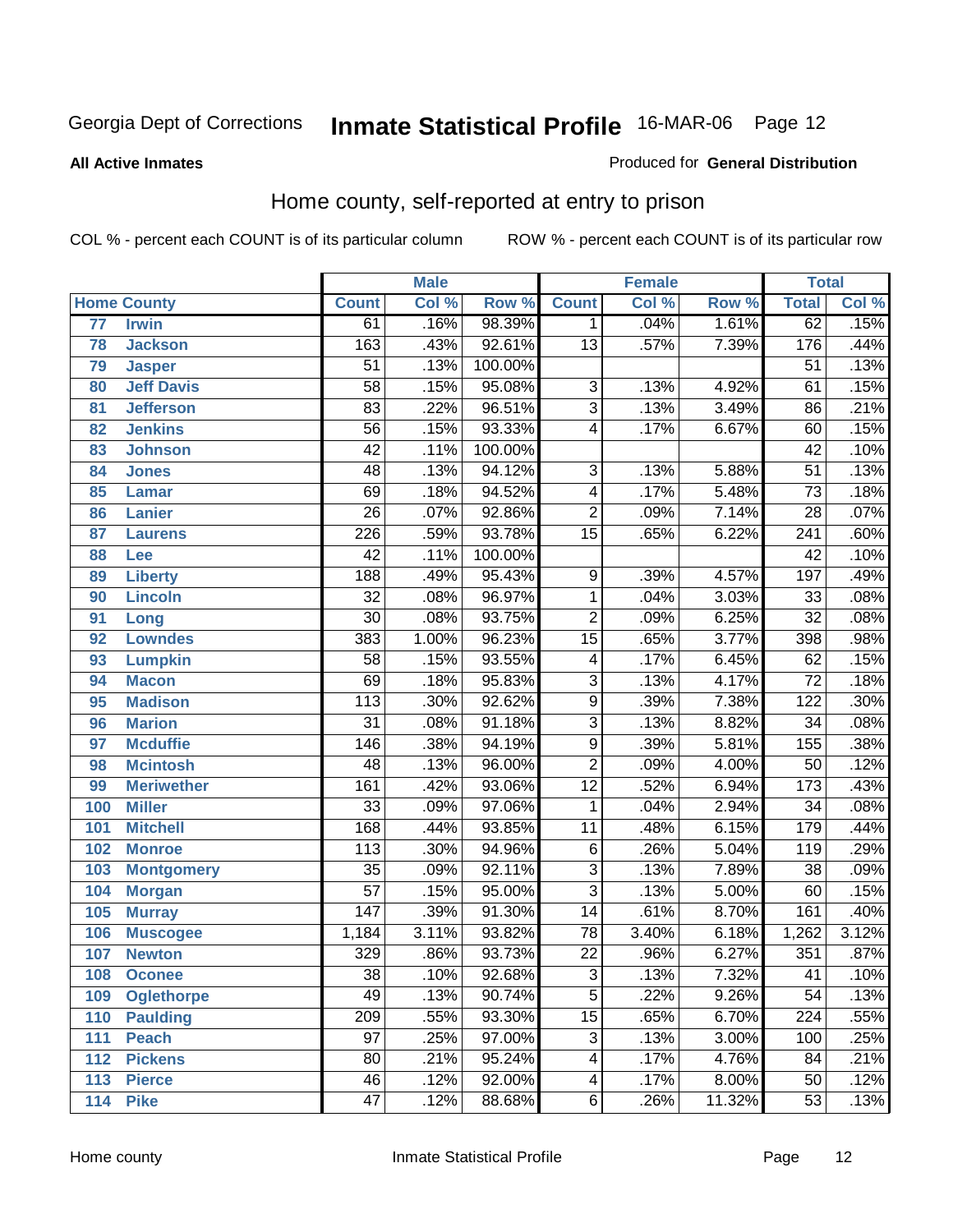Georgia Dept of Corrections **Inmate Statistical Profile** 16-MAR-06

**All Active Inmates**

Produced for **General Distribution**

## Home county, self-reported at entry to prison

COL % - percent each COUNT is of its particular column

ROW % - percent each COUNT is of its particular row

| Home County | | Male | | | Female | | | Total | |
|---|---|---|---|---|---|---|---|---|---|
| | | Count | Col % | Row % | Count | Col % | Row % | Total | Col % |
| 77 | Irwin | 61 | .16% | 98.39% | 1 | .04% | 1.61% | 62 | .15% |
| 78 | Jackson | 163 | .43% | 92.61% | 13 | .57% | 7.39% | 176 | .44% |
| 79 | Jasper | 51 | .13% | 100.00% | | | | 51 | .13% |
| 80 | Jeff Davis | 58 | .15% | 95.08% | 3 | .13% | 4.92% | 61 | .15% |
| 81 | Jefferson | 83 | .22% | 96.51% | 3 | .13% | 3.49% | 86 | .21% |
| 82 | Jenkins | 56 | .15% | 93.33% | 4 | .17% | 6.67% | 60 | .15% |
| 83 | Johnson | 42 | .11% | 100.00% | | | | 42 | .10% |
| 84 | Jones | 48 | .13% | 94.12% | 3 | .13% | 5.88% | 51 | .13% |
| 85 | Lamar | 69 | .18% | 94.52% | 4 | .17% | 5.48% | 73 | .18% |
| 86 | Lanier | 26 | .07% | 92.86% | 2 | .09% | 7.14% | 28 | .07% |
| 87 | Laurens | 226 | .59% | 93.78% | 15 | .65% | 6.22% | 241 | .60% |
| 88 | Lee | 42 | .11% | 100.00% | | | | 42 | .10% |
| 89 | Liberty | 188 | .49% | 95.43% | 9 | .39% | 4.57% | 197 | .49% |
| 90 | Lincoln | 32 | .08% | 96.97% | 1 | .04% | 3.03% | 33 | .08% |
| 91 | Long | 30 | .08% | 93.75% | 2 | .09% | 6.25% | 32 | .08% |
| 92 | Lowndes | 383 | 1.00% | 96.23% | 15 | .65% | 3.77% | 398 | .98% |
| 93 | Lumpkin | 58 | .15% | 93.55% | 4 | .17% | 6.45% | 62 | .15% |
| 94 | Macon | 69 | .18% | 95.83% | 3 | .13% | 4.17% | 72 | .18% |
| 95 | Madison | 113 | .30% | 92.62% | 9 | .39% | 7.38% | 122 | .30% |
| 96 | Marion | 31 | .08% | 91.18% | 3 | .13% | 8.82% | 34 | .08% |
| 97 | Mcduffie | 146 | .38% | 94.19% | 9 | .39% | 5.81% | 155 | .38% |
| 98 | Mcintosh | 48 | .13% | 96.00% | 2 | .09% | 4.00% | 50 | .12% |
| 99 | Meriwether | 161 | .42% | 93.06% | 12 | .52% | 6.94% | 173 | .43% |
| 100 | Miller | 33 | .09% | 97.06% | 1 | .04% | 2.94% | 34 | .08% |
| 101 | Mitchell | 168 | .44% | 93.85% | 11 | .48% | 6.15% | 179 | .44% |
| 102 | Monroe | 113 | .30% | 94.96% | 6 | .26% | 5.04% | 119 | .29% |
| 103 | Montgomery | 35 | .09% | 92.11% | 3 | .13% | 7.89% | 38 | .09% |
| 104 | Morgan | 57 | .15% | 95.00% | 3 | .13% | 5.00% | 60 | .15% |
| 105 | Murray | 147 | .39% | 91.30% | 14 | .61% | 8.70% | 161 | .40% |
| 106 | Muscogee | 1,184 | 3.11% | 93.82% | 78 | 3.40% | 6.18% | 1,262 | 3.12% |
| 107 | Newton | 329 | .86% | 93.73% | 22 | .96% | 6.27% | 351 | .87% |
| 108 | Oconee | 38 | .10% | 92.68% | 3 | .13% | 7.32% | 41 | .10% |
| 109 | Oglethorpe | 49 | .13% | 90.74% | 5 | .22% | 9.26% | 54 | .13% |
| 110 | Paulding | 209 | .55% | 93.30% | 15 | .65% | 6.70% | 224 | .55% |
| 111 | Peach | 97 | .25% | 97.00% | 3 | .13% | 3.00% | 100 | .25% |
| 112 | Pickens | 80 | .21% | 95.24% | 4 | .17% | 4.76% | 84 | .21% |
| 113 | Pierce | 46 | .12% | 92.00% | 4 | .17% | 8.00% | 50 | .12% |
| 114 | Pike | 47 | .12% | 88.68% | 6 | .26% | 11.32% | 53 | .13% |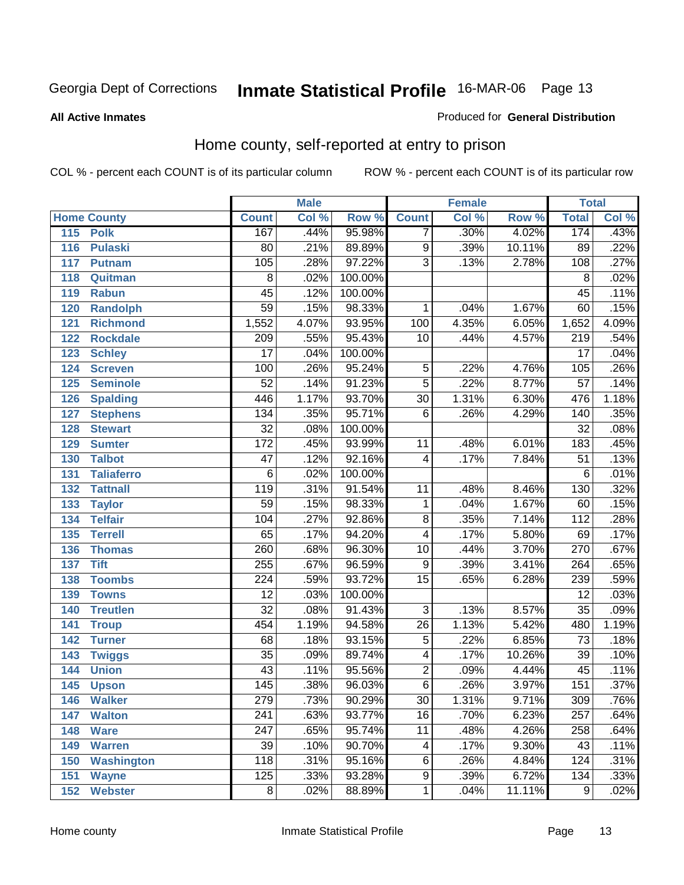Georgia Dept of Corrections **Inmate Statistical Profile** 16-MAR-06

**All Active Inmates**

Produced for **General Distribution**

## Home county, self-reported at entry to prison

COL % - percent each COUNT is of its particular column

ROW % - percent each COUNT is of its particular row

| Home County | | Male | | | Female | | | Total | |
|---|---|---|---|---|---|---|---|---|---|
| | | Count | Col % | Row % | Count | Col % | Row % | Total | Col % |
| 115 | Polk | 167 | .44% | 95.98% | 7 | .30% | 4.02% | 174 | .43% |
| 116 | Pulaski | 80 | .21% | 89.89% | 9 | .39% | 10.11% | 89 | .22% |
| 117 | Putnam | 105 | .28% | 97.22% | 3 | .13% | 2.78% | 108 | .27% |
| 118 | Quitman | 8 | .02% | 100.00% | | | | 8 | .02% |
| 119 | Rabun | 45 | .12% | 100.00% | | | | 45 | .11% |
| 120 | Randolph | 59 | .15% | 98.33% | 1 | .04% | 1.67% | 60 | .15% |
| 121 | Richmond | 1,552 | 4.07% | 93.95% | 100 | 4.35% | 6.05% | 1,652 | 4.09% |
| 122 | Rockdale | 209 | .55% | 95.43% | 10 | .44% | 4.57% | 219 | .54% |
| 123 | Schley | 17 | .04% | 100.00% | | | | 17 | .04% |
| 124 | Screven | 100 | .26% | 95.24% | 5 | .22% | 4.76% | 105 | .26% |
| 125 | Seminole | 52 | .14% | 91.23% | 5 | .22% | 8.77% | 57 | .14% |
| 126 | Spalding | 446 | 1.17% | 93.70% | 30 | 1.31% | 6.30% | 476 | 1.18% |
| 127 | Stephens | 134 | .35% | 95.71% | 6 | .26% | 4.29% | 140 | .35% |
| 128 | Stewart | 32 | .08% | 100.00% | | | | 32 | .08% |
| 129 | Sumter | 172 | .45% | 93.99% | 11 | .48% | 6.01% | 183 | .45% |
| 130 | Talbot | 47 | .12% | 92.16% | 4 | .17% | 7.84% | 51 | .13% |
| 131 | Taliaferro | 6 | .02% | 100.00% | | | | 6 | .01% |
| 132 | Tattnall | 119 | .31% | 91.54% | 11 | .48% | 8.46% | 130 | .32% |
| 133 | Taylor | 59 | .15% | 98.33% | 1 | .04% | 1.67% | 60 | .15% |
| 134 | Telfair | 104 | .27% | 92.86% | 8 | .35% | 7.14% | 112 | .28% |
| 135 | Terrell | 65 | .17% | 94.20% | 4 | .17% | 5.80% | 69 | .17% |
| 136 | Thomas | 260 | .68% | 96.30% | 10 | .44% | 3.70% | 270 | .67% |
| 137 | Tift | 255 | .67% | 96.59% | 9 | .39% | 3.41% | 264 | .65% |
| 138 | Toombs | 224 | .59% | 93.72% | 15 | .65% | 6.28% | 239 | .59% |
| 139 | Towns | 12 | .03% | 100.00% | | | | 12 | .03% |
| 140 | Treutlen | 32 | .08% | 91.43% | 3 | .13% | 8.57% | 35 | .09% |
| 141 | Troup | 454 | 1.19% | 94.58% | 26 | 1.13% | 5.42% | 480 | 1.19% |
| 142 | Turner | 68 | .18% | 93.15% | 5 | .22% | 6.85% | 73 | .18% |
| 143 | Twiggs | 35 | .09% | 89.74% | 4 | .17% | 10.26% | 39 | .10% |
| 144 | Union | 43 | .11% | 95.56% | 2 | .09% | 4.44% | 45 | .11% |
| 145 | Upson | 145 | .38% | 96.03% | 6 | .26% | 3.97% | 151 | .37% |
| 146 | Walker | 279 | .73% | 90.29% | 30 | 1.31% | 9.71% | 309 | .76% |
| 147 | Walton | 241 | .63% | 93.77% | 16 | .70% | 6.23% | 257 | .64% |
| 148 | Ware | 247 | .65% | 95.74% | 11 | .48% | 4.26% | 258 | .64% |
| 149 | Warren | 39 | .10% | 90.70% | 4 | .17% | 9.30% | 43 | .11% |
| 150 | Washington | 118 | .31% | 95.16% | 6 | .26% | 4.84% | 124 | .31% |
| 151 | Wayne | 125 | .33% | 93.28% | 9 | .39% | 6.72% | 134 | .33% |
| 152 | Webster | 8 | .02% | 88.89% | 1 | .04% | 11.11% | 9 | .02% |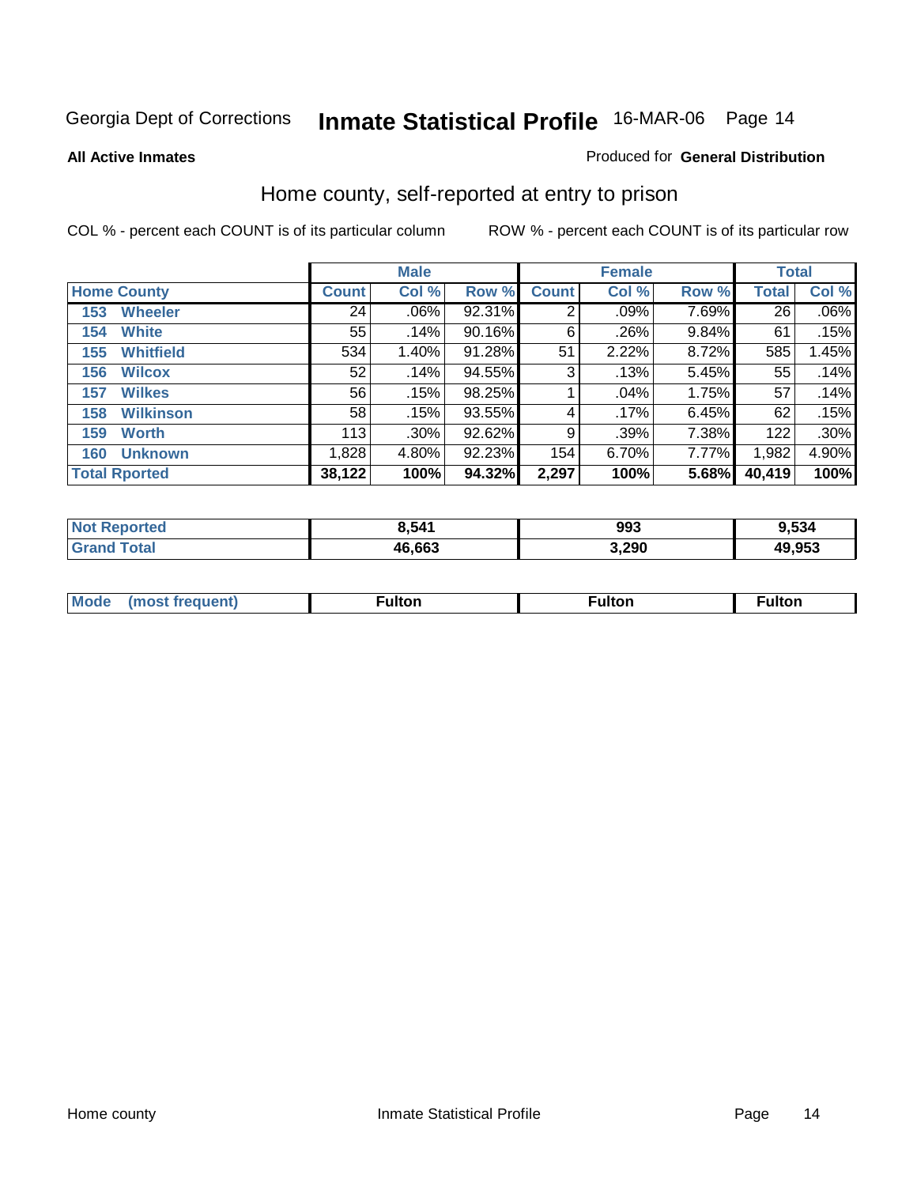Georgia Dept of Corrections **Inmate Statistical Profile** 16-MAR-06

**All Active Inmates**

Produced for **General Distribution**

## Home county, self-reported at entry to prison

COL % - percent each COUNT is of its particular column ROW % - percent each COUNT is of its particular row

| Home County | Male | | | Female | | | Total | |
|---|---|---|---|---|---|---|---|---|
| | Count | Col % | Row % | Count | Col % | Row % | Total | Col % |
| 153 Wheeler | 24 | .06% | 92.31% | 2 | .09% | 7.69% | 26 | .06% |
| 154 White | 55 | .14% | 90.16% | 6 | .26% | 9.84% | 61 | .15% |
| 155 Whitfield | 534 | 1.40% | 91.28% | 51 | 2.22% | 8.72% | 585 | 1.45% |
| 156 Wilcox | 52 | .14% | 94.55% | 3 | .13% | 5.45% | 55 | .14% |
| 157 Wilkes | 56 | .15% | 98.25% | 1 | .04% | 1.75% | 57 | .14% |
| 158 Wilkinson | 58 | .15% | 93.55% | 4 | .17% | 6.45% | 62 | .15% |
| 159 Worth | 113 | .30% | 92.62% | 9 | .39% | 7.38% | 122 | .30% |
| 160 Unknown | 1,828 | 4.80% | 92.23% | 154 | 6.70% | 7.77% | 1,982 | 4.90% |
| **Total Rported** | **38,122** | **100%** | **94.32%** | **2,297** | **100%** | **5.68%** | **40,419** | **100%** |

| | Male | Female | Total |
|---|---|---|---|
| Not Reported | 8,541 | 993 | 9,534 |
| Grand Total | 46,663 | 3,290 | 49,953 |

| | Male | Female | Total |
|---|---|---|---|
| Mode (most frequent) | Fulton | Fulton | Fulton |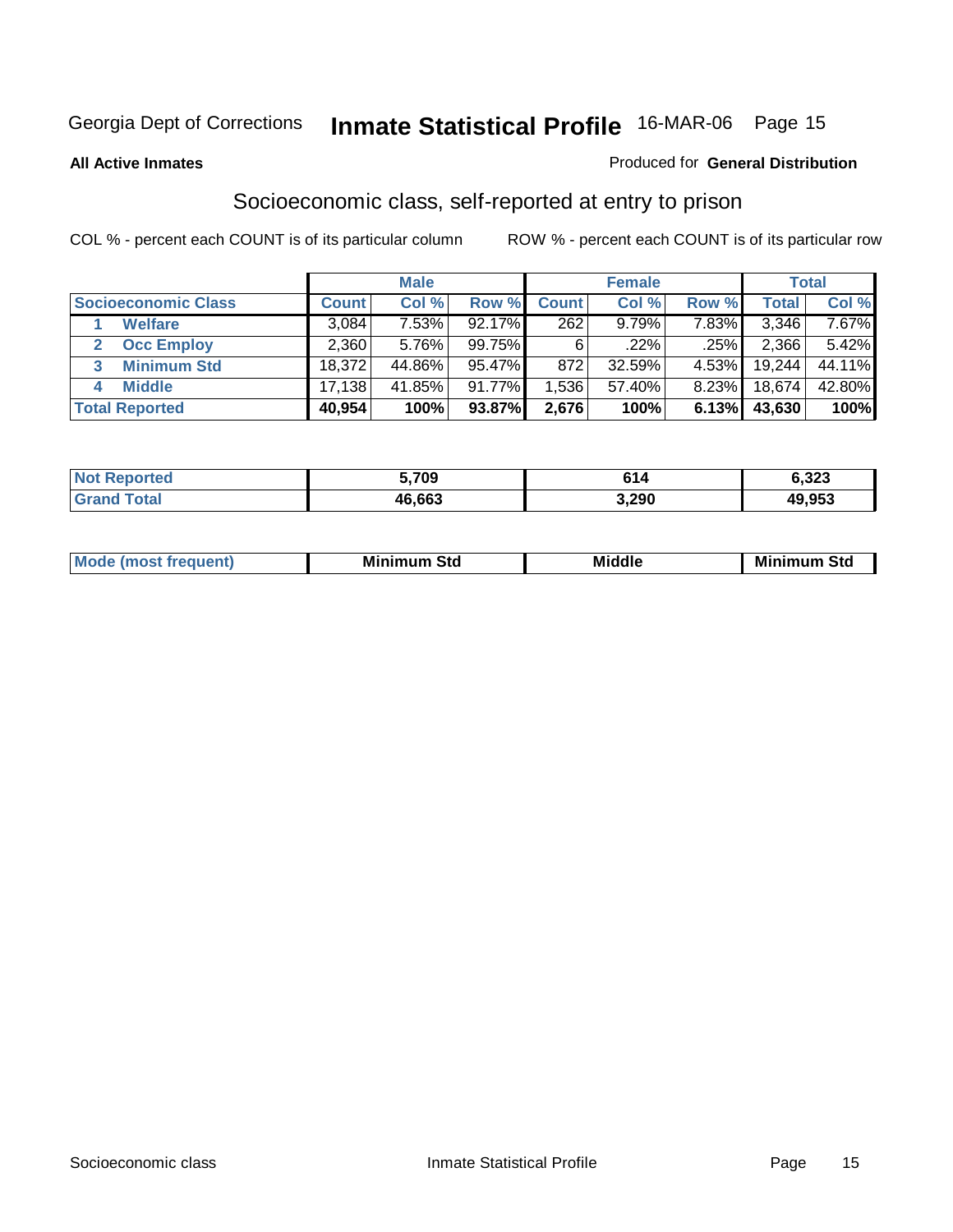Georgia Dept of Corrections **Inmate Statistical Profile** 16-MAR-06

**All Active Inmates**

Produced for **General Distribution**

## Socioeconomic class, self-reported at entry to prison

COL % - percent each COUNT is of its particular column

ROW % - percent each COUNT is of its particular row

| | Male | | | Female | | | Total | |
|---|---|---|---|---|---|---|---|---|
| **Socioeconomic Class** | **Count** | **Col %** | **Row %** | **Count** | **Col %** | **Row %** | **Total** | **Col %** |
| 1 **Welfare** | 3,084 | 7.53% | 92.17% | 262 | 9.79% | 7.83% | 3,346 | 7.67% |
| 2 **Occ Employ** | 2,360 | 5.76% | 99.75% | 6 | .22% | .25% | 2,366 | 5.42% |
| 3 **Minimum Std** | 18,372 | 44.86% | 95.47% | 872 | 32.59% | 4.53% | 19,244 | 44.11% |
| 4 **Middle** | 17,138 | 41.85% | 91.77% | 1,536 | 57.40% | 8.23% | 18,674 | 42.80% |
| **Total Reported** | **40,954** | **100%** | **93.87%** | **2,676** | **100%** | **6.13%** | **43,630** | **100%** |

| | Male | Female | Total |
|---|---|---|---|
| **Not Reported** | **5,709** | **614** | **6,323** |
| **Grand Total** | **46,663** | **3,290** | **49,953** |

| | Male | Female | Total |
|---|---|---|---|
| **Mode (most frequent)** | **Minimum Std** | **Middle** | **Minimum Std** |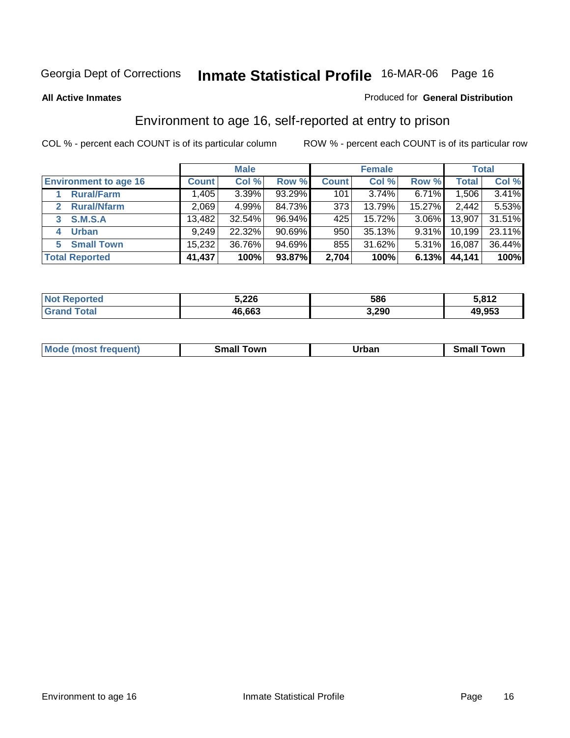Georgia Dept of Corrections **Inmate Statistical Profile** 16-MAR-06

**All Active Inmates**

Produced for **General Distribution**

## Environment to age 16, self-reported at entry to prison

COL % - percent each COUNT is of its particular column

ROW % - percent each COUNT is of its particular row

| | Male | | | Female | | | Total | |
|---|---|---|---|---|---|---|---|---|
| **Environment to age 16** | **Count** | **Col %** | **Row %** | **Count** | **Col %** | **Row %** | **Total** | **Col %** |
| 1 Rural/Farm | 1,405 | 3.39% | 93.29% | 101 | 3.74% | 6.71% | 1,506 | 3.41% |
| 2 Rural/Nfarm | 2,069 | 4.99% | 84.73% | 373 | 13.79% | 15.27% | 2,442 | 5.53% |
| 3 S.M.S.A | 13,482 | 32.54% | 96.94% | 425 | 15.72% | 3.06% | 13,907 | 31.51% |
| 4 Urban | 9,249 | 22.32% | 90.69% | 950 | 35.13% | 9.31% | 10,199 | 23.11% |
| 5 Small Town | 15,232 | 36.76% | 94.69% | 855 | 31.62% | 5.31% | 16,087 | 36.44% |
| **Total Reported** | **41,437** | **100%** | **93.87%** | **2,704** | **100%** | **6.13%** | **44,141** | **100%** |

| | Male | Female | Total |
|---|---|---|---|
| Not Reported | 5,226 | 586 | 5,812 |
| Grand Total | 46,663 | 3,290 | 49,953 |

| | Male | Female | Total |
|---|---|---|---|
| Mode (most frequent) | Small Town | Urban | Small Town |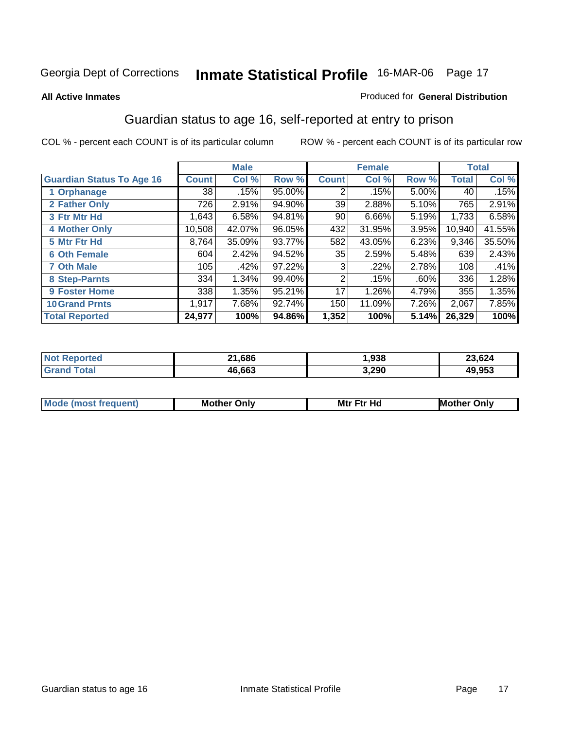Georgia Dept of Corrections **Inmate Statistical Profile** 16-MAR-06

**All Active Inmates**

Produced for **General Distribution**

## Guardian status to age 16, self-reported at entry to prison

COL % - percent each COUNT is of its particular column

ROW % - percent each COUNT is of its particular row

| | Male | | | Female | | | Total | |
|---|---|---|---|---|---|---|---|---|
| **Guardian Status To Age 16** | **Count** | **Col %** | **Row %** | **Count** | **Col %** | **Row %** | **Total** | **Col %** |
| 1 Orphanage | 38 | .15% | 95.00% | 2 | .15% | 5.00% | 40 | .15% |
| 2 Father Only | 726 | 2.91% | 94.90% | 39 | 2.88% | 5.10% | 765 | 2.91% |
| 3 Ftr Mtr Hd | 1,643 | 6.58% | 94.81% | 90 | 6.66% | 5.19% | 1,733 | 6.58% |
| 4 Mother Only | 10,508 | 42.07% | 96.05% | 432 | 31.95% | 3.95% | 10,940 | 41.55% |
| 5 Mtr Ftr Hd | 8,764 | 35.09% | 93.77% | 582 | 43.05% | 6.23% | 9,346 | 35.50% |
| 6 Oth Female | 604 | 2.42% | 94.52% | 35 | 2.59% | 5.48% | 639 | 2.43% |
| 7 Oth Male | 105 | .42% | 97.22% | 3 | .22% | 2.78% | 108 | .41% |
| 8 Step-Parnts | 334 | 1.34% | 99.40% | 2 | .15% | .60% | 336 | 1.28% |
| 9 Foster Home | 338 | 1.35% | 95.21% | 17 | 1.26% | 4.79% | 355 | 1.35% |
| 10 Grand Prnts | 1,917 | 7.68% | 92.74% | 150 | 11.09% | 7.26% | 2,067 | 7.85% |
| **Total Reported** | **24,977** | **100%** | **94.86%** | **1,352** | **100%** | **5.14%** | **26,329** | **100%** |

| | Male | Female | Total |
|---|---|---|---|
| Not Reported | 21,686 | 1,938 | 23,624 |
| Grand Total | 46,663 | 3,290 | 49,953 |

| | Male | Female | Total |
|---|---|---|---|
| Mode (most frequent) | Mother Only | Mtr Ftr Hd | Mother Only |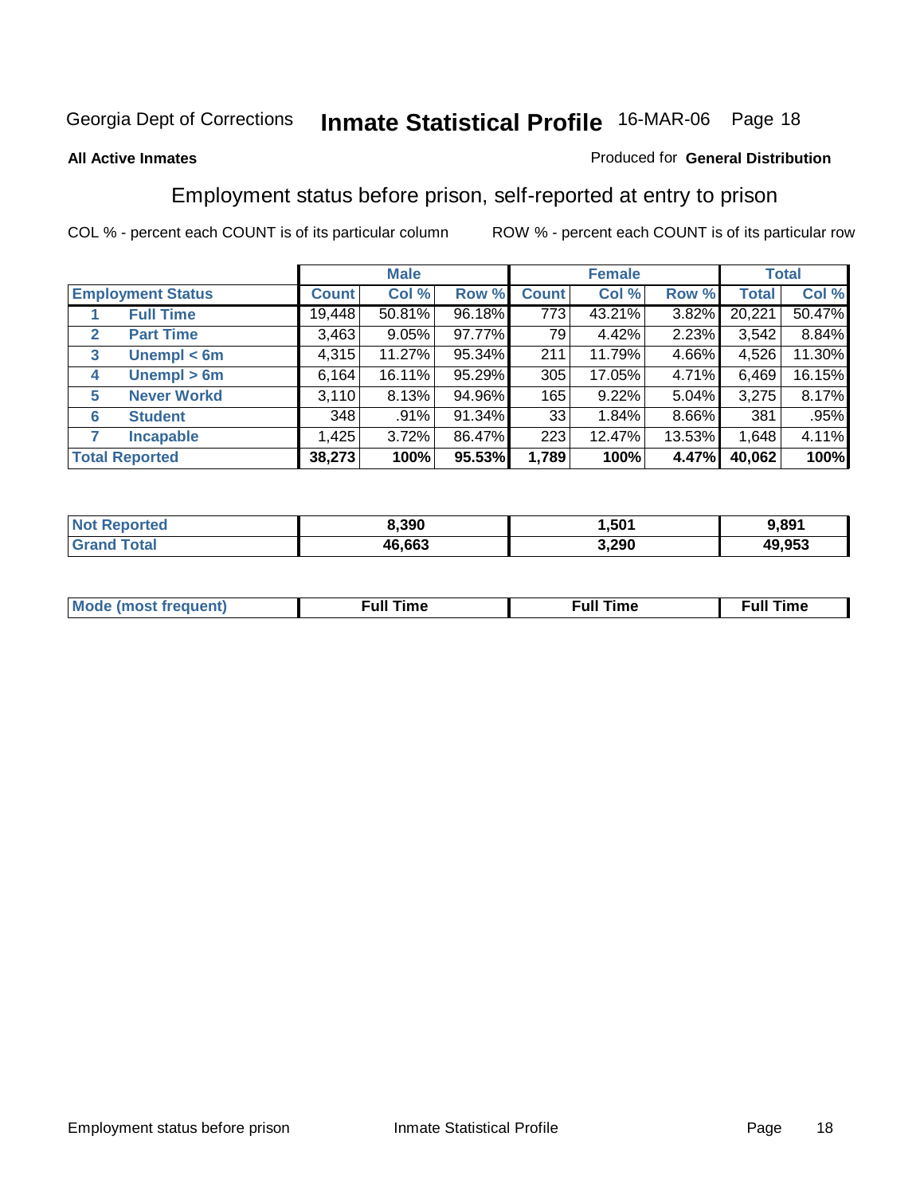Georgia Dept of Corrections **Inmate Statistical Profile** 16-MAR-06

**All Active Inmates**

Produced for **General Distribution**

## Employment status before prison, self-reported at entry to prison

COL % - percent each COUNT is of its particular column

ROW % - percent each COUNT is of its particular row

| | | Male | | | Female | | | Total | |
|---|---|---|---|---|---|---|---|---|---|
| **Employment Status** | | **Count** | **Col %** | **Row %** | **Count** | **Col %** | **Row %** | **Total** | **Col %** |
| 1 | **Full Time** | 19,448 | 50.81% | 96.18% | 773 | 43.21% | 3.82% | 20,221 | 50.47% |
| 2 | **Part Time** | 3,463 | 9.05% | 97.77% | 79 | 4.42% | 2.23% | 3,542 | 8.84% |
| 3 | **Unempl < 6m** | 4,315 | 11.27% | 95.34% | 211 | 11.79% | 4.66% | 4,526 | 11.30% |
| 4 | **Unempl > 6m** | 6,164 | 16.11% | 95.29% | 305 | 17.05% | 4.71% | 6,469 | 16.15% |
| 5 | **Never Workd** | 3,110 | 8.13% | 94.96% | 165 | 9.22% | 5.04% | 3,275 | 8.17% |
| 6 | **Student** | 348 | .91% | 91.34% | 33 | 1.84% | 8.66% | 381 | .95% |
| 7 | **Incapable** | 1,425 | 3.72% | 86.47% | 223 | 12.47% | 13.53% | 1,648 | 4.11% |
| **Total Reported** | | **38,273** | **100%** | **95.53%** | **1,789** | **100%** | **4.47%** | **40,062** | **100%** |

| | Male | Female | Total |
|---|---|---|---|
| **Not Reported** | **8,390** | **1,501** | **9,891** |
| **Grand Total** | **46,663** | **3,290** | **49,953** |

| | Male | Female | Total |
|---|---|---|---|
| **Mode (most frequent)** | **Full Time** | **Full Time** | **Full Time** |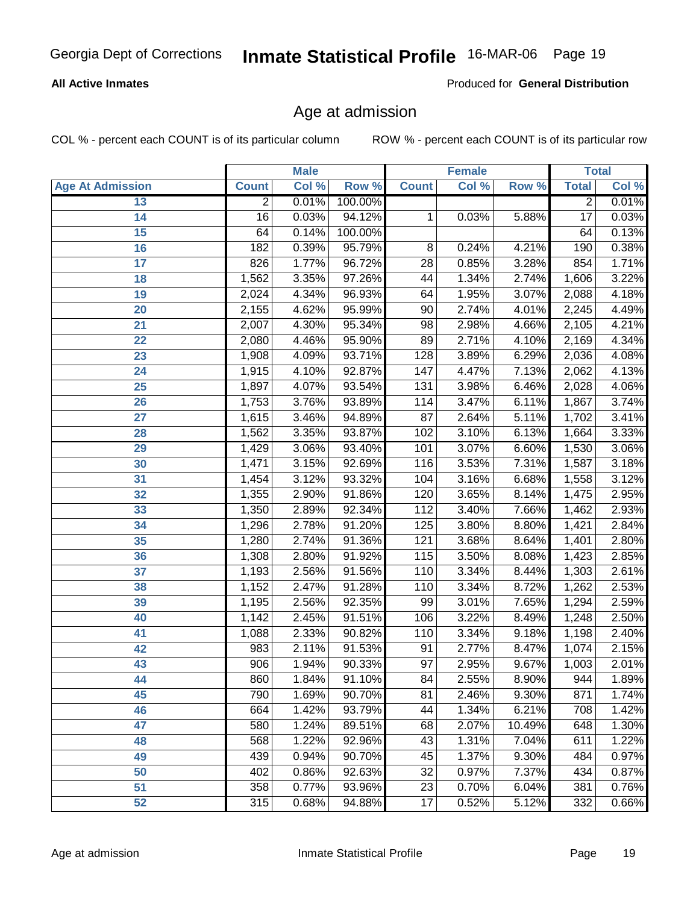**All Active Inmates**

Produced for **General Distribution**

## Age at admission

COL % - percent each COUNT is of its particular column

ROW % - percent each COUNT is of its particular row

| Age At Admission | Male | | | Female | | | Total | |
|---|---|---|---|---|---|---|---|---|
| | Count | Col % | Row % | Count | Col % | Row % | Total | Col % |
| 13 | 2 | 0.01% | 100.00% | | | | 2 | 0.01% |
| 14 | 16 | 0.03% | 94.12% | 1 | 0.03% | 5.88% | 17 | 0.03% |
| 15 | 64 | 0.14% | 100.00% | | | | 64 | 0.13% |
| 16 | 182 | 0.39% | 95.79% | 8 | 0.24% | 4.21% | 190 | 0.38% |
| 17 | 826 | 1.77% | 96.72% | 28 | 0.85% | 3.28% | 854 | 1.71% |
| 18 | 1,562 | 3.35% | 97.26% | 44 | 1.34% | 2.74% | 1,606 | 3.22% |
| 19 | 2,024 | 4.34% | 96.93% | 64 | 1.95% | 3.07% | 2,088 | 4.18% |
| 20 | 2,155 | 4.62% | 95.99% | 90 | 2.74% | 4.01% | 2,245 | 4.49% |
| 21 | 2,007 | 4.30% | 95.34% | 98 | 2.98% | 4.66% | 2,105 | 4.21% |
| 22 | 2,080 | 4.46% | 95.90% | 89 | 2.71% | 4.10% | 2,169 | 4.34% |
| 23 | 1,908 | 4.09% | 93.71% | 128 | 3.89% | 6.29% | 2,036 | 4.08% |
| 24 | 1,915 | 4.10% | 92.87% | 147 | 4.47% | 7.13% | 2,062 | 4.13% |
| 25 | 1,897 | 4.07% | 93.54% | 131 | 3.98% | 6.46% | 2,028 | 4.06% |
| 26 | 1,753 | 3.76% | 93.89% | 114 | 3.47% | 6.11% | 1,867 | 3.74% |
| 27 | 1,615 | 3.46% | 94.89% | 87 | 2.64% | 5.11% | 1,702 | 3.41% |
| 28 | 1,562 | 3.35% | 93.87% | 102 | 3.10% | 6.13% | 1,664 | 3.33% |
| 29 | 1,429 | 3.06% | 93.40% | 101 | 3.07% | 6.60% | 1,530 | 3.06% |
| 30 | 1,471 | 3.15% | 92.69% | 116 | 3.53% | 7.31% | 1,587 | 3.18% |
| 31 | 1,454 | 3.12% | 93.32% | 104 | 3.16% | 6.68% | 1,558 | 3.12% |
| 32 | 1,355 | 2.90% | 91.86% | 120 | 3.65% | 8.14% | 1,475 | 2.95% |
| 33 | 1,350 | 2.89% | 92.34% | 112 | 3.40% | 7.66% | 1,462 | 2.93% |
| 34 | 1,296 | 2.78% | 91.20% | 125 | 3.80% | 8.80% | 1,421 | 2.84% |
| 35 | 1,280 | 2.74% | 91.36% | 121 | 3.68% | 8.64% | 1,401 | 2.80% |
| 36 | 1,308 | 2.80% | 91.92% | 115 | 3.50% | 8.08% | 1,423 | 2.85% |
| 37 | 1,193 | 2.56% | 91.56% | 110 | 3.34% | 8.44% | 1,303 | 2.61% |
| 38 | 1,152 | 2.47% | 91.28% | 110 | 3.34% | 8.72% | 1,262 | 2.53% |
| 39 | 1,195 | 2.56% | 92.35% | 99 | 3.01% | 7.65% | 1,294 | 2.59% |
| 40 | 1,142 | 2.45% | 91.51% | 106 | 3.22% | 8.49% | 1,248 | 2.50% |
| 41 | 1,088 | 2.33% | 90.82% | 110 | 3.34% | 9.18% | 1,198 | 2.40% |
| 42 | 983 | 2.11% | 91.53% | 91 | 2.77% | 8.47% | 1,074 | 2.15% |
| 43 | 906 | 1.94% | 90.33% | 97 | 2.95% | 9.67% | 1,003 | 2.01% |
| 44 | 860 | 1.84% | 91.10% | 84 | 2.55% | 8.90% | 944 | 1.89% |
| 45 | 790 | 1.69% | 90.70% | 81 | 2.46% | 9.30% | 871 | 1.74% |
| 46 | 664 | 1.42% | 93.79% | 44 | 1.34% | 6.21% | 708 | 1.42% |
| 47 | 580 | 1.24% | 89.51% | 68 | 2.07% | 10.49% | 648 | 1.30% |
| 48 | 568 | 1.22% | 92.96% | 43 | 1.31% | 7.04% | 611 | 1.22% |
| 49 | 439 | 0.94% | 90.70% | 45 | 1.37% | 9.30% | 484 | 0.97% |
| 50 | 402 | 0.86% | 92.63% | 32 | 0.97% | 7.37% | 434 | 0.87% |
| 51 | 358 | 0.77% | 93.96% | 23 | 0.70% | 6.04% | 381 | 0.76% |
| 52 | 315 | 0.68% | 94.88% | 17 | 0.52% | 5.12% | 332 | 0.66% |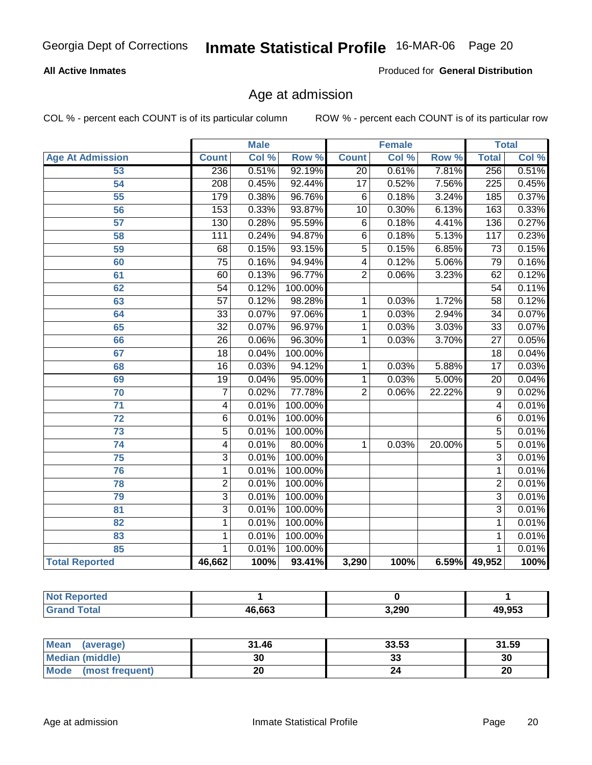# Georgia Dept of Corrections — Inmate Statistical Profile 16-MAR-06

**All Active Inmates** — Produced for **General Distribution**

## Age at admission

COL % - percent each COUNT is of its particular column — ROW % - percent each COUNT is of its particular row

| Age At Admission | Male | | | Female | | | Total | |
|---|---|---|---|---|---|---|---|---|
| | Count | Col % | Row % | Count | Col % | Row % | Total | Col % |
| 53 | 236 | 0.51% | 92.19% | 20 | 0.61% | 7.81% | 256 | 0.51% |
| 54 | 208 | 0.45% | 92.44% | 17 | 0.52% | 7.56% | 225 | 0.45% |
| 55 | 179 | 0.38% | 96.76% | 6 | 0.18% | 3.24% | 185 | 0.37% |
| 56 | 153 | 0.33% | 93.87% | 10 | 0.30% | 6.13% | 163 | 0.33% |
| 57 | 130 | 0.28% | 95.59% | 6 | 0.18% | 4.41% | 136 | 0.27% |
| 58 | 111 | 0.24% | 94.87% | 6 | 0.18% | 5.13% | 117 | 0.23% |
| 59 | 68 | 0.15% | 93.15% | 5 | 0.15% | 6.85% | 73 | 0.15% |
| 60 | 75 | 0.16% | 94.94% | 4 | 0.12% | 5.06% | 79 | 0.16% |
| 61 | 60 | 0.13% | 96.77% | 2 | 0.06% | 3.23% | 62 | 0.12% |
| 62 | 54 | 0.12% | 100.00% | | | | 54 | 0.11% |
| 63 | 57 | 0.12% | 98.28% | 1 | 0.03% | 1.72% | 58 | 0.12% |
| 64 | 33 | 0.07% | 97.06% | 1 | 0.03% | 2.94% | 34 | 0.07% |
| 65 | 32 | 0.07% | 96.97% | 1 | 0.03% | 3.03% | 33 | 0.07% |
| 66 | 26 | 0.06% | 96.30% | 1 | 0.03% | 3.70% | 27 | 0.05% |
| 67 | 18 | 0.04% | 100.00% | | | | 18 | 0.04% |
| 68 | 16 | 0.03% | 94.12% | 1 | 0.03% | 5.88% | 17 | 0.03% |
| 69 | 19 | 0.04% | 95.00% | 1 | 0.03% | 5.00% | 20 | 0.04% |
| 70 | 7 | 0.02% | 77.78% | 2 | 0.06% | 22.22% | 9 | 0.02% |
| 71 | 4 | 0.01% | 100.00% | | | | 4 | 0.01% |
| 72 | 6 | 0.01% | 100.00% | | | | 6 | 0.01% |
| 73 | 5 | 0.01% | 100.00% | | | | 5 | 0.01% |
| 74 | 4 | 0.01% | 80.00% | 1 | 0.03% | 20.00% | 5 | 0.01% |
| 75 | 3 | 0.01% | 100.00% | | | | 3 | 0.01% |
| 76 | 1 | 0.01% | 100.00% | | | | 1 | 0.01% |
| 78 | 2 | 0.01% | 100.00% | | | | 2 | 0.01% |
| 79 | 3 | 0.01% | 100.00% | | | | 3 | 0.01% |
| 81 | 3 | 0.01% | 100.00% | | | | 3 | 0.01% |
| 82 | 1 | 0.01% | 100.00% | | | | 1 | 0.01% |
| 83 | 1 | 0.01% | 100.00% | | | | 1 | 0.01% |
| 85 | 1 | 0.01% | 100.00% | | | | 1 | 0.01% |
| **Total Reported** | **46,662** | **100%** | **93.41%** | **3,290** | **100%** | **6.59%** | **49,952** | **100%** |

| | Male | Female | Total |
|---|---|---|---|
| Not Reported | 1 | 0 | 1 |
| Grand Total | 46,663 | 3,290 | 49,953 |

| | Male | Female | Total |
|---|---|---|---|
| Mean (average) | 31.46 | 33.53 | 31.59 |
| Median (middle) | 30 | 33 | 30 |
| Mode (most frequent) | 20 | 24 | 20 |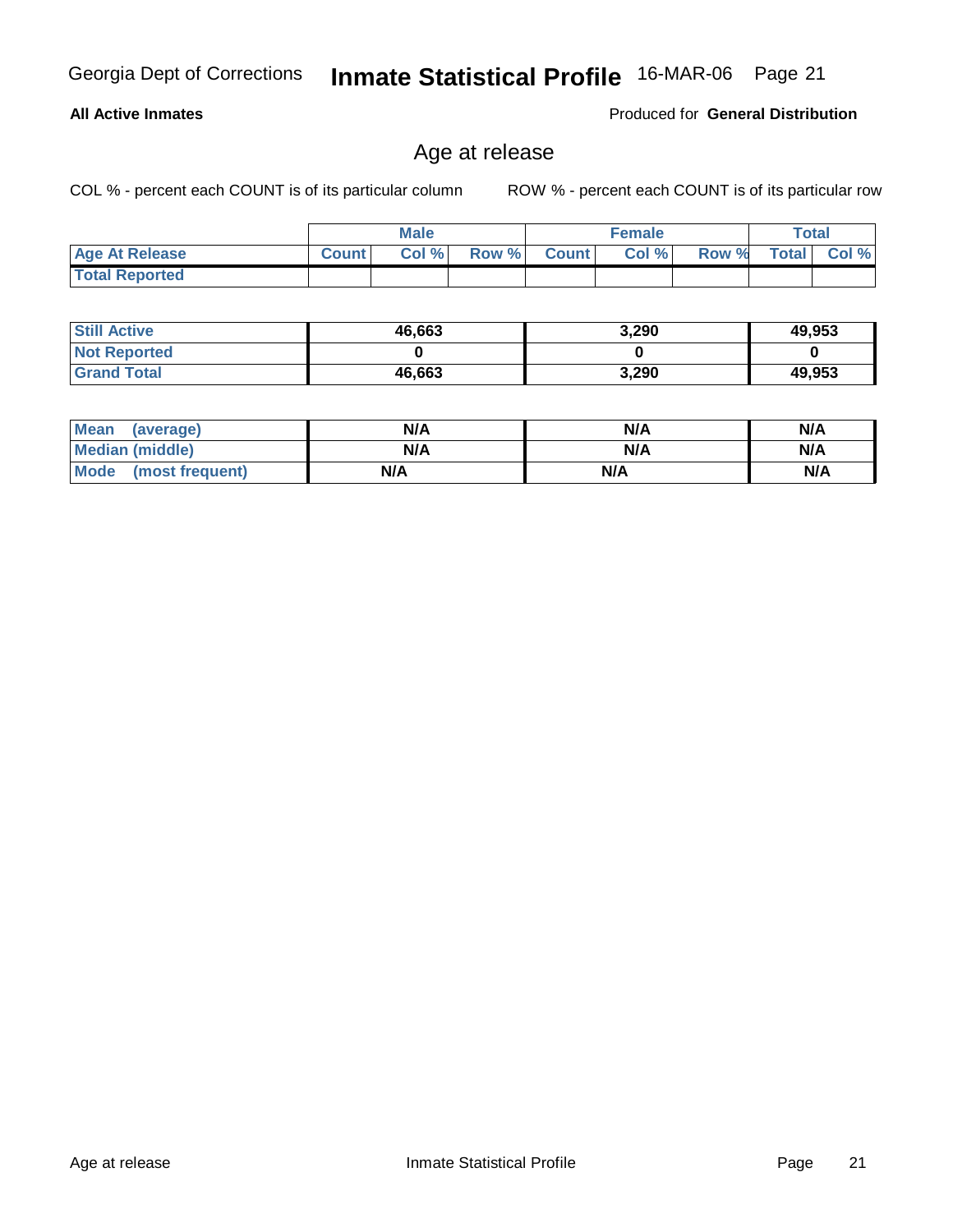**All Active Inmates** | Produced for **General Distribution**

## Age at release

COL % - percent each COUNT is of its particular column | ROW % - percent each COUNT is of its particular row

| | Male | | | Female | | | Total | |
|---|---|---|---|---|---|---|---|---|
| **Age At Release** | **Count** | **Col %** | **Row %** | **Count** | **Col %** | **Row %** | **Total** | **Col %** |
| **Total Reported** | | | | | | | | |

| | Male | Female | Total |
|---|---|---|---|
| **Still Active** | 46,663 | 3,290 | 49,953 |
| **Not Reported** | 0 | 0 | 0 |
| **Grand Total** | 46,663 | 3,290 | 49,953 |

| | Male | Female | Total |
|---|---|---|---|
| **Mean (average)** | N/A | N/A | N/A |
| **Median (middle)** | N/A | N/A | N/A |
| **Mode (most frequent)** | N/A | N/A | N/A |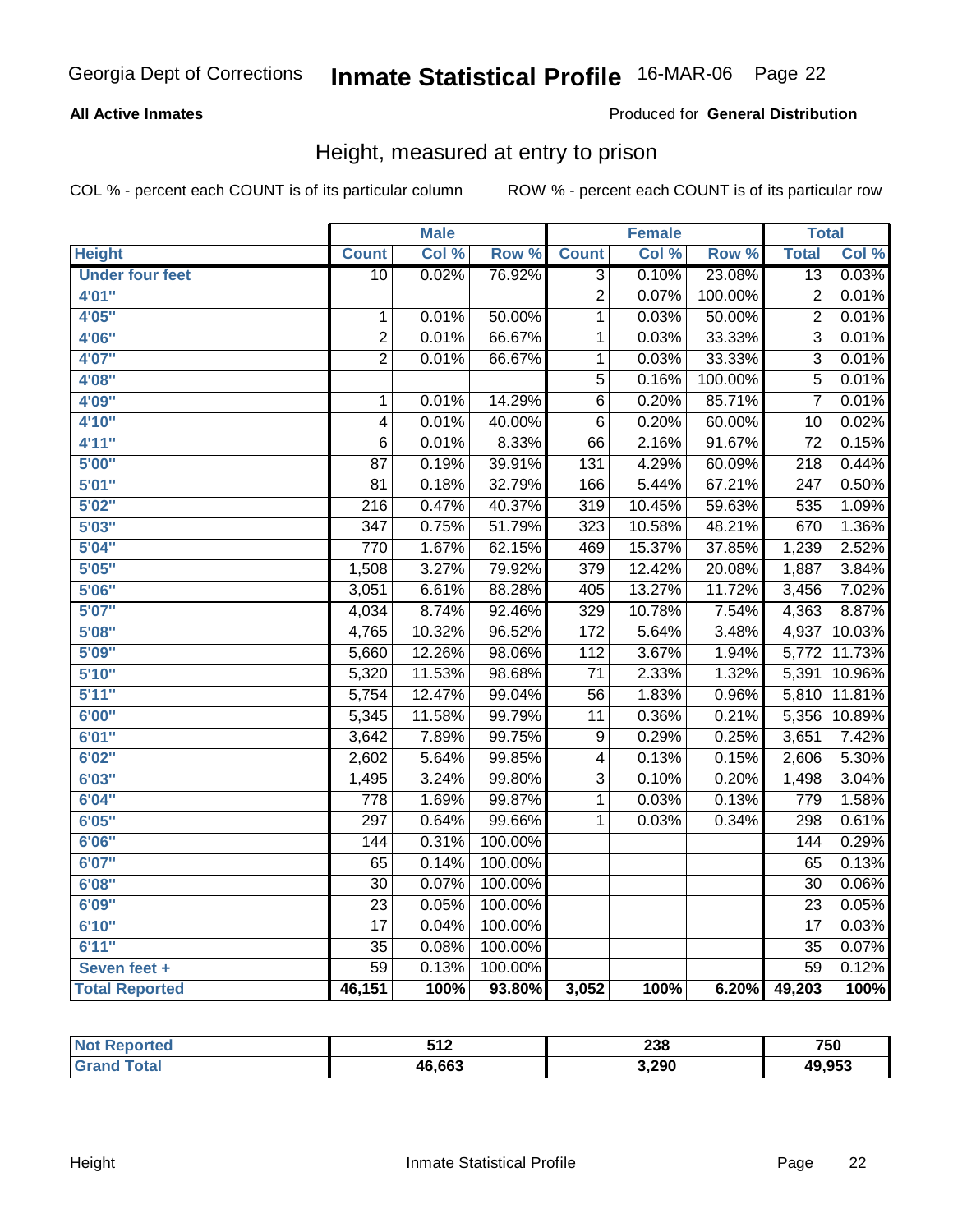Georgia Dept of Corrections **Inmate Statistical Profile** 16-MAR-06

**All Active Inmates**

Produced for **General Distribution**

## Height, measured at entry to prison

COL % - percent each COUNT is of its particular column

ROW % - percent each COUNT is of its particular row

| Height | Male | | | Female | | | Total | |
|---|---|---|---|---|---|---|---|---|
| | Count | Col % | Row % | Count | Col % | Row % | Total | Col % |
| Under four feet | 10 | 0.02% | 76.92% | 3 | 0.10% | 23.08% | 13 | 0.03% |
| 4'01" | | | | 2 | 0.07% | 100.00% | 2 | 0.01% |
| 4'05" | 1 | 0.01% | 50.00% | 1 | 0.03% | 50.00% | 2 | 0.01% |
| 4'06" | 2 | 0.01% | 66.67% | 1 | 0.03% | 33.33% | 3 | 0.01% |
| 4'07" | 2 | 0.01% | 66.67% | 1 | 0.03% | 33.33% | 3 | 0.01% |
| 4'08" | | | | 5 | 0.16% | 100.00% | 5 | 0.01% |
| 4'09" | 1 | 0.01% | 14.29% | 6 | 0.20% | 85.71% | 7 | 0.01% |
| 4'10" | 4 | 0.01% | 40.00% | 6 | 0.20% | 60.00% | 10 | 0.02% |
| 4'11" | 6 | 0.01% | 8.33% | 66 | 2.16% | 91.67% | 72 | 0.15% |
| 5'00" | 87 | 0.19% | 39.91% | 131 | 4.29% | 60.09% | 218 | 0.44% |
| 5'01" | 81 | 0.18% | 32.79% | 166 | 5.44% | 67.21% | 247 | 0.50% |
| 5'02" | 216 | 0.47% | 40.37% | 319 | 10.45% | 59.63% | 535 | 1.09% |
| 5'03" | 347 | 0.75% | 51.79% | 323 | 10.58% | 48.21% | 670 | 1.36% |
| 5'04" | 770 | 1.67% | 62.15% | 469 | 15.37% | 37.85% | 1,239 | 2.52% |
| 5'05" | 1,508 | 3.27% | 79.92% | 379 | 12.42% | 20.08% | 1,887 | 3.84% |
| 5'06" | 3,051 | 6.61% | 88.28% | 405 | 13.27% | 11.72% | 3,456 | 7.02% |
| 5'07" | 4,034 | 8.74% | 92.46% | 329 | 10.78% | 7.54% | 4,363 | 8.87% |
| 5'08" | 4,765 | 10.32% | 96.52% | 172 | 5.64% | 3.48% | 4,937 | 10.03% |
| 5'09" | 5,660 | 12.26% | 98.06% | 112 | 3.67% | 1.94% | 5,772 | 11.73% |
| 5'10" | 5,320 | 11.53% | 98.68% | 71 | 2.33% | 1.32% | 5,391 | 10.96% |
| 5'11" | 5,754 | 12.47% | 99.04% | 56 | 1.83% | 0.96% | 5,810 | 11.81% |
| 6'00" | 5,345 | 11.58% | 99.79% | 11 | 0.36% | 0.21% | 5,356 | 10.89% |
| 6'01" | 3,642 | 7.89% | 99.75% | 9 | 0.29% | 0.25% | 3,651 | 7.42% |
| 6'02" | 2,602 | 5.64% | 99.85% | 4 | 0.13% | 0.15% | 2,606 | 5.30% |
| 6'03" | 1,495 | 3.24% | 99.80% | 3 | 0.10% | 0.20% | 1,498 | 3.04% |
| 6'04" | 778 | 1.69% | 99.87% | 1 | 0.03% | 0.13% | 779 | 1.58% |
| 6'05" | 297 | 0.64% | 99.66% | 1 | 0.03% | 0.34% | 298 | 0.61% |
| 6'06" | 144 | 0.31% | 100.00% | | | | 144 | 0.29% |
| 6'07" | 65 | 0.14% | 100.00% | | | | 65 | 0.13% |
| 6'08" | 30 | 0.07% | 100.00% | | | | 30 | 0.06% |
| 6'09" | 23 | 0.05% | 100.00% | | | | 23 | 0.05% |
| 6'10" | 17 | 0.04% | 100.00% | | | | 17 | 0.03% |
| 6'11" | 35 | 0.08% | 100.00% | | | | 35 | 0.07% |
| Seven feet + | 59 | 0.13% | 100.00% | | | | 59 | 0.12% |
| **Total Reported** | **46,151** | **100%** | **93.80%** | **3,052** | **100%** | **6.20%** | **49,203** | **100%** |

| | Male | Female | Total |
|---|---|---|---|
| Not Reported | 512 | 238 | 750 |
| Grand Total | 46,663 | 3,290 | 49,953 |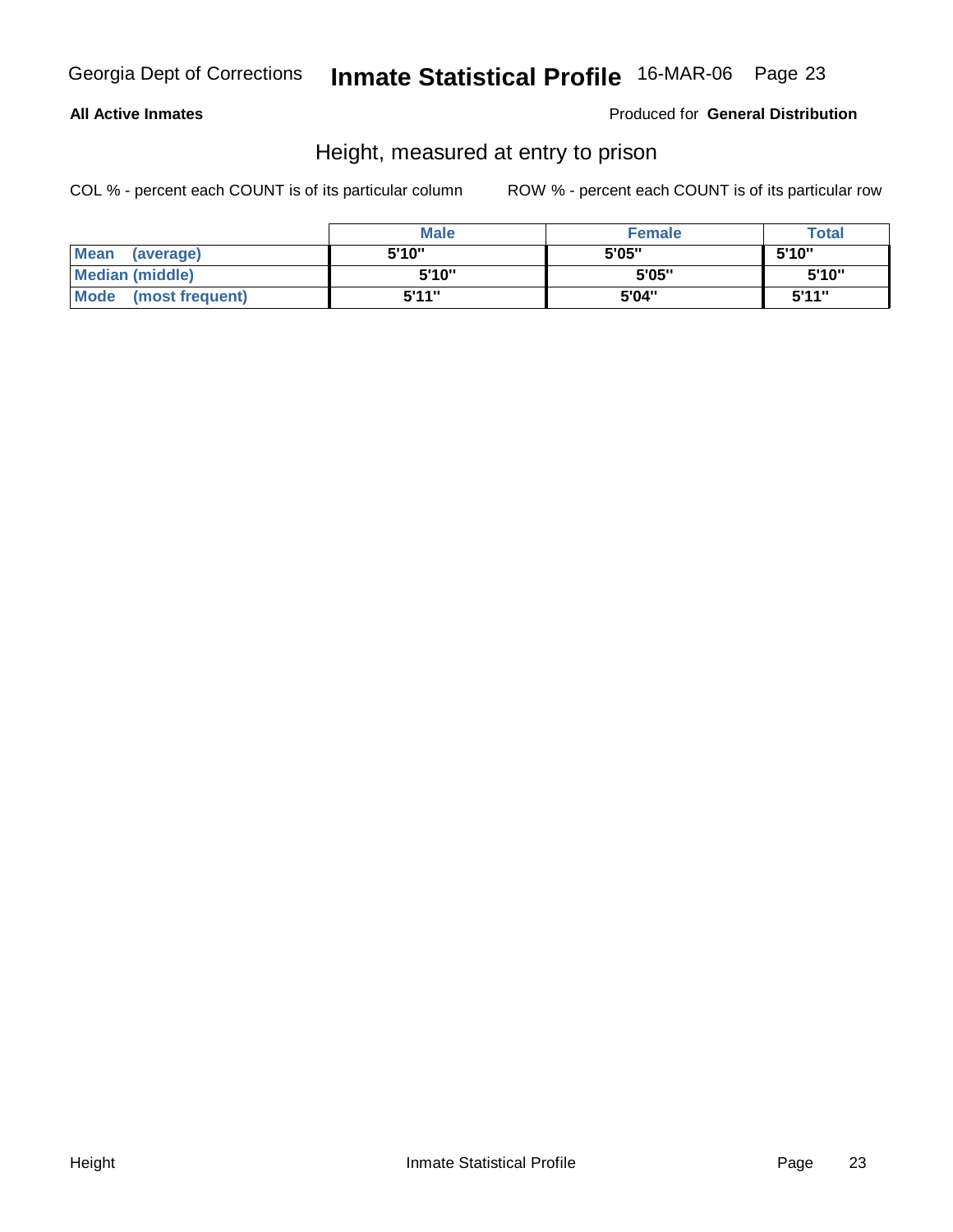**All Active Inmates**

Produced for **General Distribution**

## Height, measured at entry to prison

COL % - percent each COUNT is of its particular column

ROW % - percent each COUNT is of its particular row

| | Male | Female | Total |
|---|---|---|---|
| **Mean (average)** | 5'10" | 5'05" | 5'10" |
| **Median (middle)** | 5'10" | 5'05" | 5'10" |
| **Mode (most frequent)** | 5'11" | 5'04" | 5'11" |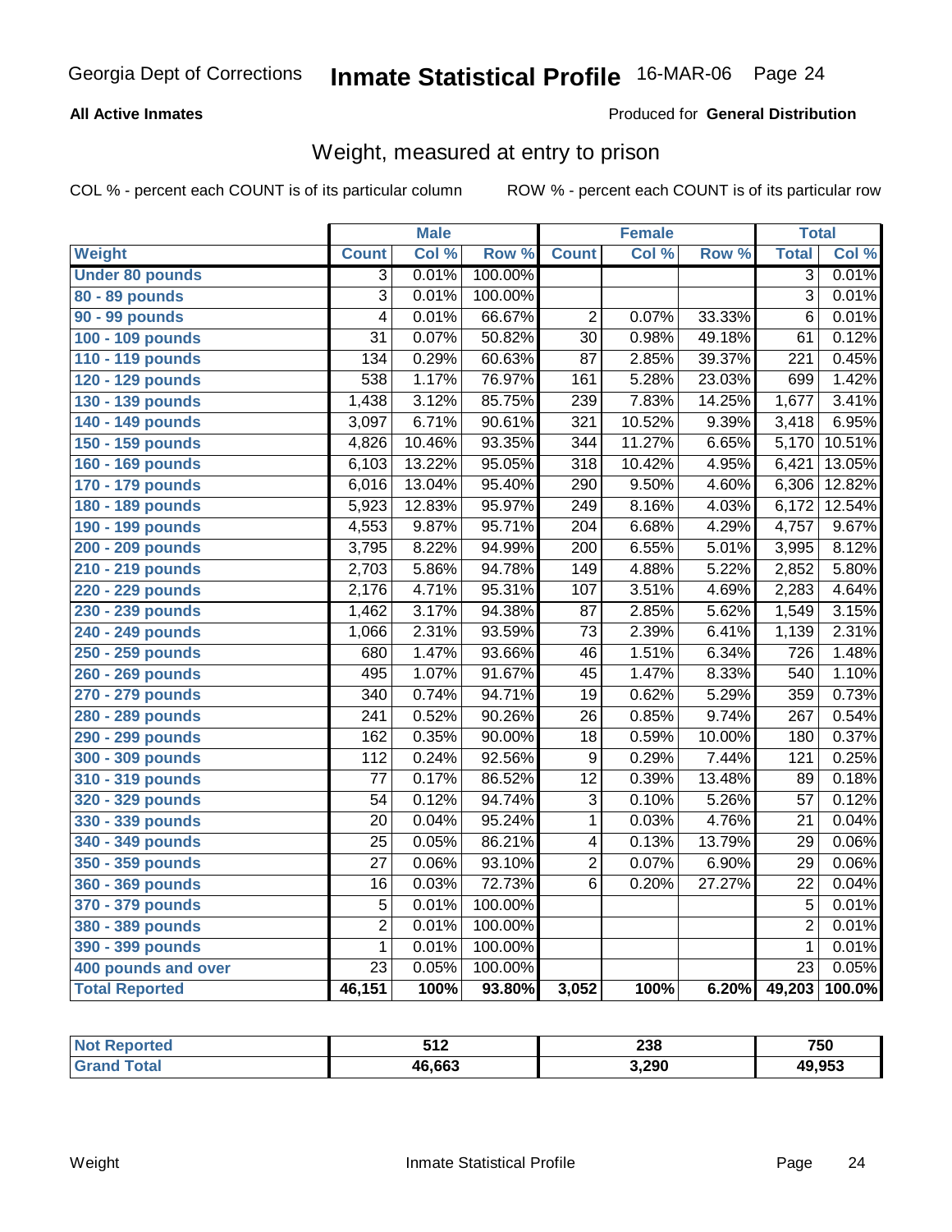Georgia Dept of Corrections **Inmate Statistical Profile** 16-MAR-06

**All Active Inmates**

Produced for **General Distribution**

## Weight, measured at entry to prison

COL % - percent each COUNT is of its particular column

ROW % - percent each COUNT is of its particular row

| | Male | | | Female | | | Total | |
|---|---|---|---|---|---|---|---|---|
| **Weight** | **Count** | **Col %** | **Row %** | **Count** | **Col %** | **Row %** | **Total** | **Col %** |
| **Under 80 pounds** | 3 | 0.01% | 100.00% | | | | 3 | 0.01% |
| **80 - 89 pounds** | 3 | 0.01% | 100.00% | | | | 3 | 0.01% |
| **90 - 99 pounds** | 4 | 0.01% | 66.67% | 2 | 0.07% | 33.33% | 6 | 0.01% |
| **100 - 109 pounds** | 31 | 0.07% | 50.82% | 30 | 0.98% | 49.18% | 61 | 0.12% |
| **110 - 119 pounds** | 134 | 0.29% | 60.63% | 87 | 2.85% | 39.37% | 221 | 0.45% |
| **120 - 129 pounds** | 538 | 1.17% | 76.97% | 161 | 5.28% | 23.03% | 699 | 1.42% |
| **130 - 139 pounds** | 1,438 | 3.12% | 85.75% | 239 | 7.83% | 14.25% | 1,677 | 3.41% |
| **140 - 149 pounds** | 3,097 | 6.71% | 90.61% | 321 | 10.52% | 9.39% | 3,418 | 6.95% |
| **150 - 159 pounds** | 4,826 | 10.46% | 93.35% | 344 | 11.27% | 6.65% | 5,170 | 10.51% |
| **160 - 169 pounds** | 6,103 | 13.22% | 95.05% | 318 | 10.42% | 4.95% | 6,421 | 13.05% |
| **170 - 179 pounds** | 6,016 | 13.04% | 95.40% | 290 | 9.50% | 4.60% | 6,306 | 12.82% |
| **180 - 189 pounds** | 5,923 | 12.83% | 95.97% | 249 | 8.16% | 4.03% | 6,172 | 12.54% |
| **190 - 199 pounds** | 4,553 | 9.87% | 95.71% | 204 | 6.68% | 4.29% | 4,757 | 9.67% |
| **200 - 209 pounds** | 3,795 | 8.22% | 94.99% | 200 | 6.55% | 5.01% | 3,995 | 8.12% |
| **210 - 219 pounds** | 2,703 | 5.86% | 94.78% | 149 | 4.88% | 5.22% | 2,852 | 5.80% |
| **220 - 229 pounds** | 2,176 | 4.71% | 95.31% | 107 | 3.51% | 4.69% | 2,283 | 4.64% |
| **230 - 239 pounds** | 1,462 | 3.17% | 94.38% | 87 | 2.85% | 5.62% | 1,549 | 3.15% |
| **240 - 249 pounds** | 1,066 | 2.31% | 93.59% | 73 | 2.39% | 6.41% | 1,139 | 2.31% |
| **250 - 259 pounds** | 680 | 1.47% | 93.66% | 46 | 1.51% | 6.34% | 726 | 1.48% |
| **260 - 269 pounds** | 495 | 1.07% | 91.67% | 45 | 1.47% | 8.33% | 540 | 1.10% |
| **270 - 279 pounds** | 340 | 0.74% | 94.71% | 19 | 0.62% | 5.29% | 359 | 0.73% |
| **280 - 289 pounds** | 241 | 0.52% | 90.26% | 26 | 0.85% | 9.74% | 267 | 0.54% |
| **290 - 299 pounds** | 162 | 0.35% | 90.00% | 18 | 0.59% | 10.00% | 180 | 0.37% |
| **300 - 309 pounds** | 112 | 0.24% | 92.56% | 9 | 0.29% | 7.44% | 121 | 0.25% |
| **310 - 319 pounds** | 77 | 0.17% | 86.52% | 12 | 0.39% | 13.48% | 89 | 0.18% |
| **320 - 329 pounds** | 54 | 0.12% | 94.74% | 3 | 0.10% | 5.26% | 57 | 0.12% |
| **330 - 339 pounds** | 20 | 0.04% | 95.24% | 1 | 0.03% | 4.76% | 21 | 0.04% |
| **340 - 349 pounds** | 25 | 0.05% | 86.21% | 4 | 0.13% | 13.79% | 29 | 0.06% |
| **350 - 359 pounds** | 27 | 0.06% | 93.10% | 2 | 0.07% | 6.90% | 29 | 0.06% |
| **360 - 369 pounds** | 16 | 0.03% | 72.73% | 6 | 0.20% | 27.27% | 22 | 0.04% |
| **370 - 379 pounds** | 5 | 0.01% | 100.00% | | | | 5 | 0.01% |
| **380 - 389 pounds** | 2 | 0.01% | 100.00% | | | | 2 | 0.01% |
| **390 - 399 pounds** | 1 | 0.01% | 100.00% | | | | 1 | 0.01% |
| **400 pounds and over** | 23 | 0.05% | 100.00% | | | | 23 | 0.05% |
| **Total Reported** | **46,151** | **100%** | **93.80%** | **3,052** | **100%** | **6.20%** | **49,203** | **100.0%** |

| | Male | Female | Total |
|---|---|---|---|
| **Not Reported** | **512** | **238** | **750** |
| **Grand Total** | **46,663** | **3,290** | **49,953** |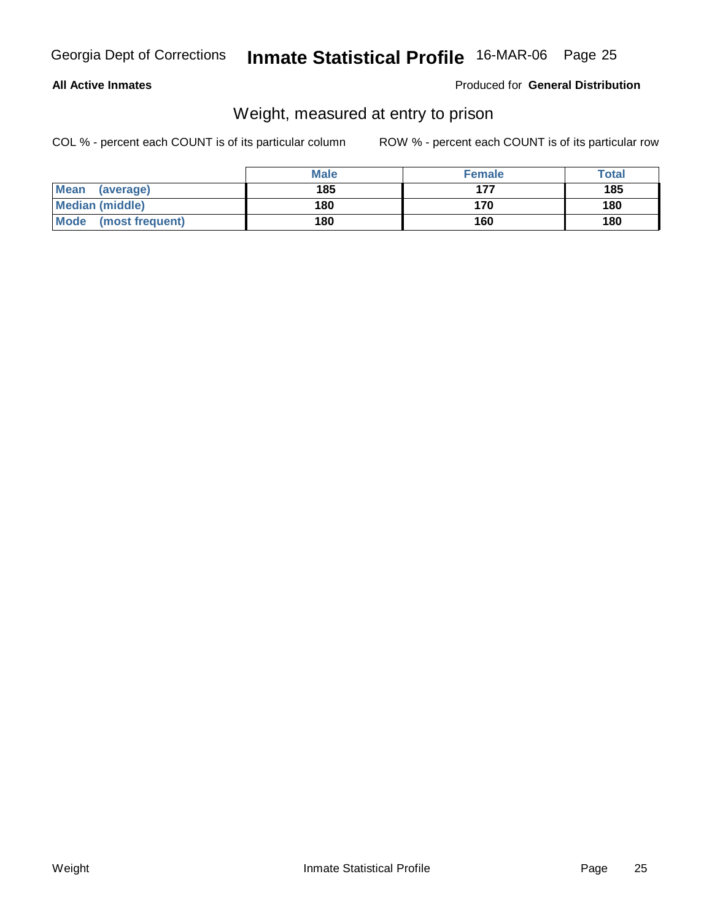**All Active Inmates** Produced for **General Distribution**

## Weight, measured at entry to prison

COL % - percent each COUNT is of its particular column ROW % - percent each COUNT is of its particular row

| | Male | Female | Total |
|---|---|---|---|
| **Mean (average)** | **185** | **177** | **185** |
| **Median (middle)** | **180** | **170** | **180** |
| **Mode (most frequent)** | **180** | **160** | **180** |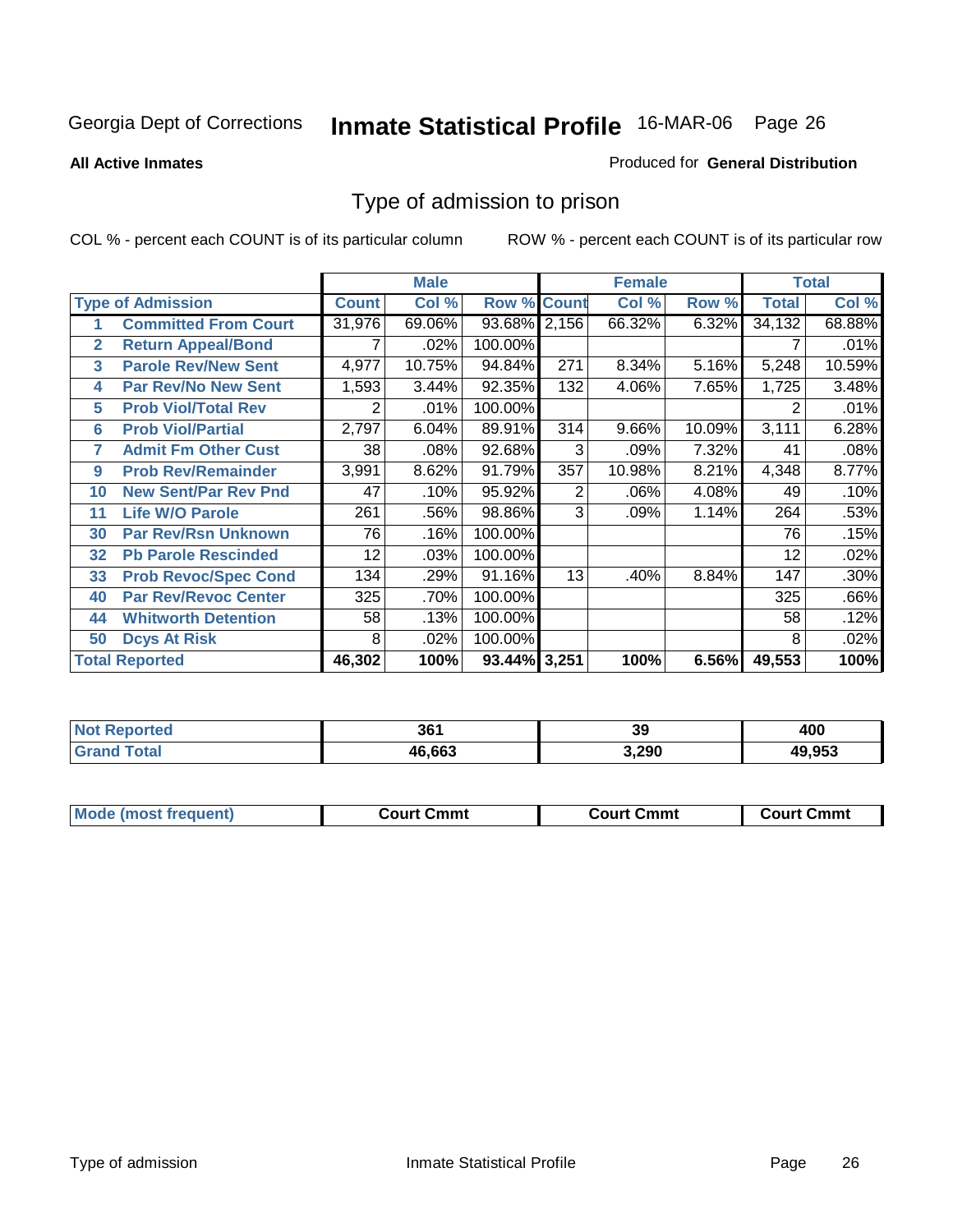Georgia Dept of Corrections **Inmate Statistical Profile** 16-MAR-06

**All Active Inmates**

Produced for **General Distribution**

## Type of admission to prison

COL % - percent each COUNT is of its particular column

ROW % - percent each COUNT is of its particular row

| Type of Admission | | Male | | | Female | | | Total | |
|---|---|---|---|---|---|---|---|---|---|
| | | Count | Col % | Row % | Count | Col % | Row % | Total | Col % |
| 1 | Committed From Court | 31,976 | 69.06% | 93.68% | 2,156 | 66.32% | 6.32% | 34,132 | 68.88% |
| 2 | Return Appeal/Bond | 7 | .02% | 100.00% | | | | 7 | .01% |
| 3 | Parole Rev/New Sent | 4,977 | 10.75% | 94.84% | 271 | 8.34% | 5.16% | 5,248 | 10.59% |
| 4 | Par Rev/No New Sent | 1,593 | 3.44% | 92.35% | 132 | 4.06% | 7.65% | 1,725 | 3.48% |
| 5 | Prob Viol/Total Rev | 2 | .01% | 100.00% | | | | 2 | .01% |
| 6 | Prob Viol/Partial | 2,797 | 6.04% | 89.91% | 314 | 9.66% | 10.09% | 3,111 | 6.28% |
| 7 | Admit Fm Other Cust | 38 | .08% | 92.68% | 3 | .09% | 7.32% | 41 | .08% |
| 9 | Prob Rev/Remainder | 3,991 | 8.62% | 91.79% | 357 | 10.98% | 8.21% | 4,348 | 8.77% |
| 10 | New Sent/Par Rev Pnd | 47 | .10% | 95.92% | 2 | .06% | 4.08% | 49 | .10% |
| 11 | Life W/O Parole | 261 | .56% | 98.86% | 3 | .09% | 1.14% | 264 | .53% |
| 30 | Par Rev/Rsn Unknown | 76 | .16% | 100.00% | | | | 76 | .15% |
| 32 | Pb Parole Rescinded | 12 | .03% | 100.00% | | | | 12 | .02% |
| 33 | Prob Revoc/Spec Cond | 134 | .29% | 91.16% | 13 | .40% | 8.84% | 147 | .30% |
| 40 | Par Rev/Revoc Center | 325 | .70% | 100.00% | | | | 325 | .66% |
| 44 | Whitworth Detention | 58 | .13% | 100.00% | | | | 58 | .12% |
| 50 | Dcys At Risk | 8 | .02% | 100.00% | | | | 8 | .02% |
| **Total Reported** | | **46,302** | **100%** | **93.44%** | **3,251** | **100%** | **6.56%** | **49,553** | **100%** |

| | Male | Female | Total |
|---|---|---|---|
| Not Reported | 361 | 39 | 400 |
| Grand Total | 46,663 | 3,290 | 49,953 |

| | Male | Female | Total |
|---|---|---|---|
| Mode (most frequent) | Court Cmmt | Court Cmmt | Court Cmmt |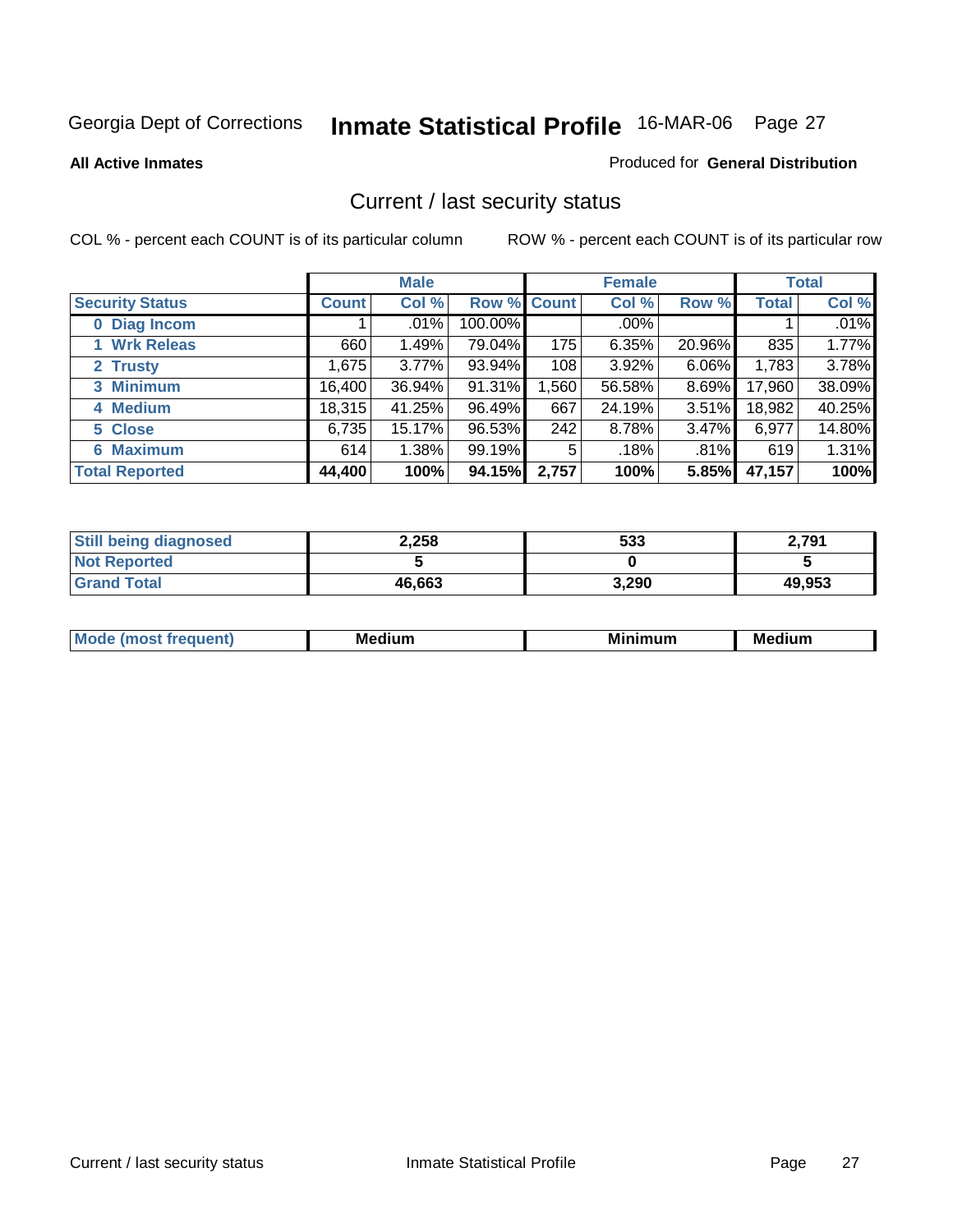Georgia Dept of Corrections **Inmate Statistical Profile** 16-MAR-06

**All Active Inmates**

Produced for **General Distribution**

## Current / last security status

COL % - percent each COUNT is of its particular column

ROW % - percent each COUNT is of its particular row

| | Male | | | Female | | | Total | |
|---|---|---|---|---|---|---|---|---|
| **Security Status** | **Count** | **Col %** | **Row %** | **Count** | **Col %** | **Row %** | **Total** | **Col %** |
| 0 Diag Incom | 1 | .01% | 100.00% | | .00% | | 1 | .01% |
| 1 Wrk Releas | 660 | 1.49% | 79.04% | 175 | 6.35% | 20.96% | 835 | 1.77% |
| 2 Trusty | 1,675 | 3.77% | 93.94% | 108 | 3.92% | 6.06% | 1,783 | 3.78% |
| 3 Minimum | 16,400 | 36.94% | 91.31% | 1,560 | 56.58% | 8.69% | 17,960 | 38.09% |
| 4 Medium | 18,315 | 41.25% | 96.49% | 667 | 24.19% | 3.51% | 18,982 | 40.25% |
| 5 Close | 6,735 | 15.17% | 96.53% | 242 | 8.78% | 3.47% | 6,977 | 14.80% |
| 6 Maximum | 614 | 1.38% | 99.19% | 5 | .18% | .81% | 619 | 1.31% |
| **Total Reported** | **44,400** | **100%** | **94.15%** | **2,757** | **100%** | **5.85%** | **47,157** | **100%** |

| | Male | Female | Total |
|---|---|---|---|
| Still being diagnosed | 2,258 | 533 | 2,791 |
| Not Reported | 5 | 0 | 5 |
| Grand Total | 46,663 | 3,290 | 49,953 |

| | Male | Female | Total |
|---|---|---|---|
| Mode (most frequent) | Medium | Minimum | Medium |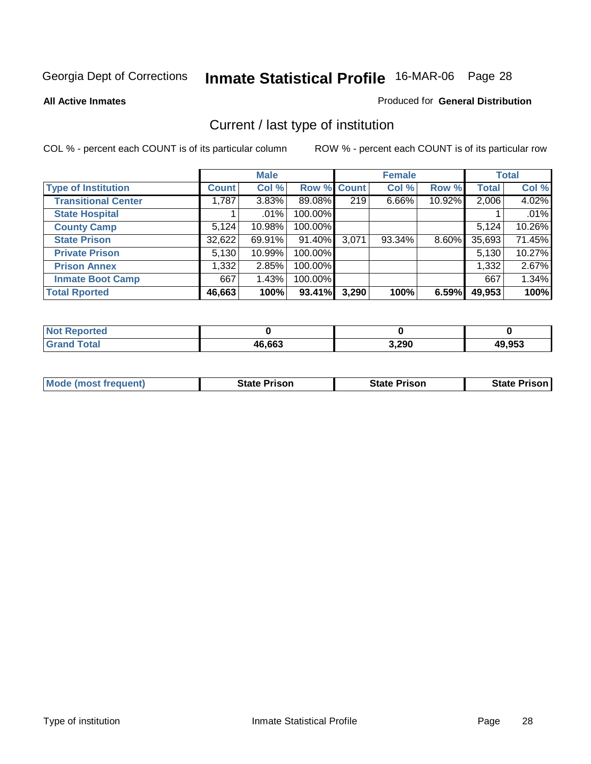Georgia Dept of Corrections **Inmate Statistical Profile** 16-MAR-06

**All Active Inmates**

Produced for **General Distribution**

## Current / last type of institution

COL % - percent each COUNT is of its particular column

ROW % - percent each COUNT is of its particular row

| | Male | | | Female | | | Total | |
|---|---|---|---|---|---|---|---|---|
| **Type of Institution** | **Count** | **Col %** | **Row %** | **Count** | **Col %** | **Row %** | **Total** | **Col %** |
| **Transitional Center** | 1,787 | 3.83% | 89.08% | 219 | 6.66% | 10.92% | 2,006 | 4.02% |
| **State Hospital** | 1 | .01% | 100.00% | | | | 1 | .01% |
| **County Camp** | 5,124 | 10.98% | 100.00% | | | | 5,124 | 10.26% |
| **State Prison** | 32,622 | 69.91% | 91.40% | 3,071 | 93.34% | 8.60% | 35,693 | 71.45% |
| **Private Prison** | 5,130 | 10.99% | 100.00% | | | | 5,130 | 10.27% |
| **Prison Annex** | 1,332 | 2.85% | 100.00% | | | | 1,332 | 2.67% |
| **Inmate Boot Camp** | 667 | 1.43% | 100.00% | | | | 667 | 1.34% |
| **Total Rported** | **46,663** | **100%** | **93.41%** | **3,290** | **100%** | **6.59%** | **49,953** | **100%** |

| | Male | Female | Total |
|---|---|---|---|
| **Not Reported** | **0** | **0** | **0** |
| **Grand Total** | **46,663** | **3,290** | **49,953** |

| | Male | Female | Total |
|---|---|---|---|
| **Mode (most frequent)** | **State Prison** | **State Prison** | **State Prison** |

Type of institution Inmate Statistical Profile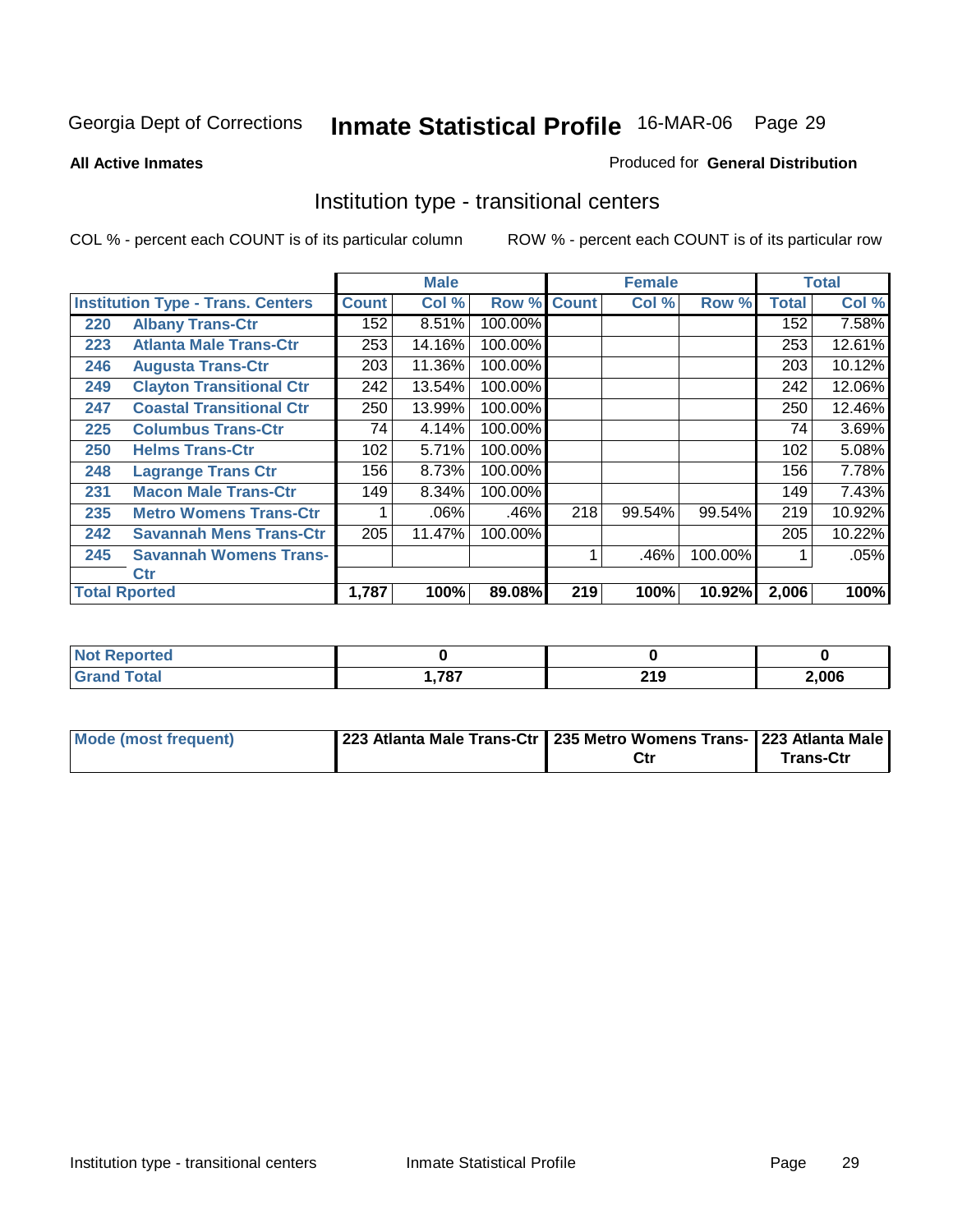Georgia Dept of Corrections **Inmate Statistical Profile** 16-MAR-06 Page 29

**All Active Inmates**

Produced for **General Distribution**

## Institution type - transitional centers

COL % - percent each COUNT is of its particular column

ROW % - percent each COUNT is of its particular row

| | | Male | | | Female | | | Total | |
|---|---|---|---|---|---|---|---|---|---|
| **Institution Type - Trans. Centers** | | **Count** | **Col %** | **Row %** | **Count** | **Col %** | **Row %** | **Total** | **Col %** |
| 220 | Albany Trans-Ctr | 152 | 8.51% | 100.00% | | | | 152 | 7.58% |
| 223 | Atlanta Male Trans-Ctr | 253 | 14.16% | 100.00% | | | | 253 | 12.61% |
| 246 | Augusta Trans-Ctr | 203 | 11.36% | 100.00% | | | | 203 | 10.12% |
| 249 | Clayton Transitional Ctr | 242 | 13.54% | 100.00% | | | | 242 | 12.06% |
| 247 | Coastal Transitional Ctr | 250 | 13.99% | 100.00% | | | | 250 | 12.46% |
| 225 | Columbus Trans-Ctr | 74 | 4.14% | 100.00% | | | | 74 | 3.69% |
| 250 | Helms Trans-Ctr | 102 | 5.71% | 100.00% | | | | 102 | 5.08% |
| 248 | Lagrange Trans Ctr | 156 | 8.73% | 100.00% | | | | 156 | 7.78% |
| 231 | Macon Male Trans-Ctr | 149 | 8.34% | 100.00% | | | | 149 | 7.43% |
| 235 | Metro Womens Trans-Ctr | 1 | .06% | .46% | 218 | 99.54% | 99.54% | 219 | 10.92% |
| 242 | Savannah Mens Trans-Ctr | 205 | 11.47% | 100.00% | | | | 205 | 10.22% |
| 245 | Savannah Womens Trans-Ctr | | | | 1 | .46% | 100.00% | 1 | .05% |
| **Total Rported** | | **1,787** | **100%** | **89.08%** | **219** | **100%** | **10.92%** | **2,006** | **100%** |

| | Male | Female | Total |
|---|---|---|---|
| **Not Reported** | **0** | **0** | **0** |
| **Grand Total** | **1,787** | **219** | **2,006** |

| | Male | Female | Total |
|---|---|---|---|
| **Mode (most frequent)** | **223 Atlanta Male Trans-Ctr** | **235 Metro Womens Trans-Ctr** | **223 Atlanta Male Trans-Ctr** |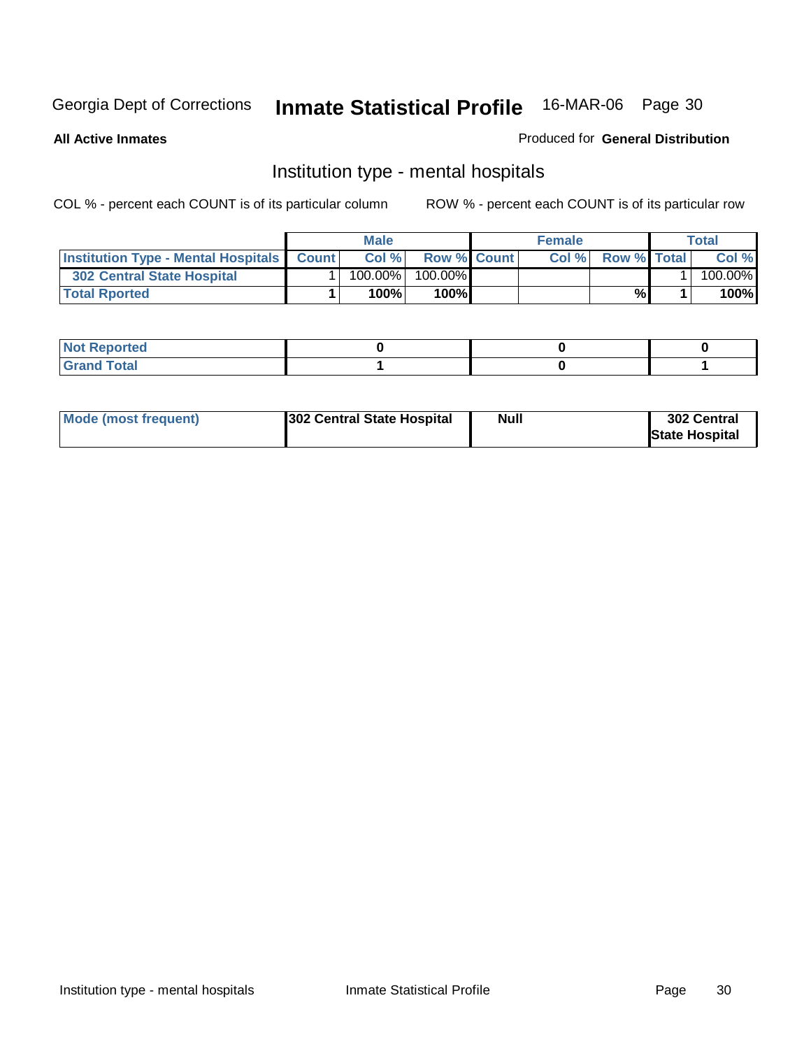Georgia Dept of Corrections **Inmate Statistical Profile** 16-MAR-06

**All Active Inmates**

Produced for **General Distribution**

## Institution type - mental hospitals

COL % - percent each COUNT is of its particular column

ROW % - percent each COUNT is of its particular row

| | Male | | | Female | | | Total | |
|---|---|---|---|---|---|---|---|---|
| Institution Type - Mental Hospitals | Count | Col % | Row % | Count | Col % | Row % | Total | Col % |
| 302 Central State Hospital | 1 | 100.00% | 100.00% | | | | 1 | 100.00% |
| **Total Rported** | **1** | **100%** | **100%** | | | **%** | **1** | **100%** |

| | Male | Female | Total |
|---|---|---|---|
| **Not Reported** | **0** | **0** | **0** |
| **Grand Total** | **1** | **0** | **1** |

| | Male | Female | Total |
|---|---|---|---|
| **Mode (most frequent)** | **302 Central State Hospital** | **Null** | **302 Central State Hospital** |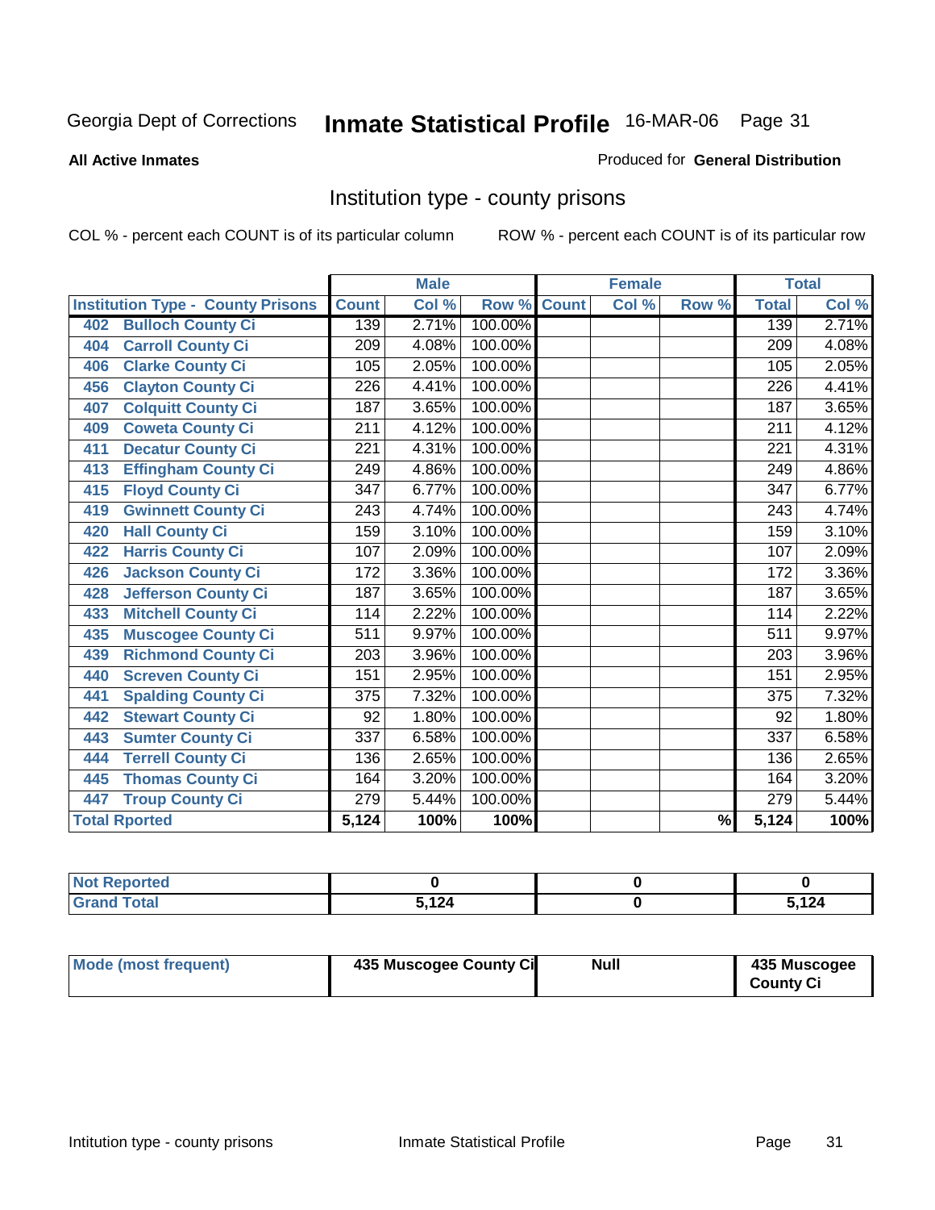Georgia Dept of Corrections **Inmate Statistical Profile** 16-MAR-06

**All Active Inmates**

Produced for **General Distribution**

## Institution type - county prisons

COL % - percent each COUNT is of its particular column

ROW % - percent each COUNT is of its particular row

| | Male | | | Female | | | Total | |
|---|---|---|---|---|---|---|---|---|
| **Institution Type - County Prisons** | **Count** | **Col %** | **Row %** | **Count** | **Col %** | **Row %** | **Total** | **Col %** |
| 402 Bulloch County Ci | 139 | 2.71% | 100.00% | | | | 139 | 2.71% |
| 404 Carroll County Ci | 209 | 4.08% | 100.00% | | | | 209 | 4.08% |
| 406 Clarke County Ci | 105 | 2.05% | 100.00% | | | | 105 | 2.05% |
| 456 Clayton County Ci | 226 | 4.41% | 100.00% | | | | 226 | 4.41% |
| 407 Colquitt County Ci | 187 | 3.65% | 100.00% | | | | 187 | 3.65% |
| 409 Coweta County Ci | 211 | 4.12% | 100.00% | | | | 211 | 4.12% |
| 411 Decatur County Ci | 221 | 4.31% | 100.00% | | | | 221 | 4.31% |
| 413 Effingham County Ci | 249 | 4.86% | 100.00% | | | | 249 | 4.86% |
| 415 Floyd County Ci | 347 | 6.77% | 100.00% | | | | 347 | 6.77% |
| 419 Gwinnett County Ci | 243 | 4.74% | 100.00% | | | | 243 | 4.74% |
| 420 Hall County Ci | 159 | 3.10% | 100.00% | | | | 159 | 3.10% |
| 422 Harris County Ci | 107 | 2.09% | 100.00% | | | | 107 | 2.09% |
| 426 Jackson County Ci | 172 | 3.36% | 100.00% | | | | 172 | 3.36% |
| 428 Jefferson County Ci | 187 | 3.65% | 100.00% | | | | 187 | 3.65% |
| 433 Mitchell County Ci | 114 | 2.22% | 100.00% | | | | 114 | 2.22% |
| 435 Muscogee County Ci | 511 | 9.97% | 100.00% | | | | 511 | 9.97% |
| 439 Richmond County Ci | 203 | 3.96% | 100.00% | | | | 203 | 3.96% |
| 440 Screven County Ci | 151 | 2.95% | 100.00% | | | | 151 | 2.95% |
| 441 Spalding County Ci | 375 | 7.32% | 100.00% | | | | 375 | 7.32% |
| 442 Stewart County Ci | 92 | 1.80% | 100.00% | | | | 92 | 1.80% |
| 443 Sumter County Ci | 337 | 6.58% | 100.00% | | | | 337 | 6.58% |
| 444 Terrell County Ci | 136 | 2.65% | 100.00% | | | | 136 | 2.65% |
| 445 Thomas County Ci | 164 | 3.20% | 100.00% | | | | 164 | 3.20% |
| 447 Troup County Ci | 279 | 5.44% | 100.00% | | | | 279 | 5.44% |
| **Total Rported** | **5,124** | **100%** | **100%** | | | **%** | **5,124** | **100%** |

| | Male | Female | Total |
|---|---|---|---|
| **Not Reported** | **0** | **0** | **0** |
| **Grand Total** | **5,124** | **0** | **5,124** |

| | Male | Female | Total |
|---|---|---|---|
| **Mode (most frequent)** | **435 Muscogee County Ci** | **Null** | **435 Muscogee County Ci** |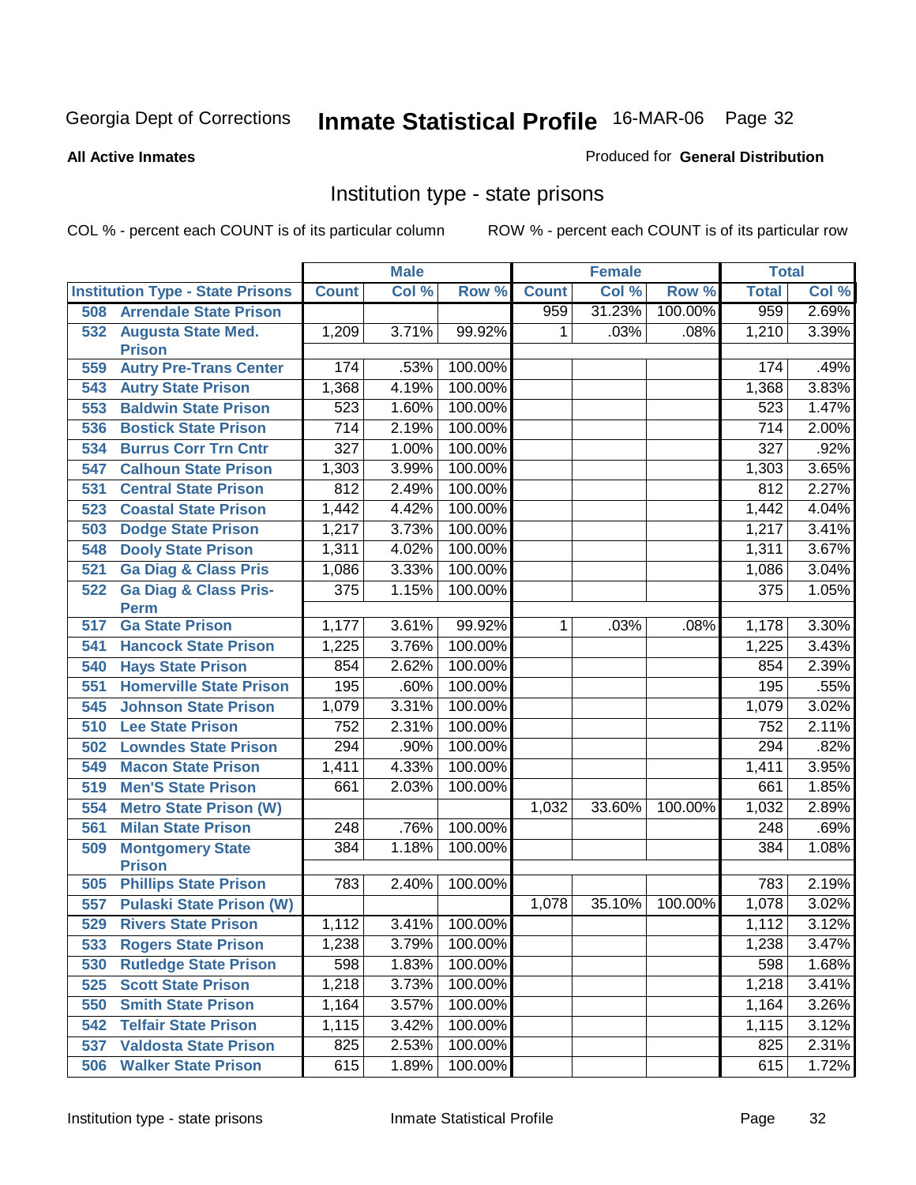Georgia Dept of Corrections **Inmate Statistical Profile** 16-MAR-06

**All Active Inmates**

Produced for **General Distribution**

## Institution type - state prisons

COL % - percent each COUNT is of its particular column

ROW % - percent each COUNT is of its particular row

| | Male | | | Female | | | Total | |
|---|---|---|---|---|---|---|---|---|
| Institution Type - State Prisons | Count | Col % | Row % | Count | Col % | Row % | Total | Col % |
| 508 Arrendale State Prison | | | | 959 | 31.23% | 100.00% | 959 | 2.69% |
| 532 Augusta State Med. Prison | 1,209 | 3.71% | 99.92% | 1 | .03% | .08% | 1,210 | 3.39% |
| 559 Autry Pre-Trans Center | 174 | .53% | 100.00% | | | | 174 | .49% |
| 543 Autry State Prison | 1,368 | 4.19% | 100.00% | | | | 1,368 | 3.83% |
| 553 Baldwin State Prison | 523 | 1.60% | 100.00% | | | | 523 | 1.47% |
| 536 Bostick State Prison | 714 | 2.19% | 100.00% | | | | 714 | 2.00% |
| 534 Burrus Corr Trn Cntr | 327 | 1.00% | 100.00% | | | | 327 | .92% |
| 547 Calhoun State Prison | 1,303 | 3.99% | 100.00% | | | | 1,303 | 3.65% |
| 531 Central State Prison | 812 | 2.49% | 100.00% | | | | 812 | 2.27% |
| 523 Coastal State Prison | 1,442 | 4.42% | 100.00% | | | | 1,442 | 4.04% |
| 503 Dodge State Prison | 1,217 | 3.73% | 100.00% | | | | 1,217 | 3.41% |
| 548 Dooly State Prison | 1,311 | 4.02% | 100.00% | | | | 1,311 | 3.67% |
| 521 Ga Diag & Class Pris | 1,086 | 3.33% | 100.00% | | | | 1,086 | 3.04% |
| 522 Ga Diag & Class Pris-Perm | 375 | 1.15% | 100.00% | | | | 375 | 1.05% |
| 517 Ga State Prison | 1,177 | 3.61% | 99.92% | 1 | .03% | .08% | 1,178 | 3.30% |
| 541 Hancock State Prison | 1,225 | 3.76% | 100.00% | | | | 1,225 | 3.43% |
| 540 Hays State Prison | 854 | 2.62% | 100.00% | | | | 854 | 2.39% |
| 551 Homerville State Prison | 195 | .60% | 100.00% | | | | 195 | .55% |
| 545 Johnson State Prison | 1,079 | 3.31% | 100.00% | | | | 1,079 | 3.02% |
| 510 Lee State Prison | 752 | 2.31% | 100.00% | | | | 752 | 2.11% |
| 502 Lowndes State Prison | 294 | .90% | 100.00% | | | | 294 | .82% |
| 549 Macon State Prison | 1,411 | 4.33% | 100.00% | | | | 1,411 | 3.95% |
| 519 Men'S State Prison | 661 | 2.03% | 100.00% | | | | 661 | 1.85% |
| 554 Metro State Prison (W) | | | | 1,032 | 33.60% | 100.00% | 1,032 | 2.89% |
| 561 Milan State Prison | 248 | .76% | 100.00% | | | | 248 | .69% |
| 509 Montgomery State Prison | 384 | 1.18% | 100.00% | | | | 384 | 1.08% |
| 505 Phillips State Prison | 783 | 2.40% | 100.00% | | | | 783 | 2.19% |
| 557 Pulaski State Prison (W) | | | | 1,078 | 35.10% | 100.00% | 1,078 | 3.02% |
| 529 Rivers State Prison | 1,112 | 3.41% | 100.00% | | | | 1,112 | 3.12% |
| 533 Rogers State Prison | 1,238 | 3.79% | 100.00% | | | | 1,238 | 3.47% |
| 530 Rutledge State Prison | 598 | 1.83% | 100.00% | | | | 598 | 1.68% |
| 525 Scott State Prison | 1,218 | 3.73% | 100.00% | | | | 1,218 | 3.41% |
| 550 Smith State Prison | 1,164 | 3.57% | 100.00% | | | | 1,164 | 3.26% |
| 542 Telfair State Prison | 1,115 | 3.42% | 100.00% | | | | 1,115 | 3.12% |
| 537 Valdosta State Prison | 825 | 2.53% | 100.00% | | | | 825 | 2.31% |
| 506 Walker State Prison | 615 | 1.89% | 100.00% | | | | 615 | 1.72% |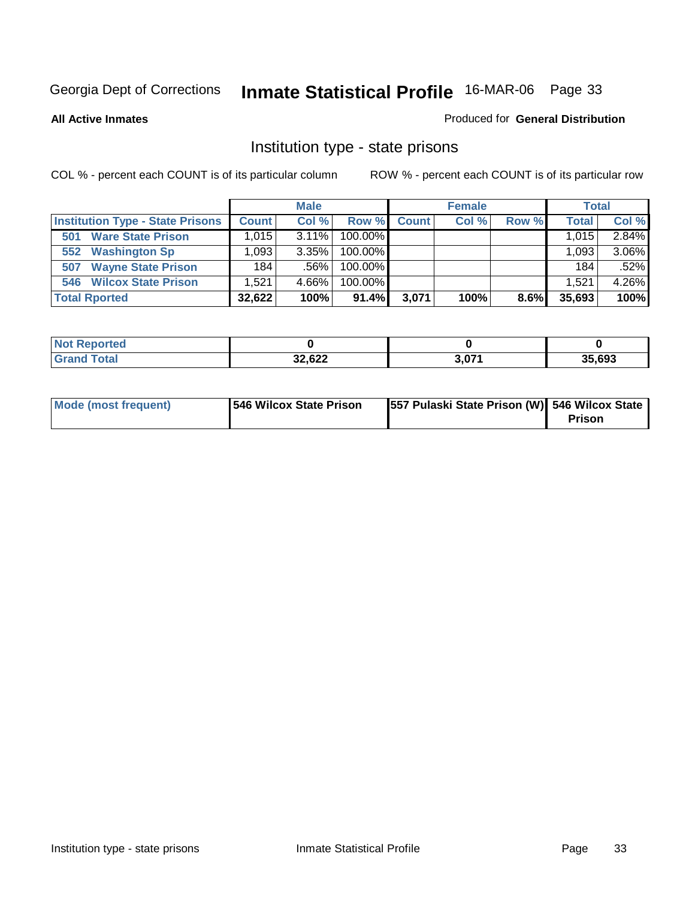Georgia Dept of Corrections **Inmate Statistical Profile** 16-MAR-06 Page 33

**All Active Inmates**

Produced for **General Distribution**

## Institution type - state prisons

COL % - percent each COUNT is of its particular column

ROW % - percent each COUNT is of its particular row

| | Male | | | Female | | | Total | |
|---|---|---|---|---|---|---|---|---|
| **Institution Type - State Prisons** | **Count** | **Col %** | **Row %** | **Count** | **Col %** | **Row %** | **Total** | **Col %** |
| **501 Ware State Prison** | 1,015 | 3.11% | 100.00% | | | | 1,015 | 2.84% |
| **552 Washington Sp** | 1,093 | 3.35% | 100.00% | | | | 1,093 | 3.06% |
| **507 Wayne State Prison** | 184 | .56% | 100.00% | | | | 184 | .52% |
| **546 Wilcox State Prison** | 1,521 | 4.66% | 100.00% | | | | 1,521 | 4.26% |
| **Total Rported** | **32,622** | **100%** | **91.4%** | **3,071** | **100%** | **8.6%** | **35,693** | **100%** |

| | Male | Female | Total |
|---|---|---|---|
| **Not Reported** | **0** | **0** | **0** |
| **Grand Total** | **32,622** | **3,071** | **35,693** |

| | Male | Female | Total |
|---|---|---|---|
| **Mode (most frequent)** | **546 Wilcox State Prison** | **557 Pulaski State Prison (W)** | **546 Wilcox State Prison** |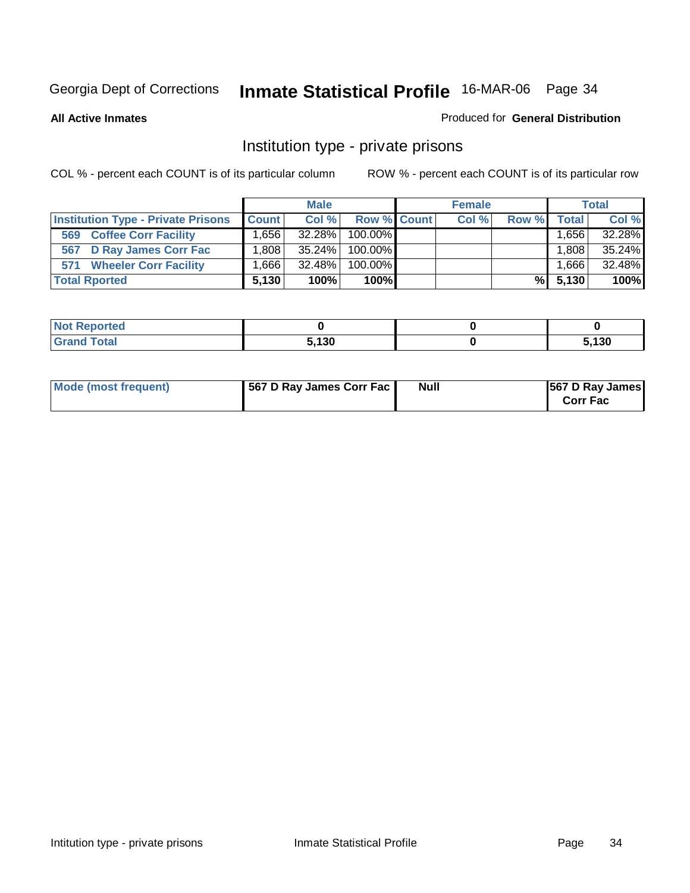Georgia Dept of Corrections **Inmate Statistical Profile** 16-MAR-06

**All Active Inmates**

Produced for **General Distribution**

## Institution type - private prisons

COL % - percent each COUNT is of its particular column

ROW % - percent each COUNT is of its particular row

| | Male | | | Female | | | Total | |
|---|---|---|---|---|---|---|---|---|
| **Institution Type - Private Prisons** | **Count** | **Col %** | **Row %** | **Count** | **Col %** | **Row %** | **Total** | **Col %** |
| **569 Coffee Corr Facility** | 1,656 | 32.28% | 100.00% | | | | 1,656 | 32.28% |
| **567 D Ray James Corr Fac** | 1,808 | 35.24% | 100.00% | | | | 1,808 | 35.24% |
| **571 Wheeler Corr Facility** | 1,666 | 32.48% | 100.00% | | | | 1,666 | 32.48% |
| **Total Rported** | **5,130** | **100%** | **100%** | | | **%** | **5,130** | **100%** |

| | Male | Female | Total |
|---|---|---|---|
| **Not Reported** | **0** | **0** | **0** |
| **Grand Total** | **5,130** | **0** | **5,130** |

| | Male | Female | Total |
|---|---|---|---|
| **Mode (most frequent)** | **567 D Ray James Corr Fac** | **Null** | **567 D Ray James Corr Fac** |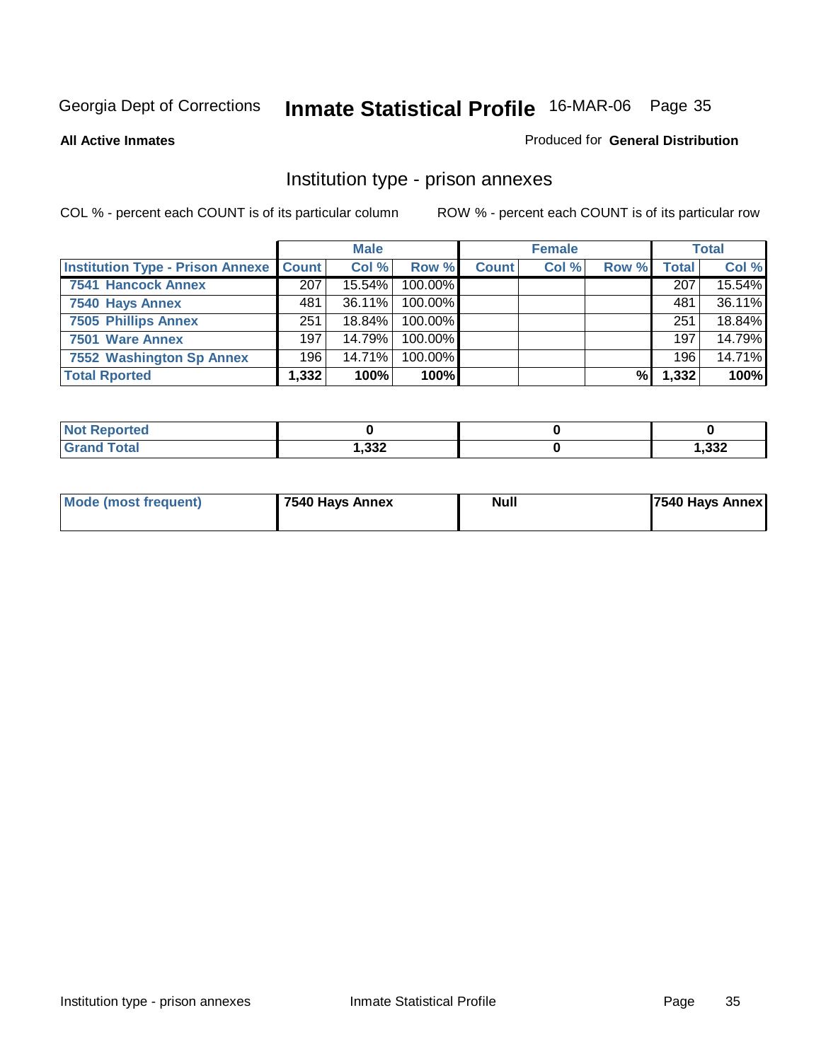Georgia Dept of Corrections **Inmate Statistical Profile** 16-MAR-06 Page 35

**All Active Inmates**

Produced for **General Distribution**

## Institution type - prison annexes

COL % - percent each COUNT is of its particular column

ROW % - percent each COUNT is of its particular row

| | Male | | | Female | | | Total | |
|---|---|---|---|---|---|---|---|---|
| Institution Type - Prison Annexe | Count | Col % | Row % | Count | Col % | Row % | Total | Col % |
| 7541 Hancock Annex | 207 | 15.54% | 100.00% | | | | 207 | 15.54% |
| 7540 Hays Annex | 481 | 36.11% | 100.00% | | | | 481 | 36.11% |
| 7505 Phillips Annex | 251 | 18.84% | 100.00% | | | | 251 | 18.84% |
| 7501 Ware Annex | 197 | 14.79% | 100.00% | | | | 197 | 14.79% |
| 7552 Washington Sp Annex | 196 | 14.71% | 100.00% | | | | 196 | 14.71% |
| **Total Rported** | **1,332** | **100%** | **100%** | | | **%** | **1,332** | **100%** |

| | Male | Female | Total |
|---|---|---|---|
| Not Reported | 0 | 0 | 0 |
| Grand Total | 1,332 | 0 | 1,332 |

| | Male | Female | Total |
|---|---|---|---|
| Mode (most frequent) | 7540 Hays Annex | Null | 7540 Hays Annex |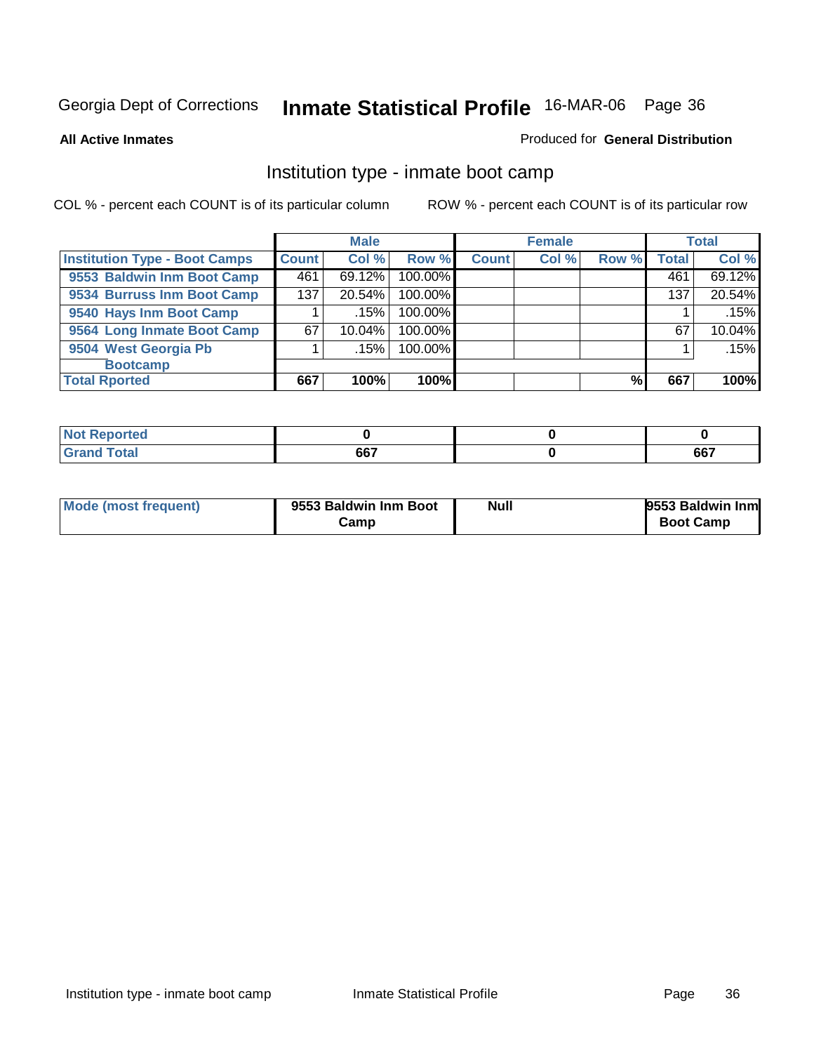Georgia Dept of Corrections **Inmate Statistical Profile** 16-MAR-06

**All Active Inmates**

Produced for **General Distribution**

## Institution type - inmate boot camp

COL % - percent each COUNT is of its particular column

ROW % - percent each COUNT is of its particular row

| | Male | | | Female | | | Total | |
|---|---|---|---|---|---|---|---|---|
| **Institution Type - Boot Camps** | **Count** | **Col %** | **Row %** | **Count** | **Col %** | **Row %** | **Total** | **Col %** |
| **9553 Baldwin Inm Boot Camp** | 461 | 69.12% | 100.00% | | | | 461 | 69.12% |
| **9534 Burruss Inm Boot Camp** | 137 | 20.54% | 100.00% | | | | 137 | 20.54% |
| **9540 Hays Inm Boot Camp** | 1 | .15% | 100.00% | | | | 1 | .15% |
| **9564 Long Inmate Boot Camp** | 67 | 10.04% | 100.00% | | | | 67 | 10.04% |
| **9504 West Georgia Pb Bootcamp** | 1 | .15% | 100.00% | | | | 1 | .15% |
| **Total Rported** | **667** | **100%** | **100%** | | | **%** | **667** | **100%** |

| | Male | Female | Total |
|---|---|---|---|
| **Not Reported** | **0** | **0** | **0** |
| **Grand Total** | **667** | **0** | **667** |

| | Male | Female | Total |
|---|---|---|---|
| **Mode (most frequent)** | **9553 Baldwin Inm Boot Camp** | **Null** | **9553 Baldwin Inm Boot Camp** |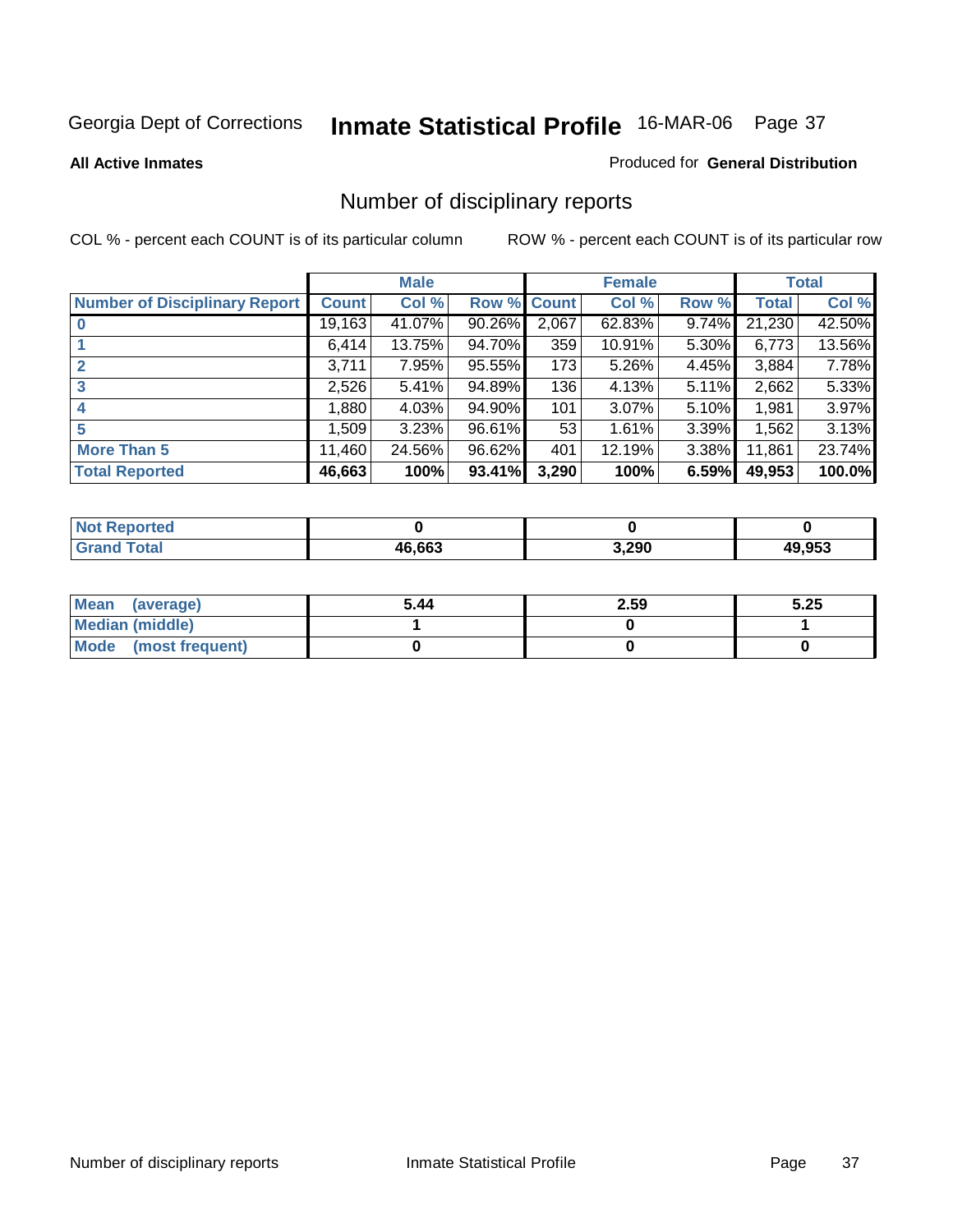Georgia Dept of Corrections **Inmate Statistical Profile** 16-MAR-06

**All Active Inmates**

Produced for **General Distribution**

## Number of disciplinary reports

COL % - percent each COUNT is of its particular column ROW % - percent each COUNT is of its particular row

| | Male | | | Female | | | Total | |
|---|---|---|---|---|---|---|---|---|
| **Number of Disciplinary Report** | **Count** | **Col %** | **Row %** | **Count** | **Col %** | **Row %** | **Total** | **Col %** |
| **0** | 19,163 | 41.07% | 90.26% | 2,067 | 62.83% | 9.74% | 21,230 | 42.50% |
| **1** | 6,414 | 13.75% | 94.70% | 359 | 10.91% | 5.30% | 6,773 | 13.56% |
| **2** | 3,711 | 7.95% | 95.55% | 173 | 5.26% | 4.45% | 3,884 | 7.78% |
| **3** | 2,526 | 5.41% | 94.89% | 136 | 4.13% | 5.11% | 2,662 | 5.33% |
| **4** | 1,880 | 4.03% | 94.90% | 101 | 3.07% | 5.10% | 1,981 | 3.97% |
| **5** | 1,509 | 3.23% | 96.61% | 53 | 1.61% | 3.39% | 1,562 | 3.13% |
| **More Than 5** | 11,460 | 24.56% | 96.62% | 401 | 12.19% | 3.38% | 11,861 | 23.74% |
| **Total Reported** | **46,663** | **100%** | **93.41%** | **3,290** | **100%** | **6.59%** | **49,953** | **100.0%** |

| | Male | Female | Total |
|---|---|---|---|
| **Not Reported** | **0** | **0** | **0** |
| **Grand Total** | **46,663** | **3,290** | **49,953** |

| | Male | Female | Total |
|---|---|---|---|
| **Mean (average)** | **5.44** | **2.59** | **5.25** |
| **Median (middle)** | **1** | **0** | **1** |
| **Mode (most frequent)** | **0** | **0** | **0** |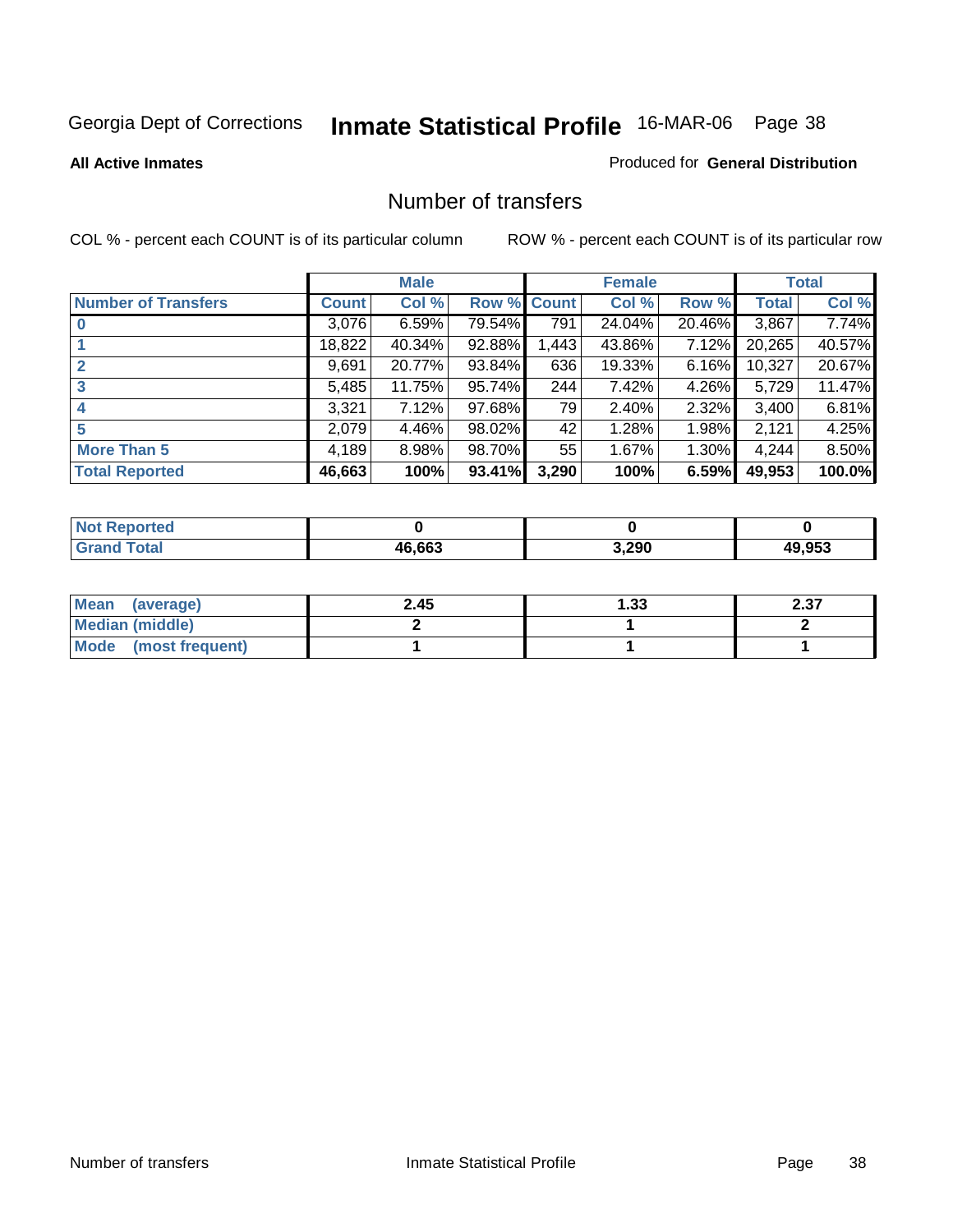Georgia Dept of Corrections **Inmate Statistical Profile** 16-MAR-06

**All Active Inmates**

Produced for **General Distribution**

## Number of transfers

COL % - percent each COUNT is of its particular column

ROW % - percent each COUNT is of its particular row

| | Male | | | Female | | | Total | |
|---|---|---|---|---|---|---|---|---|
| **Number of Transfers** | **Count** | **Col %** | **Row %** | **Count** | **Col %** | **Row %** | **Total** | **Col %** |
| **0** | 3,076 | 6.59% | 79.54% | 791 | 24.04% | 20.46% | 3,867 | 7.74% |
| **1** | 18,822 | 40.34% | 92.88% | 1,443 | 43.86% | 7.12% | 20,265 | 40.57% |
| **2** | 9,691 | 20.77% | 93.84% | 636 | 19.33% | 6.16% | 10,327 | 20.67% |
| **3** | 5,485 | 11.75% | 95.74% | 244 | 7.42% | 4.26% | 5,729 | 11.47% |
| **4** | 3,321 | 7.12% | 97.68% | 79 | 2.40% | 2.32% | 3,400 | 6.81% |
| **5** | 2,079 | 4.46% | 98.02% | 42 | 1.28% | 1.98% | 2,121 | 4.25% |
| **More Than 5** | 4,189 | 8.98% | 98.70% | 55 | 1.67% | 1.30% | 4,244 | 8.50% |
| **Total Reported** | **46,663** | **100%** | **93.41%** | **3,290** | **100%** | **6.59%** | **49,953** | **100.0%** |

| | Male | Female | Total |
|---|---|---|---|
| **Not Reported** | **0** | **0** | **0** |
| **Grand Total** | **46,663** | **3,290** | **49,953** |

| | Male | Female | Total |
|---|---|---|---|
| **Mean (average)** | **2.45** | **1.33** | **2.37** |
| **Median (middle)** | **2** | **1** | **2** |
| **Mode (most frequent)** | **1** | **1** | **1** |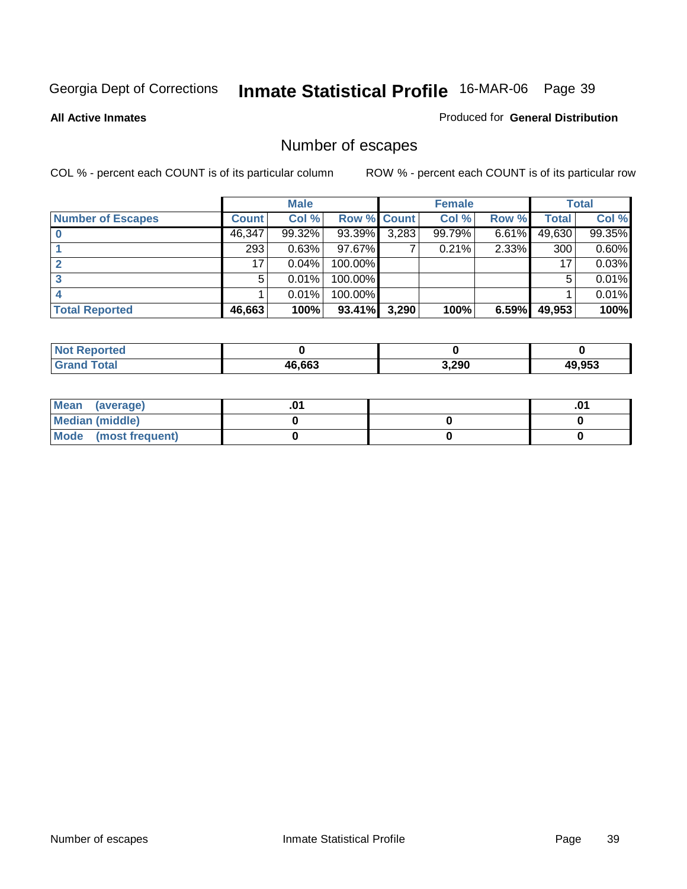Georgia Dept of Corrections **Inmate Statistical Profile** 16-MAR-06

**All Active Inmates**

Produced for **General Distribution**

## Number of escapes

COL % - percent each COUNT is of its particular column

ROW % - percent each COUNT is of its particular row

| | Male | | | Female | | | Total | |
|---|---|---|---|---|---|---|---|---|
| **Number of Escapes** | **Count** | **Col %** | **Row %** | **Count** | **Col %** | **Row %** | **Total** | **Col %** |
| **0** | 46,347 | 99.32% | 93.39% | 3,283 | 99.79% | 6.61% | 49,630 | 99.35% |
| **1** | 293 | 0.63% | 97.67% | 7 | 0.21% | 2.33% | 300 | 0.60% |
| **2** | 17 | 0.04% | 100.00% | | | | 17 | 0.03% |
| **3** | 5 | 0.01% | 100.00% | | | | 5 | 0.01% |
| **4** | 1 | 0.01% | 100.00% | | | | 1 | 0.01% |
| **Total Reported** | **46,663** | **100%** | **93.41%** | **3,290** | **100%** | **6.59%** | **49,953** | **100%** |

| | Male | Female | Total |
|---|---|---|---|
| **Not Reported** | **0** | **0** | **0** |
| **Grand Total** | **46,663** | **3,290** | **49,953** |

| | Male | Female | Total |
|---|---|---|---|
| **Mean (average)** | **.01** | | **.01** |
| **Median (middle)** | **0** | **0** | **0** |
| **Mode (most frequent)** | **0** | **0** | **0** |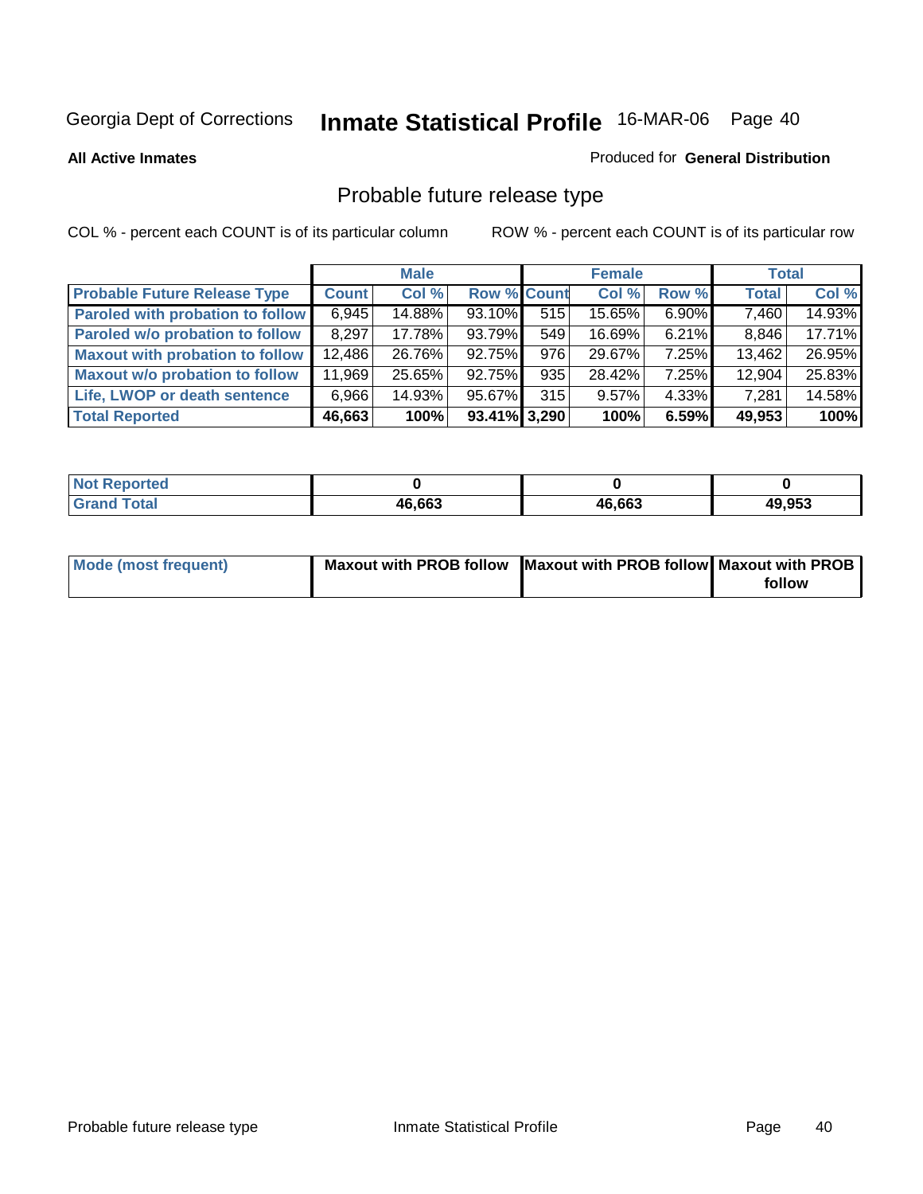Georgia Dept of Corrections **Inmate Statistical Profile** 16-MAR-06

**All Active Inmates** Produced for **General Distribution**

## Probable future release type

COL % - percent each COUNT is of its particular column ROW % - percent each COUNT is of its particular row

| | Male | | | Female | | | Total | |
|---|---|---|---|---|---|---|---|---|
| **Probable Future Release Type** | **Count** | **Col %** | **Row %** | **Count** | **Col %** | **Row %** | **Total** | **Col %** |
| **Paroled with probation to follow** | 6,945 | 14.88% | 93.10% | 515 | 15.65% | 6.90% | 7,460 | 14.93% |
| **Paroled w/o probation to follow** | 8,297 | 17.78% | 93.79% | 549 | 16.69% | 6.21% | 8,846 | 17.71% |
| **Maxout with probation to follow** | 12,486 | 26.76% | 92.75% | 976 | 29.67% | 7.25% | 13,462 | 26.95% |
| **Maxout w/o probation to follow** | 11,969 | 25.65% | 92.75% | 935 | 28.42% | 7.25% | 12,904 | 25.83% |
| **Life, LWOP or death sentence** | 6,966 | 14.93% | 95.67% | 315 | 9.57% | 4.33% | 7,281 | 14.58% |
| **Total Reported** | **46,663** | **100%** | **93.41%** | **3,290** | **100%** | **6.59%** | **49,953** | **100%** |

| | Male | Female | Total |
|---|---|---|---|
| **Not Reported** | **0** | **0** | **0** |
| **Grand Total** | **46,663** | **46,663** | **49,953** |

| | Male | Female | Total |
|---|---|---|---|
| **Mode (most frequent)** | **Maxout with PROB follow** | **Maxout with PROB follow** | **Maxout with PROB follow** |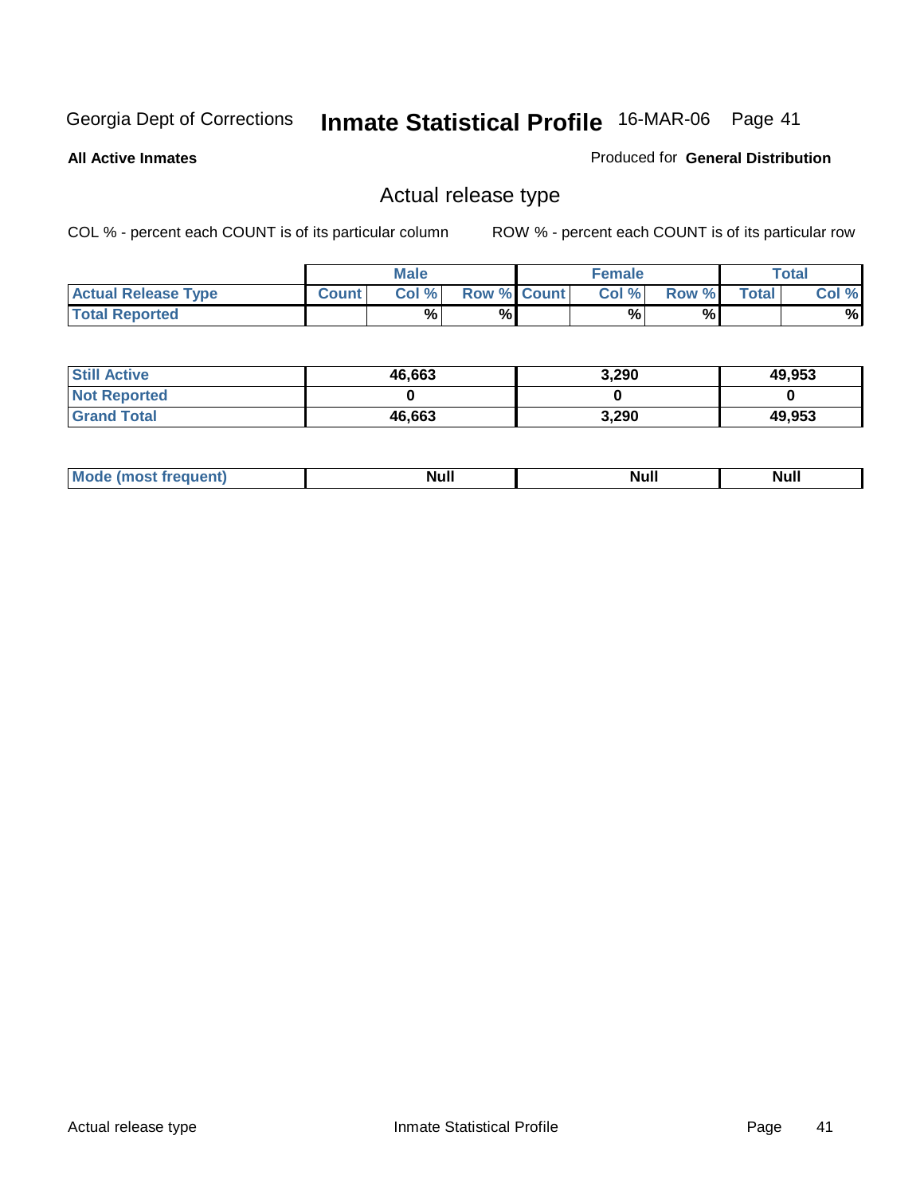Georgia Dept of Corrections **Inmate Statistical Profile** 16-MAR-06

**All Active Inmates**

Produced for **General Distribution**

## Actual release type

COL % - percent each COUNT is of its particular column

ROW % - percent each COUNT is of its particular row

| | Male | | | Female | | | Total | |
|---|---|---|---|---|---|---|---|---|
| **Actual Release Type** | **Count** | **Col %** | **Row %** | **Count** | **Col %** | **Row %** | **Total** | **Col %** |
| **Total Reported** | | % | % | | % | % | | % |
| **Still Active** | 46,663 | | | 3,290 | | | 49,953 | |
| **Not Reported** | 0 | | | 0 | | | 0 | |
| **Grand Total** | 46,663 | | | 3,290 | | | 49,953 | |
| **Mode (most frequent)** | Null | | | Null | | | Null | |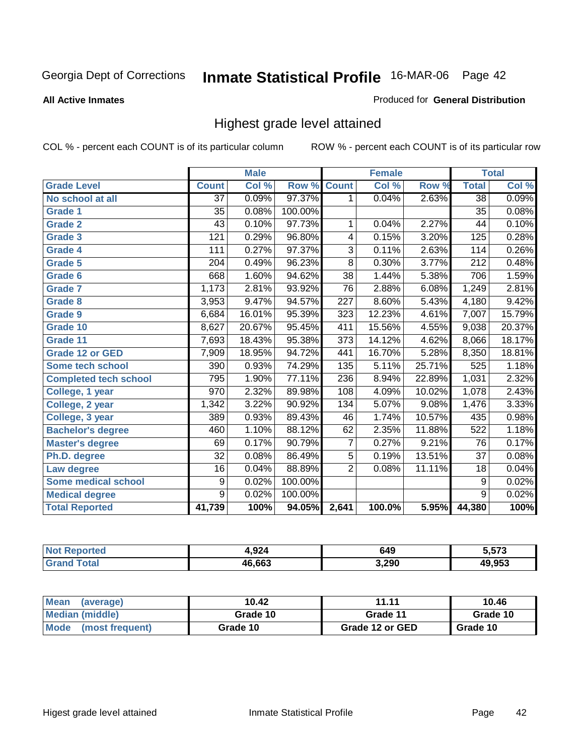Georgia Dept of Corrections **Inmate Statistical Profile** 16-MAR-06

**All Active Inmates**

Produced for **General Distribution**

## Highest grade level attained

COL % - percent each COUNT is of its particular column

ROW % - percent each COUNT is of its particular row

| | Male | | | Female | | | Total | |
|---|---|---|---|---|---|---|---|---|
| **Grade Level** | **Count** | **Col %** | **Row %** | **Count** | **Col %** | **Row %** | **Total** | **Col %** |
| No school at all | 37 | 0.09% | 97.37% | 1 | 0.04% | 2.63% | 38 | 0.09% |
| Grade 1 | 35 | 0.08% | 100.00% | | | | 35 | 0.08% |
| Grade 2 | 43 | 0.10% | 97.73% | 1 | 0.04% | 2.27% | 44 | 0.10% |
| Grade 3 | 121 | 0.29% | 96.80% | 4 | 0.15% | 3.20% | 125 | 0.28% |
| Grade 4 | 111 | 0.27% | 97.37% | 3 | 0.11% | 2.63% | 114 | 0.26% |
| Grade 5 | 204 | 0.49% | 96.23% | 8 | 0.30% | 3.77% | 212 | 0.48% |
| Grade 6 | 668 | 1.60% | 94.62% | 38 | 1.44% | 5.38% | 706 | 1.59% |
| Grade 7 | 1,173 | 2.81% | 93.92% | 76 | 2.88% | 6.08% | 1,249 | 2.81% |
| Grade 8 | 3,953 | 9.47% | 94.57% | 227 | 8.60% | 5.43% | 4,180 | 9.42% |
| Grade 9 | 6,684 | 16.01% | 95.39% | 323 | 12.23% | 4.61% | 7,007 | 15.79% |
| Grade 10 | 8,627 | 20.67% | 95.45% | 411 | 15.56% | 4.55% | 9,038 | 20.37% |
| Grade 11 | 7,693 | 18.43% | 95.38% | 373 | 14.12% | 4.62% | 8,066 | 18.17% |
| Grade 12 or GED | 7,909 | 18.95% | 94.72% | 441 | 16.70% | 5.28% | 8,350 | 18.81% |
| Some tech school | 390 | 0.93% | 74.29% | 135 | 5.11% | 25.71% | 525 | 1.18% |
| Completed tech school | 795 | 1.90% | 77.11% | 236 | 8.94% | 22.89% | 1,031 | 2.32% |
| College, 1 year | 970 | 2.32% | 89.98% | 108 | 4.09% | 10.02% | 1,078 | 2.43% |
| College, 2 year | 1,342 | 3.22% | 90.92% | 134 | 5.07% | 9.08% | 1,476 | 3.33% |
| College, 3 year | 389 | 0.93% | 89.43% | 46 | 1.74% | 10.57% | 435 | 0.98% |
| Bachelor's degree | 460 | 1.10% | 88.12% | 62 | 2.35% | 11.88% | 522 | 1.18% |
| Master's degree | 69 | 0.17% | 90.79% | 7 | 0.27% | 9.21% | 76 | 0.17% |
| Ph.D. degree | 32 | 0.08% | 86.49% | 5 | 0.19% | 13.51% | 37 | 0.08% |
| Law degree | 16 | 0.04% | 88.89% | 2 | 0.08% | 11.11% | 18 | 0.04% |
| Some medical school | 9 | 0.02% | 100.00% | | | | 9 | 0.02% |
| Medical degree | 9 | 0.02% | 100.00% | | | | 9 | 0.02% |
| **Total Reported** | **41,739** | **100%** | **94.05%** | **2,641** | **100.0%** | **5.95%** | **44,380** | **100%** |

| | Male | Female | Total |
|---|---|---|---|
| Not Reported | 4,924 | 649 | 5,573 |
| Grand Total | 46,663 | 3,290 | 49,953 |

| | Male | Female | Total |
|---|---|---|---|
| Mean (average) | 10.42 | 11.11 | 10.46 |
| Median (middle) | Grade 10 | Grade 11 | Grade 10 |
| Mode (most frequent) | Grade 10 | Grade 12 or GED | Grade 10 |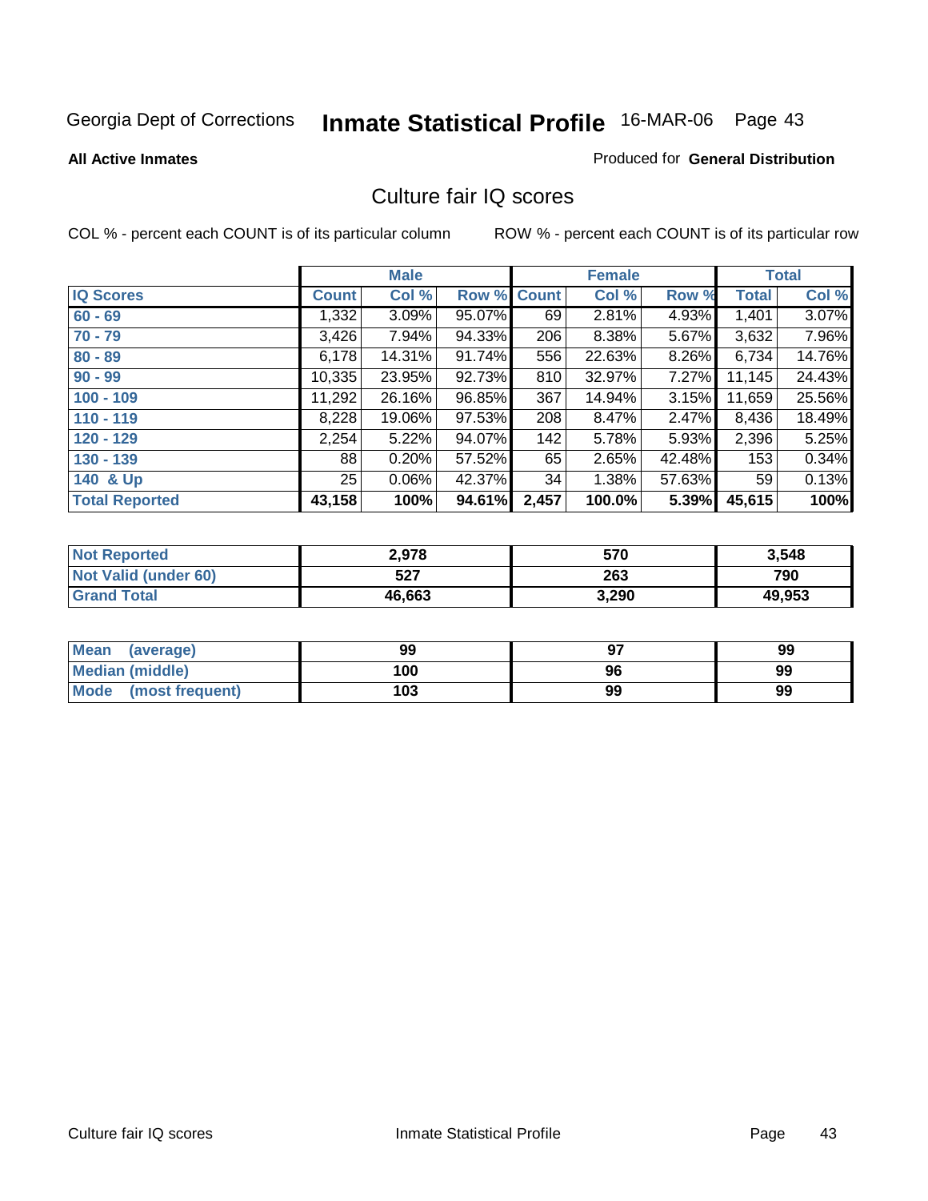Georgia Dept of Corrections **Inmate Statistical Profile** 16-MAR-06

**All Active Inmates**

Produced for **General Distribution**

## Culture fair IQ scores

COL % - percent each COUNT is of its particular column

ROW % - percent each COUNT is of its particular row

| | Male | | | Female | | | Total | |
|---|---|---|---|---|---|---|---|---|
| **IQ Scores** | **Count** | **Col %** | **Row %** | **Count** | **Col %** | **Row %** | **Total** | **Col %** |
| **60 - 69** | 1,332 | 3.09% | 95.07% | 69 | 2.81% | 4.93% | 1,401 | 3.07% |
| **70 - 79** | 3,426 | 7.94% | 94.33% | 206 | 8.38% | 5.67% | 3,632 | 7.96% |
| **80 - 89** | 6,178 | 14.31% | 91.74% | 556 | 22.63% | 8.26% | 6,734 | 14.76% |
| **90 - 99** | 10,335 | 23.95% | 92.73% | 810 | 32.97% | 7.27% | 11,145 | 24.43% |
| **100 - 109** | 11,292 | 26.16% | 96.85% | 367 | 14.94% | 3.15% | 11,659 | 25.56% |
| **110 - 119** | 8,228 | 19.06% | 97.53% | 208 | 8.47% | 2.47% | 8,436 | 18.49% |
| **120 - 129** | 2,254 | 5.22% | 94.07% | 142 | 5.78% | 5.93% | 2,396 | 5.25% |
| **130 - 139** | 88 | 0.20% | 57.52% | 65 | 2.65% | 42.48% | 153 | 0.34% |
| **140 & Up** | 25 | 0.06% | 42.37% | 34 | 1.38% | 57.63% | 59 | 0.13% |
| **Total Reported** | **43,158** | **100%** | **94.61%** | **2,457** | **100.0%** | **5.39%** | **45,615** | **100%** |

| | Male | Female | Total |
|---|---|---|---|
| **Not Reported** | **2,978** | **570** | **3,548** |
| **Not Valid (under 60)** | **527** | **263** | **790** |
| **Grand Total** | **46,663** | **3,290** | **49,953** |

| | Male | Female | Total |
|---|---|---|---|
| **Mean (average)** | **99** | **97** | **99** |
| **Median (middle)** | **100** | **96** | **99** |
| **Mode (most frequent)** | **103** | **99** | **99** |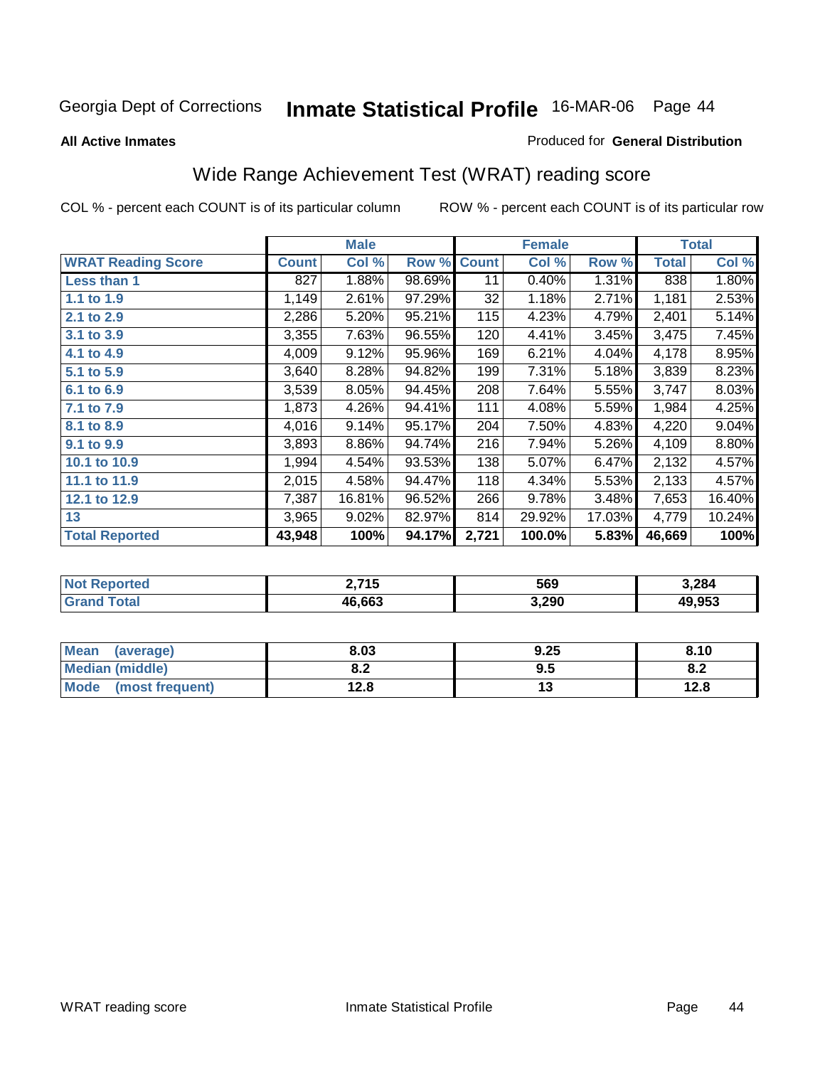Georgia Dept of Corrections **Inmate Statistical Profile** 16-MAR-06

**All Active Inmates**

Produced for **General Distribution**

## Wide Range Achievement Test (WRAT) reading score

COL % - percent each COUNT is of its particular column

ROW % - percent each COUNT is of its particular row

| | Male | | | Female | | | Total | |
|---|---|---|---|---|---|---|---|---|
| **WRAT Reading Score** | **Count** | **Col %** | **Row %** | **Count** | **Col %** | **Row %** | **Total** | **Col %** |
| **Less than 1** | 827 | 1.88% | 98.69% | 11 | 0.40% | 1.31% | 838 | 1.80% |
| **1.1 to 1.9** | 1,149 | 2.61% | 97.29% | 32 | 1.18% | 2.71% | 1,181 | 2.53% |
| **2.1 to 2.9** | 2,286 | 5.20% | 95.21% | 115 | 4.23% | 4.79% | 2,401 | 5.14% |
| **3.1 to 3.9** | 3,355 | 7.63% | 96.55% | 120 | 4.41% | 3.45% | 3,475 | 7.45% |
| **4.1 to 4.9** | 4,009 | 9.12% | 95.96% | 169 | 6.21% | 4.04% | 4,178 | 8.95% |
| **5.1 to 5.9** | 3,640 | 8.28% | 94.82% | 199 | 7.31% | 5.18% | 3,839 | 8.23% |
| **6.1 to 6.9** | 3,539 | 8.05% | 94.45% | 208 | 7.64% | 5.55% | 3,747 | 8.03% |
| **7.1 to 7.9** | 1,873 | 4.26% | 94.41% | 111 | 4.08% | 5.59% | 1,984 | 4.25% |
| **8.1 to 8.9** | 4,016 | 9.14% | 95.17% | 204 | 7.50% | 4.83% | 4,220 | 9.04% |
| **9.1 to 9.9** | 3,893 | 8.86% | 94.74% | 216 | 7.94% | 5.26% | 4,109 | 8.80% |
| **10.1 to 10.9** | 1,994 | 4.54% | 93.53% | 138 | 5.07% | 6.47% | 2,132 | 4.57% |
| **11.1 to 11.9** | 2,015 | 4.58% | 94.47% | 118 | 4.34% | 5.53% | 2,133 | 4.57% |
| **12.1 to 12.9** | 7,387 | 16.81% | 96.52% | 266 | 9.78% | 3.48% | 7,653 | 16.40% |
| **13** | 3,965 | 9.02% | 82.97% | 814 | 29.92% | 17.03% | 4,779 | 10.24% |
| **Total Reported** | **43,948** | **100%** | **94.17%** | **2,721** | **100.0%** | **5.83%** | **46,669** | **100%** |

| | Male | Female | Total |
|---|---|---|---|
| **Not Reported** | **2,715** | **569** | **3,284** |
| **Grand Total** | **46,663** | **3,290** | **49,953** |

| | Male | Female | Total |
|---|---|---|---|
| **Mean (average)** | **8.03** | **9.25** | **8.10** |
| **Median (middle)** | **8.2** | **9.5** | **8.2** |
| **Mode (most frequent)** | **12.8** | **13** | **12.8** |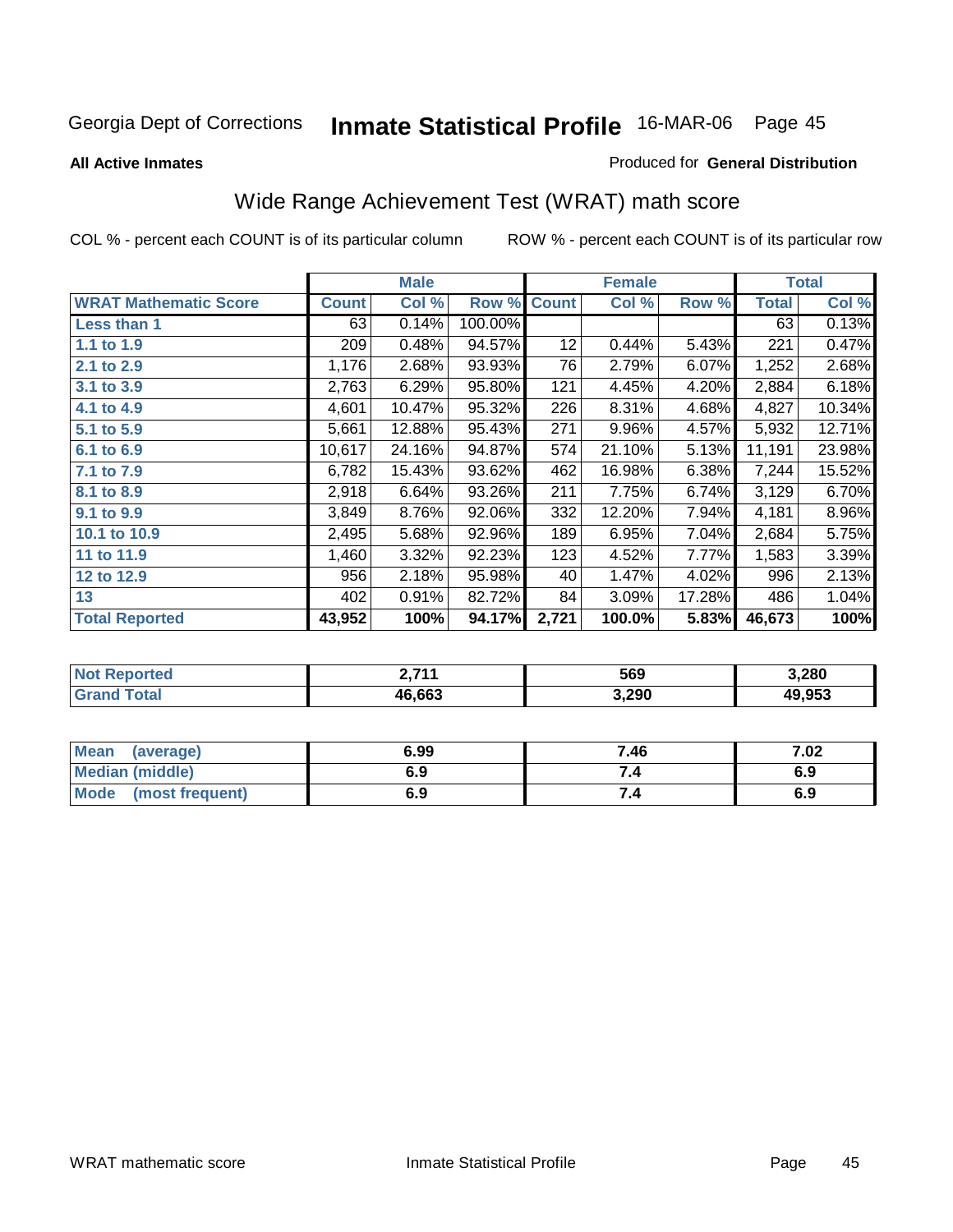Georgia Dept of Corrections **Inmate Statistical Profile** 16-MAR-06

**All Active Inmates**

Produced for **General Distribution**

## Wide Range Achievement Test (WRAT) math score

COL % - percent each COUNT is of its particular column

ROW % - percent each COUNT is of its particular row

| | Male | | | Female | | | Total | |
|---|---|---|---|---|---|---|---|---|
| **WRAT Mathematic Score** | **Count** | **Col %** | **Row %** | **Count** | **Col %** | **Row %** | **Total** | **Col %** |
| **Less than 1** | 63 | 0.14% | 100.00% | | | | 63 | 0.13% |
| **1.1 to 1.9** | 209 | 0.48% | 94.57% | 12 | 0.44% | 5.43% | 221 | 0.47% |
| **2.1 to 2.9** | 1,176 | 2.68% | 93.93% | 76 | 2.79% | 6.07% | 1,252 | 2.68% |
| **3.1 to 3.9** | 2,763 | 6.29% | 95.80% | 121 | 4.45% | 4.20% | 2,884 | 6.18% |
| **4.1 to 4.9** | 4,601 | 10.47% | 95.32% | 226 | 8.31% | 4.68% | 4,827 | 10.34% |
| **5.1 to 5.9** | 5,661 | 12.88% | 95.43% | 271 | 9.96% | 4.57% | 5,932 | 12.71% |
| **6.1 to 6.9** | 10,617 | 24.16% | 94.87% | 574 | 21.10% | 5.13% | 11,191 | 23.98% |
| **7.1 to 7.9** | 6,782 | 15.43% | 93.62% | 462 | 16.98% | 6.38% | 7,244 | 15.52% |
| **8.1 to 8.9** | 2,918 | 6.64% | 93.26% | 211 | 7.75% | 6.74% | 3,129 | 6.70% |
| **9.1 to 9.9** | 3,849 | 8.76% | 92.06% | 332 | 12.20% | 7.94% | 4,181 | 8.96% |
| **10.1 to 10.9** | 2,495 | 5.68% | 92.96% | 189 | 6.95% | 7.04% | 2,684 | 5.75% |
| **11 to 11.9** | 1,460 | 3.32% | 92.23% | 123 | 4.52% | 7.77% | 1,583 | 3.39% |
| **12 to 12.9** | 956 | 2.18% | 95.98% | 40 | 1.47% | 4.02% | 996 | 2.13% |
| **13** | 402 | 0.91% | 82.72% | 84 | 3.09% | 17.28% | 486 | 1.04% |
| **Total Reported** | **43,952** | **100%** | **94.17%** | **2,721** | **100.0%** | **5.83%** | **46,673** | **100%** |

| | Male | Female | Total |
|---|---|---|---|
| **Not Reported** | **2,711** | **569** | **3,280** |
| **Grand Total** | **46,663** | **3,290** | **49,953** |

| | Male | Female | Total |
|---|---|---|---|
| **Mean (average)** | **6.99** | **7.46** | **7.02** |
| **Median (middle)** | **6.9** | **7.4** | **6.9** |
| **Mode (most frequent)** | **6.9** | **7.4** | **6.9** |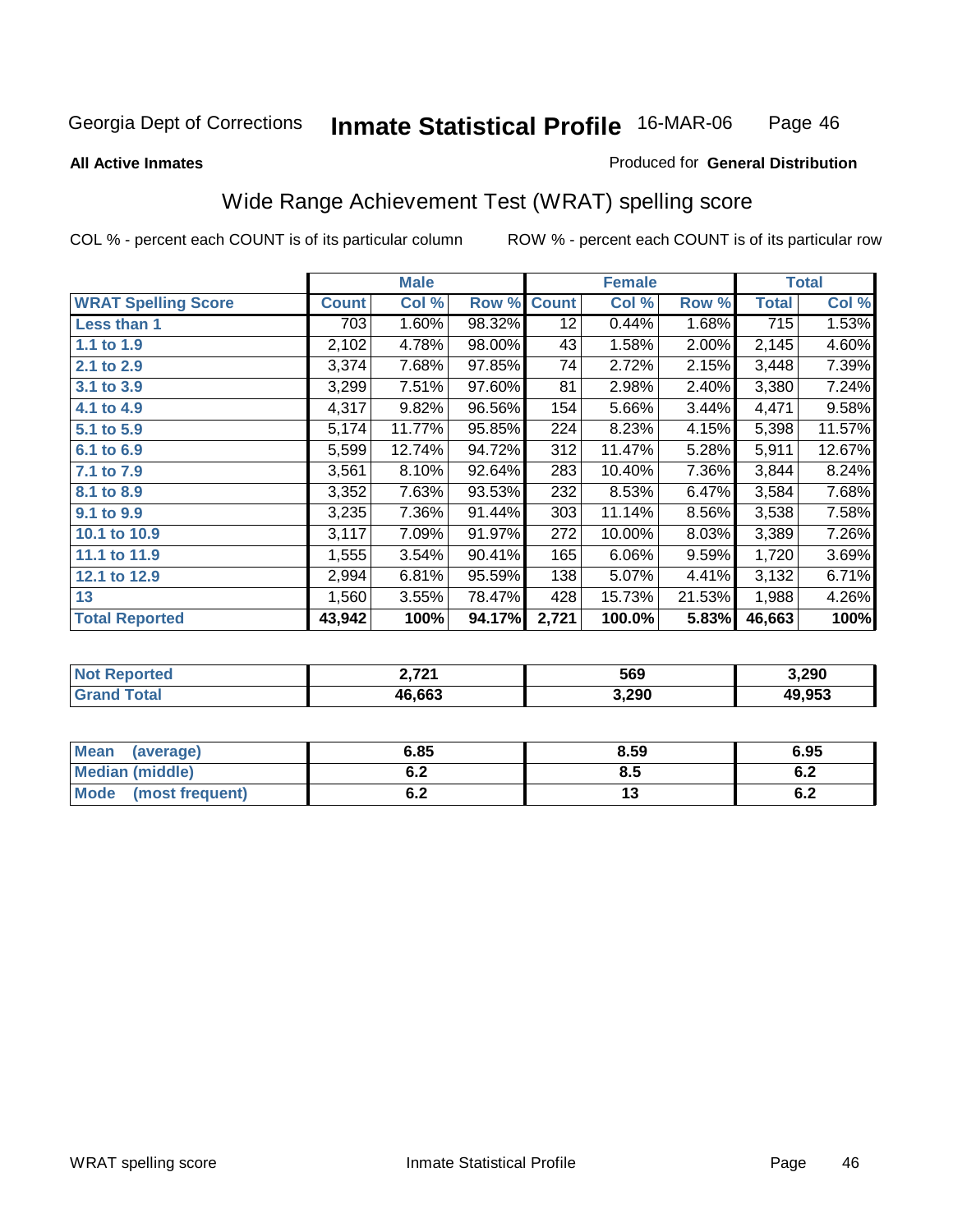Georgia Dept of Corrections **Inmate Statistical Profile** 16-MAR-06

**All Active Inmates**

Produced for **General Distribution**

## Wide Range Achievement Test (WRAT) spelling score

COL % - percent each COUNT is of its particular column

ROW % - percent each COUNT is of its particular row

| | Male | | | Female | | | Total | |
|---|---|---|---|---|---|---|---|---|
| **WRAT Spelling Score** | **Count** | **Col %** | **Row %** | **Count** | **Col %** | **Row %** | **Total** | **Col %** |
| **Less than 1** | 703 | 1.60% | 98.32% | 12 | 0.44% | 1.68% | 715 | 1.53% |
| **1.1 to 1.9** | 2,102 | 4.78% | 98.00% | 43 | 1.58% | 2.00% | 2,145 | 4.60% |
| **2.1 to 2.9** | 3,374 | 7.68% | 97.85% | 74 | 2.72% | 2.15% | 3,448 | 7.39% |
| **3.1 to 3.9** | 3,299 | 7.51% | 97.60% | 81 | 2.98% | 2.40% | 3,380 | 7.24% |
| **4.1 to 4.9** | 4,317 | 9.82% | 96.56% | 154 | 5.66% | 3.44% | 4,471 | 9.58% |
| **5.1 to 5.9** | 5,174 | 11.77% | 95.85% | 224 | 8.23% | 4.15% | 5,398 | 11.57% |
| **6.1 to 6.9** | 5,599 | 12.74% | 94.72% | 312 | 11.47% | 5.28% | 5,911 | 12.67% |
| **7.1 to 7.9** | 3,561 | 8.10% | 92.64% | 283 | 10.40% | 7.36% | 3,844 | 8.24% |
| **8.1 to 8.9** | 3,352 | 7.63% | 93.53% | 232 | 8.53% | 6.47% | 3,584 | 7.68% |
| **9.1 to 9.9** | 3,235 | 7.36% | 91.44% | 303 | 11.14% | 8.56% | 3,538 | 7.58% |
| **10.1 to 10.9** | 3,117 | 7.09% | 91.97% | 272 | 10.00% | 8.03% | 3,389 | 7.26% |
| **11.1 to 11.9** | 1,555 | 3.54% | 90.41% | 165 | 6.06% | 9.59% | 1,720 | 3.69% |
| **12.1 to 12.9** | 2,994 | 6.81% | 95.59% | 138 | 5.07% | 4.41% | 3,132 | 6.71% |
| **13** | 1,560 | 3.55% | 78.47% | 428 | 15.73% | 21.53% | 1,988 | 4.26% |
| **Total Reported** | **43,942** | **100%** | **94.17%** | **2,721** | **100.0%** | **5.83%** | **46,663** | **100%** |

| | Male | Female | Total |
|---|---|---|---|
| **Not Reported** | **2,721** | **569** | **3,290** |
| **Grand Total** | **46,663** | **3,290** | **49,953** |

| | Male | Female | Total |
|---|---|---|---|
| **Mean (average)** | **6.85** | **8.59** | **6.95** |
| **Median (middle)** | **6.2** | **8.5** | **6.2** |
| **Mode (most frequent)** | **6.2** | **13** | **6.2** |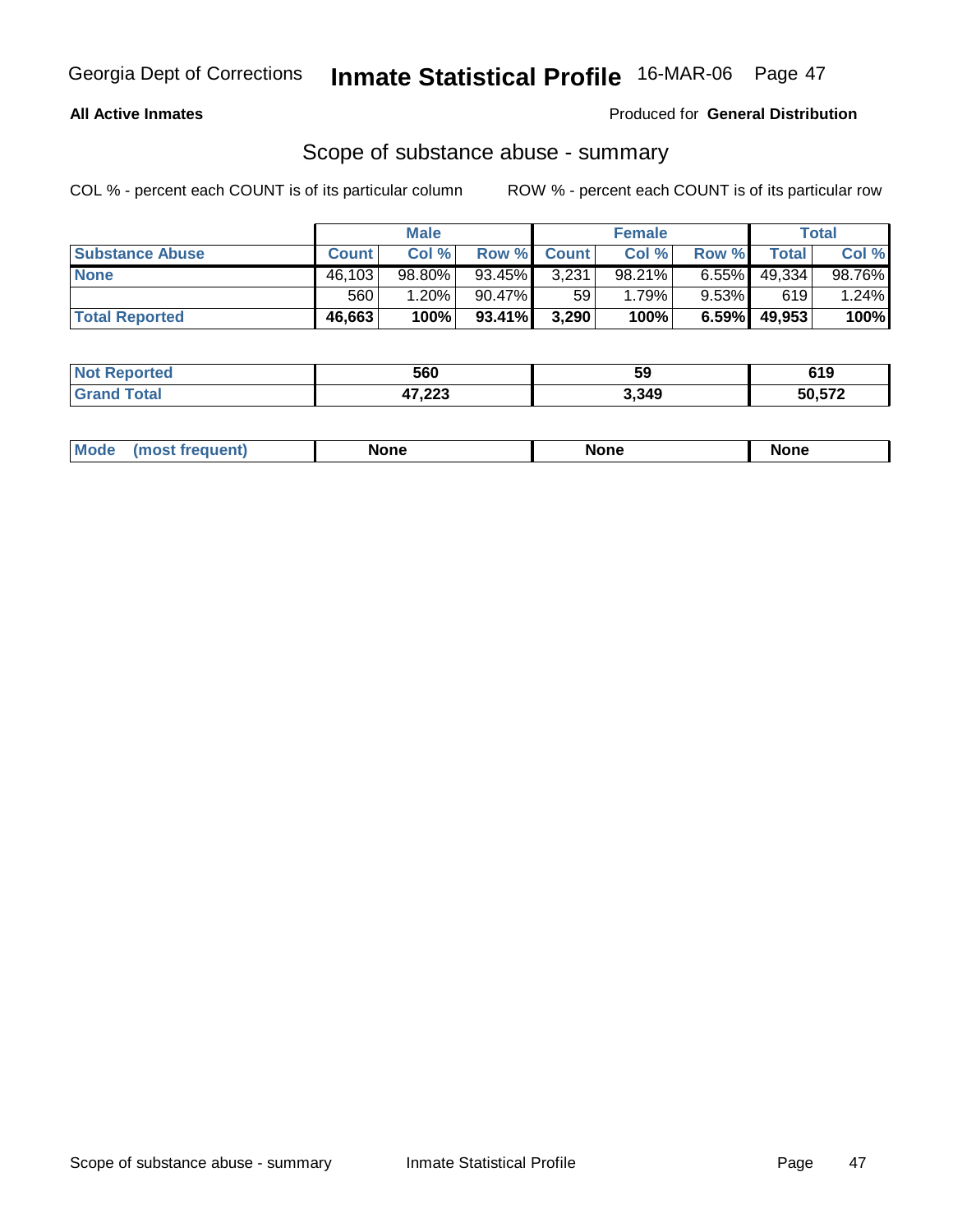Georgia Dept of Corrections **Inmate Statistical Profile** 16-MAR-06

**All Active Inmates**

Produced for **General Distribution**

## Scope of substance abuse - summary

COL % - percent each COUNT is of its particular column ROW % - percent each COUNT is of its particular row

| | Male | | | Female | | | Total | |
|---|---|---|---|---|---|---|---|---|
| **Substance Abuse** | **Count** | **Col %** | **Row %** | **Count** | **Col %** | **Row %** | **Total** | **Col %** |
| **None** | 46,103 | 98.80% | 93.45% | 3,231 | 98.21% | 6.55% | 49,334 | 98.76% |
| | 560 | 1.20% | 90.47% | 59 | 1.79% | 9.53% | 619 | 1.24% |
| **Total Reported** | **46,663** | **100%** | **93.41%** | **3,290** | **100%** | **6.59%** | **49,953** | **100%** |

| | Male | Female | Total |
|---|---|---|---|
| **Not Reported** | **560** | **59** | **619** |
| **Grand Total** | **47,223** | **3,349** | **50,572** |

| | Male | Female | Total |
|---|---|---|---|
| **Mode (most frequent)** | **None** | **None** | **None** |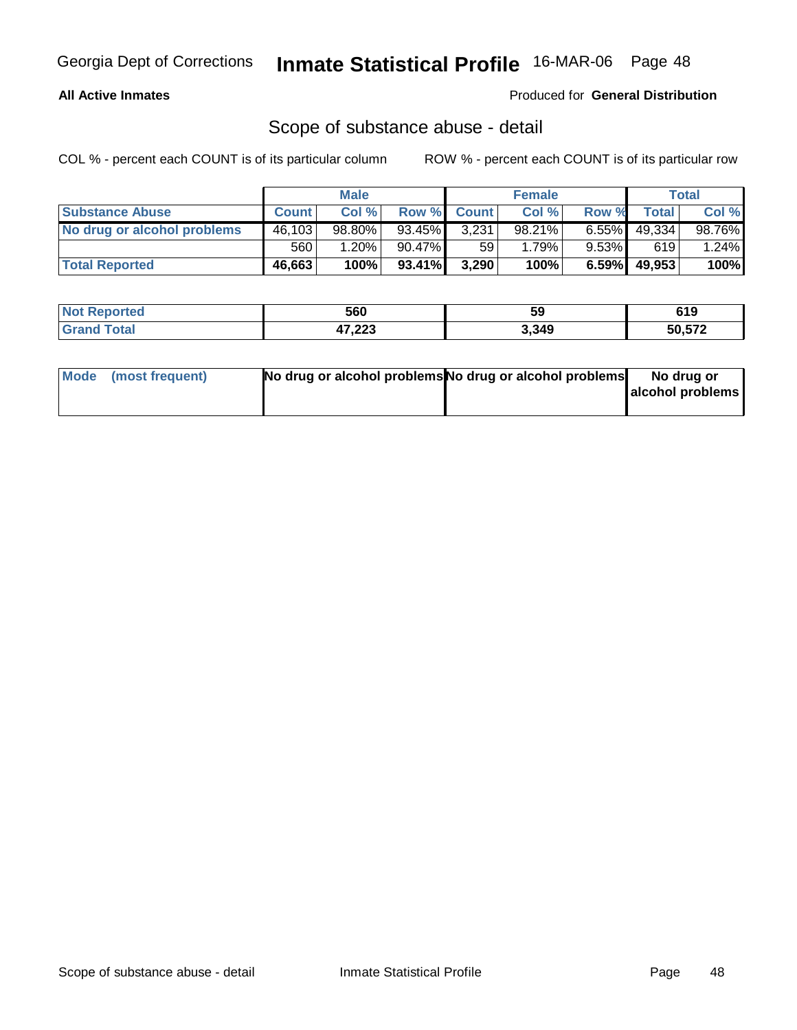Georgia Dept of Corrections **Inmate Statistical Profile** 16-MAR-06

**All Active Inmates**

Produced for **General Distribution**

## Scope of substance abuse - detail

COL % - percent each COUNT is of its particular column ROW % - percent each COUNT is of its particular row

| | Male | | | Female | | | Total | |
|---|---|---|---|---|---|---|---|---|
| **Substance Abuse** | **Count** | **Col %** | **Row %** | **Count** | **Col %** | **Row %** | **Total** | **Col %** |
| **No drug or alcohol problems** | 46,103 | 98.80% | 93.45% | 3,231 | 98.21% | 6.55% | 49,334 | 98.76% |
| | 560 | 1.20% | 90.47% | 59 | 1.79% | 9.53% | 619 | 1.24% |
| **Total Reported** | **46,663** | **100%** | **93.41%** | **3,290** | **100%** | **6.59%** | **49,953** | **100%** |

| | Male | Female | Total |
|---|---|---|---|
| **Not Reported** | **560** | **59** | **619** |
| **Grand Total** | **47,223** | **3,349** | **50,572** |

| | Male | Female | Total |
|---|---|---|---|
| **Mode (most frequent)** | **No drug or alcohol problems** | **No drug or alcohol problems** | **No drug or alcohol problems** |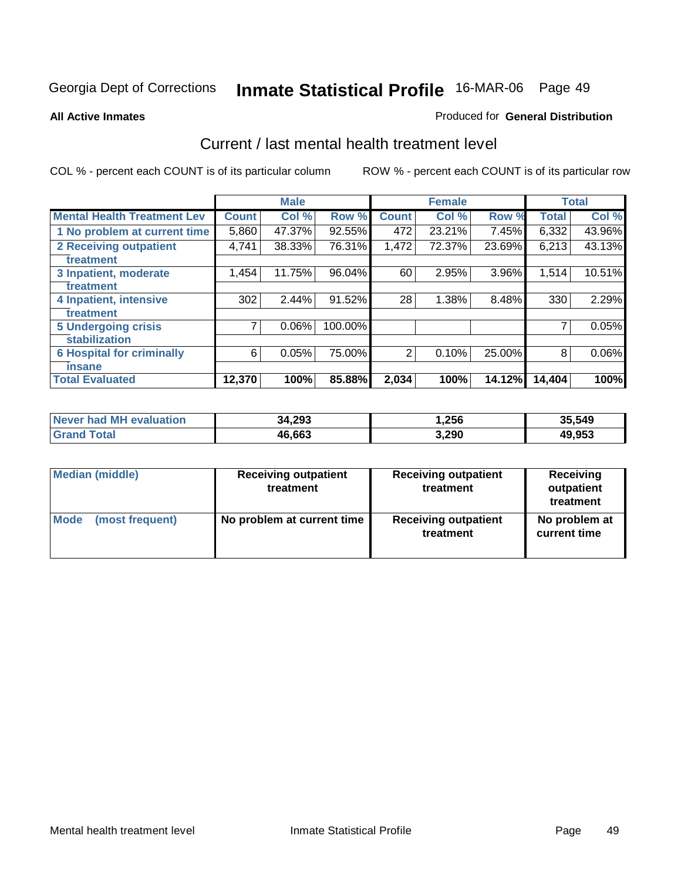Georgia Dept of Corrections **Inmate Statistical Profile** 16-MAR-06

**All Active Inmates**

Produced for **General Distribution**

## Current / last mental health treatment level

COL % - percent each COUNT is of its particular column

ROW % - percent each COUNT is of its particular row

| | Male | | | Female | | | Total | |
|---|---|---|---|---|---|---|---|---|
| **Mental Health Treatment Lev** | **Count** | **Col %** | **Row %** | **Count** | **Col %** | **Row %** | **Total** | **Col %** |
| 1 No problem at current time | 5,860 | 47.37% | 92.55% | 472 | 23.21% | 7.45% | 6,332 | 43.96% |
| 2 Receiving outpatient treatment | 4,741 | 38.33% | 76.31% | 1,472 | 72.37% | 23.69% | 6,213 | 43.13% |
| 3 Inpatient, moderate treatment | 1,454 | 11.75% | 96.04% | 60 | 2.95% | 3.96% | 1,514 | 10.51% |
| 4 Inpatient, intensive treatment | 302 | 2.44% | 91.52% | 28 | 1.38% | 8.48% | 330 | 2.29% |
| 5 Undergoing crisis stabilization | 7 | 0.06% | 100.00% | | | | 7 | 0.05% |
| 6 Hospital for criminally insane | 6 | 0.05% | 75.00% | 2 | 0.10% | 25.00% | 8 | 0.06% |
| **Total Evaluated** | **12,370** | **100%** | **85.88%** | **2,034** | **100%** | **14.12%** | **14,404** | **100%** |

| | Male | Female | Total |
|---|---|---|---|
| Never had MH evaluation | **34,293** | **1,256** | **35,549** |
| Grand Total | **46,663** | **3,290** | **49,953** |

| | Male | Female | Total |
|---|---|---|---|
| Median (middle) | **Receiving outpatient treatment** | **Receiving outpatient treatment** | **Receiving outpatient treatment** |
| Mode (most frequent) | **No problem at current time** | **Receiving outpatient treatment** | **No problem at current time** |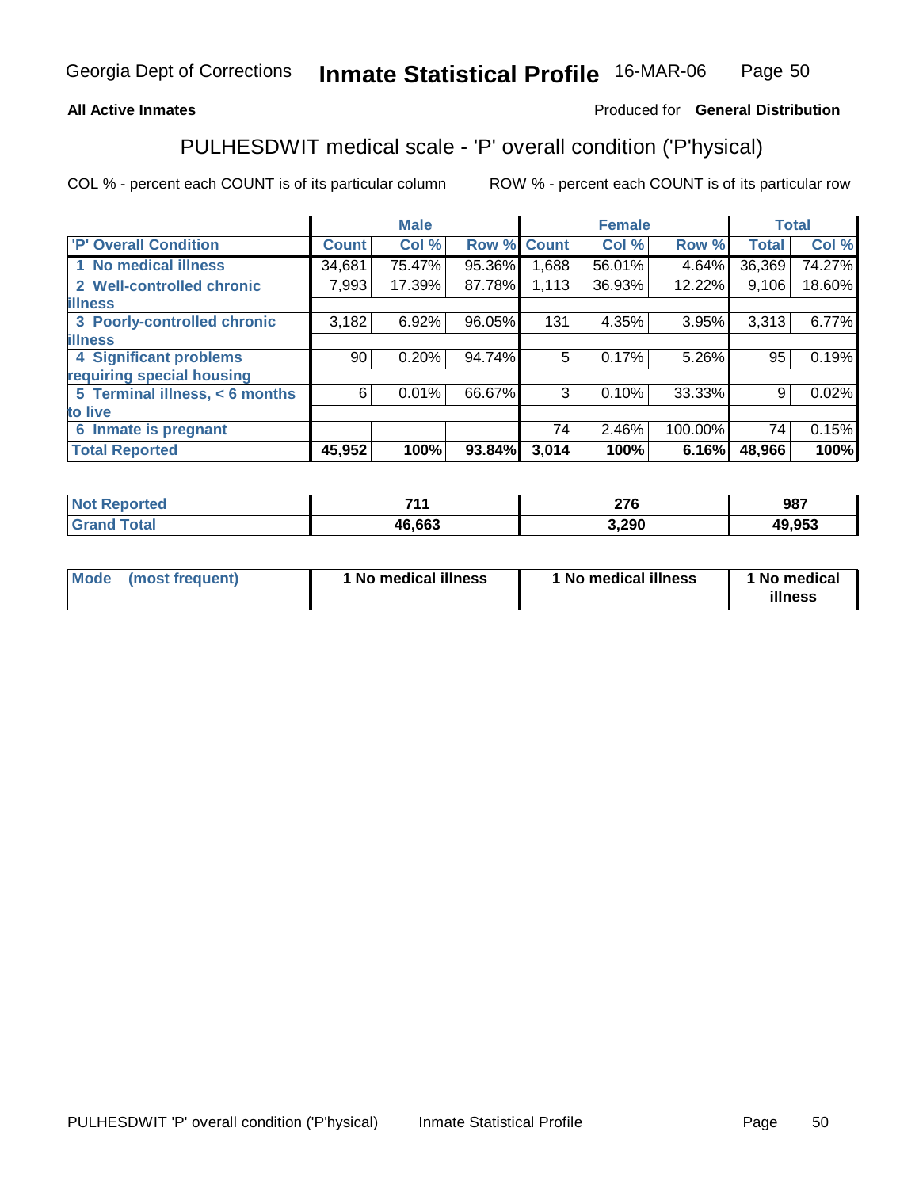Georgia Dept of Corrections **Inmate Statistical Profile** 16-MAR-06

**All Active Inmates** Produced for **General Distribution**

## PULHESDWIT medical scale - 'P' overall condition ('P'hysical)

COL % - percent each COUNT is of its particular column ROW % - percent each COUNT is of its particular row

| | Male | | | Female | | | Total | |
|---|---|---|---|---|---|---|---|---|
| 'P' Overall Condition | Count | Col % | Row % | Count | Col % | Row % | Total | Col % |
| 1 No medical illness | 34,681 | 75.47% | 95.36% | 1,688 | 56.01% | 4.64% | 36,369 | 74.27% |
| 2 Well-controlled chronic illness | 7,993 | 17.39% | 87.78% | 1,113 | 36.93% | 12.22% | 9,106 | 18.60% |
| 3 Poorly-controlled chronic illness | 3,182 | 6.92% | 96.05% | 131 | 4.35% | 3.95% | 3,313 | 6.77% |
| 4 Significant problems requiring special housing | 90 | 0.20% | 94.74% | 5 | 0.17% | 5.26% | 95 | 0.19% |
| 5 Terminal illness, < 6 months to live | 6 | 0.01% | 66.67% | 3 | 0.10% | 33.33% | 9 | 0.02% |
| 6 Inmate is pregnant | | | | 74 | 2.46% | 100.00% | 74 | 0.15% |
| **Total Reported** | **45,952** | **100%** | **93.84%** | **3,014** | **100%** | **6.16%** | **48,966** | **100%** |

| | Male | Female | Total |
|---|---|---|---|
| Not Reported | 711 | 276 | 987 |
| Grand Total | 46,663 | 3,290 | 49,953 |

| | Male | Female | Total |
|---|---|---|---|
| Mode (most frequent) | 1 No medical illness | 1 No medical illness | 1 No medical illness |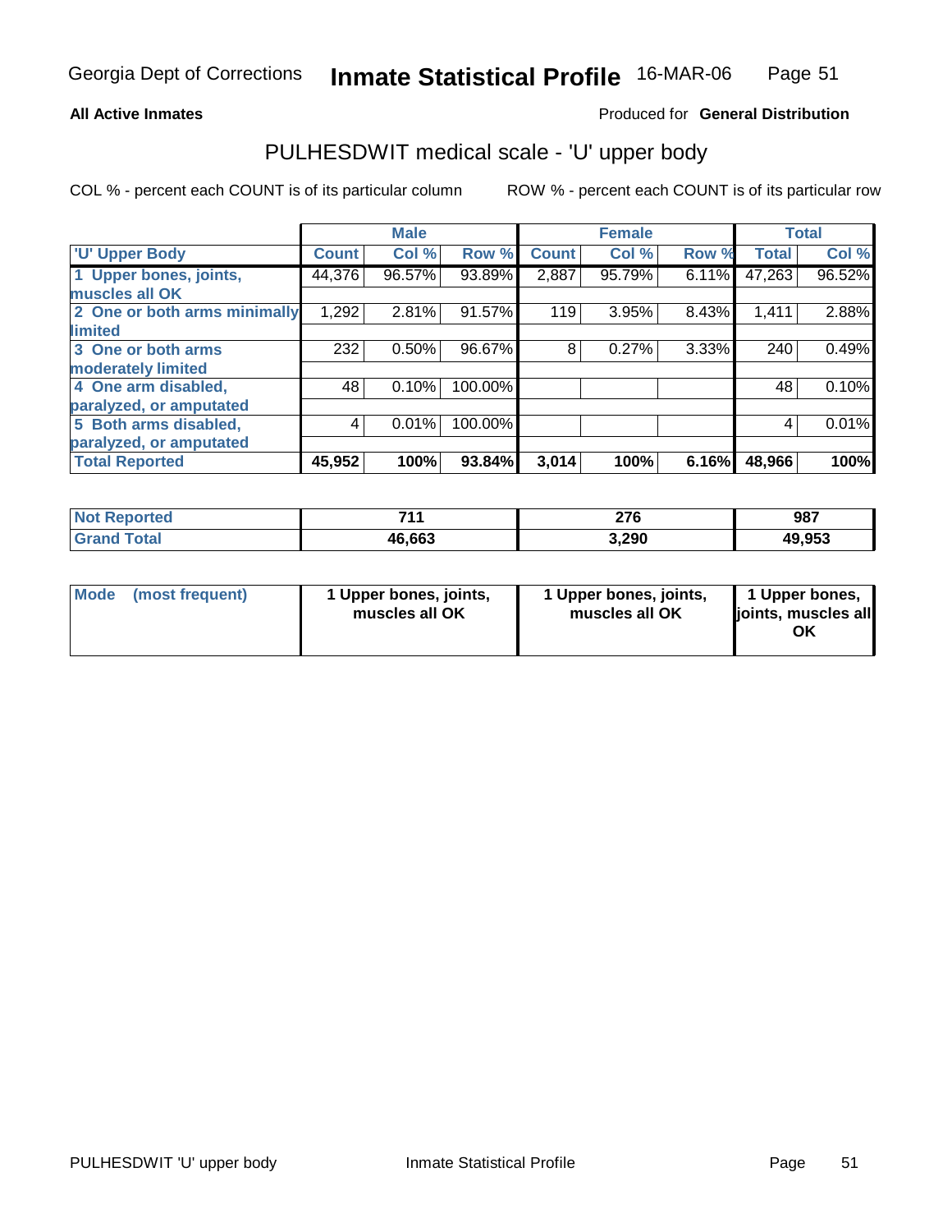Georgia Dept of Corrections **Inmate Statistical Profile** 16-MAR-06

**All Active Inmates** Produced for **General Distribution**

## PULHESDWIT medical scale - 'U' upper body

COL % - percent each COUNT is of its particular column ROW % - percent each COUNT is of its particular row

| | Male | | | Female | | | Total | |
|---|---|---|---|---|---|---|---|---|
| 'U' Upper Body | Count | Col % | Row % | Count | Col % | Row % | Total | Col % |
| 1 Upper bones, joints, muscles all OK | 44,376 | 96.57% | 93.89% | 2,887 | 95.79% | 6.11% | 47,263 | 96.52% |
| 2 One or both arms minimally limited | 1,292 | 2.81% | 91.57% | 119 | 3.95% | 8.43% | 1,411 | 2.88% |
| 3 One or both arms moderately limited | 232 | 0.50% | 96.67% | 8 | 0.27% | 3.33% | 240 | 0.49% |
| 4 One arm disabled, paralyzed, or amputated | 48 | 0.10% | 100.00% | | | | 48 | 0.10% |
| 5 Both arms disabled, paralyzed, or amputated | 4 | 0.01% | 100.00% | | | | 4 | 0.01% |
| **Total Reported** | **45,952** | **100%** | **93.84%** | **3,014** | **100%** | **6.16%** | **48,966** | **100%** |

| | Male | Female | Total |
|---|---|---|---|
| Not Reported | 711 | 276 | 987 |
| Grand Total | 46,663 | 3,290 | 49,953 |

| | Male | Female | Total |
|---|---|---|---|
| Mode (most frequent) | 1 Upper bones, joints, muscles all OK | 1 Upper bones, joints, muscles all OK | 1 Upper bones, joints, muscles all OK |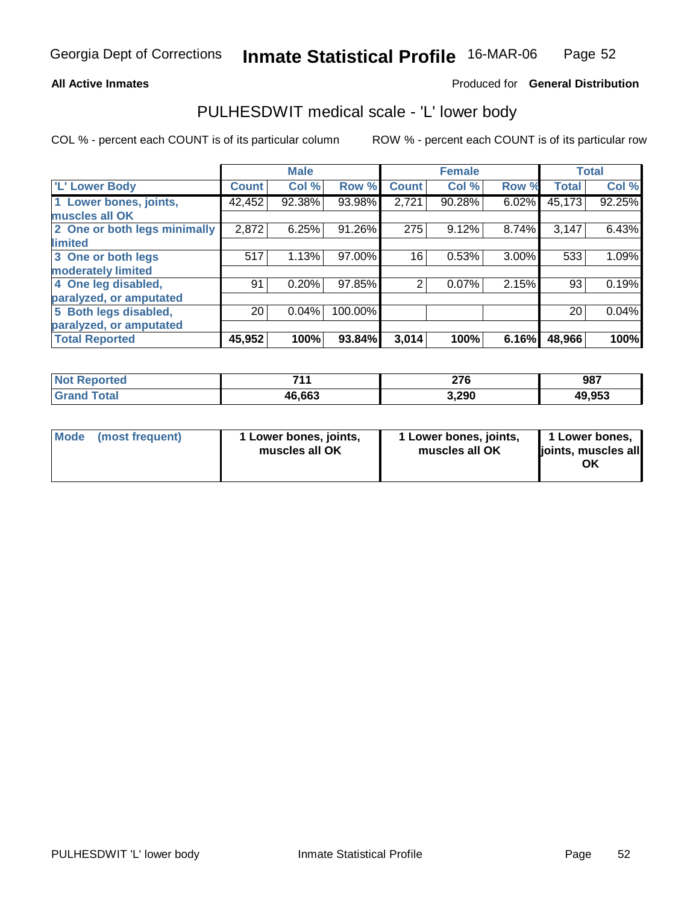Georgia Dept of Corrections **Inmate Statistical Profile** 16-MAR-06

**All Active Inmates**

Produced for **General Distribution**

## PULHESDWIT medical scale - 'L' lower body

COL % - percent each COUNT is of its particular column

ROW % - percent each COUNT is of its particular row

| | Male | | | Female | | | Total | |
|---|---|---|---|---|---|---|---|---|
| 'L' Lower Body | Count | Col % | Row % | Count | Col % | Row % | Total | Col % |
| 1 Lower bones, joints, muscles all OK | 42,452 | 92.38% | 93.98% | 2,721 | 90.28% | 6.02% | 45,173 | 92.25% |
| 2 One or both legs minimally limited | 2,872 | 6.25% | 91.26% | 275 | 9.12% | 8.74% | 3,147 | 6.43% |
| 3 One or both legs moderately limited | 517 | 1.13% | 97.00% | 16 | 0.53% | 3.00% | 533 | 1.09% |
| 4 One leg disabled, paralyzed, or amputated | 91 | 0.20% | 97.85% | 2 | 0.07% | 2.15% | 93 | 0.19% |
| 5 Both legs disabled, paralyzed, or amputated | 20 | 0.04% | 100.00% | | | | 20 | 0.04% |
| **Total Reported** | **45,952** | **100%** | **93.84%** | **3,014** | **100%** | **6.16%** | **48,966** | **100%** |

| | Male | Female | Total |
|---|---|---|---|
| Not Reported | 711 | 276 | 987 |
| Grand Total | 46,663 | 3,290 | 49,953 |

| | Male | Female | Total |
|---|---|---|---|
| Mode (most frequent) | 1 Lower bones, joints, muscles all OK | 1 Lower bones, joints, muscles all OK | 1 Lower bones, joints, muscles all OK |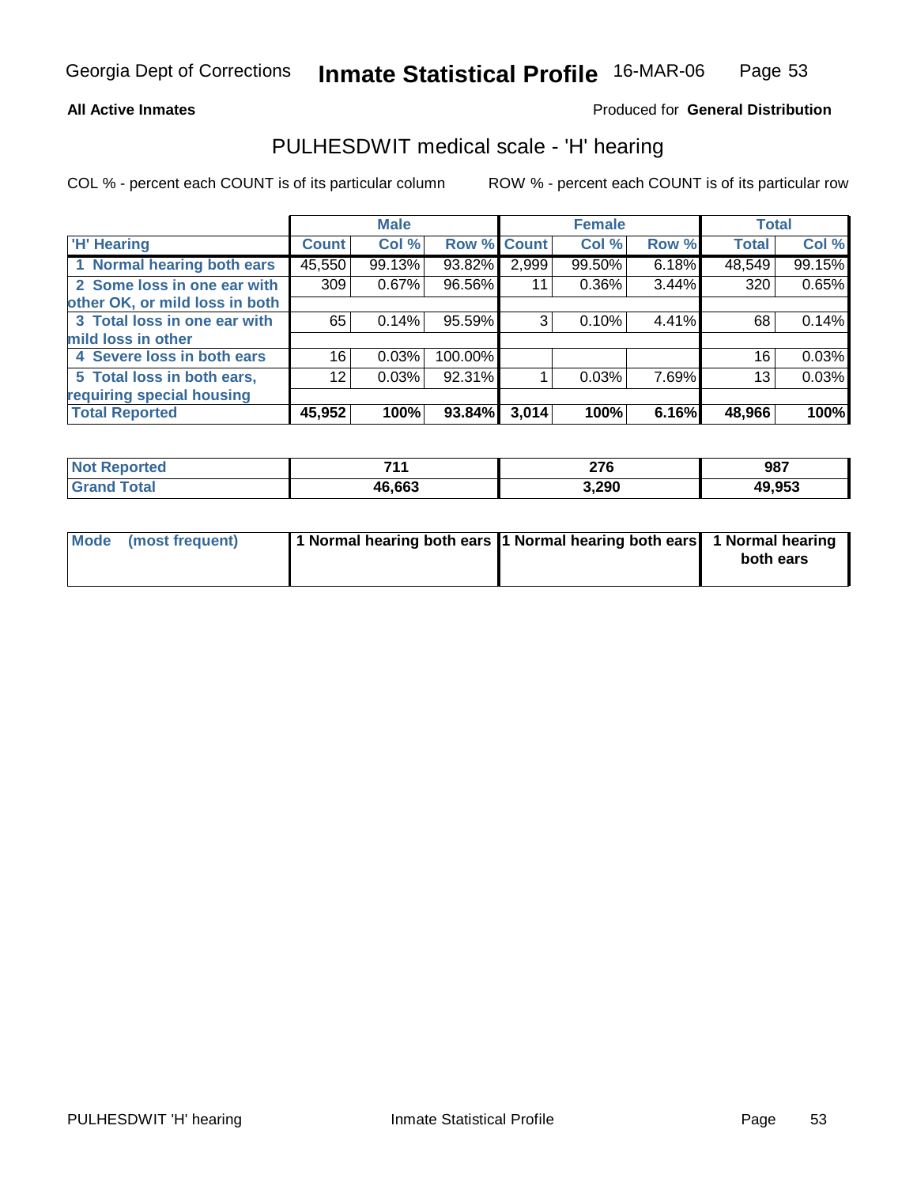Georgia Dept of Corrections **Inmate Statistical Profile** 16-MAR-06

**All Active Inmates**

Produced for **General Distribution**

## PULHESDWIT medical scale - 'H' hearing

COL % - percent each COUNT is of its particular column

ROW % - percent each COUNT is of its particular row

| | Male | | | Female | | | Total | |
|---|---|---|---|---|---|---|---|---|
| **'H' Hearing** | **Count** | **Col %** | **Row %** | **Count** | **Col %** | **Row %** | **Total** | **Col %** |
| **1 Normal hearing both ears** | 45,550 | 99.13% | 93.82% | 2,999 | 99.50% | 6.18% | 48,549 | 99.15% |
| **2 Some loss in one ear with other OK, or mild loss in both** | 309 | 0.67% | 96.56% | 11 | 0.36% | 3.44% | 320 | 0.65% |
| **3 Total loss in one ear with mild loss in other** | 65 | 0.14% | 95.59% | 3 | 0.10% | 4.41% | 68 | 0.14% |
| **4 Severe loss in both ears** | 16 | 0.03% | 100.00% | | | | 16 | 0.03% |
| **5 Total loss in both ears, requiring special housing** | 12 | 0.03% | 92.31% | 1 | 0.03% | 7.69% | 13 | 0.03% |
| **Total Reported** | **45,952** | **100%** | **93.84%** | **3,014** | **100%** | **6.16%** | **48,966** | **100%** |

| | Male | Female | Total |
|---|---|---|---|
| **Not Reported** | **711** | **276** | **987** |
| **Grand Total** | **46,663** | **3,290** | **49,953** |

| | Male | Female | Total |
|---|---|---|---|
| **Mode (most frequent)** | **1 Normal hearing both ears** | **1 Normal hearing both ears** | **1 Normal hearing both ears** |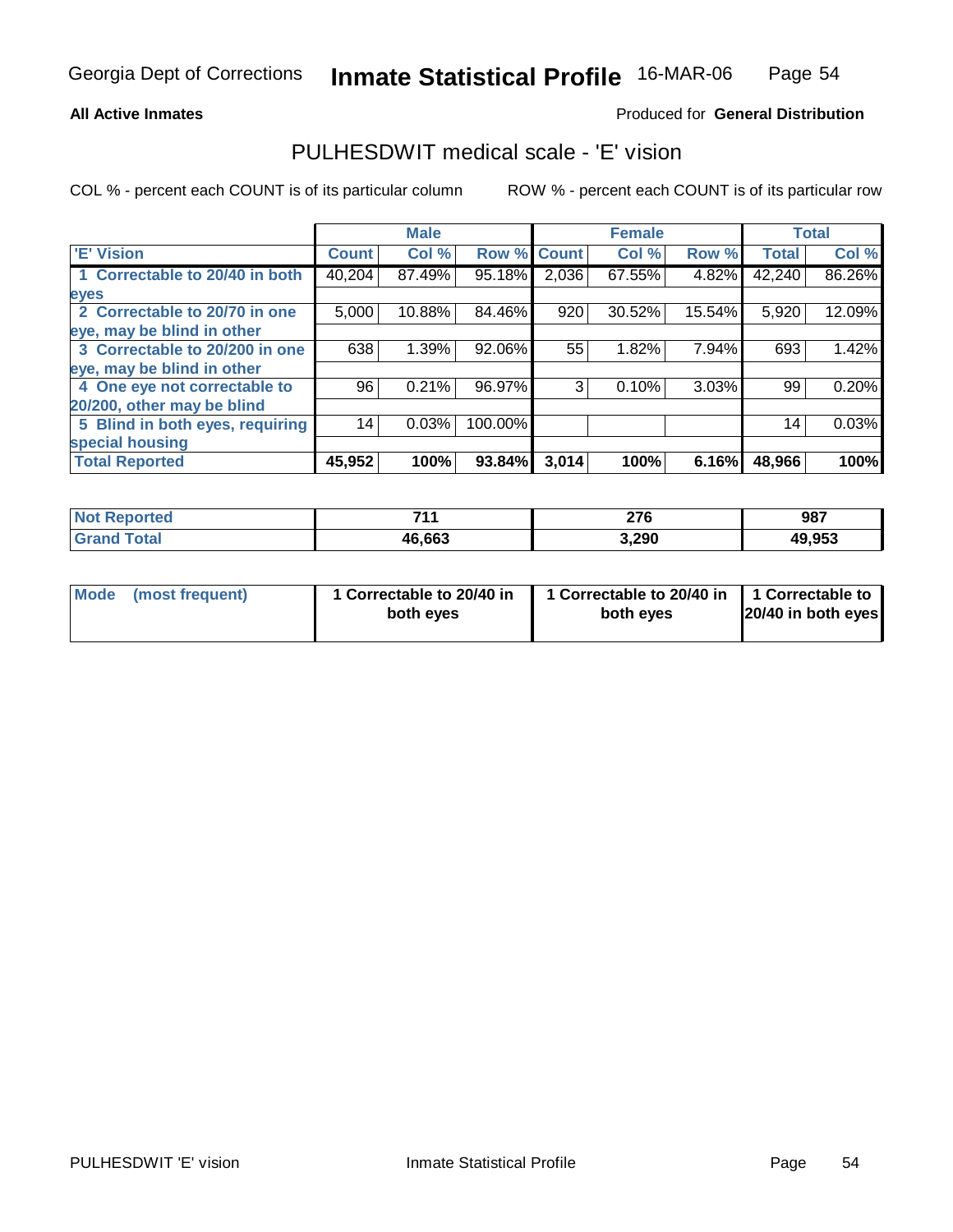Georgia Dept of Corrections **Inmate Statistical Profile** 16-MAR-06

**All Active Inmates** Produced for **General Distribution**

## PULHESDWIT medical scale - 'E' vision

COL % - percent each COUNT is of its particular column ROW % - percent each COUNT is of its particular row

| | Male | | | Female | | | Total | |
|---|---|---|---|---|---|---|---|---|
| 'E' Vision | Count | Col % | Row % | Count | Col % | Row % | Total | Col % |
| 1 Correctable to 20/40 in both eyes | 40,204 | 87.49% | 95.18% | 2,036 | 67.55% | 4.82% | 42,240 | 86.26% |
| 2 Correctable to 20/70 in one eye, may be blind in other | 5,000 | 10.88% | 84.46% | 920 | 30.52% | 15.54% | 5,920 | 12.09% |
| 3 Correctable to 20/200 in one eye, may be blind in other | 638 | 1.39% | 92.06% | 55 | 1.82% | 7.94% | 693 | 1.42% |
| 4 One eye not correctable to 20/200, other may be blind | 96 | 0.21% | 96.97% | 3 | 0.10% | 3.03% | 99 | 0.20% |
| 5 Blind in both eyes, requiring special housing | 14 | 0.03% | 100.00% | | | | 14 | 0.03% |
| **Total Reported** | **45,952** | **100%** | **93.84%** | **3,014** | **100%** | **6.16%** | **48,966** | **100%** |

| | Male | Female | Total |
|---|---|---|---|
| Not Reported | 711 | 276 | 987 |
| Grand Total | 46,663 | 3,290 | 49,953 |

| | Male | Female | Total |
|---|---|---|---|
| Mode (most frequent) | 1 Correctable to 20/40 in both eyes | 1 Correctable to 20/40 in both eyes | 1 Correctable to 20/40 in both eyes |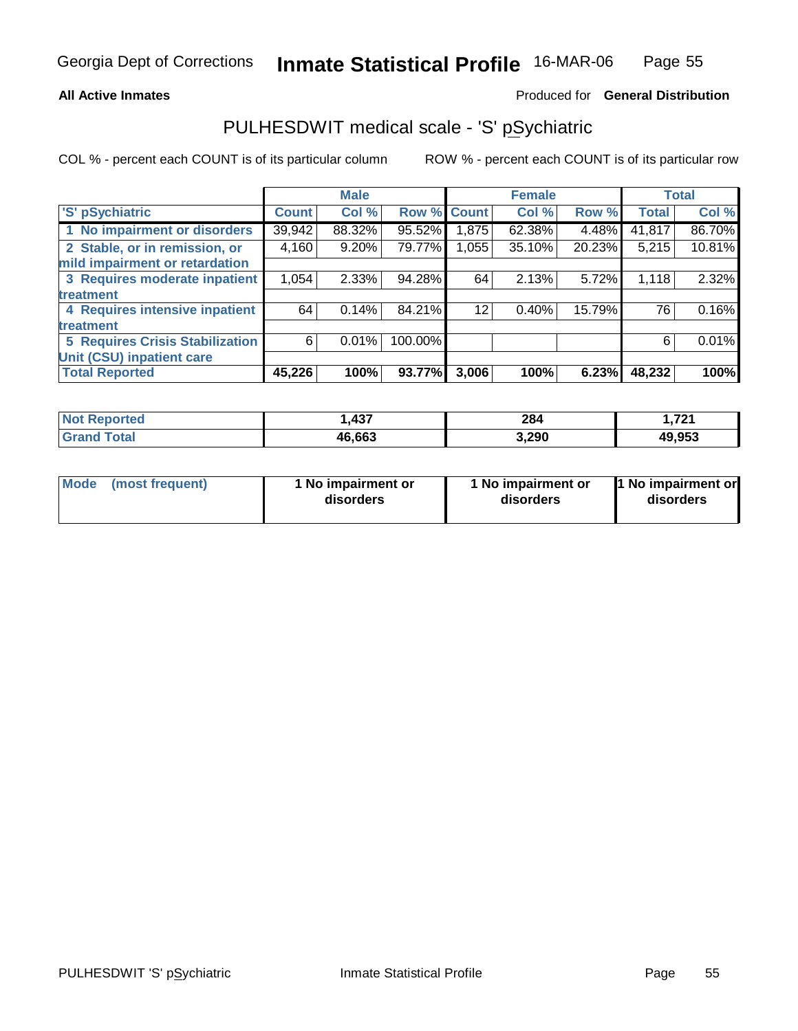Georgia Dept of Corrections **Inmate Statistical Profile** 16-MAR-06

**All Active Inmates** Produced for **General Distribution**

## PULHESDWIT medical scale - 'S' pSychiatric

COL % - percent each COUNT is of its particular column ROW % - percent each COUNT is of its particular row

| | Male | | | Female | | | Total | |
|---|---|---|---|---|---|---|---|---|
| 'S' pSychiatric | Count | Col % | Row % | Count | Col % | Row % | Total | Col % |
| 1 No impairment or disorders | 39,942 | 88.32% | 95.52% | 1,875 | 62.38% | 4.48% | 41,817 | 86.70% |
| 2 Stable, or in remission, or mild impairment or retardation | 4,160 | 9.20% | 79.77% | 1,055 | 35.10% | 20.23% | 5,215 | 10.81% |
| 3 Requires moderate inpatient treatment | 1,054 | 2.33% | 94.28% | 64 | 2.13% | 5.72% | 1,118 | 2.32% |
| 4 Requires intensive inpatient treatment | 64 | 0.14% | 84.21% | 12 | 0.40% | 15.79% | 76 | 0.16% |
| 5 Requires Crisis Stabilization Unit (CSU) inpatient care | 6 | 0.01% | 100.00% | | | | 6 | 0.01% |
| **Total Reported** | **45,226** | **100%** | **93.77%** | **3,006** | **100%** | **6.23%** | **48,232** | **100%** |

| | Male | Female | Total |
|---|---|---|---|
| Not Reported | 1,437 | 284 | 1,721 |
| Grand Total | 46,663 | 3,290 | 49,953 |

| | Male | Female | Total |
|---|---|---|---|
| Mode (most frequent) | 1 No impairment or disorders | 1 No impairment or disorders | 1 No impairment or disorders |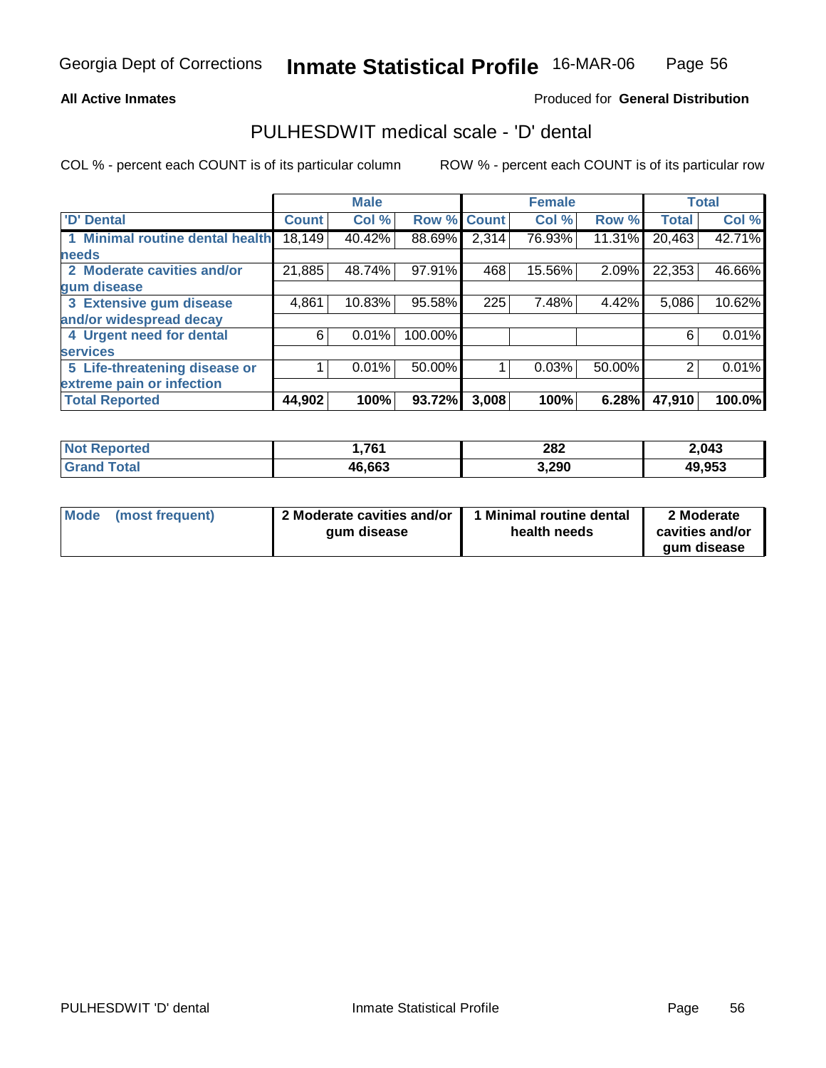**All Active Inmates** Produced for **General Distribution**

## PULHESDWIT medical scale - 'D' dental

COL % - percent each COUNT is of its particular column ROW % - percent each COUNT is of its particular row

| | Male | | | Female | | | Total | |
|---|---|---|---|---|---|---|---|---|
| 'D' Dental | Count | Col % | Row % | Count | Col % | Row % | Total | Col % |
| 1 Minimal routine dental health needs | 18,149 | 40.42% | 88.69% | 2,314 | 76.93% | 11.31% | 20,463 | 42.71% |
| 2 Moderate cavities and/or gum disease | 21,885 | 48.74% | 97.91% | 468 | 15.56% | 2.09% | 22,353 | 46.66% |
| 3 Extensive gum disease and/or widespread decay | 4,861 | 10.83% | 95.58% | 225 | 7.48% | 4.42% | 5,086 | 10.62% |
| 4 Urgent need for dental services | 6 | 0.01% | 100.00% | | | | 6 | 0.01% |
| 5 Life-threatening disease or extreme pain or infection | 1 | 0.01% | 50.00% | 1 | 0.03% | 50.00% | 2 | 0.01% |
| **Total Reported** | **44,902** | **100%** | **93.72%** | **3,008** | **100%** | **6.28%** | **47,910** | **100.0%** |

| | Male | Female | Total |
|---|---|---|---|
| Not Reported | 1,761 | 282 | 2,043 |
| Grand Total | 46,663 | 3,290 | 49,953 |

| | Male | Female | Total |
|---|---|---|---|
| Mode (most frequent) | 2 Moderate cavities and/or gum disease | 1 Minimal routine dental health needs | 2 Moderate cavities and/or gum disease |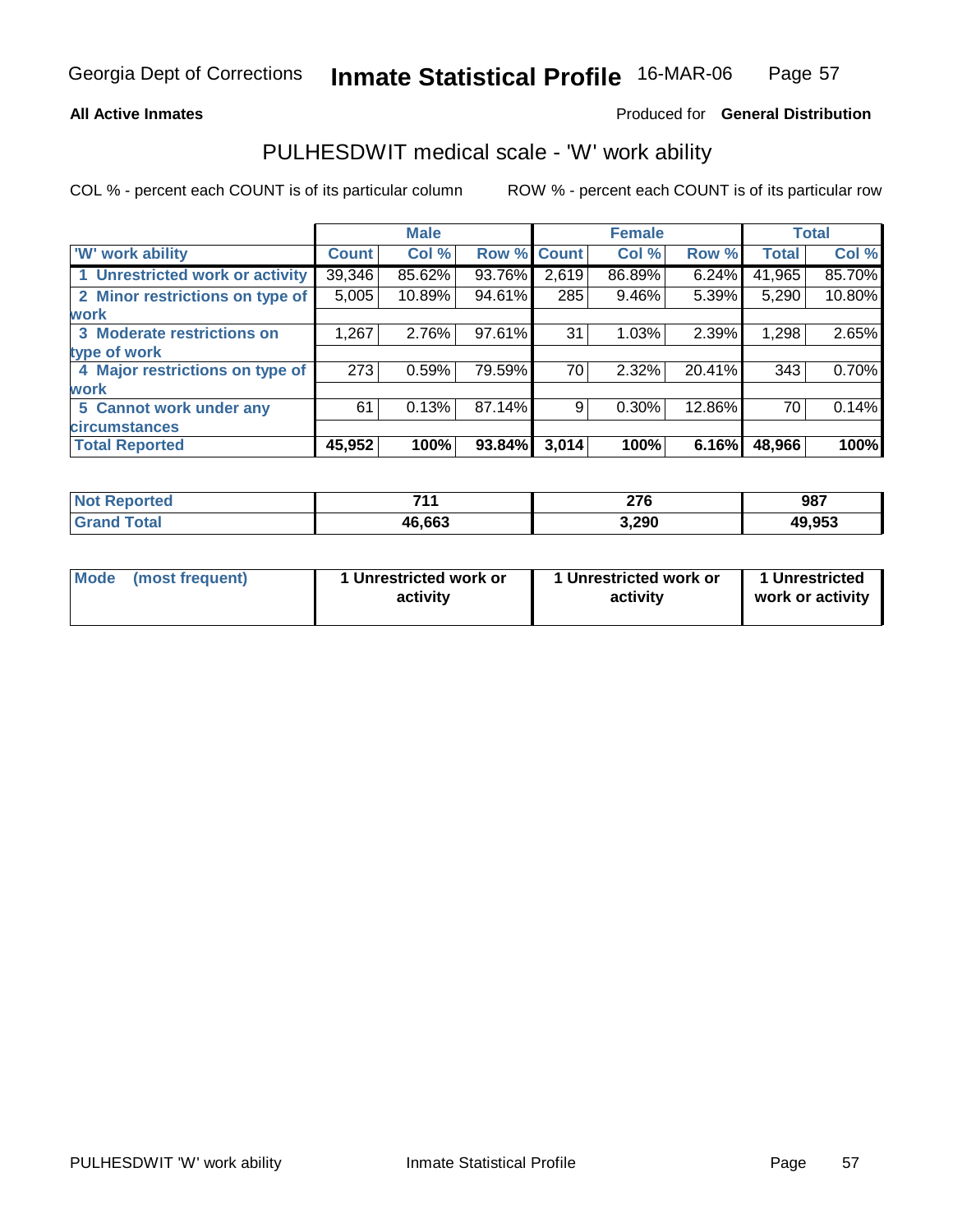Georgia Dept of Corrections **Inmate Statistical Profile** 16-MAR-06

**All Active Inmates**

Produced for **General Distribution**

## PULHESDWIT medical scale - 'W' work ability

COL % - percent each COUNT is of its particular column

ROW % - percent each COUNT is of its particular row

| | Male | | | Female | | | Total | |
|---|---|---|---|---|---|---|---|---|
| 'W' work ability | Count | Col % | Row % | Count | Col % | Row % | Total | Col % |
| 1 Unrestricted work or activity | 39,346 | 85.62% | 93.76% | 2,619 | 86.89% | 6.24% | 41,965 | 85.70% |
| 2 Minor restrictions on type of work | 5,005 | 10.89% | 94.61% | 285 | 9.46% | 5.39% | 5,290 | 10.80% |
| 3 Moderate restrictions on type of work | 1,267 | 2.76% | 97.61% | 31 | 1.03% | 2.39% | 1,298 | 2.65% |
| 4 Major restrictions on type of work | 273 | 0.59% | 79.59% | 70 | 2.32% | 20.41% | 343 | 0.70% |
| 5 Cannot work under any circumstances | 61 | 0.13% | 87.14% | 9 | 0.30% | 12.86% | 70 | 0.14% |
| **Total Reported** | **45,952** | **100%** | **93.84%** | **3,014** | **100%** | **6.16%** | **48,966** | **100%** |

| | Male | Female | Total |
|---|---|---|---|
| Not Reported | 711 | 276 | 987 |
| Grand Total | 46,663 | 3,290 | 49,953 |

| | Male | Female | Total |
|---|---|---|---|
| Mode (most frequent) | 1 Unrestricted work or activity | 1 Unrestricted work or activity | 1 Unrestricted work or activity |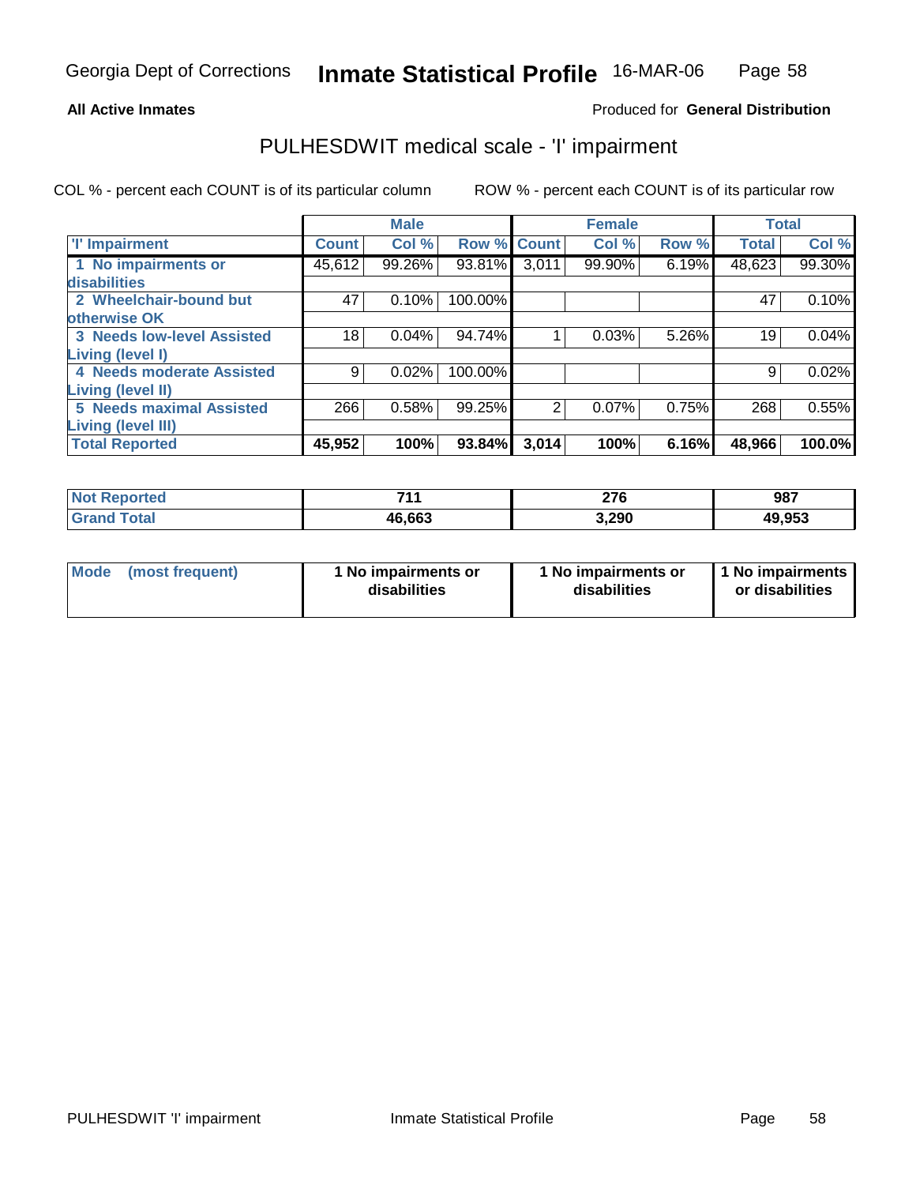Georgia Dept of Corrections **Inmate Statistical Profile** 16-MAR-06

**All Active Inmates**

Produced for **General Distribution**

## PULHESDWIT medical scale - 'I' impairment

COL % - percent each COUNT is of its particular column

ROW % - percent each COUNT is of its particular row

| | Male | | | Female | | | Total | |
|---|---|---|---|---|---|---|---|---|
| 'I' Impairment | Count | Col % | Row % | Count | Col % | Row % | Total | Col % |
| 1 No impairments or disabilities | 45,612 | 99.26% | 93.81% | 3,011 | 99.90% | 6.19% | 48,623 | 99.30% |
| 2 Wheelchair-bound but otherwise OK | 47 | 0.10% | 100.00% | | | | 47 | 0.10% |
| 3 Needs low-level Assisted Living (level I) | 18 | 0.04% | 94.74% | 1 | 0.03% | 5.26% | 19 | 0.04% |
| 4 Needs moderate Assisted Living (level II) | 9 | 0.02% | 100.00% | | | | 9 | 0.02% |
| 5 Needs maximal Assisted Living (level III) | 266 | 0.58% | 99.25% | 2 | 0.07% | 0.75% | 268 | 0.55% |
| **Total Reported** | **45,952** | **100%** | **93.84%** | **3,014** | **100%** | **6.16%** | **48,966** | **100.0%** |

| | Male | Female | Total |
|---|---|---|---|
| Not Reported | 711 | 276 | 987 |
| Grand Total | 46,663 | 3,290 | 49,953 |

| | Male | Female | Total |
|---|---|---|---|
| Mode (most frequent) | 1 No impairments or disabilities | 1 No impairments or disabilities | 1 No impairments or disabilities |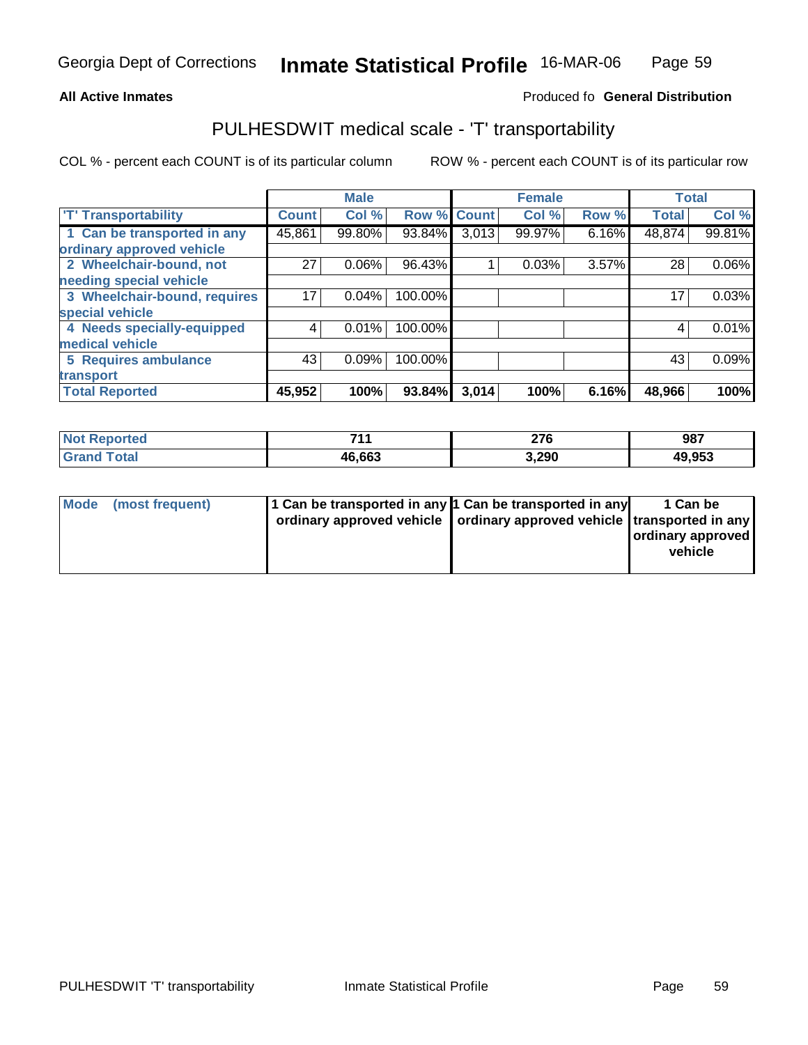**All Active Inmates**

Produced fo **General Distribution**

## PULHESDWIT medical scale - 'T' transportability

COL % - percent each COUNT is of its particular column

ROW % - percent each COUNT is of its particular row

| | Male | | | Female | | | Total | |
|---|---|---|---|---|---|---|---|---|
| 'T' Transportability | Count | Col % | Row % | Count | Col % | Row % | Total | Col % |
| 1 Can be transported in any ordinary approved vehicle | 45,861 | 99.80% | 93.84% | 3,013 | 99.97% | 6.16% | 48,874 | 99.81% |
| 2 Wheelchair-bound, not needing special vehicle | 27 | 0.06% | 96.43% | 1 | 0.03% | 3.57% | 28 | 0.06% |
| 3 Wheelchair-bound, requires special vehicle | 17 | 0.04% | 100.00% | | | | 17 | 0.03% |
| 4 Needs specially-equipped medical vehicle | 4 | 0.01% | 100.00% | | | | 4 | 0.01% |
| 5 Requires ambulance transport | 43 | 0.09% | 100.00% | | | | 43 | 0.09% |
| **Total Reported** | **45,952** | **100%** | **93.84%** | **3,014** | **100%** | **6.16%** | **48,966** | **100%** |

| | Male | Female | Total |
|---|---|---|---|
| **Not Reported** | **711** | **276** | **987** |
| **Grand Total** | **46,663** | **3,290** | **49,953** |

| | Male | Female | Total |
|---|---|---|---|
| **Mode (most frequent)** | **1 Can be transported in any ordinary approved vehicle** | **1 Can be transported in any ordinary approved vehicle** | **1 Can be transported in any ordinary approved vehicle** |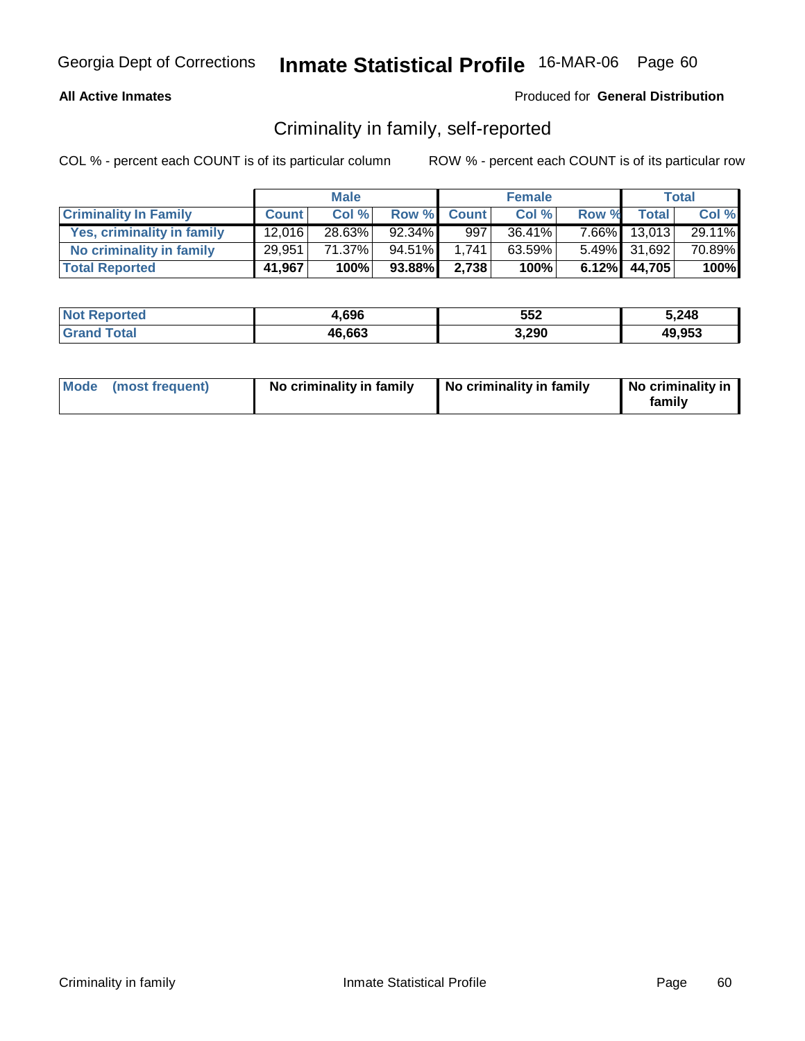**All Active Inmates**

Produced for **General Distribution**

## Criminality in family, self-reported

COL % - percent each COUNT is of its particular column

ROW % - percent each COUNT is of its particular row

| | Male | | | Female | | | Total | |
|---|---|---|---|---|---|---|---|---|
| **Criminality In Family** | **Count** | **Col %** | **Row %** | **Count** | **Col %** | **Row %** | **Total** | **Col %** |
| **Yes, criminality in family** | 12,016 | 28.63% | 92.34% | 997 | 36.41% | 7.66% | 13,013 | 29.11% |
| **No criminality in family** | 29,951 | 71.37% | 94.51% | 1,741 | 63.59% | 5.49% | 31,692 | 70.89% |
| **Total Reported** | **41,967** | **100%** | **93.88%** | **2,738** | **100%** | **6.12%** | **44,705** | **100%** |

| | Male | Female | Total |
|---|---|---|---|
| **Not Reported** | **4,696** | **552** | **5,248** |
| **Grand Total** | **46,663** | **3,290** | **49,953** |

| | Male | Female | Total |
|---|---|---|---|
| **Mode (most frequent)** | **No criminality in family** | **No criminality in family** | **No criminality in family** |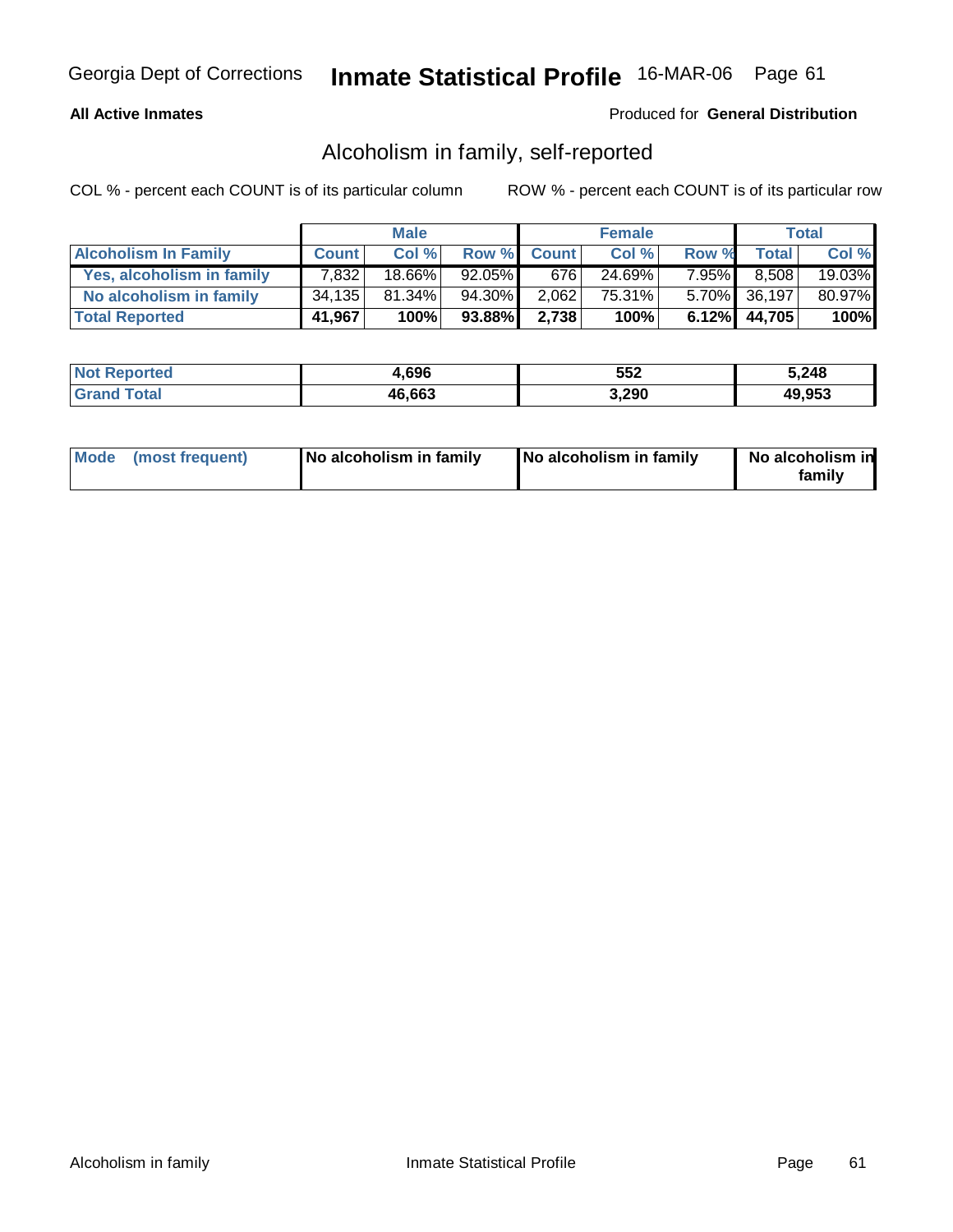**All Active Inmates**

Produced for **General Distribution**

## Alcoholism in family, self-reported

COL % - percent each COUNT is of its particular column

ROW % - percent each COUNT is of its particular row

| | Male | | | Female | | | Total | |
|---|---|---|---|---|---|---|---|---|
| **Alcoholism In Family** | **Count** | **Col %** | **Row %** | **Count** | **Col %** | **Row %** | **Total** | **Col %** |
| Yes, alcoholism in family | 7,832 | 18.66% | 92.05% | 676 | 24.69% | 7.95% | 8,508 | 19.03% |
| No alcoholism in family | 34,135 | 81.34% | 94.30% | 2,062 | 75.31% | 5.70% | 36,197 | 80.97% |
| **Total Reported** | **41,967** | **100%** | **93.88%** | **2,738** | **100%** | **6.12%** | **44,705** | **100%** |

| | Male | Female | Total |
|---|---|---|---|
| **Not Reported** | **4,696** | **552** | **5,248** |
| **Grand Total** | **46,663** | **3,290** | **49,953** |

| | Male | Female | Total |
|---|---|---|---|
| **Mode (most frequent)** | **No alcoholism in family** | **No alcoholism in family** | **No alcoholism in family** |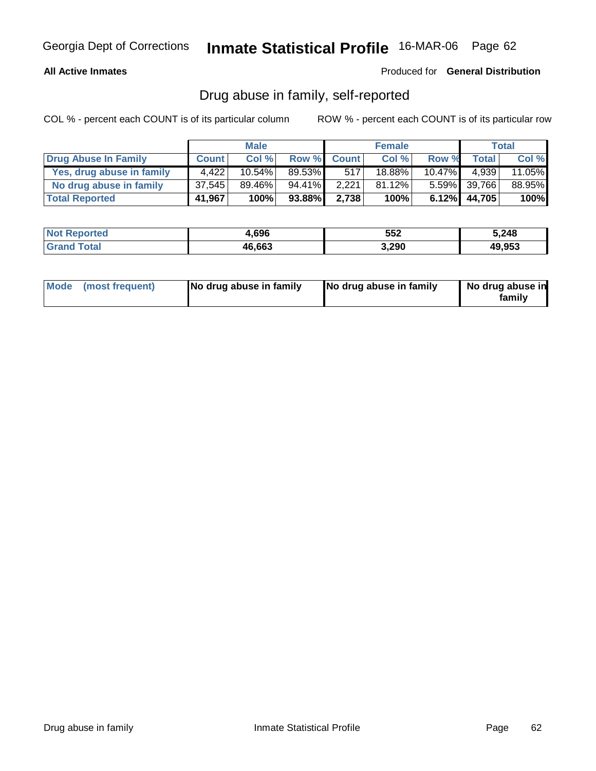Georgia Dept of Corrections **Inmate Statistical Profile** 16-MAR-06

**All Active Inmates**

Produced for **General Distribution**

## Drug abuse in family, self-reported

COL % - percent each COUNT is of its particular column    ROW % - percent each COUNT is of its particular row

| | Male | | | Female | | | Total | |
|---|---|---|---|---|---|---|---|---|
| **Drug Abuse In Family** | **Count** | **Col %** | **Row %** | **Count** | **Col %** | **Row %** | **Total** | **Col %** |
| **Yes, drug abuse in family** | 4,422 | 10.54% | 89.53% | 517 | 18.88% | 10.47% | 4,939 | 11.05% |
| **No drug abuse in family** | 37,545 | 89.46% | 94.41% | 2,221 | 81.12% | 5.59% | 39,766 | 88.95% |
| **Total Reported** | **41,967** | **100%** | **93.88%** | **2,738** | **100%** | **6.12%** | **44,705** | **100%** |

| | Male | Female | Total |
|---|---|---|---|
| **Not Reported** | **4,696** | **552** | **5,248** |
| **Grand Total** | **46,663** | **3,290** | **49,953** |

| | Male | Female | Total |
|---|---|---|---|
| **Mode (most frequent)** | **No drug abuse in family** | **No drug abuse in family** | **No drug abuse in family** |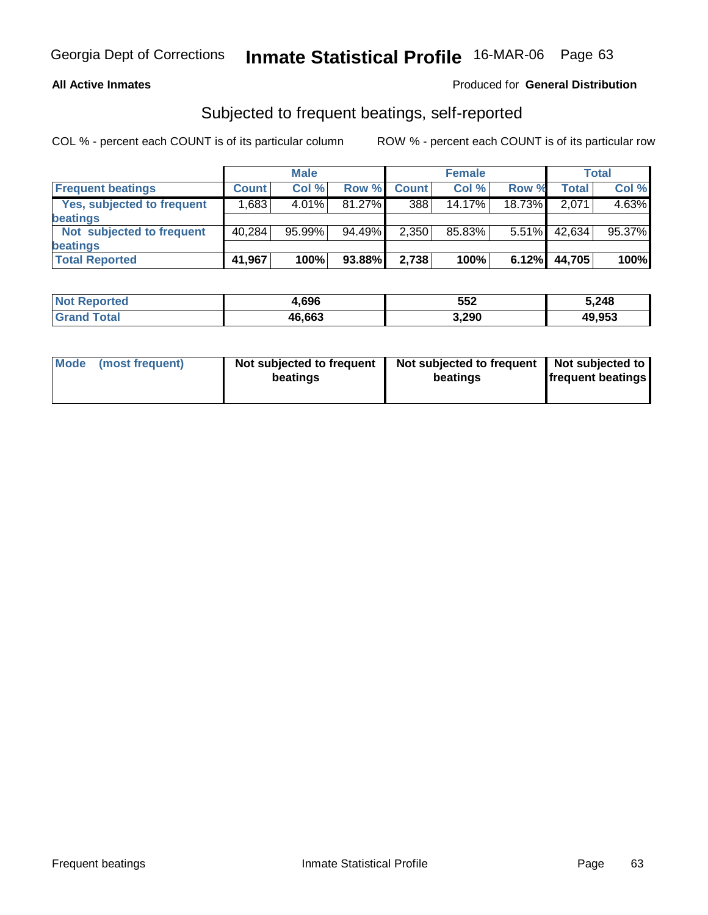**All Active Inmates** — Produced for **General Distribution**

## Subjected to frequent beatings, self-reported

COL % - percent each COUNT is of its particular column    ROW % - percent each COUNT is of its particular row

| | Male | | | Female | | | Total | |
|---|---|---|---|---|---|---|---|---|
| **Frequent beatings** | **Count** | **Col %** | **Row %** | **Count** | **Col %** | **Row %** | **Total** | **Col %** |
| Yes, subjected to frequent beatings | 1,683 | 4.01% | 81.27% | 388 | 14.17% | 18.73% | 2,071 | 4.63% |
| Not subjected to frequent beatings | 40,284 | 95.99% | 94.49% | 2,350 | 85.83% | 5.51% | 42,634 | 95.37% |
| **Total Reported** | **41,967** | **100%** | **93.88%** | **2,738** | **100%** | **6.12%** | **44,705** | **100%** |

| | Male | Female | Total |
|---|---|---|---|
| **Not Reported** | **4,696** | **552** | **5,248** |
| **Grand Total** | **46,663** | **3,290** | **49,953** |

| | Male | Female | Total |
|---|---|---|---|
| **Mode (most frequent)** | **Not subjected to frequent beatings** | **Not subjected to frequent beatings** | **Not subjected to frequent beatings** |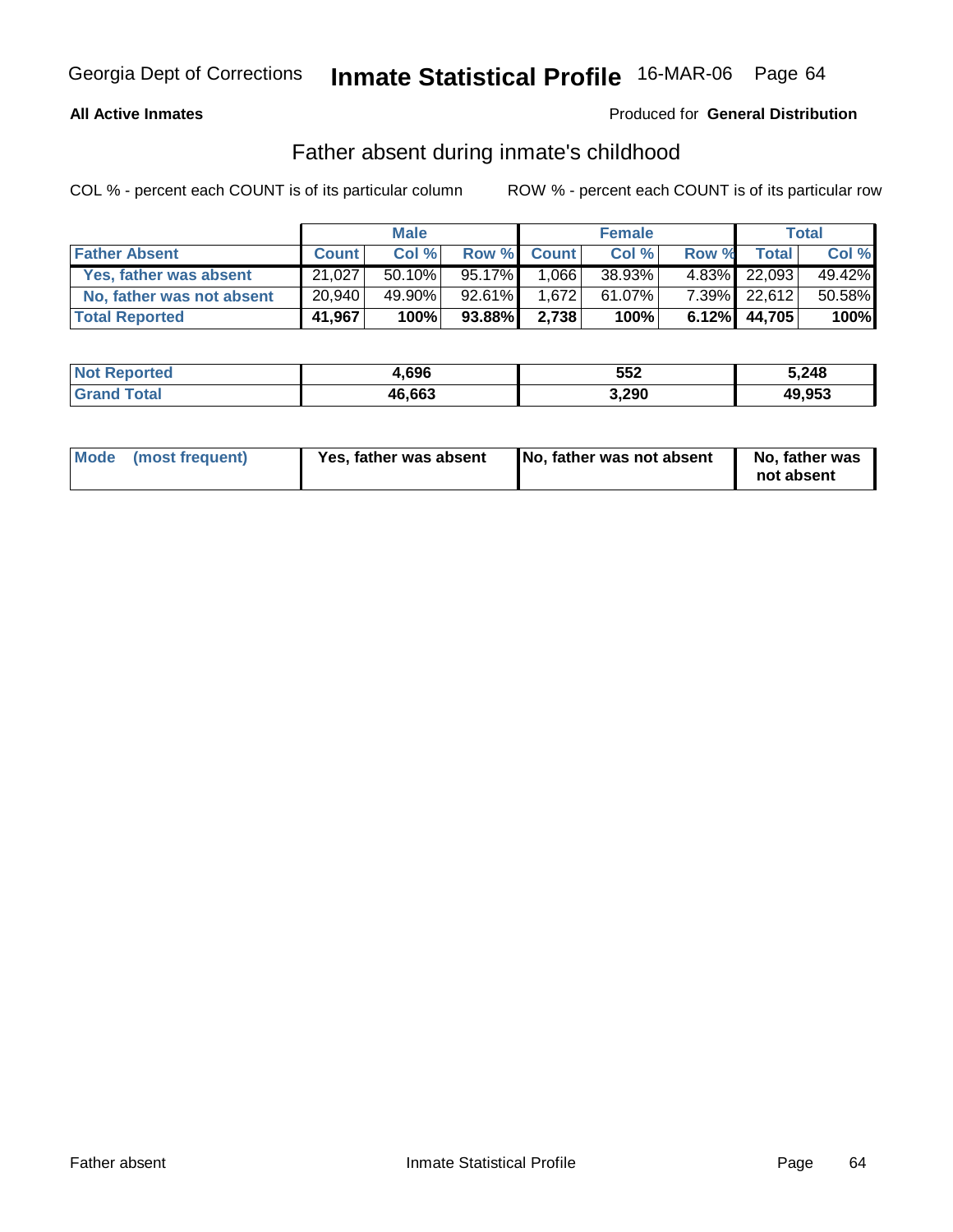**All Active Inmates**

Produced for **General Distribution**

## Father absent during inmate's childhood

COL % - percent each COUNT is of its particular column

ROW % - percent each COUNT is of its particular row

| | Male | | | Female | | | Total | |
|---|---|---|---|---|---|---|---|---|
| **Father Absent** | **Count** | **Col %** | **Row %** | **Count** | **Col %** | **Row %** | **Total** | **Col %** |
| Yes, father was absent | 21,027 | 50.10% | 95.17% | 1,066 | 38.93% | 4.83% | 22,093 | 49.42% |
| No, father was not absent | 20,940 | 49.90% | 92.61% | 1,672 | 61.07% | 7.39% | 22,612 | 50.58% |
| **Total Reported** | **41,967** | **100%** | **93.88%** | **2,738** | **100%** | **6.12%** | **44,705** | **100%** |

| | Male | Female | Total |
|---|---|---|---|
| **Not Reported** | **4,696** | **552** | **5,248** |
| **Grand Total** | **46,663** | **3,290** | **49,953** |

| | Male | Female | Total |
|---|---|---|---|
| **Mode (most frequent)** | **Yes, father was absent** | **No, father was not absent** | **No, father was not absent** |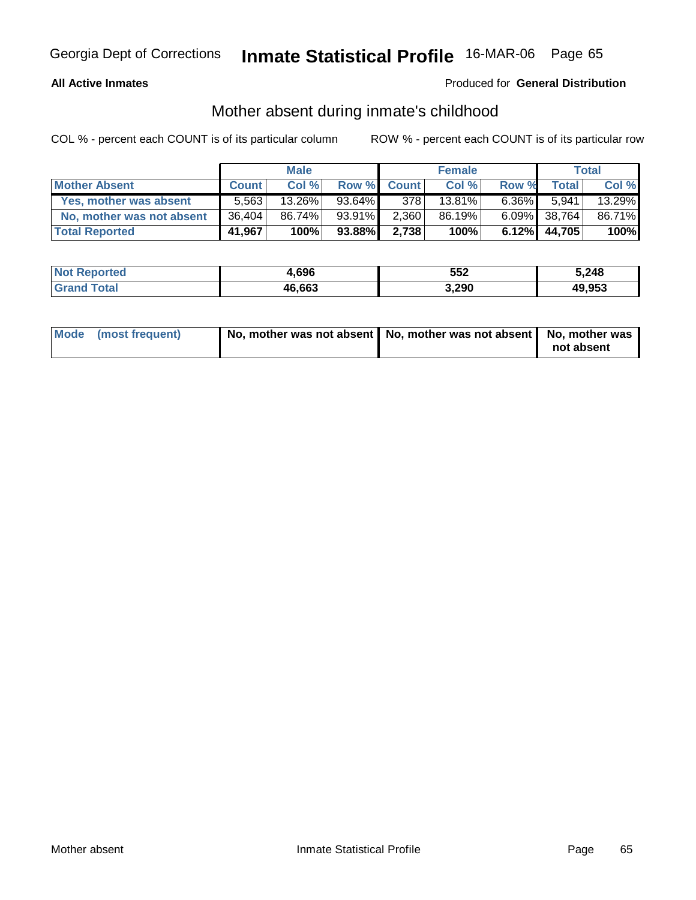**All Active Inmates**

Produced for **General Distribution**

## Mother absent during inmate's childhood

COL % - percent each COUNT is of its particular column

ROW % - percent each COUNT is of its particular row

| | Male | | | Female | | | Total | |
|---|---|---|---|---|---|---|---|---|
| **Mother Absent** | **Count** | **Col %** | **Row %** | **Count** | **Col %** | **Row %** | **Total** | **Col %** |
| **Yes, mother was absent** | 5,563 | 13.26% | 93.64% | 378 | 13.81% | 6.36% | 5,941 | 13.29% |
| **No, mother was not absent** | 36,404 | 86.74% | 93.91% | 2,360 | 86.19% | 6.09% | 38,764 | 86.71% |
| **Total Reported** | **41,967** | **100%** | **93.88%** | **2,738** | **100%** | **6.12%** | **44,705** | **100%** |

| | Male | Female | Total |
|---|---|---|---|
| **Not Reported** | **4,696** | **552** | **5,248** |
| **Grand Total** | **46,663** | **3,290** | **49,953** |

| | Male | Female | Total |
|---|---|---|---|
| **Mode (most frequent)** | **No, mother was not absent** | **No, mother was not absent** | **No, mother was not absent** |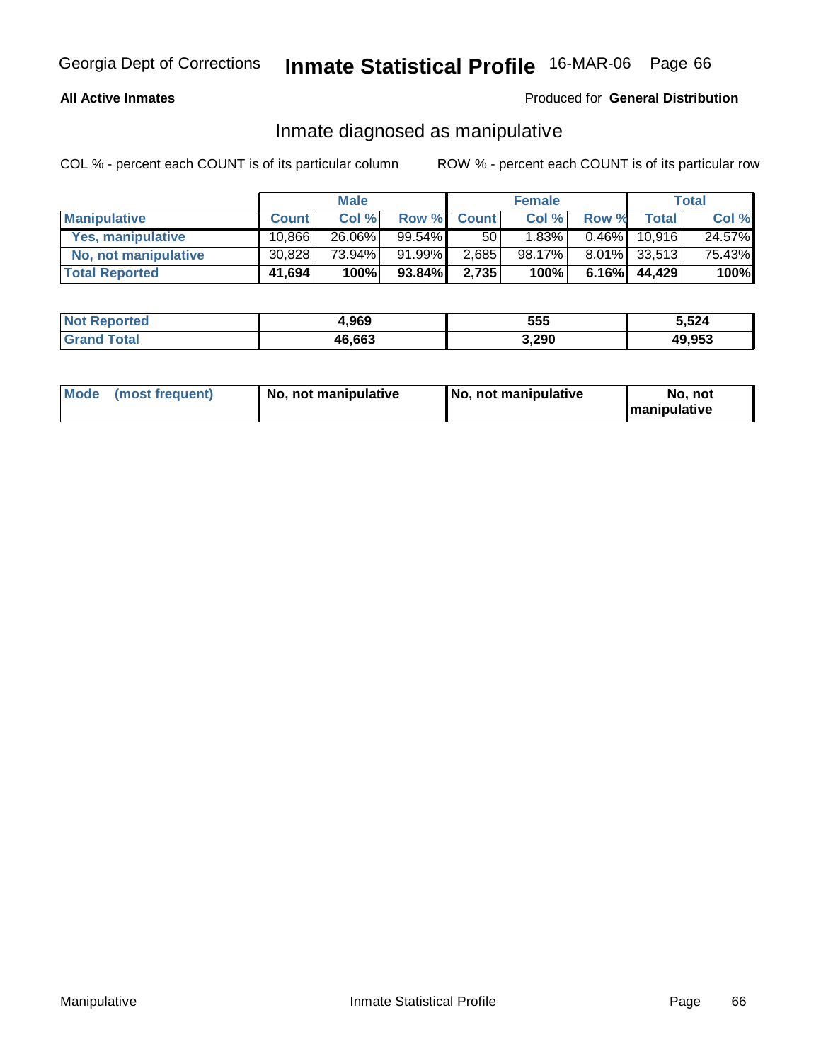**All Active Inmates** Produced for **General Distribution**

## Inmate diagnosed as manipulative

COL % - percent each COUNT is of its particular column ROW % - percent each COUNT is of its particular row

| | Male | | | Female | | | Total | |
|---|---|---|---|---|---|---|---|---|
| **Manipulative** | **Count** | **Col %** | **Row %** | **Count** | **Col %** | **Row %** | **Total** | **Col %** |
| **Yes, manipulative** | 10,866 | 26.06% | 99.54% | 50 | 1.83% | 0.46% | 10,916 | 24.57% |
| **No, not manipulative** | 30,828 | 73.94% | 91.99% | 2,685 | 98.17% | 8.01% | 33,513 | 75.43% |
| **Total Reported** | **41,694** | **100%** | **93.84%** | **2,735** | **100%** | **6.16%** | **44,429** | **100%** |

| | Male | Female | Total |
|---|---|---|---|
| **Not Reported** | **4,969** | **555** | **5,524** |
| **Grand Total** | **46,663** | **3,290** | **49,953** |

| | Male | Female | Total |
|---|---|---|---|
| **Mode (most frequent)** | **No, not manipulative** | **No, not manipulative** | **No, not manipulative** |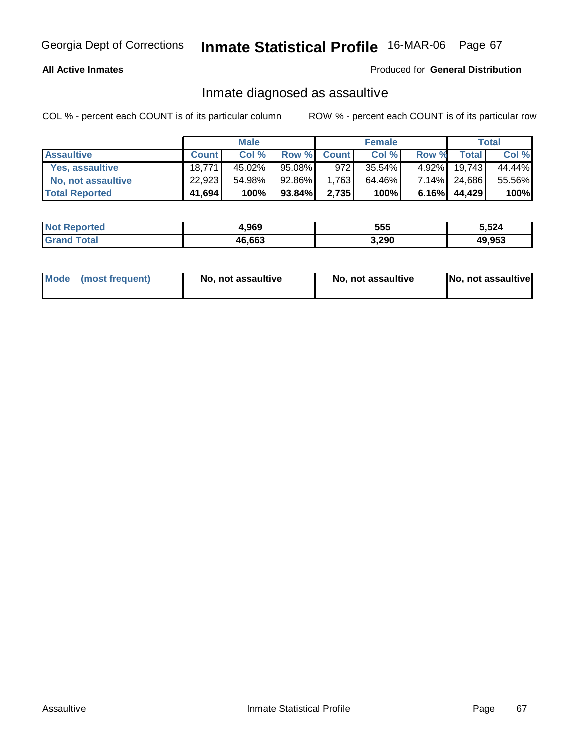**All Active Inmates**

Produced for **General Distribution**

## Inmate diagnosed as assaultive

COL % - percent each COUNT is of its particular column

ROW % - percent each COUNT is of its particular row

| | Male | | | Female | | | Total | |
|---|---|---|---|---|---|---|---|---|
| **Assaultive** | **Count** | **Col %** | **Row %** | **Count** | **Col %** | **Row %** | **Total** | **Col %** |
| Yes, assaultive | 18,771 | 45.02% | 95.08% | 972 | 35.54% | 4.92% | 19,743 | 44.44% |
| No, not assaultive | 22,923 | 54.98% | 92.86% | 1,763 | 64.46% | 7.14% | 24,686 | 55.56% |
| **Total Reported** | **41,694** | **100%** | **93.84%** | **2,735** | **100%** | **6.16%** | **44,429** | **100%** |

| | Male | Female | Total |
|---|---|---|---|
| Not Reported | 4,969 | 555 | 5,524 |
| Grand Total | 46,663 | 3,290 | 49,953 |

| | Male | Female | Total |
|---|---|---|---|
| Mode (most frequent) | No, not assaultive | No, not assaultive | No, not assaultive |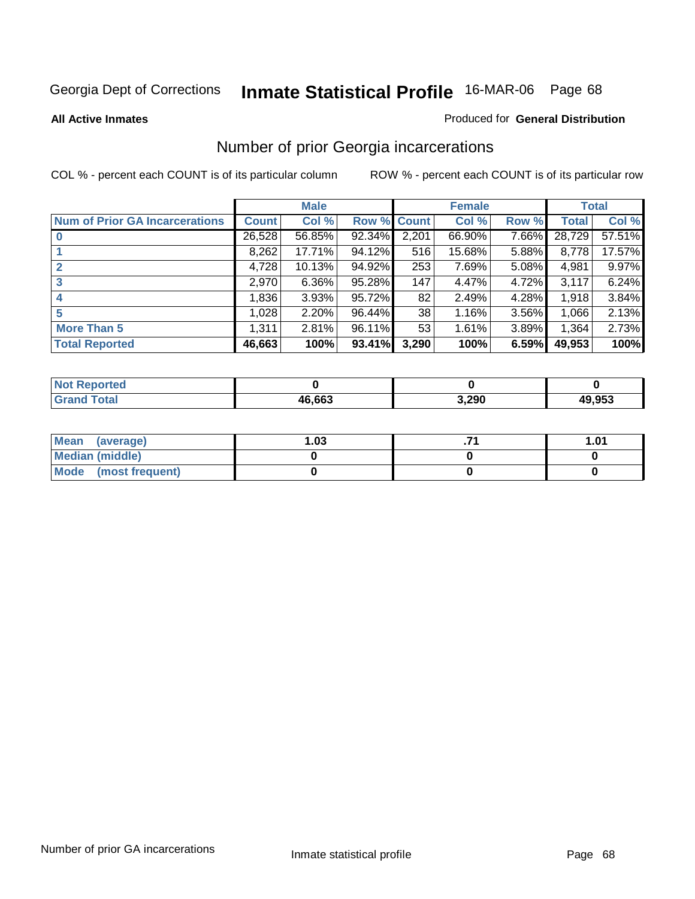Georgia Dept of Corrections **Inmate Statistical Profile** 16-MAR-06

**All Active Inmates**

Produced for **General Distribution**

## Number of prior Georgia incarcerations

COL % - percent each COUNT is of its particular column

ROW % - percent each COUNT is of its particular row

| | Male | | | Female | | | Total | |
|---|---|---|---|---|---|---|---|---|
| **Num of Prior GA Incarcerations** | **Count** | **Col %** | **Row %** | **Count** | **Col %** | **Row %** | **Total** | **Col %** |
| **0** | 26,528 | 56.85% | 92.34% | 2,201 | 66.90% | 7.66% | 28,729 | 57.51% |
| **1** | 8,262 | 17.71% | 94.12% | 516 | 15.68% | 5.88% | 8,778 | 17.57% |
| **2** | 4,728 | 10.13% | 94.92% | 253 | 7.69% | 5.08% | 4,981 | 9.97% |
| **3** | 2,970 | 6.36% | 95.28% | 147 | 4.47% | 4.72% | 3,117 | 6.24% |
| **4** | 1,836 | 3.93% | 95.72% | 82 | 2.49% | 4.28% | 1,918 | 3.84% |
| **5** | 1,028 | 2.20% | 96.44% | 38 | 1.16% | 3.56% | 1,066 | 2.13% |
| **More Than 5** | 1,311 | 2.81% | 96.11% | 53 | 1.61% | 3.89% | 1,364 | 2.73% |
| **Total Reported** | **46,663** | **100%** | **93.41%** | **3,290** | **100%** | **6.59%** | **49,953** | **100%** |

| | Male | Female | Total |
|---|---|---|---|
| **Not Reported** | **0** | **0** | **0** |
| **Grand Total** | **46,663** | **3,290** | **49,953** |

| | Male | Female | Total |
|---|---|---|---|
| **Mean (average)** | **1.03** | **.71** | **1.01** |
| **Median (middle)** | **0** | **0** | **0** |
| **Mode (most frequent)** | **0** | **0** | **0** |

Number of prior GA incarcerations

Inmate statistical profile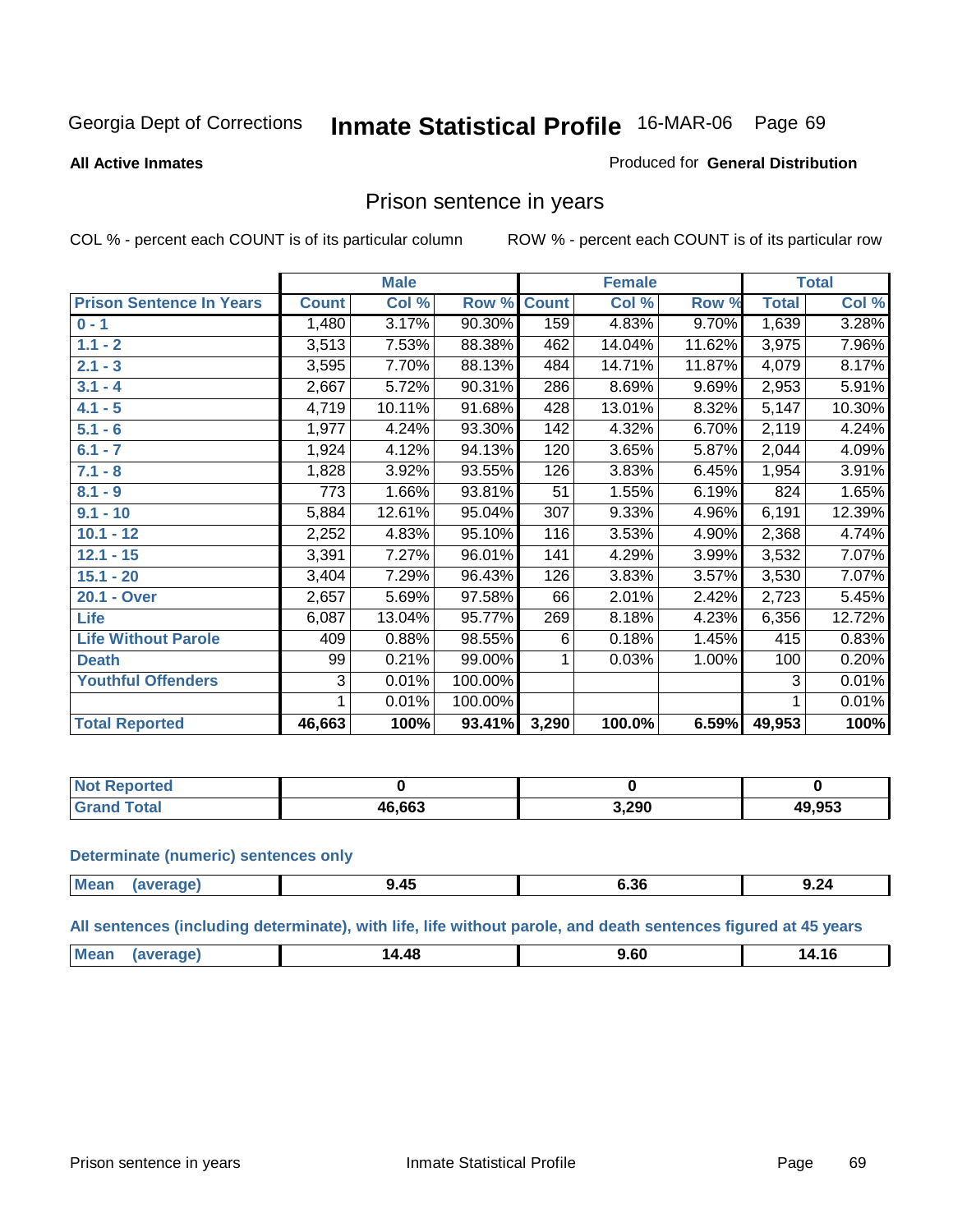Georgia Dept of Corrections **Inmate Statistical Profile** 16-MAR-06

**All Active Inmates**

Produced for **General Distribution**

## Prison sentence in years

COL % - percent each COUNT is of its particular column    ROW % - percent each COUNT is of its particular row

| | Male | | | Female | | | Total | |
|---|---|---|---|---|---|---|---|---|
| Prison Sentence In Years | Count | Col % | Row % | Count | Col % | Row % | Total | Col % |
| 0 - 1 | 1,480 | 3.17% | 90.30% | 159 | 4.83% | 9.70% | 1,639 | 3.28% |
| 1.1 - 2 | 3,513 | 7.53% | 88.38% | 462 | 14.04% | 11.62% | 3,975 | 7.96% |
| 2.1 - 3 | 3,595 | 7.70% | 88.13% | 484 | 14.71% | 11.87% | 4,079 | 8.17% |
| 3.1 - 4 | 2,667 | 5.72% | 90.31% | 286 | 8.69% | 9.69% | 2,953 | 5.91% |
| 4.1 - 5 | 4,719 | 10.11% | 91.68% | 428 | 13.01% | 8.32% | 5,147 | 10.30% |
| 5.1 - 6 | 1,977 | 4.24% | 93.30% | 142 | 4.32% | 6.70% | 2,119 | 4.24% |
| 6.1 - 7 | 1,924 | 4.12% | 94.13% | 120 | 3.65% | 5.87% | 2,044 | 4.09% |
| 7.1 - 8 | 1,828 | 3.92% | 93.55% | 126 | 3.83% | 6.45% | 1,954 | 3.91% |
| 8.1 - 9 | 773 | 1.66% | 93.81% | 51 | 1.55% | 6.19% | 824 | 1.65% |
| 9.1 - 10 | 5,884 | 12.61% | 95.04% | 307 | 9.33% | 4.96% | 6,191 | 12.39% |
| 10.1 - 12 | 2,252 | 4.83% | 95.10% | 116 | 3.53% | 4.90% | 2,368 | 4.74% |
| 12.1 - 15 | 3,391 | 7.27% | 96.01% | 141 | 4.29% | 3.99% | 3,532 | 7.07% |
| 15.1 - 20 | 3,404 | 7.29% | 96.43% | 126 | 3.83% | 3.57% | 3,530 | 7.07% |
| 20.1 - Over | 2,657 | 5.69% | 97.58% | 66 | 2.01% | 2.42% | 2,723 | 5.45% |
| Life | 6,087 | 13.04% | 95.77% | 269 | 8.18% | 4.23% | 6,356 | 12.72% |
| Life Without Parole | 409 | 0.88% | 98.55% | 6 | 0.18% | 1.45% | 415 | 0.83% |
| Death | 99 | 0.21% | 99.00% | 1 | 0.03% | 1.00% | 100 | 0.20% |
| Youthful Offenders | 3 | 0.01% | 100.00% | | | | 3 | 0.01% |
| | 1 | 0.01% | 100.00% | | | | 1 | 0.01% |
| **Total Reported** | **46,663** | **100%** | **93.41%** | **3,290** | **100.0%** | **6.59%** | **49,953** | **100%** |

| | Male | Female | Total |
|---|---|---|---|
| Not Reported | 0 | 0 | 0 |
| Grand Total | 46,663 | 3,290 | 49,953 |

**Determinate (numeric) sentences only**

| | Male | Female | Total |
|---|---|---|---|
| Mean (average) | 9.45 | 6.36 | 9.24 |

**All sentences (including determinate), with life, life without parole, and death sentences figured at 45 years**

| | Male | Female | Total |
|---|---|---|---|
| Mean (average) | 14.48 | 9.60 | 14.16 |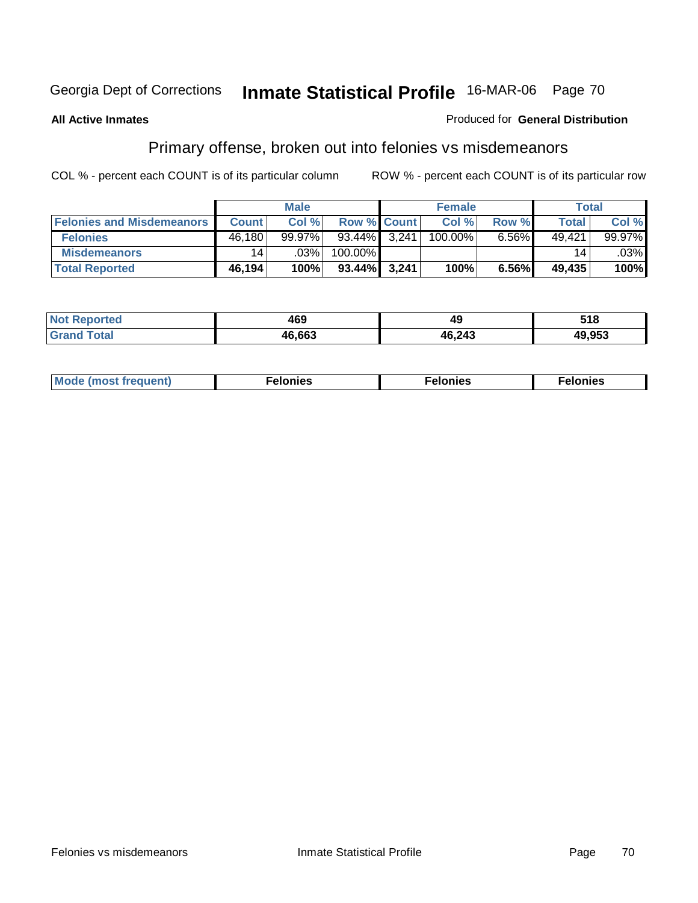Georgia Dept of Corrections **Inmate Statistical Profile** 16-MAR-06

**All Active Inmates**

Produced for **General Distribution**

## Primary offense, broken out into felonies vs misdemeanors

COL % - percent each COUNT is of its particular column

ROW % - percent each COUNT is of its particular row

| | Male | | | Female | | | Total | |
|---|---|---|---|---|---|---|---|---|
| **Felonies and Misdemeanors** | **Count** | **Col %** | **Row %** | **Count** | **Col %** | **Row %** | **Total** | **Col %** |
| **Felonies** | 46,180 | 99.97% | 93.44% | 3,241 | 100.00% | 6.56% | 49,421 | 99.97% |
| **Misdemeanors** | 14 | .03% | 100.00% | | | | 14 | .03% |
| **Total Reported** | **46,194** | **100%** | **93.44%** | **3,241** | **100%** | **6.56%** | **49,435** | **100%** |

| | Male | Female | Total |
|---|---|---|---|
| **Not Reported** | **469** | **49** | **518** |
| **Grand Total** | **46,663** | **46,243** | **49,953** |

| | Male | Female | Total |
|---|---|---|---|
| **Mode (most frequent)** | **Felonies** | **Felonies** | **Felonies** |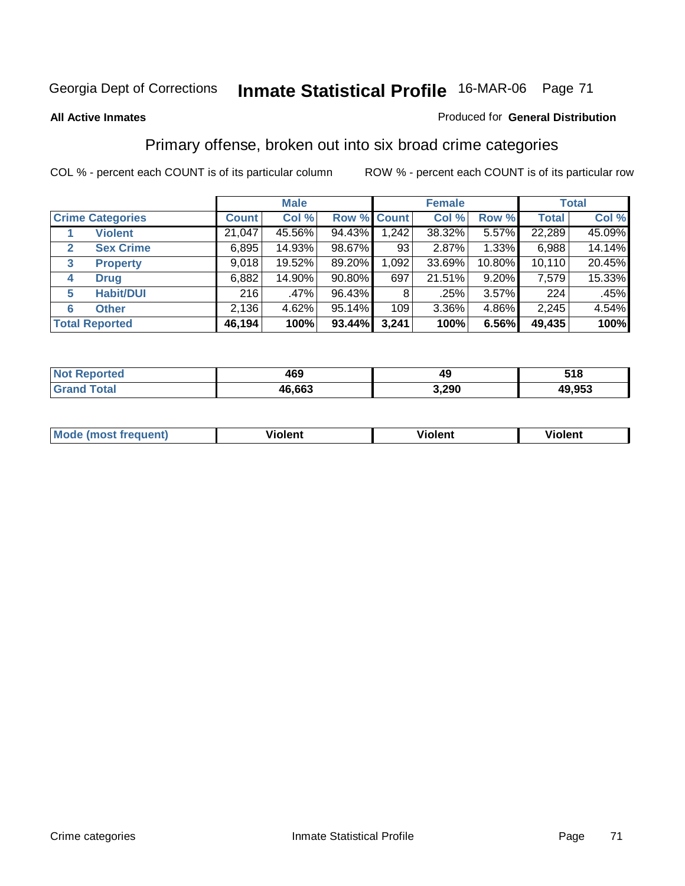Georgia Dept of Corrections **Inmate Statistical Profile** 16-MAR-06

**All Active Inmates**

Produced for **General Distribution**

## Primary offense, broken out into six broad crime categories

COL % - percent each COUNT is of its particular column

ROW % - percent each COUNT is of its particular row

| | | Male | | | Female | | | Total | |
|---|---|---|---|---|---|---|---|---|---|
| **Crime Categories** | | **Count** | **Col %** | **Row %** | **Count** | **Col %** | **Row %** | **Total** | **Col %** |
| 1 | **Violent** | 21,047 | 45.56% | 94.43% | 1,242 | 38.32% | 5.57% | 22,289 | 45.09% |
| 2 | **Sex Crime** | 6,895 | 14.93% | 98.67% | 93 | 2.87% | 1.33% | 6,988 | 14.14% |
| 3 | **Property** | 9,018 | 19.52% | 89.20% | 1,092 | 33.69% | 10.80% | 10,110 | 20.45% |
| 4 | **Drug** | 6,882 | 14.90% | 90.80% | 697 | 21.51% | 9.20% | 7,579 | 15.33% |
| 5 | **Habit/DUI** | 216 | .47% | 96.43% | 8 | .25% | 3.57% | 224 | .45% |
| 6 | **Other** | 2,136 | 4.62% | 95.14% | 109 | 3.36% | 4.86% | 2,245 | 4.54% |
| **Total Reported** | | **46,194** | **100%** | **93.44%** | **3,241** | **100%** | **6.56%** | **49,435** | **100%** |

| | Male | Female | Total |
|---|---|---|---|
| **Not Reported** | **469** | **49** | **518** |
| **Grand Total** | **46,663** | **3,290** | **49,953** |

| | Male | Female | Total |
|---|---|---|---|
| **Mode (most frequent)** | **Violent** | **Violent** | **Violent** |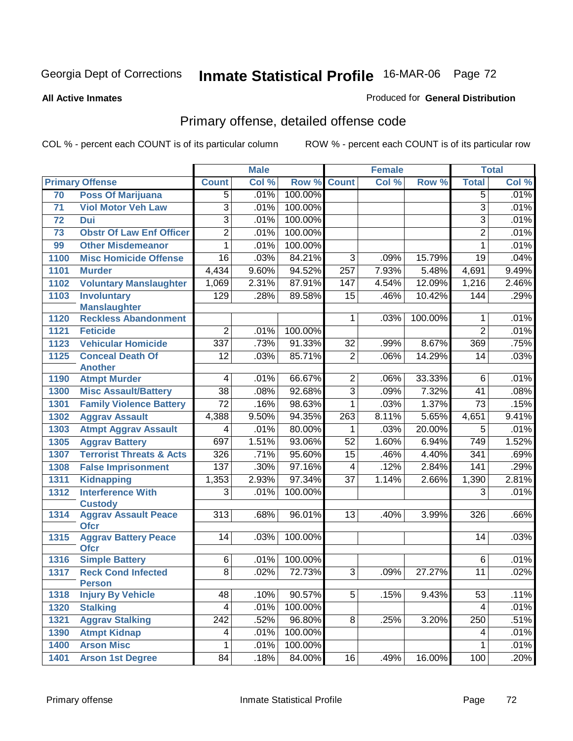Georgia Dept of Corrections **Inmate Statistical Profile** 16-MAR-06

**All Active Inmates**

Produced for **General Distribution**

## Primary offense, detailed offense code

COL % - percent each COUNT is of its particular column

ROW % - percent each COUNT is of its particular row

| Primary Offense | | Male | | | Female | | | Total | |
|---|---|---|---|---|---|---|---|---|---|
| | | Count | Col % | Row % | Count | Col % | Row % | Total | Col % |
| 70 | Poss Of Marijuana | 5 | .01% | 100.00% | | | | 5 | .01% |
| 71 | Viol Motor Veh Law | 3 | .01% | 100.00% | | | | 3 | .01% |
| 72 | Dui | 3 | .01% | 100.00% | | | | 3 | .01% |
| 73 | Obstr Of Law Enf Officer | 2 | .01% | 100.00% | | | | 2 | .01% |
| 99 | Other Misdemeanor | 1 | .01% | 100.00% | | | | 1 | .01% |
| 1100 | Misc Homicide Offense | 16 | .03% | 84.21% | 3 | .09% | 15.79% | 19 | .04% |
| 1101 | Murder | 4,434 | 9.60% | 94.52% | 257 | 7.93% | 5.48% | 4,691 | 9.49% |
| 1102 | Voluntary Manslaughter | 1,069 | 2.31% | 87.91% | 147 | 4.54% | 12.09% | 1,216 | 2.46% |
| 1103 | Involuntary Manslaughter | 129 | .28% | 89.58% | 15 | .46% | 10.42% | 144 | .29% |
| 1120 | Reckless Abandonment | | | | 1 | .03% | 100.00% | 1 | .01% |
| 1121 | Feticide | 2 | .01% | 100.00% | | | | 2 | .01% |
| 1123 | Vehicular Homicide | 337 | .73% | 91.33% | 32 | .99% | 8.67% | 369 | .75% |
| 1125 | Conceal Death Of Another | 12 | .03% | 85.71% | 2 | .06% | 14.29% | 14 | .03% |
| 1190 | Atmpt Murder | 4 | .01% | 66.67% | 2 | .06% | 33.33% | 6 | .01% |
| 1300 | Misc Assault/Battery | 38 | .08% | 92.68% | 3 | .09% | 7.32% | 41 | .08% |
| 1301 | Family Violence Battery | 72 | .16% | 98.63% | 1 | .03% | 1.37% | 73 | .15% |
| 1302 | Aggrav Assault | 4,388 | 9.50% | 94.35% | 263 | 8.11% | 5.65% | 4,651 | 9.41% |
| 1303 | Atmpt Aggrav Assault | 4 | .01% | 80.00% | 1 | .03% | 20.00% | 5 | .01% |
| 1305 | Aggrav Battery | 697 | 1.51% | 93.06% | 52 | 1.60% | 6.94% | 749 | 1.52% |
| 1307 | Terrorist Threats & Acts | 326 | .71% | 95.60% | 15 | .46% | 4.40% | 341 | .69% |
| 1308 | False Imprisonment | 137 | .30% | 97.16% | 4 | .12% | 2.84% | 141 | .29% |
| 1311 | Kidnapping | 1,353 | 2.93% | 97.34% | 37 | 1.14% | 2.66% | 1,390 | 2.81% |
| 1312 | Interference With Custody | 3 | .01% | 100.00% | | | | 3 | .01% |
| 1314 | Aggrav Assault Peace Ofcr | 313 | .68% | 96.01% | 13 | .40% | 3.99% | 326 | .66% |
| 1315 | Aggrav Battery Peace Ofcr | 14 | .03% | 100.00% | | | | 14 | .03% |
| 1316 | Simple Battery | 6 | .01% | 100.00% | | | | 6 | .01% |
| 1317 | Reck Cond Infected Person | 8 | .02% | 72.73% | 3 | .09% | 27.27% | 11 | .02% |
| 1318 | Injury By Vehicle | 48 | .10% | 90.57% | 5 | .15% | 9.43% | 53 | .11% |
| 1320 | Stalking | 4 | .01% | 100.00% | | | | 4 | .01% |
| 1321 | Aggrav Stalking | 242 | .52% | 96.80% | 8 | .25% | 3.20% | 250 | .51% |
| 1390 | Atmpt Kidnap | 4 | .01% | 100.00% | | | | 4 | .01% |
| 1400 | Arson Misc | 1 | .01% | 100.00% | | | | 1 | .01% |
| 1401 | Arson 1st Degree | 84 | .18% | 84.00% | 16 | .49% | 16.00% | 100 | .20% |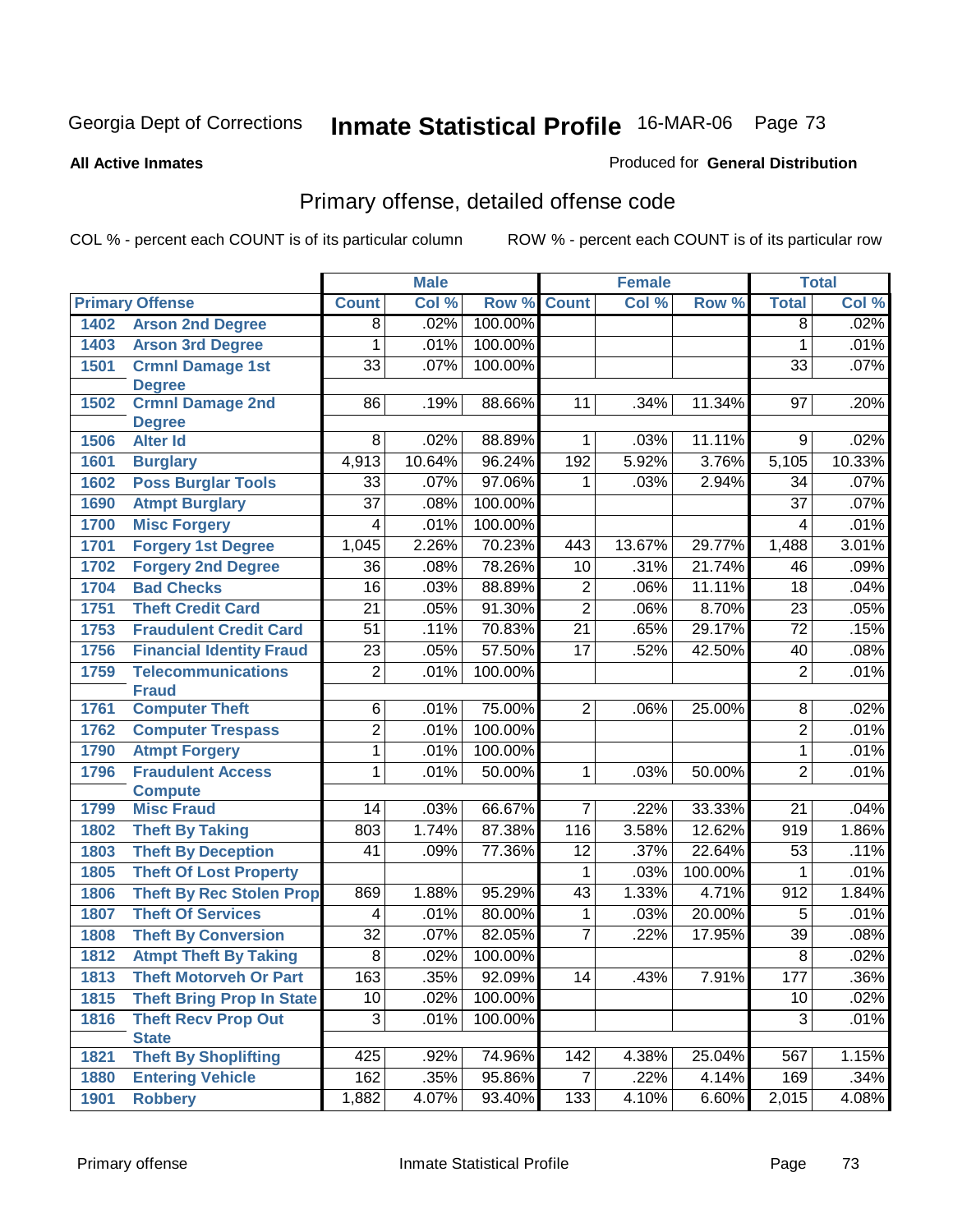Georgia Dept of Corrections **Inmate Statistical Profile** 16-MAR-06

**All Active Inmates**

Produced for **General Distribution**

## Primary offense, detailed offense code

COL % - percent each COUNT is of its particular column ROW % - percent each COUNT is of its particular row

| Primary Offense | | Male | | | Female | | | Total | |
|---|---|---|---|---|---|---|---|---|---|
| | | Count | Col % | Row % | Count | Col % | Row % | Total | Col % |
| 1402 | Arson 2nd Degree | 8 | .02% | 100.00% | | | | 8 | .02% |
| 1403 | Arson 3rd Degree | 1 | .01% | 100.00% | | | | 1 | .01% |
| 1501 | Crmnl Damage 1st Degree | 33 | .07% | 100.00% | | | | 33 | .07% |
| 1502 | Crmnl Damage 2nd Degree | 86 | .19% | 88.66% | 11 | .34% | 11.34% | 97 | .20% |
| 1506 | Alter Id | 8 | .02% | 88.89% | 1 | .03% | 11.11% | 9 | .02% |
| 1601 | Burglary | 4,913 | 10.64% | 96.24% | 192 | 5.92% | 3.76% | 5,105 | 10.33% |
| 1602 | Poss Burglar Tools | 33 | .07% | 97.06% | 1 | .03% | 2.94% | 34 | .07% |
| 1690 | Atmpt Burglary | 37 | .08% | 100.00% | | | | 37 | .07% |
| 1700 | Misc Forgery | 4 | .01% | 100.00% | | | | 4 | .01% |
| 1701 | Forgery 1st Degree | 1,045 | 2.26% | 70.23% | 443 | 13.67% | 29.77% | 1,488 | 3.01% |
| 1702 | Forgery 2nd Degree | 36 | .08% | 78.26% | 10 | .31% | 21.74% | 46 | .09% |
| 1704 | Bad Checks | 16 | .03% | 88.89% | 2 | .06% | 11.11% | 18 | .04% |
| 1751 | Theft Credit Card | 21 | .05% | 91.30% | 2 | .06% | 8.70% | 23 | .05% |
| 1753 | Fraudulent Credit Card | 51 | .11% | 70.83% | 21 | .65% | 29.17% | 72 | .15% |
| 1756 | Financial Identity Fraud | 23 | .05% | 57.50% | 17 | .52% | 42.50% | 40 | .08% |
| 1759 | Telecommunications Fraud | 2 | .01% | 100.00% | | | | 2 | .01% |
| 1761 | Computer Theft | 6 | .01% | 75.00% | 2 | .06% | 25.00% | 8 | .02% |
| 1762 | Computer Trespass | 2 | .01% | 100.00% | | | | 2 | .01% |
| 1790 | Atmpt Forgery | 1 | .01% | 100.00% | | | | 1 | .01% |
| 1796 | Fraudulent Access Compute | 1 | .01% | 50.00% | 1 | .03% | 50.00% | 2 | .01% |
| 1799 | Misc Fraud | 14 | .03% | 66.67% | 7 | .22% | 33.33% | 21 | .04% |
| 1802 | Theft By Taking | 803 | 1.74% | 87.38% | 116 | 3.58% | 12.62% | 919 | 1.86% |
| 1803 | Theft By Deception | 41 | .09% | 77.36% | 12 | .37% | 22.64% | 53 | .11% |
| 1805 | Theft Of Lost Property | | | | 1 | .03% | 100.00% | 1 | .01% |
| 1806 | Theft By Rec Stolen Prop | 869 | 1.88% | 95.29% | 43 | 1.33% | 4.71% | 912 | 1.84% |
| 1807 | Theft Of Services | 4 | .01% | 80.00% | 1 | .03% | 20.00% | 5 | .01% |
| 1808 | Theft By Conversion | 32 | .07% | 82.05% | 7 | .22% | 17.95% | 39 | .08% |
| 1812 | Atmpt Theft By Taking | 8 | .02% | 100.00% | | | | 8 | .02% |
| 1813 | Theft Motorveh Or Part | 163 | .35% | 92.09% | 14 | .43% | 7.91% | 177 | .36% |
| 1815 | Theft Bring Prop In State | 10 | .02% | 100.00% | | | | 10 | .02% |
| 1816 | Theft Recv Prop Out State | 3 | .01% | 100.00% | | | | 3 | .01% |
| 1821 | Theft By Shoplifting | 425 | .92% | 74.96% | 142 | 4.38% | 25.04% | 567 | 1.15% |
| 1880 | Entering Vehicle | 162 | .35% | 95.86% | 7 | .22% | 4.14% | 169 | .34% |
| 1901 | Robbery | 1,882 | 4.07% | 93.40% | 133 | 4.10% | 6.60% | 2,015 | 4.08% |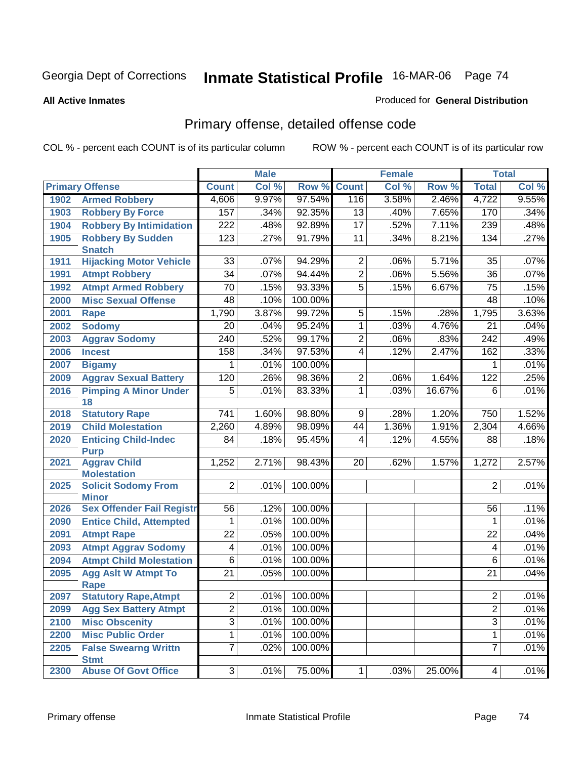Georgia Dept of Corrections **Inmate Statistical Profile** 16-MAR-06

**All Active Inmates**

Produced for **General Distribution**

## Primary offense, detailed offense code

COL % - percent each COUNT is of its particular column

ROW % - percent each COUNT is of its particular row

| Primary Offense | | Male | | | Female | | | Total | |
|---|---|---|---|---|---|---|---|---|---|
| | | Count | Col % | Row % | Count | Col % | Row % | Total | Col % |
| 1902 | Armed Robbery | 4,606 | 9.97% | 97.54% | 116 | 3.58% | 2.46% | 4,722 | 9.55% |
| 1903 | Robbery By Force | 157 | .34% | 92.35% | 13 | .40% | 7.65% | 170 | .34% |
| 1904 | Robbery By Intimidation | 222 | .48% | 92.89% | 17 | .52% | 7.11% | 239 | .48% |
| 1905 | Robbery By Sudden Snatch | 123 | .27% | 91.79% | 11 | .34% | 8.21% | 134 | .27% |
| 1911 | Hijacking Motor Vehicle | 33 | .07% | 94.29% | 2 | .06% | 5.71% | 35 | .07% |
| 1991 | Atmpt Robbery | 34 | .07% | 94.44% | 2 | .06% | 5.56% | 36 | .07% |
| 1992 | Atmpt Armed Robbery | 70 | .15% | 93.33% | 5 | .15% | 6.67% | 75 | .15% |
| 2000 | Misc Sexual Offense | 48 | .10% | 100.00% | | | | 48 | .10% |
| 2001 | Rape | 1,790 | 3.87% | 99.72% | 5 | .15% | .28% | 1,795 | 3.63% |
| 2002 | Sodomy | 20 | .04% | 95.24% | 1 | .03% | 4.76% | 21 | .04% |
| 2003 | Aggrav Sodomy | 240 | .52% | 99.17% | 2 | .06% | .83% | 242 | .49% |
| 2006 | Incest | 158 | .34% | 97.53% | 4 | .12% | 2.47% | 162 | .33% |
| 2007 | Bigamy | 1 | .01% | 100.00% | | | | 1 | .01% |
| 2009 | Aggrav Sexual Battery | 120 | .26% | 98.36% | 2 | .06% | 1.64% | 122 | .25% |
| 2016 | Pimping A Minor Under 18 | 5 | .01% | 83.33% | 1 | .03% | 16.67% | 6 | .01% |
| 2018 | Statutory Rape | 741 | 1.60% | 98.80% | 9 | .28% | 1.20% | 750 | 1.52% |
| 2019 | Child Molestation | 2,260 | 4.89% | 98.09% | 44 | 1.36% | 1.91% | 2,304 | 4.66% |
| 2020 | Enticing Child-Indec Purp | 84 | .18% | 95.45% | 4 | .12% | 4.55% | 88 | .18% |
| 2021 | Aggrav Child Molestation | 1,252 | 2.71% | 98.43% | 20 | .62% | 1.57% | 1,272 | 2.57% |
| 2025 | Solicit Sodomy From Minor | 2 | .01% | 100.00% | | | | 2 | .01% |
| 2026 | Sex Offender Fail Registr | 56 | .12% | 100.00% | | | | 56 | .11% |
| 2090 | Entice Child, Attempted | 1 | .01% | 100.00% | | | | 1 | .01% |
| 2091 | Atmpt Rape | 22 | .05% | 100.00% | | | | 22 | .04% |
| 2093 | Atmpt Aggrav Sodomy | 4 | .01% | 100.00% | | | | 4 | .01% |
| 2094 | Atmpt Child Molestation | 6 | .01% | 100.00% | | | | 6 | .01% |
| 2095 | Agg Aslt W Atmpt To Rape | 21 | .05% | 100.00% | | | | 21 | .04% |
| 2097 | Statutory Rape,Atmpt | 2 | .01% | 100.00% | | | | 2 | .01% |
| 2099 | Agg Sex Battery Atmpt | 2 | .01% | 100.00% | | | | 2 | .01% |
| 2100 | Misc Obscenity | 3 | .01% | 100.00% | | | | 3 | .01% |
| 2200 | Misc Public Order | 1 | .01% | 100.00% | | | | 1 | .01% |
| 2205 | False Swearng Writtn Stmt | 7 | .02% | 100.00% | | | | 7 | .01% |
| 2300 | Abuse Of Govt Office | 3 | .01% | 75.00% | 1 | .03% | 25.00% | 4 | .01% |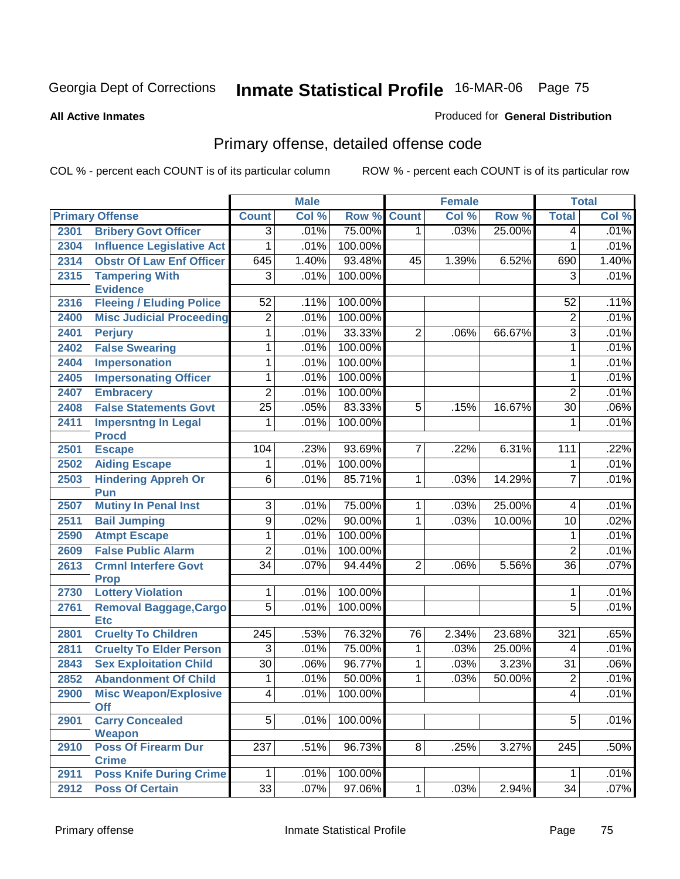# Inmate Statistical Profile

Georgia Dept of Corrections — 16-MAR-06

**All Active Inmates** — Produced for **General Distribution**

## Primary offense, detailed offense code

COL % - percent each COUNT is of its particular column — ROW % - percent each COUNT is of its particular row

| Primary Offense | | Male | | | Female | | | Total | |
|---|---|---|---|---|---|---|---|---|---|
| | | Count | Col % | Row % | Count | Col % | Row % | Total | Col % |
| 2301 | Bribery Govt Officer | 3 | .01% | 75.00% | 1 | .03% | 25.00% | 4 | .01% |
| 2304 | Influence Legislative Act | 1 | .01% | 100.00% | | | | 1 | .01% |
| 2314 | Obstr Of Law Enf Officer | 645 | 1.40% | 93.48% | 45 | 1.39% | 6.52% | 690 | 1.40% |
| 2315 | Tampering With Evidence | 3 | .01% | 100.00% | | | | 3 | .01% |
| 2316 | Fleeing / Eluding Police | 52 | .11% | 100.00% | | | | 52 | .11% |
| 2400 | Misc Judicial Proceeding | 2 | .01% | 100.00% | | | | 2 | .01% |
| 2401 | Perjury | 1 | .01% | 33.33% | 2 | .06% | 66.67% | 3 | .01% |
| 2402 | False Swearing | 1 | .01% | 100.00% | | | | 1 | .01% |
| 2404 | Impersonation | 1 | .01% | 100.00% | | | | 1 | .01% |
| 2405 | Impersonating Officer | 1 | .01% | 100.00% | | | | 1 | .01% |
| 2407 | Embracery | 2 | .01% | 100.00% | | | | 2 | .01% |
| 2408 | False Statements Govt | 25 | .05% | 83.33% | 5 | .15% | 16.67% | 30 | .06% |
| 2411 | Impersntng In Legal Procd | 1 | .01% | 100.00% | | | | 1 | .01% |
| 2501 | Escape | 104 | .23% | 93.69% | 7 | .22% | 6.31% | 111 | .22% |
| 2502 | Aiding Escape | 1 | .01% | 100.00% | | | | 1 | .01% |
| 2503 | Hindering Appreh Or Pun | 6 | .01% | 85.71% | 1 | .03% | 14.29% | 7 | .01% |
| 2507 | Mutiny In Penal Inst | 3 | .01% | 75.00% | 1 | .03% | 25.00% | 4 | .01% |
| 2511 | Bail Jumping | 9 | .02% | 90.00% | 1 | .03% | 10.00% | 10 | .02% |
| 2590 | Atmpt Escape | 1 | .01% | 100.00% | | | | 1 | .01% |
| 2609 | False Public Alarm | 2 | .01% | 100.00% | | | | 2 | .01% |
| 2613 | Crmnl Interfere Govt Prop | 34 | .07% | 94.44% | 2 | .06% | 5.56% | 36 | .07% |
| 2730 | Lottery Violation | 1 | .01% | 100.00% | | | | 1 | .01% |
| 2761 | Removal Baggage,Cargo Etc | 5 | .01% | 100.00% | | | | 5 | .01% |
| 2801 | Cruelty To Children | 245 | .53% | 76.32% | 76 | 2.34% | 23.68% | 321 | .65% |
| 2811 | Cruelty To Elder Person | 3 | .01% | 75.00% | 1 | .03% | 25.00% | 4 | .01% |
| 2843 | Sex Exploitation Child | 30 | .06% | 96.77% | 1 | .03% | 3.23% | 31 | .06% |
| 2852 | Abandonment Of Child | 1 | .01% | 50.00% | 1 | .03% | 50.00% | 2 | .01% |
| 2900 | Misc Weapon/Explosive Off | 4 | .01% | 100.00% | | | | 4 | .01% |
| 2901 | Carry Concealed Weapon | 5 | .01% | 100.00% | | | | 5 | .01% |
| 2910 | Poss Of Firearm Dur Crime | 237 | .51% | 96.73% | 8 | .25% | 3.27% | 245 | .50% |
| 2911 | Poss Knife During Crime | 1 | .01% | 100.00% | | | | 1 | .01% |
| 2912 | Poss Of Certain | 33 | .07% | 97.06% | 1 | .03% | 2.94% | 34 | .07% |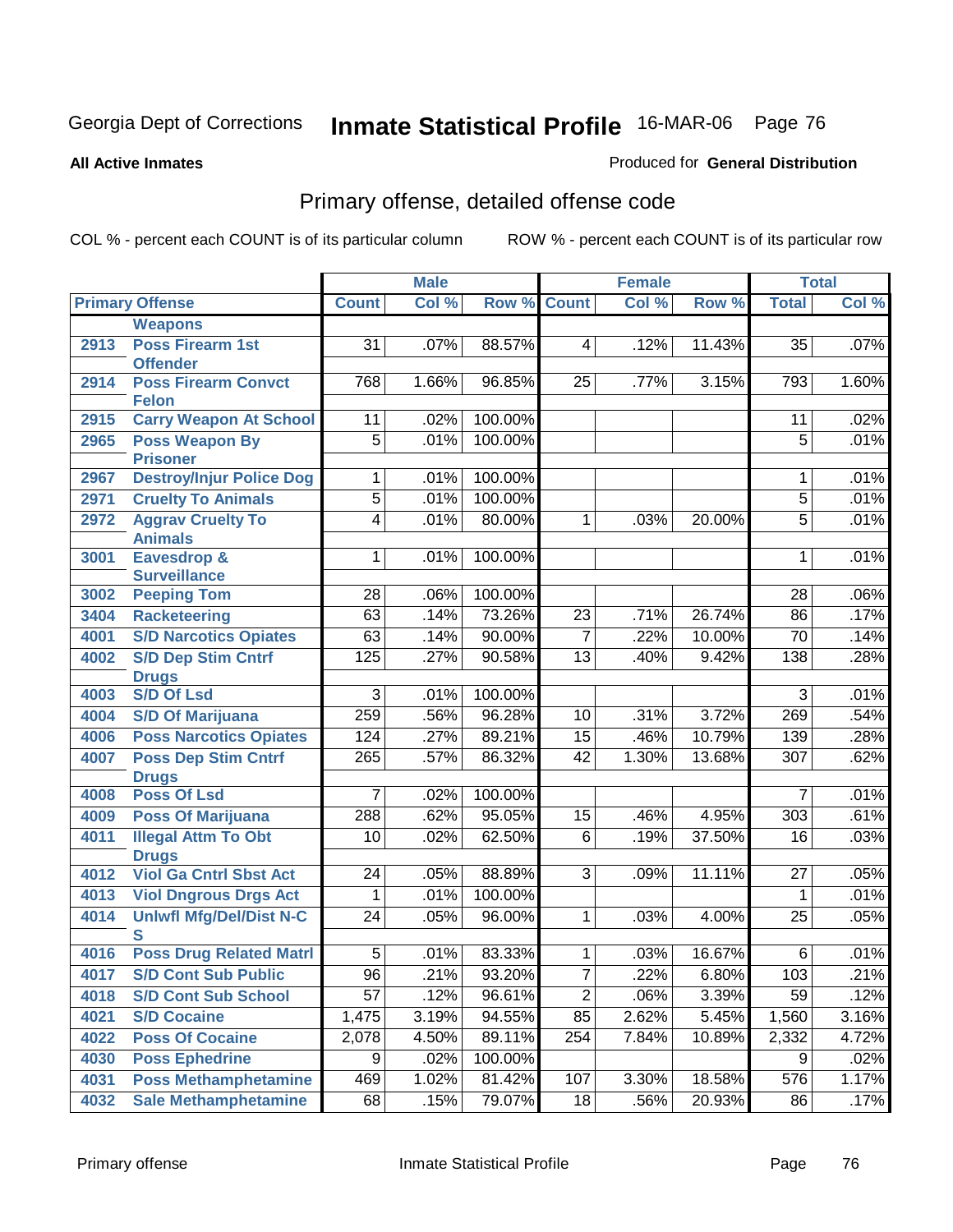Georgia Dept of Corrections **Inmate Statistical Profile** 16-MAR-06

**All Active Inmates**

Produced for **General Distribution**

## Primary offense, detailed offense code

COL % - percent each COUNT is of its particular column ROW % - percent each COUNT is of its particular row

| Primary Offense | | Male | | | Female | | | Total | |
|---|---|---|---|---|---|---|---|---|---|
| | | Count | Col % | Row % | Count | Col % | Row % | Total | Col % |
| | Weapons | | | | | | | | |
| 2913 | Poss Firearm 1st Offender | 31 | .07% | 88.57% | 4 | .12% | 11.43% | 35 | .07% |
| 2914 | Poss Firearm Convct Felon | 768 | 1.66% | 96.85% | 25 | .77% | 3.15% | 793 | 1.60% |
| 2915 | Carry Weapon At School | 11 | .02% | 100.00% | | | | 11 | .02% |
| 2965 | Poss Weapon By Prisoner | 5 | .01% | 100.00% | | | | 5 | .01% |
| 2967 | Destroy/Injur Police Dog | 1 | .01% | 100.00% | | | | 1 | .01% |
| 2971 | Cruelty To Animals | 5 | .01% | 100.00% | | | | 5 | .01% |
| 2972 | Aggrav Cruelty To Animals | 4 | .01% | 80.00% | 1 | .03% | 20.00% | 5 | .01% |
| 3001 | Eavesdrop & Surveillance | 1 | .01% | 100.00% | | | | 1 | .01% |
| 3002 | Peeping Tom | 28 | .06% | 100.00% | | | | 28 | .06% |
| 3404 | Racketeering | 63 | .14% | 73.26% | 23 | .71% | 26.74% | 86 | .17% |
| 4001 | S/D Narcotics Opiates | 63 | .14% | 90.00% | 7 | .22% | 10.00% | 70 | .14% |
| 4002 | S/D Dep Stim Cntrf Drugs | 125 | .27% | 90.58% | 13 | .40% | 9.42% | 138 | .28% |
| 4003 | S/D Of Lsd | 3 | .01% | 100.00% | | | | 3 | .01% |
| 4004 | S/D Of Marijuana | 259 | .56% | 96.28% | 10 | .31% | 3.72% | 269 | .54% |
| 4006 | Poss Narcotics Opiates | 124 | .27% | 89.21% | 15 | .46% | 10.79% | 139 | .28% |
| 4007 | Poss Dep Stim Cntrf Drugs | 265 | .57% | 86.32% | 42 | 1.30% | 13.68% | 307 | .62% |
| 4008 | Poss Of Lsd | 7 | .02% | 100.00% | | | | 7 | .01% |
| 4009 | Poss Of Marijuana | 288 | .62% | 95.05% | 15 | .46% | 4.95% | 303 | .61% |
| 4011 | Illegal Attm To Obt Drugs | 10 | .02% | 62.50% | 6 | .19% | 37.50% | 16 | .03% |
| 4012 | Viol Ga Cntrl Sbst Act | 24 | .05% | 88.89% | 3 | .09% | 11.11% | 27 | .05% |
| 4013 | Viol Dngrous Drgs Act | 1 | .01% | 100.00% | | | | 1 | .01% |
| 4014 | Unlwfl Mfg/Del/Dist N-C S | 24 | .05% | 96.00% | 1 | .03% | 4.00% | 25 | .05% |
| 4016 | Poss Drug Related Matrl | 5 | .01% | 83.33% | 1 | .03% | 16.67% | 6 | .01% |
| 4017 | S/D Cont Sub Public | 96 | .21% | 93.20% | 7 | .22% | 6.80% | 103 | .21% |
| 4018 | S/D Cont Sub School | 57 | .12% | 96.61% | 2 | .06% | 3.39% | 59 | .12% |
| 4021 | S/D Cocaine | 1,475 | 3.19% | 94.55% | 85 | 2.62% | 5.45% | 1,560 | 3.16% |
| 4022 | Poss Of Cocaine | 2,078 | 4.50% | 89.11% | 254 | 7.84% | 10.89% | 2,332 | 4.72% |
| 4030 | Poss Ephedrine | 9 | .02% | 100.00% | | | | 9 | .02% |
| 4031 | Poss Methamphetamine | 469 | 1.02% | 81.42% | 107 | 3.30% | 18.58% | 576 | 1.17% |
| 4032 | Sale Methamphetamine | 68 | .15% | 79.07% | 18 | .56% | 20.93% | 86 | .17% |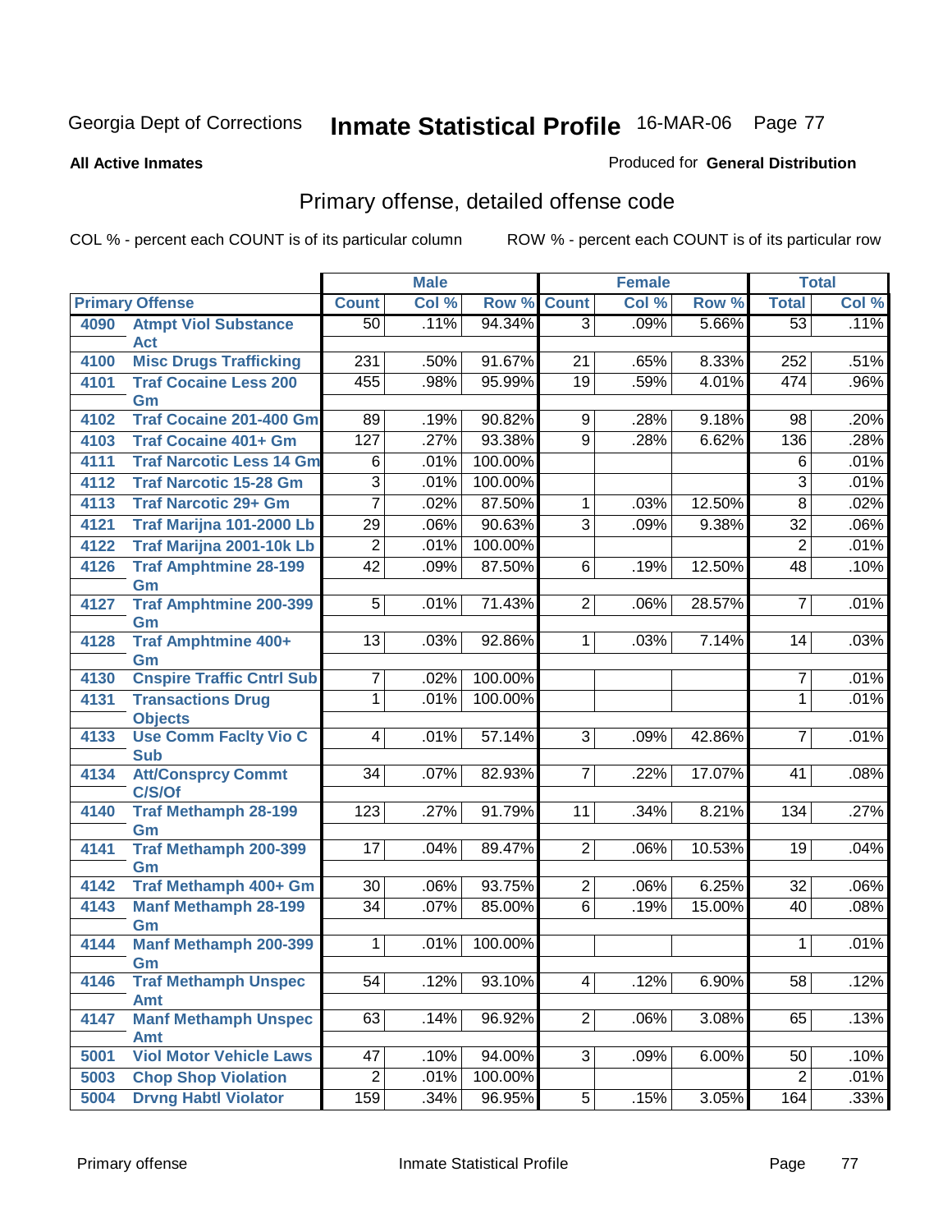Georgia Dept of Corrections **Inmate Statistical Profile** 16-MAR-06

**All Active Inmates**

Produced for **General Distribution**

## Primary offense, detailed offense code

COL % - percent each COUNT is of its particular column    ROW % - percent each COUNT is of its particular row

| Primary Offense | | Male | | | Female | | | Total | |
|---|---|---|---|---|---|---|---|---|---|
| | | Count | Col % | Row % | Count | Col % | Row % | Total | Col % |
| 4090 | Atmpt Viol Substance Act | 50 | .11% | 94.34% | 3 | .09% | 5.66% | 53 | .11% |
| 4100 | Misc Drugs Trafficking | 231 | .50% | 91.67% | 21 | .65% | 8.33% | 252 | .51% |
| 4101 | Traf Cocaine Less 200 Gm | 455 | .98% | 95.99% | 19 | .59% | 4.01% | 474 | .96% |
| 4102 | Traf Cocaine 201-400 Gm | 89 | .19% | 90.82% | 9 | .28% | 9.18% | 98 | .20% |
| 4103 | Traf Cocaine 401+ Gm | 127 | .27% | 93.38% | 9 | .28% | 6.62% | 136 | .28% |
| 4111 | Traf Narcotic Less 14 Gm | 6 | .01% | 100.00% | | | | 6 | .01% |
| 4112 | Traf Narcotic 15-28 Gm | 3 | .01% | 100.00% | | | | 3 | .01% |
| 4113 | Traf Narcotic 29+ Gm | 7 | .02% | 87.50% | 1 | .03% | 12.50% | 8 | .02% |
| 4121 | Traf Marijna 101-2000 Lb | 29 | .06% | 90.63% | 3 | .09% | 9.38% | 32 | .06% |
| 4122 | Traf Marijna 2001-10k Lb | 2 | .01% | 100.00% | | | | 2 | .01% |
| 4126 | Traf Amphtmine 28-199 Gm | 42 | .09% | 87.50% | 6 | .19% | 12.50% | 48 | .10% |
| 4127 | Traf Amphtmine 200-399 Gm | 5 | .01% | 71.43% | 2 | .06% | 28.57% | 7 | .01% |
| 4128 | Traf Amphtmine 400+ Gm | 13 | .03% | 92.86% | 1 | .03% | 7.14% | 14 | .03% |
| 4130 | Cnspire Traffic Cntrl Sub | 7 | .02% | 100.00% | | | | 7 | .01% |
| 4131 | Transactions Drug Objects | 1 | .01% | 100.00% | | | | 1 | .01% |
| 4133 | Use Comm Faclty Vio C Sub | 4 | .01% | 57.14% | 3 | .09% | 42.86% | 7 | .01% |
| 4134 | Att/Consprcy Commt C/S/Of | 34 | .07% | 82.93% | 7 | .22% | 17.07% | 41 | .08% |
| 4140 | Traf Methamph 28-199 Gm | 123 | .27% | 91.79% | 11 | .34% | 8.21% | 134 | .27% |
| 4141 | Traf Methamph 200-399 Gm | 17 | .04% | 89.47% | 2 | .06% | 10.53% | 19 | .04% |
| 4142 | Traf Methamph 400+ Gm | 30 | .06% | 93.75% | 2 | .06% | 6.25% | 32 | .06% |
| 4143 | Manf Methamph 28-199 Gm | 34 | .07% | 85.00% | 6 | .19% | 15.00% | 40 | .08% |
| 4144 | Manf Methamph 200-399 Gm | 1 | .01% | 100.00% | | | | 1 | .01% |
| 4146 | Traf Methamph Unspec Amt | 54 | .12% | 93.10% | 4 | .12% | 6.90% | 58 | .12% |
| 4147 | Manf Methamph Unspec Amt | 63 | .14% | 96.92% | 2 | .06% | 3.08% | 65 | .13% |
| 5001 | Viol Motor Vehicle Laws | 47 | .10% | 94.00% | 3 | .09% | 6.00% | 50 | .10% |
| 5003 | Chop Shop Violation | 2 | .01% | 100.00% | | | | 2 | .01% |
| 5004 | Drvng Habtl Violator | 159 | .34% | 96.95% | 5 | .15% | 3.05% | 164 | .33% |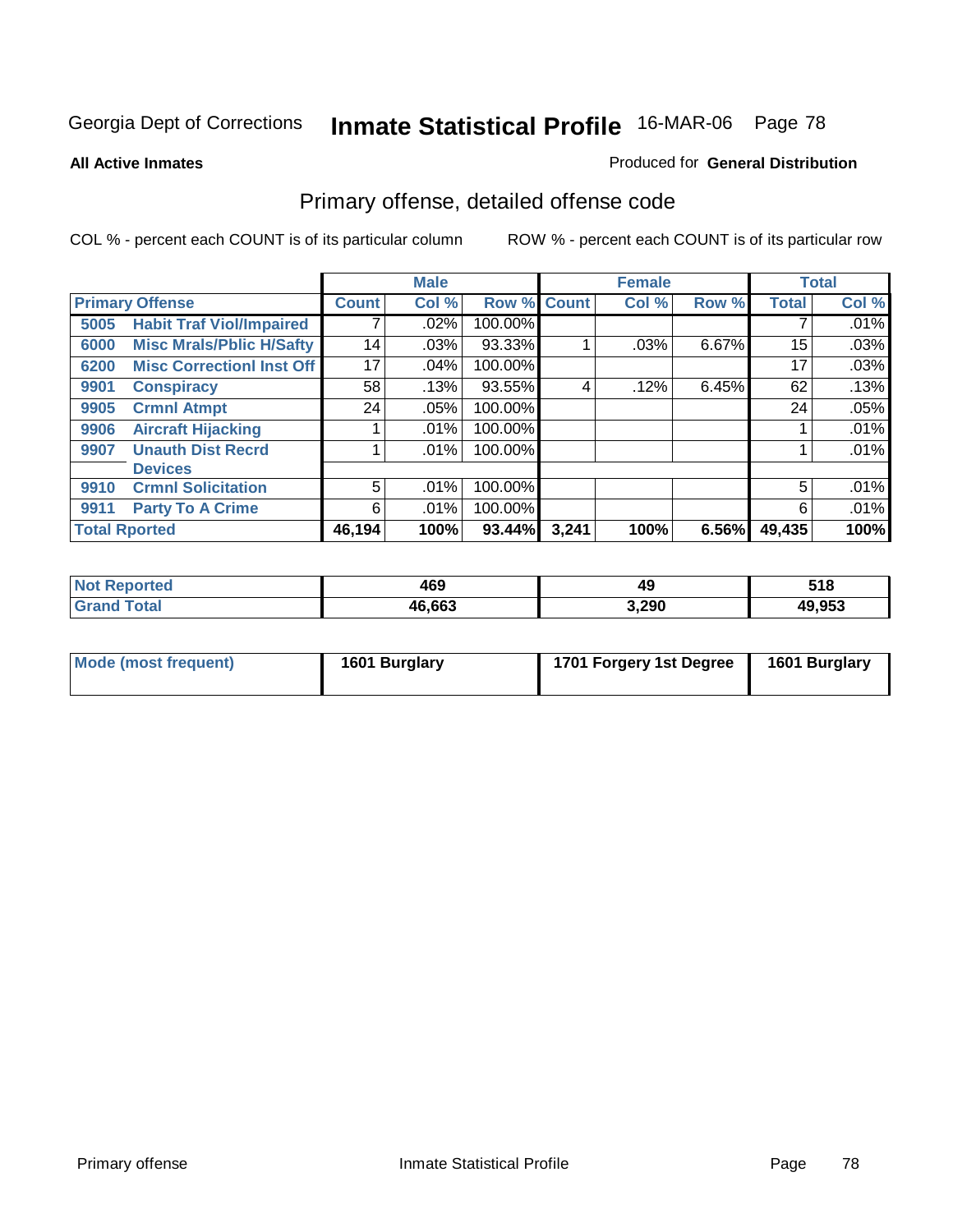Georgia Dept of Corrections **Inmate Statistical Profile** 16-MAR-06

**All Active Inmates**

Produced for **General Distribution**

## Primary offense, detailed offense code

COL % - percent each COUNT is of its particular column

ROW % - percent each COUNT is of its particular row

| Primary Offense | | Male | | | Female | | | Total | |
|---|---|---|---|---|---|---|---|---|---|
| | | Count | Col % | Row % | Count | Col % | Row % | Total | Col % |
| 5005 | Habit Traf Viol/Impaired | 7 | .02% | 100.00% | | | | 7 | .01% |
| 6000 | Misc Mrals/Pblic H/Safty | 14 | .03% | 93.33% | 1 | .03% | 6.67% | 15 | .03% |
| 6200 | Misc Correctionl Inst Off | 17 | .04% | 100.00% | | | | 17 | .03% |
| 9901 | Conspiracy | 58 | .13% | 93.55% | 4 | .12% | 6.45% | 62 | .13% |
| 9905 | Crmnl Atmpt | 24 | .05% | 100.00% | | | | 24 | .05% |
| 9906 | Aircraft Hijacking | 1 | .01% | 100.00% | | | | 1 | .01% |
| 9907 | Unauth Dist Recrd Devices | 1 | .01% | 100.00% | | | | 1 | .01% |
| 9910 | Crmnl Solicitation | 5 | .01% | 100.00% | | | | 5 | .01% |
| 9911 | Party To A Crime | 6 | .01% | 100.00% | | | | 6 | .01% |
| **Total Rported** | | **46,194** | **100%** | **93.44%** | **3,241** | **100%** | **6.56%** | **49,435** | **100%** |

| | Male | Female | Total |
|---|---|---|---|
| Not Reported | 469 | 49 | 518 |
| Grand Total | 46,663 | 3,290 | 49,953 |

| | Male | Female | Total |
|---|---|---|---|
| Mode (most frequent) | 1601 Burglary | 1701 Forgery 1st Degree | 1601 Burglary |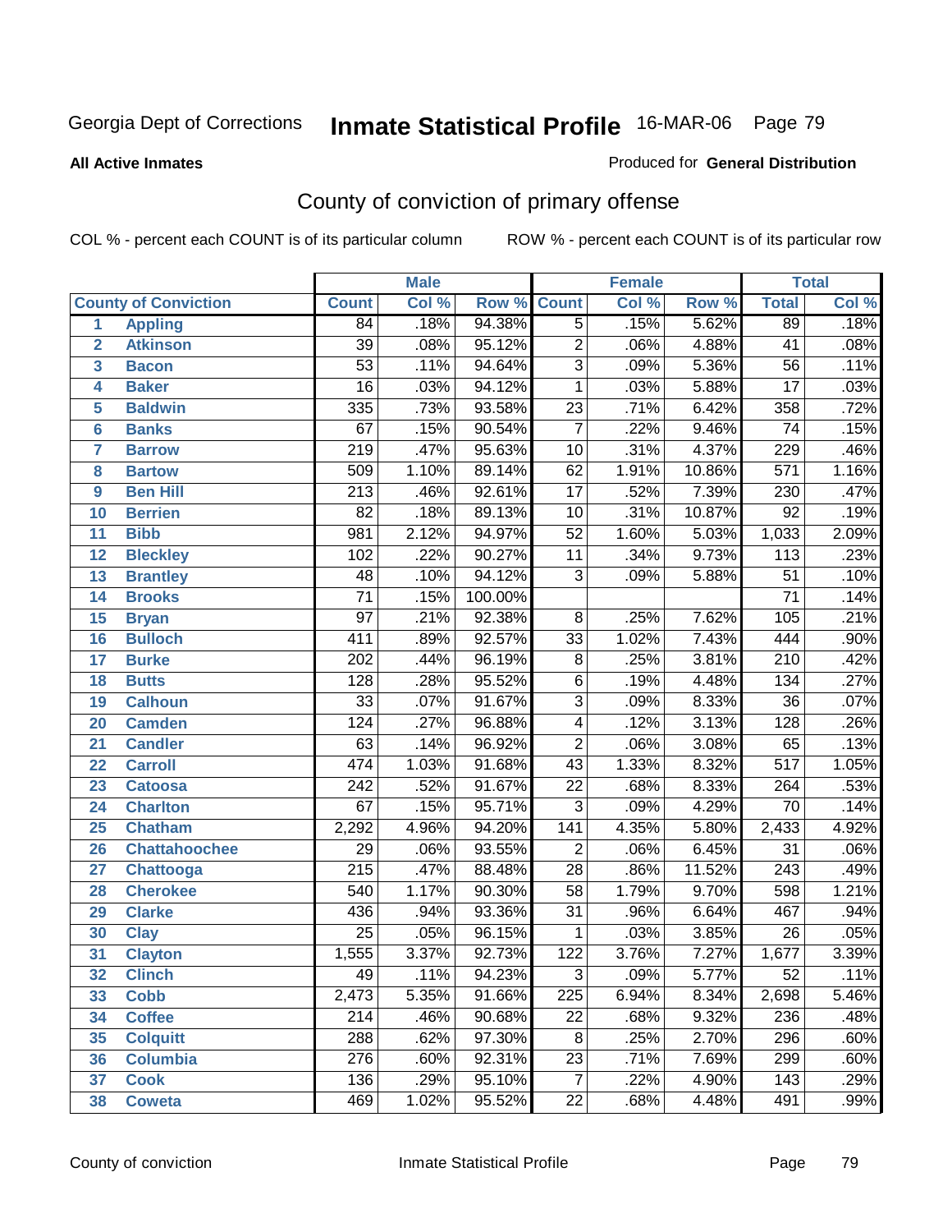Georgia Dept of Corrections **Inmate Statistical Profile** 16-MAR-06

**All Active Inmates**

Produced for **General Distribution**

## County of conviction of primary offense

COL % - percent each COUNT is of its particular column

ROW % - percent each COUNT is of its particular row

| | | Male | | | Female | | | Total | |
|---|---|---|---|---|---|---|---|---|---|
| | **County of Conviction** | **Count** | **Col %** | **Row %** | **Count** | **Col %** | **Row %** | **Total** | **Col %** |
| 1 | **Appling** | 84 | .18% | 94.38% | 5 | .15% | 5.62% | 89 | .18% |
| 2 | **Atkinson** | 39 | .08% | 95.12% | 2 | .06% | 4.88% | 41 | .08% |
| 3 | **Bacon** | 53 | .11% | 94.64% | 3 | .09% | 5.36% | 56 | .11% |
| 4 | **Baker** | 16 | .03% | 94.12% | 1 | .03% | 5.88% | 17 | .03% |
| 5 | **Baldwin** | 335 | .73% | 93.58% | 23 | .71% | 6.42% | 358 | .72% |
| 6 | **Banks** | 67 | .15% | 90.54% | 7 | .22% | 9.46% | 74 | .15% |
| 7 | **Barrow** | 219 | .47% | 95.63% | 10 | .31% | 4.37% | 229 | .46% |
| 8 | **Bartow** | 509 | 1.10% | 89.14% | 62 | 1.91% | 10.86% | 571 | 1.16% |
| 9 | **Ben Hill** | 213 | .46% | 92.61% | 17 | .52% | 7.39% | 230 | .47% |
| 10 | **Berrien** | 82 | .18% | 89.13% | 10 | .31% | 10.87% | 92 | .19% |
| 11 | **Bibb** | 981 | 2.12% | 94.97% | 52 | 1.60% | 5.03% | 1,033 | 2.09% |
| 12 | **Bleckley** | 102 | .22% | 90.27% | 11 | .34% | 9.73% | 113 | .23% |
| 13 | **Brantley** | 48 | .10% | 94.12% | 3 | .09% | 5.88% | 51 | .10% |
| 14 | **Brooks** | 71 | .15% | 100.00% | | | | 71 | .14% |
| 15 | **Bryan** | 97 | .21% | 92.38% | 8 | .25% | 7.62% | 105 | .21% |
| 16 | **Bulloch** | 411 | .89% | 92.57% | 33 | 1.02% | 7.43% | 444 | .90% |
| 17 | **Burke** | 202 | .44% | 96.19% | 8 | .25% | 3.81% | 210 | .42% |
| 18 | **Butts** | 128 | .28% | 95.52% | 6 | .19% | 4.48% | 134 | .27% |
| 19 | **Calhoun** | 33 | .07% | 91.67% | 3 | .09% | 8.33% | 36 | .07% |
| 20 | **Camden** | 124 | .27% | 96.88% | 4 | .12% | 3.13% | 128 | .26% |
| 21 | **Candler** | 63 | .14% | 96.92% | 2 | .06% | 3.08% | 65 | .13% |
| 22 | **Carroll** | 474 | 1.03% | 91.68% | 43 | 1.33% | 8.32% | 517 | 1.05% |
| 23 | **Catoosa** | 242 | .52% | 91.67% | 22 | .68% | 8.33% | 264 | .53% |
| 24 | **Charlton** | 67 | .15% | 95.71% | 3 | .09% | 4.29% | 70 | .14% |
| 25 | **Chatham** | 2,292 | 4.96% | 94.20% | 141 | 4.35% | 5.80% | 2,433 | 4.92% |
| 26 | **Chattahoochee** | 29 | .06% | 93.55% | 2 | .06% | 6.45% | 31 | .06% |
| 27 | **Chattooga** | 215 | .47% | 88.48% | 28 | .86% | 11.52% | 243 | .49% |
| 28 | **Cherokee** | 540 | 1.17% | 90.30% | 58 | 1.79% | 9.70% | 598 | 1.21% |
| 29 | **Clarke** | 436 | .94% | 93.36% | 31 | .96% | 6.64% | 467 | .94% |
| 30 | **Clay** | 25 | .05% | 96.15% | 1 | .03% | 3.85% | 26 | .05% |
| 31 | **Clayton** | 1,555 | 3.37% | 92.73% | 122 | 3.76% | 7.27% | 1,677 | 3.39% |
| 32 | **Clinch** | 49 | .11% | 94.23% | 3 | .09% | 5.77% | 52 | .11% |
| 33 | **Cobb** | 2,473 | 5.35% | 91.66% | 225 | 6.94% | 8.34% | 2,698 | 5.46% |
| 34 | **Coffee** | 214 | .46% | 90.68% | 22 | .68% | 9.32% | 236 | .48% |
| 35 | **Colquitt** | 288 | .62% | 97.30% | 8 | .25% | 2.70% | 296 | .60% |
| 36 | **Columbia** | 276 | .60% | 92.31% | 23 | .71% | 7.69% | 299 | .60% |
| 37 | **Cook** | 136 | .29% | 95.10% | 7 | .22% | 4.90% | 143 | .29% |
| 38 | **Coweta** | 469 | 1.02% | 95.52% | 22 | .68% | 4.48% | 491 | .99% |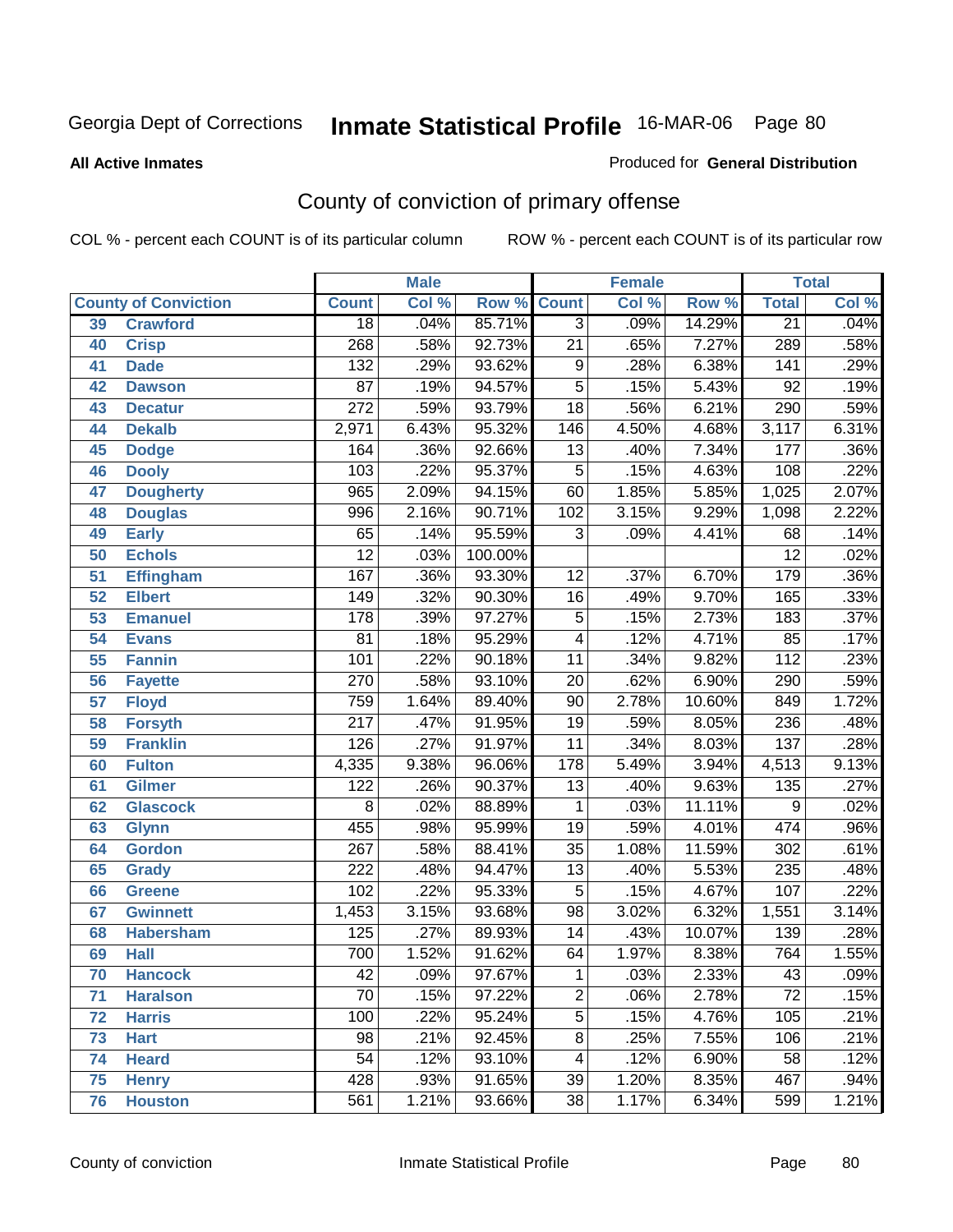Georgia Dept of Corrections **Inmate Statistical Profile** 16-MAR-06

**All Active Inmates**

Produced for **General Distribution**

## County of conviction of primary offense

COL % - percent each COUNT is of its particular column    ROW % - percent each COUNT is of its particular row

| County of Conviction | | Male | | | Female | | | Total | |
|---|---|---|---|---|---|---|---|---|---|
| | | Count | Col % | Row % | Count | Col % | Row % | Total | Col % |
| 39 | Crawford | 18 | .04% | 85.71% | 3 | .09% | 14.29% | 21 | .04% |
| 40 | Crisp | 268 | .58% | 92.73% | 21 | .65% | 7.27% | 289 | .58% |
| 41 | Dade | 132 | .29% | 93.62% | 9 | .28% | 6.38% | 141 | .29% |
| 42 | Dawson | 87 | .19% | 94.57% | 5 | .15% | 5.43% | 92 | .19% |
| 43 | Decatur | 272 | .59% | 93.79% | 18 | .56% | 6.21% | 290 | .59% |
| 44 | Dekalb | 2,971 | 6.43% | 95.32% | 146 | 4.50% | 4.68% | 3,117 | 6.31% |
| 45 | Dodge | 164 | .36% | 92.66% | 13 | .40% | 7.34% | 177 | .36% |
| 46 | Dooly | 103 | .22% | 95.37% | 5 | .15% | 4.63% | 108 | .22% |
| 47 | Dougherty | 965 | 2.09% | 94.15% | 60 | 1.85% | 5.85% | 1,025 | 2.07% |
| 48 | Douglas | 996 | 2.16% | 90.71% | 102 | 3.15% | 9.29% | 1,098 | 2.22% |
| 49 | Early | 65 | .14% | 95.59% | 3 | .09% | 4.41% | 68 | .14% |
| 50 | Echols | 12 | .03% | 100.00% | | | | 12 | .02% |
| 51 | Effingham | 167 | .36% | 93.30% | 12 | .37% | 6.70% | 179 | .36% |
| 52 | Elbert | 149 | .32% | 90.30% | 16 | .49% | 9.70% | 165 | .33% |
| 53 | Emanuel | 178 | .39% | 97.27% | 5 | .15% | 2.73% | 183 | .37% |
| 54 | Evans | 81 | .18% | 95.29% | 4 | .12% | 4.71% | 85 | .17% |
| 55 | Fannin | 101 | .22% | 90.18% | 11 | .34% | 9.82% | 112 | .23% |
| 56 | Fayette | 270 | .58% | 93.10% | 20 | .62% | 6.90% | 290 | .59% |
| 57 | Floyd | 759 | 1.64% | 89.40% | 90 | 2.78% | 10.60% | 849 | 1.72% |
| 58 | Forsyth | 217 | .47% | 91.95% | 19 | .59% | 8.05% | 236 | .48% |
| 59 | Franklin | 126 | .27% | 91.97% | 11 | .34% | 8.03% | 137 | .28% |
| 60 | Fulton | 4,335 | 9.38% | 96.06% | 178 | 5.49% | 3.94% | 4,513 | 9.13% |
| 61 | Gilmer | 122 | .26% | 90.37% | 13 | .40% | 9.63% | 135 | .27% |
| 62 | Glascock | 8 | .02% | 88.89% | 1 | .03% | 11.11% | 9 | .02% |
| 63 | Glynn | 455 | .98% | 95.99% | 19 | .59% | 4.01% | 474 | .96% |
| 64 | Gordon | 267 | .58% | 88.41% | 35 | 1.08% | 11.59% | 302 | .61% |
| 65 | Grady | 222 | .48% | 94.47% | 13 | .40% | 5.53% | 235 | .48% |
| 66 | Greene | 102 | .22% | 95.33% | 5 | .15% | 4.67% | 107 | .22% |
| 67 | Gwinnett | 1,453 | 3.15% | 93.68% | 98 | 3.02% | 6.32% | 1,551 | 3.14% |
| 68 | Habersham | 125 | .27% | 89.93% | 14 | .43% | 10.07% | 139 | .28% |
| 69 | Hall | 700 | 1.52% | 91.62% | 64 | 1.97% | 8.38% | 764 | 1.55% |
| 70 | Hancock | 42 | .09% | 97.67% | 1 | .03% | 2.33% | 43 | .09% |
| 71 | Haralson | 70 | .15% | 97.22% | 2 | .06% | 2.78% | 72 | .15% |
| 72 | Harris | 100 | .22% | 95.24% | 5 | .15% | 4.76% | 105 | .21% |
| 73 | Hart | 98 | .21% | 92.45% | 8 | .25% | 7.55% | 106 | .21% |
| 74 | Heard | 54 | .12% | 93.10% | 4 | .12% | 6.90% | 58 | .12% |
| 75 | Henry | 428 | .93% | 91.65% | 39 | 1.20% | 8.35% | 467 | .94% |
| 76 | Houston | 561 | 1.21% | 93.66% | 38 | 1.17% | 6.34% | 599 | 1.21% |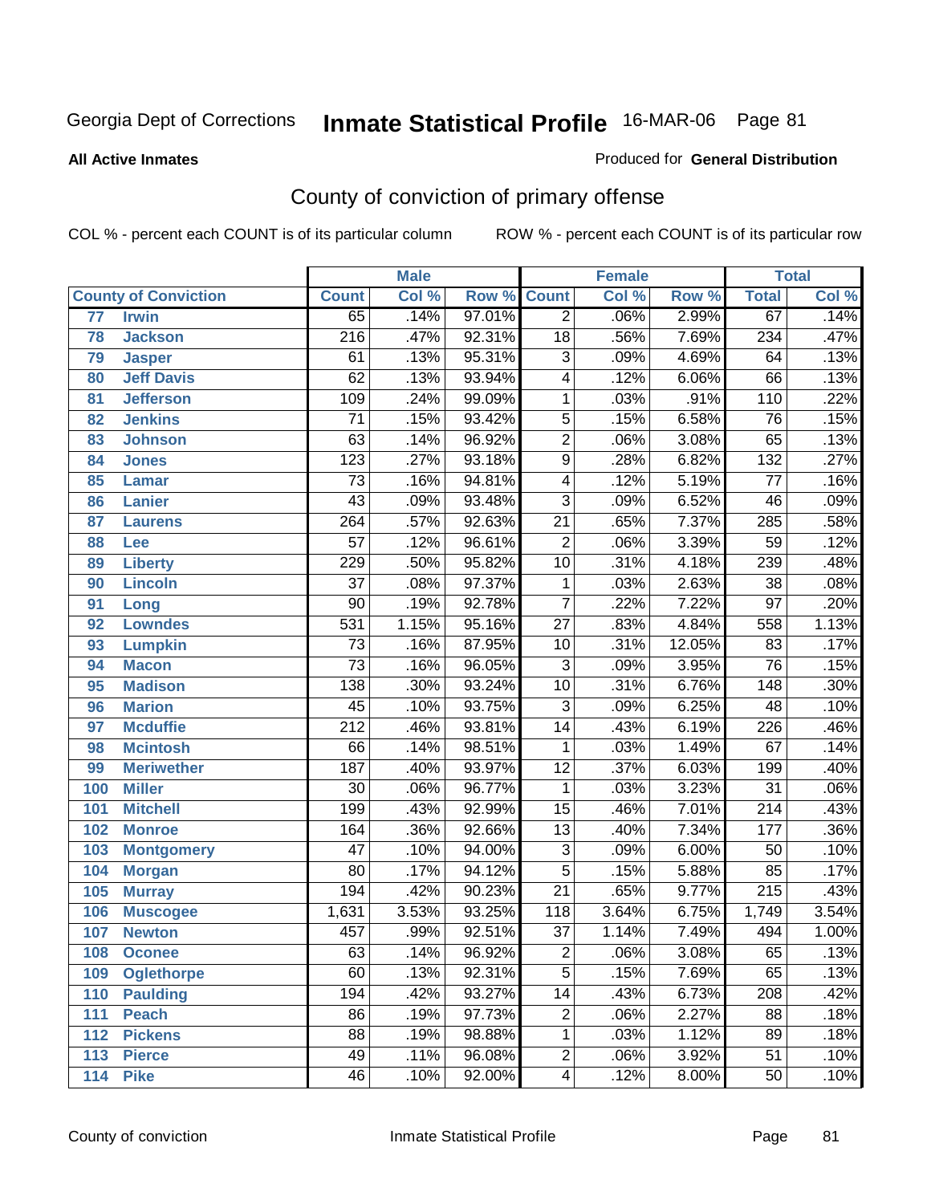Georgia Dept of Corrections **Inmate Statistical Profile** 16-MAR-06 Page 81

**All Active Inmates**

Produced for **General Distribution**

## County of conviction of primary offense

COL % - percent each COUNT is of its particular column ROW % - percent each COUNT is of its particular row

| County of Conviction | | Male | | | Female | | | Total | |
|---|---|---|---|---|---|---|---|---|---|
| | | Count | Col % | Row % | Count | Col % | Row % | Total | Col % |
| 77 | Irwin | 65 | .14% | 97.01% | 2 | .06% | 2.99% | 67 | .14% |
| 78 | Jackson | 216 | .47% | 92.31% | 18 | .56% | 7.69% | 234 | .47% |
| 79 | Jasper | 61 | .13% | 95.31% | 3 | .09% | 4.69% | 64 | .13% |
| 80 | Jeff Davis | 62 | .13% | 93.94% | 4 | .12% | 6.06% | 66 | .13% |
| 81 | Jefferson | 109 | .24% | 99.09% | 1 | .03% | .91% | 110 | .22% |
| 82 | Jenkins | 71 | .15% | 93.42% | 5 | .15% | 6.58% | 76 | .15% |
| 83 | Johnson | 63 | .14% | 96.92% | 2 | .06% | 3.08% | 65 | .13% |
| 84 | Jones | 123 | .27% | 93.18% | 9 | .28% | 6.82% | 132 | .27% |
| 85 | Lamar | 73 | .16% | 94.81% | 4 | .12% | 5.19% | 77 | .16% |
| 86 | Lanier | 43 | .09% | 93.48% | 3 | .09% | 6.52% | 46 | .09% |
| 87 | Laurens | 264 | .57% | 92.63% | 21 | .65% | 7.37% | 285 | .58% |
| 88 | Lee | 57 | .12% | 96.61% | 2 | .06% | 3.39% | 59 | .12% |
| 89 | Liberty | 229 | .50% | 95.82% | 10 | .31% | 4.18% | 239 | .48% |
| 90 | Lincoln | 37 | .08% | 97.37% | 1 | .03% | 2.63% | 38 | .08% |
| 91 | Long | 90 | .19% | 92.78% | 7 | .22% | 7.22% | 97 | .20% |
| 92 | Lowndes | 531 | 1.15% | 95.16% | 27 | .83% | 4.84% | 558 | 1.13% |
| 93 | Lumpkin | 73 | .16% | 87.95% | 10 | .31% | 12.05% | 83 | .17% |
| 94 | Macon | 73 | .16% | 96.05% | 3 | .09% | 3.95% | 76 | .15% |
| 95 | Madison | 138 | .30% | 93.24% | 10 | .31% | 6.76% | 148 | .30% |
| 96 | Marion | 45 | .10% | 93.75% | 3 | .09% | 6.25% | 48 | .10% |
| 97 | Mcduffie | 212 | .46% | 93.81% | 14 | .43% | 6.19% | 226 | .46% |
| 98 | Mcintosh | 66 | .14% | 98.51% | 1 | .03% | 1.49% | 67 | .14% |
| 99 | Meriwether | 187 | .40% | 93.97% | 12 | .37% | 6.03% | 199 | .40% |
| 100 | Miller | 30 | .06% | 96.77% | 1 | .03% | 3.23% | 31 | .06% |
| 101 | Mitchell | 199 | .43% | 92.99% | 15 | .46% | 7.01% | 214 | .43% |
| 102 | Monroe | 164 | .36% | 92.66% | 13 | .40% | 7.34% | 177 | .36% |
| 103 | Montgomery | 47 | .10% | 94.00% | 3 | .09% | 6.00% | 50 | .10% |
| 104 | Morgan | 80 | .17% | 94.12% | 5 | .15% | 5.88% | 85 | .17% |
| 105 | Murray | 194 | .42% | 90.23% | 21 | .65% | 9.77% | 215 | .43% |
| 106 | Muscogee | 1,631 | 3.53% | 93.25% | 118 | 3.64% | 6.75% | 1,749 | 3.54% |
| 107 | Newton | 457 | .99% | 92.51% | 37 | 1.14% | 7.49% | 494 | 1.00% |
| 108 | Oconee | 63 | .14% | 96.92% | 2 | .06% | 3.08% | 65 | .13% |
| 109 | Oglethorpe | 60 | .13% | 92.31% | 5 | .15% | 7.69% | 65 | .13% |
| 110 | Paulding | 194 | .42% | 93.27% | 14 | .43% | 6.73% | 208 | .42% |
| 111 | Peach | 86 | .19% | 97.73% | 2 | .06% | 2.27% | 88 | .18% |
| 112 | Pickens | 88 | .19% | 98.88% | 1 | .03% | 1.12% | 89 | .18% |
| 113 | Pierce | 49 | .11% | 96.08% | 2 | .06% | 3.92% | 51 | .10% |
| 114 | Pike | 46 | .10% | 92.00% | 4 | .12% | 8.00% | 50 | .10% |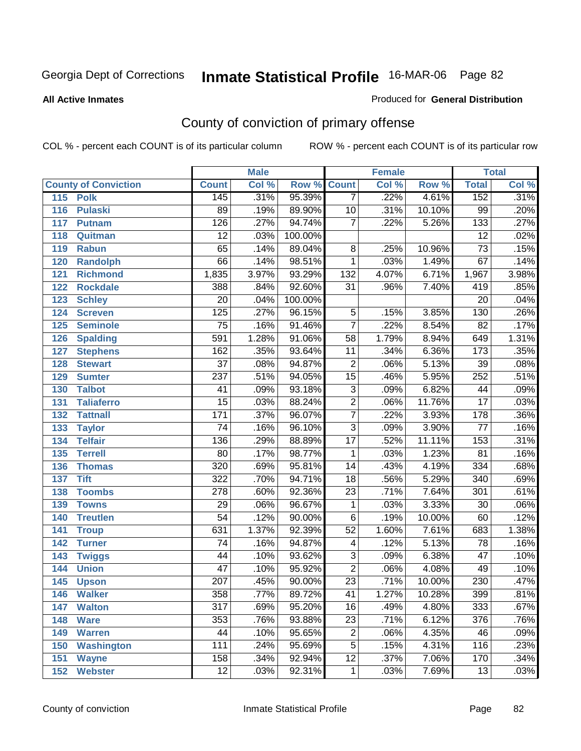Georgia Dept of Corrections **Inmate Statistical Profile** 16-MAR-06

**All Active Inmates**

Produced for **General Distribution**

## County of conviction of primary offense

COL % - percent each COUNT is of its particular column

ROW % - percent each COUNT is of its particular row

| County of Conviction | Male | | | Female | | | Total | |
|---|---|---|---|---|---|---|---|---|
| | Count | Col % | Row % | Count | Col % | Row % | Total | Col % |
| 115 Polk | 145 | .31% | 95.39% | 7 | .22% | 4.61% | 152 | .31% |
| 116 Pulaski | 89 | .19% | 89.90% | 10 | .31% | 10.10% | 99 | .20% |
| 117 Putnam | 126 | .27% | 94.74% | 7 | .22% | 5.26% | 133 | .27% |
| 118 Quitman | 12 | .03% | 100.00% | | | | 12 | .02% |
| 119 Rabun | 65 | .14% | 89.04% | 8 | .25% | 10.96% | 73 | .15% |
| 120 Randolph | 66 | .14% | 98.51% | 1 | .03% | 1.49% | 67 | .14% |
| 121 Richmond | 1,835 | 3.97% | 93.29% | 132 | 4.07% | 6.71% | 1,967 | 3.98% |
| 122 Rockdale | 388 | .84% | 92.60% | 31 | .96% | 7.40% | 419 | .85% |
| 123 Schley | 20 | .04% | 100.00% | | | | 20 | .04% |
| 124 Screven | 125 | .27% | 96.15% | 5 | .15% | 3.85% | 130 | .26% |
| 125 Seminole | 75 | .16% | 91.46% | 7 | .22% | 8.54% | 82 | .17% |
| 126 Spalding | 591 | 1.28% | 91.06% | 58 | 1.79% | 8.94% | 649 | 1.31% |
| 127 Stephens | 162 | .35% | 93.64% | 11 | .34% | 6.36% | 173 | .35% |
| 128 Stewart | 37 | .08% | 94.87% | 2 | .06% | 5.13% | 39 | .08% |
| 129 Sumter | 237 | .51% | 94.05% | 15 | .46% | 5.95% | 252 | .51% |
| 130 Talbot | 41 | .09% | 93.18% | 3 | .09% | 6.82% | 44 | .09% |
| 131 Taliaferro | 15 | .03% | 88.24% | 2 | .06% | 11.76% | 17 | .03% |
| 132 Tattnall | 171 | .37% | 96.07% | 7 | .22% | 3.93% | 178 | .36% |
| 133 Taylor | 74 | .16% | 96.10% | 3 | .09% | 3.90% | 77 | .16% |
| 134 Telfair | 136 | .29% | 88.89% | 17 | .52% | 11.11% | 153 | .31% |
| 135 Terrell | 80 | .17% | 98.77% | 1 | .03% | 1.23% | 81 | .16% |
| 136 Thomas | 320 | .69% | 95.81% | 14 | .43% | 4.19% | 334 | .68% |
| 137 Tift | 322 | .70% | 94.71% | 18 | .56% | 5.29% | 340 | .69% |
| 138 Toombs | 278 | .60% | 92.36% | 23 | .71% | 7.64% | 301 | .61% |
| 139 Towns | 29 | .06% | 96.67% | 1 | .03% | 3.33% | 30 | .06% |
| 140 Treutlen | 54 | .12% | 90.00% | 6 | .19% | 10.00% | 60 | .12% |
| 141 Troup | 631 | 1.37% | 92.39% | 52 | 1.60% | 7.61% | 683 | 1.38% |
| 142 Turner | 74 | .16% | 94.87% | 4 | .12% | 5.13% | 78 | .16% |
| 143 Twiggs | 44 | .10% | 93.62% | 3 | .09% | 6.38% | 47 | .10% |
| 144 Union | 47 | .10% | 95.92% | 2 | .06% | 4.08% | 49 | .10% |
| 145 Upson | 207 | .45% | 90.00% | 23 | .71% | 10.00% | 230 | .47% |
| 146 Walker | 358 | .77% | 89.72% | 41 | 1.27% | 10.28% | 399 | .81% |
| 147 Walton | 317 | .69% | 95.20% | 16 | .49% | 4.80% | 333 | .67% |
| 148 Ware | 353 | .76% | 93.88% | 23 | .71% | 6.12% | 376 | .76% |
| 149 Warren | 44 | .10% | 95.65% | 2 | .06% | 4.35% | 46 | .09% |
| 150 Washington | 111 | .24% | 95.69% | 5 | .15% | 4.31% | 116 | .23% |
| 151 Wayne | 158 | .34% | 92.94% | 12 | .37% | 7.06% | 170 | .34% |
| 152 Webster | 12 | .03% | 92.31% | 1 | .03% | 7.69% | 13 | .03% |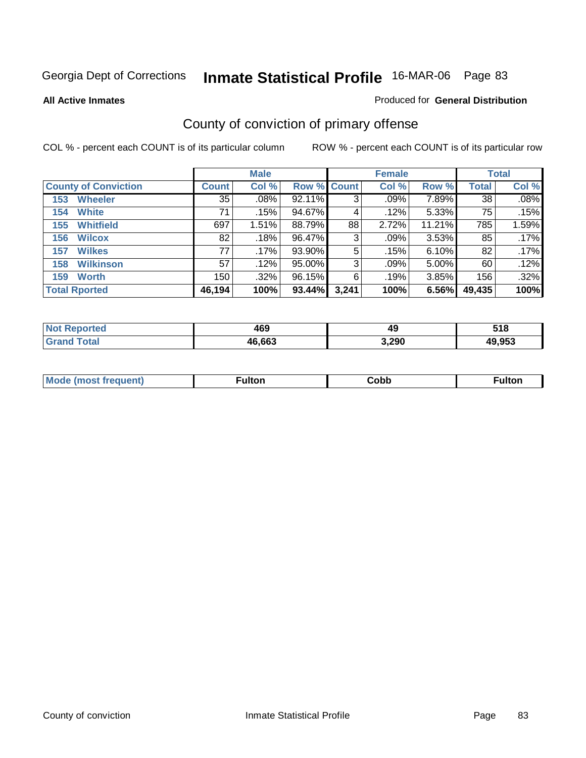Georgia Dept of Corrections **Inmate Statistical Profile** 16-MAR-06

**All Active Inmates**

Produced for **General Distribution**

## County of conviction of primary offense

COL % - percent each COUNT is of its particular column

ROW % - percent each COUNT is of its particular row

| County of Conviction | Male | | | Female | | | Total | |
|---|---|---|---|---|---|---|---|---|
| | Count | Col % | Row % | Count | Col % | Row % | Total | Col % |
| 153 Wheeler | 35 | .08% | 92.11% | 3 | .09% | 7.89% | 38 | .08% |
| 154 White | 71 | .15% | 94.67% | 4 | .12% | 5.33% | 75 | .15% |
| 155 Whitfield | 697 | 1.51% | 88.79% | 88 | 2.72% | 11.21% | 785 | 1.59% |
| 156 Wilcox | 82 | .18% | 96.47% | 3 | .09% | 3.53% | 85 | .17% |
| 157 Wilkes | 77 | .17% | 93.90% | 5 | .15% | 6.10% | 82 | .17% |
| 158 Wilkinson | 57 | .12% | 95.00% | 3 | .09% | 5.00% | 60 | .12% |
| 159 Worth | 150 | .32% | 96.15% | 6 | .19% | 3.85% | 156 | .32% |
| **Total Rported** | **46,194** | **100%** | **93.44%** | **3,241** | **100%** | **6.56%** | **49,435** | **100%** |

| | Male | Female | Total |
|---|---|---|---|
| Not Reported | 469 | 49 | 518 |
| Grand Total | 46,663 | 3,290 | 49,953 |

| | Male | Female | Total |
|---|---|---|---|
| Mode (most frequent) | Fulton | Cobb | Fulton |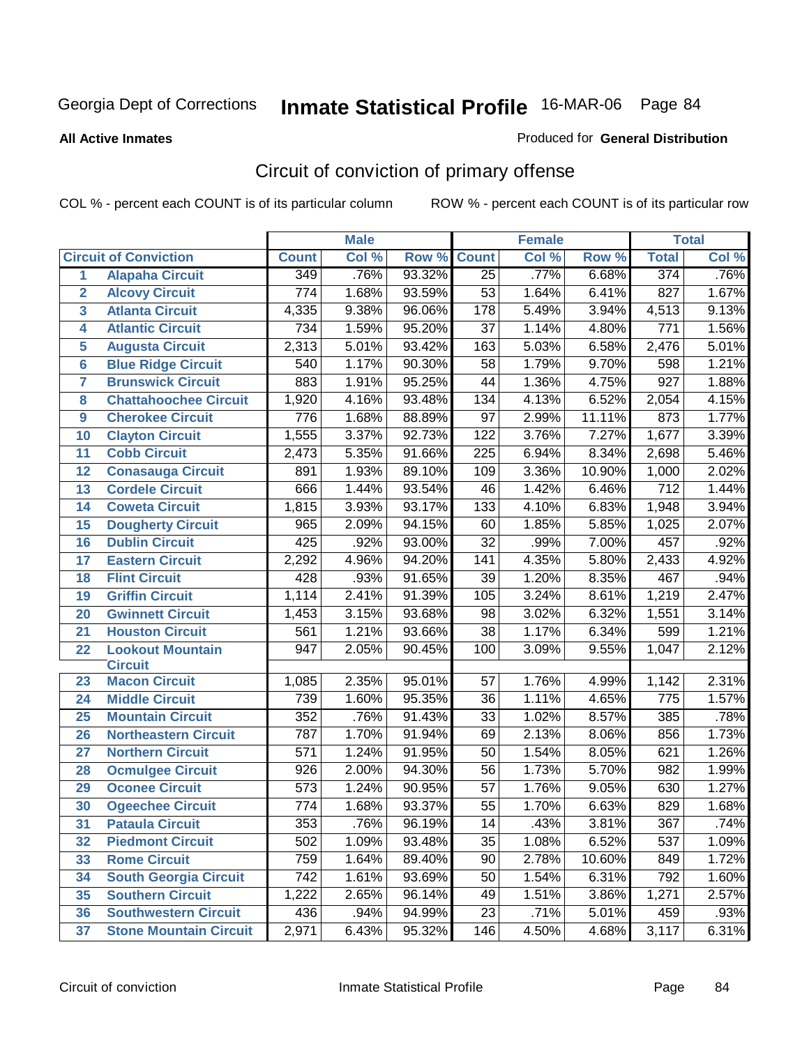Georgia Dept of Corrections **Inmate Statistical Profile** 16-MAR-06

**All Active Inmates**

Produced for **General Distribution**

## Circuit of conviction of primary offense

COL % - percent each COUNT is of its particular column ROW % - percent each COUNT is of its particular row

| | Circuit of Conviction | Male | | | Female | | | Total | |
|---|---|---|---|---|---|---|---|---|---|
| | | Count | Col % | Row % | Count | Col % | Row % | Total | Col % |
| 1 | Alapaha Circuit | 349 | .76% | 93.32% | 25 | .77% | 6.68% | 374 | .76% |
| 2 | Alcovy Circuit | 774 | 1.68% | 93.59% | 53 | 1.64% | 6.41% | 827 | 1.67% |
| 3 | Atlanta Circuit | 4,335 | 9.38% | 96.06% | 178 | 5.49% | 3.94% | 4,513 | 9.13% |
| 4 | Atlantic Circuit | 734 | 1.59% | 95.20% | 37 | 1.14% | 4.80% | 771 | 1.56% |
| 5 | Augusta Circuit | 2,313 | 5.01% | 93.42% | 163 | 5.03% | 6.58% | 2,476 | 5.01% |
| 6 | Blue Ridge Circuit | 540 | 1.17% | 90.30% | 58 | 1.79% | 9.70% | 598 | 1.21% |
| 7 | Brunswick Circuit | 883 | 1.91% | 95.25% | 44 | 1.36% | 4.75% | 927 | 1.88% |
| 8 | Chattahoochee Circuit | 1,920 | 4.16% | 93.48% | 134 | 4.13% | 6.52% | 2,054 | 4.15% |
| 9 | Cherokee Circuit | 776 | 1.68% | 88.89% | 97 | 2.99% | 11.11% | 873 | 1.77% |
| 10 | Clayton Circuit | 1,555 | 3.37% | 92.73% | 122 | 3.76% | 7.27% | 1,677 | 3.39% |
| 11 | Cobb Circuit | 2,473 | 5.35% | 91.66% | 225 | 6.94% | 8.34% | 2,698 | 5.46% |
| 12 | Conasauga Circuit | 891 | 1.93% | 89.10% | 109 | 3.36% | 10.90% | 1,000 | 2.02% |
| 13 | Cordele Circuit | 666 | 1.44% | 93.54% | 46 | 1.42% | 6.46% | 712 | 1.44% |
| 14 | Coweta Circuit | 1,815 | 3.93% | 93.17% | 133 | 4.10% | 6.83% | 1,948 | 3.94% |
| 15 | Dougherty Circuit | 965 | 2.09% | 94.15% | 60 | 1.85% | 5.85% | 1,025 | 2.07% |
| 16 | Dublin Circuit | 425 | .92% | 93.00% | 32 | .99% | 7.00% | 457 | .92% |
| 17 | Eastern Circuit | 2,292 | 4.96% | 94.20% | 141 | 4.35% | 5.80% | 2,433 | 4.92% |
| 18 | Flint Circuit | 428 | .93% | 91.65% | 39 | 1.20% | 8.35% | 467 | .94% |
| 19 | Griffin Circuit | 1,114 | 2.41% | 91.39% | 105 | 3.24% | 8.61% | 1,219 | 2.47% |
| 20 | Gwinnett Circuit | 1,453 | 3.15% | 93.68% | 98 | 3.02% | 6.32% | 1,551 | 3.14% |
| 21 | Houston Circuit | 561 | 1.21% | 93.66% | 38 | 1.17% | 6.34% | 599 | 1.21% |
| 22 | Lookout Mountain Circuit | 947 | 2.05% | 90.45% | 100 | 3.09% | 9.55% | 1,047 | 2.12% |
| 23 | Macon Circuit | 1,085 | 2.35% | 95.01% | 57 | 1.76% | 4.99% | 1,142 | 2.31% |
| 24 | Middle Circuit | 739 | 1.60% | 95.35% | 36 | 1.11% | 4.65% | 775 | 1.57% |
| 25 | Mountain Circuit | 352 | .76% | 91.43% | 33 | 1.02% | 8.57% | 385 | .78% |
| 26 | Northeastern Circuit | 787 | 1.70% | 91.94% | 69 | 2.13% | 8.06% | 856 | 1.73% |
| 27 | Northern Circuit | 571 | 1.24% | 91.95% | 50 | 1.54% | 8.05% | 621 | 1.26% |
| 28 | Ocmulgee Circuit | 926 | 2.00% | 94.30% | 56 | 1.73% | 5.70% | 982 | 1.99% |
| 29 | Oconee Circuit | 573 | 1.24% | 90.95% | 57 | 1.76% | 9.05% | 630 | 1.27% |
| 30 | Ogeechee Circuit | 774 | 1.68% | 93.37% | 55 | 1.70% | 6.63% | 829 | 1.68% |
| 31 | Pataula Circuit | 353 | .76% | 96.19% | 14 | .43% | 3.81% | 367 | .74% |
| 32 | Piedmont Circuit | 502 | 1.09% | 93.48% | 35 | 1.08% | 6.52% | 537 | 1.09% |
| 33 | Rome Circuit | 759 | 1.64% | 89.40% | 90 | 2.78% | 10.60% | 849 | 1.72% |
| 34 | South Georgia Circuit | 742 | 1.61% | 93.69% | 50 | 1.54% | 6.31% | 792 | 1.60% |
| 35 | Southern Circuit | 1,222 | 2.65% | 96.14% | 49 | 1.51% | 3.86% | 1,271 | 2.57% |
| 36 | Southwestern Circuit | 436 | .94% | 94.99% | 23 | .71% | 5.01% | 459 | .93% |
| 37 | Stone Mountain Circuit | 2,971 | 6.43% | 95.32% | 146 | 4.50% | 4.68% | 3,117 | 6.31% |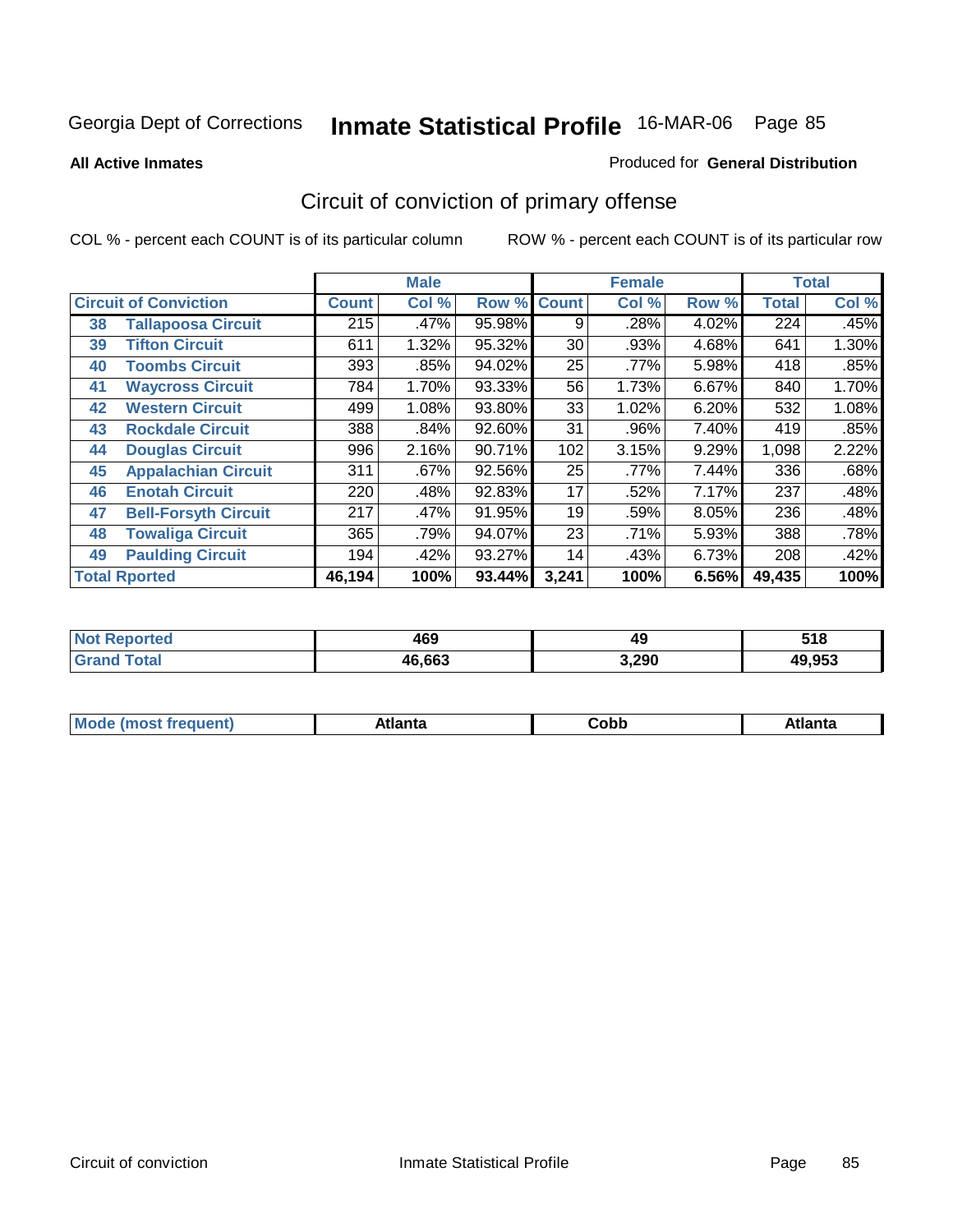Georgia Dept of Corrections **Inmate Statistical Profile** 16-MAR-06

**All Active Inmates**

Produced for **General Distribution**

## Circuit of conviction of primary offense

COL % - percent each COUNT is of its particular column ROW % - percent each COUNT is of its particular row

| Circuit of Conviction | | Male | | | Female | | | Total | |
|---|---|---|---|---|---|---|---|---|---|
| | | Count | Col % | Row % | Count | Col % | Row % | Total | Col % |
| 38 | Tallapoosa Circuit | 215 | .47% | 95.98% | 9 | .28% | 4.02% | 224 | .45% |
| 39 | Tifton Circuit | 611 | 1.32% | 95.32% | 30 | .93% | 4.68% | 641 | 1.30% |
| 40 | Toombs Circuit | 393 | .85% | 94.02% | 25 | .77% | 5.98% | 418 | .85% |
| 41 | Waycross Circuit | 784 | 1.70% | 93.33% | 56 | 1.73% | 6.67% | 840 | 1.70% |
| 42 | Western Circuit | 499 | 1.08% | 93.80% | 33 | 1.02% | 6.20% | 532 | 1.08% |
| 43 | Rockdale Circuit | 388 | .84% | 92.60% | 31 | .96% | 7.40% | 419 | .85% |
| 44 | Douglas Circuit | 996 | 2.16% | 90.71% | 102 | 3.15% | 9.29% | 1,098 | 2.22% |
| 45 | Appalachian Circuit | 311 | .67% | 92.56% | 25 | .77% | 7.44% | 336 | .68% |
| 46 | Enotah Circuit | 220 | .48% | 92.83% | 17 | .52% | 7.17% | 237 | .48% |
| 47 | Bell-Forsyth Circuit | 217 | .47% | 91.95% | 19 | .59% | 8.05% | 236 | .48% |
| 48 | Towaliga Circuit | 365 | .79% | 94.07% | 23 | .71% | 5.93% | 388 | .78% |
| 49 | Paulding Circuit | 194 | .42% | 93.27% | 14 | .43% | 6.73% | 208 | .42% |
| Total Rported | | 46,194 | 100% | 93.44% | 3,241 | 100% | 6.56% | 49,435 | 100% |

| | Male | Female | Total |
|---|---|---|---|
| Not Reported | 469 | 49 | 518 |
| Grand Total | 46,663 | 3,290 | 49,953 |

| | Male | Female | Total |
|---|---|---|---|
| Mode (most frequent) | Atlanta | Cobb | Atlanta |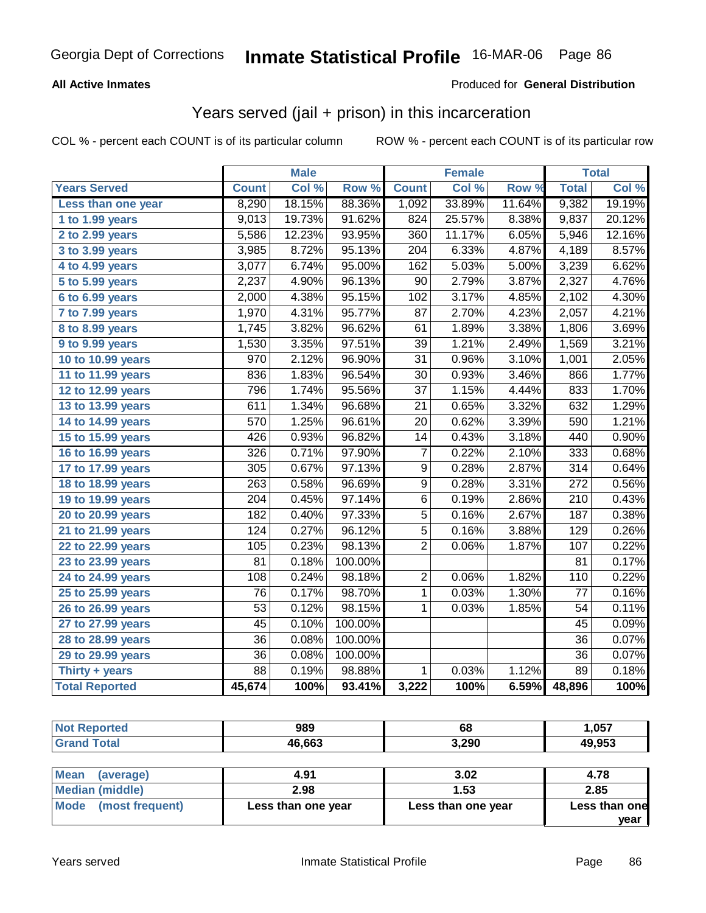Georgia Dept of Corrections **Inmate Statistical Profile** 16-MAR-06

**All Active Inmates**

Produced for **General Distribution**

## Years served (jail + prison) in this incarceration

COL % - percent each COUNT is of its particular column

ROW % - percent each COUNT is of its particular row

| | Male | | | Female | | | Total | |
|---|---|---|---|---|---|---|---|---|
| **Years Served** | **Count** | **Col %** | **Row %** | **Count** | **Col %** | **Row %** | **Total** | **Col %** |
| Less than one year | 8,290 | 18.15% | 88.36% | 1,092 | 33.89% | 11.64% | 9,382 | 19.19% |
| 1 to 1.99 years | 9,013 | 19.73% | 91.62% | 824 | 25.57% | 8.38% | 9,837 | 20.12% |
| 2 to 2.99 years | 5,586 | 12.23% | 93.95% | 360 | 11.17% | 6.05% | 5,946 | 12.16% |
| 3 to 3.99 years | 3,985 | 8.72% | 95.13% | 204 | 6.33% | 4.87% | 4,189 | 8.57% |
| 4 to 4.99 years | 3,077 | 6.74% | 95.00% | 162 | 5.03% | 5.00% | 3,239 | 6.62% |
| 5 to 5.99 years | 2,237 | 4.90% | 96.13% | 90 | 2.79% | 3.87% | 2,327 | 4.76% |
| 6 to 6.99 years | 2,000 | 4.38% | 95.15% | 102 | 3.17% | 4.85% | 2,102 | 4.30% |
| 7 to 7.99 years | 1,970 | 4.31% | 95.77% | 87 | 2.70% | 4.23% | 2,057 | 4.21% |
| 8 to 8.99 years | 1,745 | 3.82% | 96.62% | 61 | 1.89% | 3.38% | 1,806 | 3.69% |
| 9 to 9.99 years | 1,530 | 3.35% | 97.51% | 39 | 1.21% | 2.49% | 1,569 | 3.21% |
| 10 to 10.99 years | 970 | 2.12% | 96.90% | 31 | 0.96% | 3.10% | 1,001 | 2.05% |
| 11 to 11.99 years | 836 | 1.83% | 96.54% | 30 | 0.93% | 3.46% | 866 | 1.77% |
| 12 to 12.99 years | 796 | 1.74% | 95.56% | 37 | 1.15% | 4.44% | 833 | 1.70% |
| 13 to 13.99 years | 611 | 1.34% | 96.68% | 21 | 0.65% | 3.32% | 632 | 1.29% |
| 14 to 14.99 years | 570 | 1.25% | 96.61% | 20 | 0.62% | 3.39% | 590 | 1.21% |
| 15 to 15.99 years | 426 | 0.93% | 96.82% | 14 | 0.43% | 3.18% | 440 | 0.90% |
| 16 to 16.99 years | 326 | 0.71% | 97.90% | 7 | 0.22% | 2.10% | 333 | 0.68% |
| 17 to 17.99 years | 305 | 0.67% | 97.13% | 9 | 0.28% | 2.87% | 314 | 0.64% |
| 18 to 18.99 years | 263 | 0.58% | 96.69% | 9 | 0.28% | 3.31% | 272 | 0.56% |
| 19 to 19.99 years | 204 | 0.45% | 97.14% | 6 | 0.19% | 2.86% | 210 | 0.43% |
| 20 to 20.99 years | 182 | 0.40% | 97.33% | 5 | 0.16% | 2.67% | 187 | 0.38% |
| 21 to 21.99 years | 124 | 0.27% | 96.12% | 5 | 0.16% | 3.88% | 129 | 0.26% |
| 22 to 22.99 years | 105 | 0.23% | 98.13% | 2 | 0.06% | 1.87% | 107 | 0.22% |
| 23 to 23.99 years | 81 | 0.18% | 100.00% | | | | 81 | 0.17% |
| 24 to 24.99 years | 108 | 0.24% | 98.18% | 2 | 0.06% | 1.82% | 110 | 0.22% |
| 25 to 25.99 years | 76 | 0.17% | 98.70% | 1 | 0.03% | 1.30% | 77 | 0.16% |
| 26 to 26.99 years | 53 | 0.12% | 98.15% | 1 | 0.03% | 1.85% | 54 | 0.11% |
| 27 to 27.99 years | 45 | 0.10% | 100.00% | | | | 45 | 0.09% |
| 28 to 28.99 years | 36 | 0.08% | 100.00% | | | | 36 | 0.07% |
| 29 to 29.99 years | 36 | 0.08% | 100.00% | | | | 36 | 0.07% |
| Thirty + years | 88 | 0.19% | 98.88% | 1 | 0.03% | 1.12% | 89 | 0.18% |
| **Total Reported** | **45,674** | **100%** | **93.41%** | **3,222** | **100%** | **6.59%** | **48,896** | **100%** |

| | Male | Female | Total |
|---|---|---|---|
| Not Reported | 989 | 68 | 1,057 |
| Grand Total | 46,663 | 3,290 | 49,953 |

| | Male | Female | Total |
|---|---|---|---|
| Mean (average) | 4.91 | 3.02 | 4.78 |
| Median (middle) | 2.98 | 1.53 | 2.85 |
| Mode (most frequent) | Less than one year | Less than one year | Less than one year |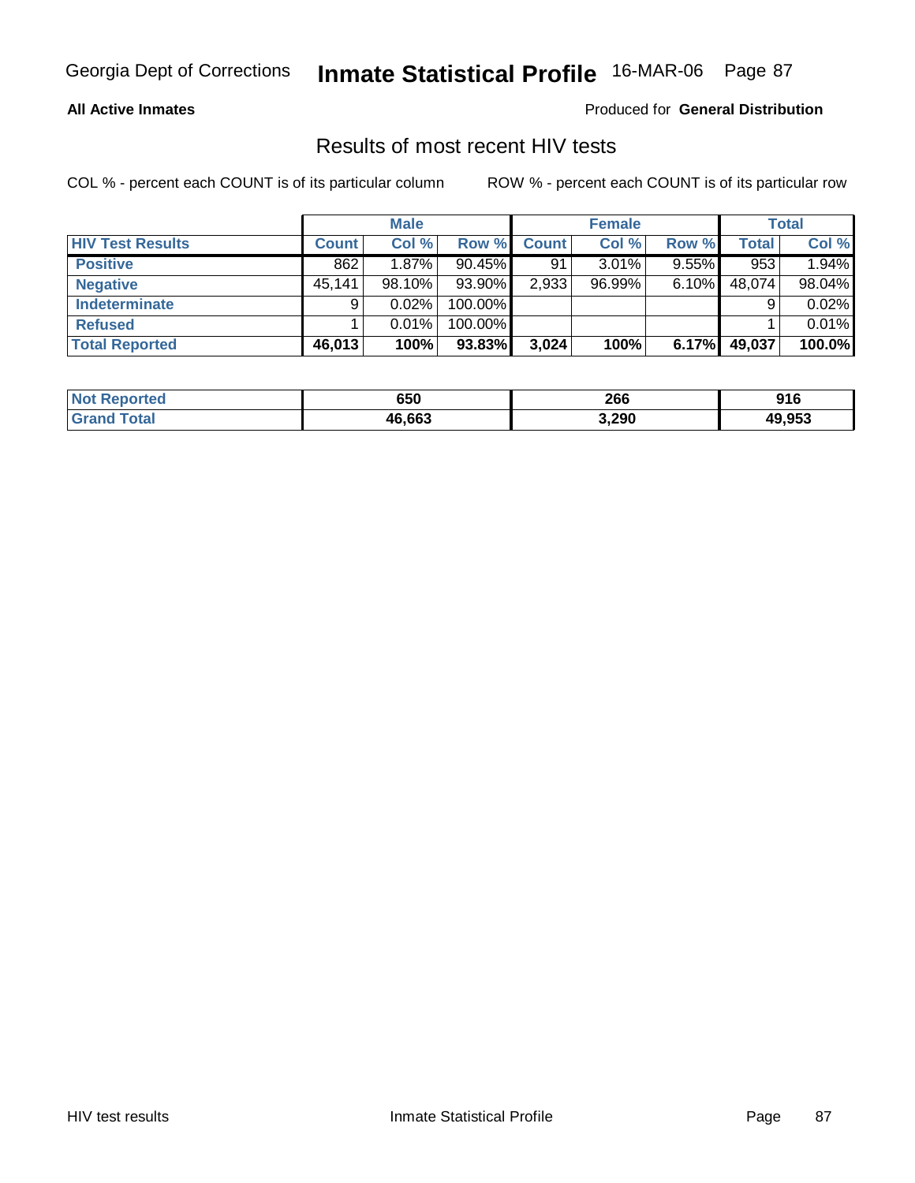Georgia Dept of Corrections **Inmate Statistical Profile** 16-MAR-06

**All Active Inmates**

Produced for **General Distribution**

## Results of most recent HIV tests

COL % - percent each COUNT is of its particular column

ROW % - percent each COUNT is of its particular row

| | Male | | | Female | | | Total | |
|---|---|---|---|---|---|---|---|---|
| **HIV Test Results** | **Count** | **Col %** | **Row %** | **Count** | **Col %** | **Row %** | **Total** | **Col %** |
| **Positive** | 862 | 1.87% | 90.45% | 91 | 3.01% | 9.55% | 953 | 1.94% |
| **Negative** | 45,141 | 98.10% | 93.90% | 2,933 | 96.99% | 6.10% | 48,074 | 98.04% |
| **Indeterminate** | 9 | 0.02% | 100.00% | | | | 9 | 0.02% |
| **Refused** | 1 | 0.01% | 100.00% | | | | 1 | 0.01% |
| **Total Reported** | **46,013** | **100%** | **93.83%** | **3,024** | **100%** | **6.17%** | **49,037** | **100.0%** |

| | Male | Female | Total |
|---|---|---|---|
| **Not Reported** | **650** | **266** | **916** |
| **Grand Total** | **46,663** | **3,290** | **49,953** |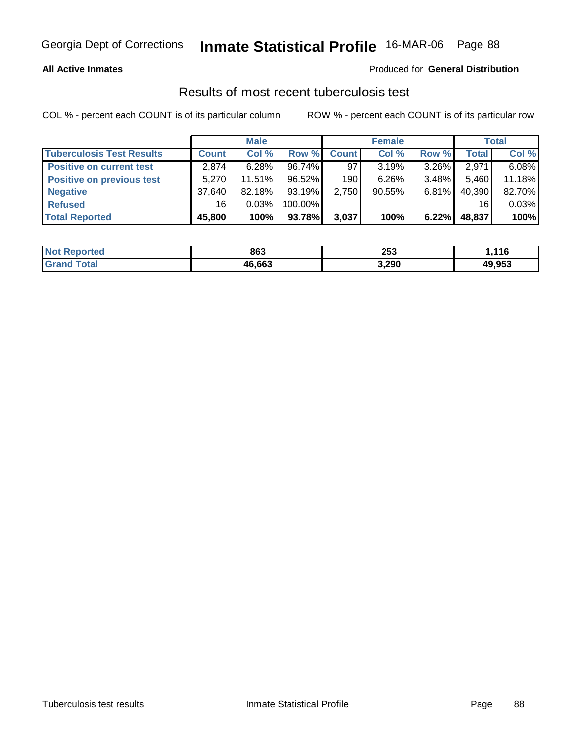**All Active Inmates** Produced for **General Distribution**

## Results of most recent tuberculosis test

COL % - percent each COUNT is of its particular column ROW % - percent each COUNT is of its particular row

| | Male | | | Female | | | Total | |
|---|---|---|---|---|---|---|---|---|
| **Tuberculosis Test Results** | **Count** | **Col %** | **Row %** | **Count** | **Col %** | **Row %** | **Total** | **Col %** |
| **Positive on current test** | 2,874 | 6.28% | 96.74% | 97 | 3.19% | 3.26% | 2,971 | 6.08% |
| **Positive on previous test** | 5,270 | 11.51% | 96.52% | 190 | 6.26% | 3.48% | 5,460 | 11.18% |
| **Negative** | 37,640 | 82.18% | 93.19% | 2,750 | 90.55% | 6.81% | 40,390 | 82.70% |
| **Refused** | 16 | 0.03% | 100.00% | | | | 16 | 0.03% |
| **Total Reported** | **45,800** | **100%** | **93.78%** | **3,037** | **100%** | **6.22%** | **48,837** | **100%** |

| | Male | Female | Total |
|---|---|---|---|
| **Not Reported** | **863** | **253** | **1,116** |
| **Grand Total** | **46,663** | **3,290** | **49,953** |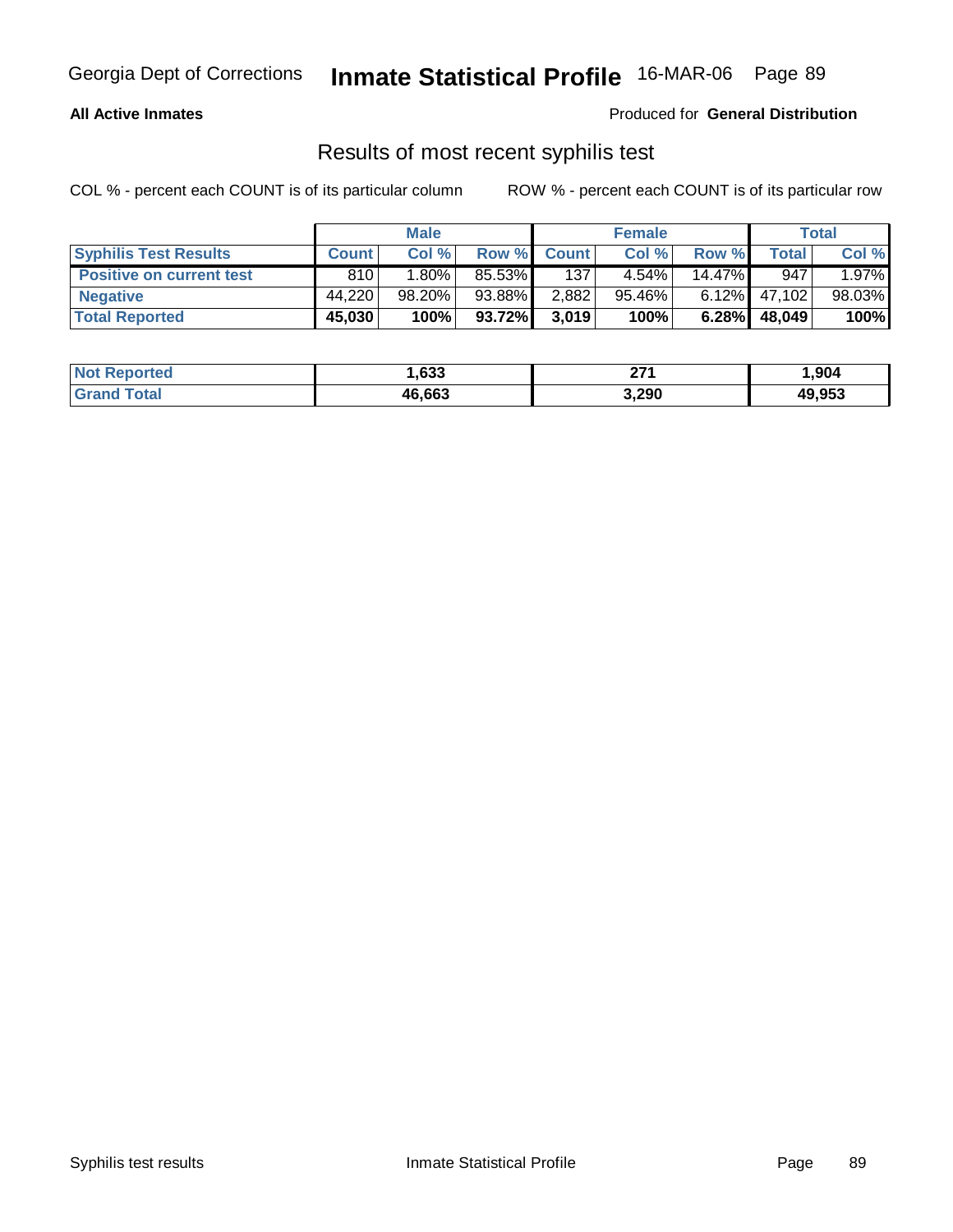**All Active Inmates** Produced for **General Distribution**

## Results of most recent syphilis test

COL % - percent each COUNT is of its particular column ROW % - percent each COUNT is of its particular row

| | Male | | | Female | | | Total | |
|---|---|---|---|---|---|---|---|---|
| **Syphilis Test Results** | **Count** | **Col %** | **Row %** | **Count** | **Col %** | **Row %** | **Total** | **Col %** |
| **Positive on current test** | 810 | 1.80% | 85.53% | 137 | 4.54% | 14.47% | 947 | 1.97% |
| **Negative** | 44,220 | 98.20% | 93.88% | 2,882 | 95.46% | 6.12% | 47,102 | 98.03% |
| **Total Reported** | **45,030** | **100%** | **93.72%** | **3,019** | **100%** | **6.28%** | **48,049** | **100%** |

| | Male | Female | Total |
|---|---|---|---|
| **Not Reported** | **1,633** | **271** | **1,904** |
| **Grand Total** | **46,663** | **3,290** | **49,953** |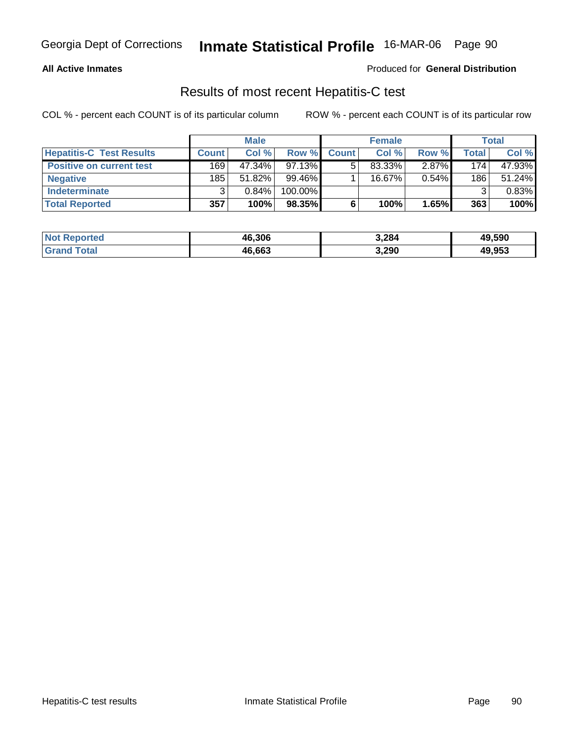Georgia Dept of Corrections **Inmate Statistical Profile** 16-MAR-06

**All Active Inmates**

Produced for **General Distribution**

## Results of most recent Hepatitis-C test

COL % - percent each COUNT is of its particular column

ROW % - percent each COUNT is of its particular row

| | Male | | | Female | | | Total | |
|---|---|---|---|---|---|---|---|---|
| **Hepatitis-C Test Results** | **Count** | **Col %** | **Row %** | **Count** | **Col %** | **Row %** | **Total** | **Col %** |
| **Positive on current test** | 169 | 47.34% | 97.13% | 5 | 83.33% | 2.87% | 174 | 47.93% |
| **Negative** | 185 | 51.82% | 99.46% | 1 | 16.67% | 0.54% | 186 | 51.24% |
| **Indeterminate** | 3 | 0.84% | 100.00% | | | | 3 | 0.83% |
| **Total Reported** | **357** | **100%** | **98.35%** | **6** | **100%** | **1.65%** | **363** | **100%** |

| | Male | Female | Total |
|---|---|---|---|
| **Not Reported** | **46,306** | **3,284** | **49,590** |
| **Grand Total** | **46,663** | **3,290** | **49,953** |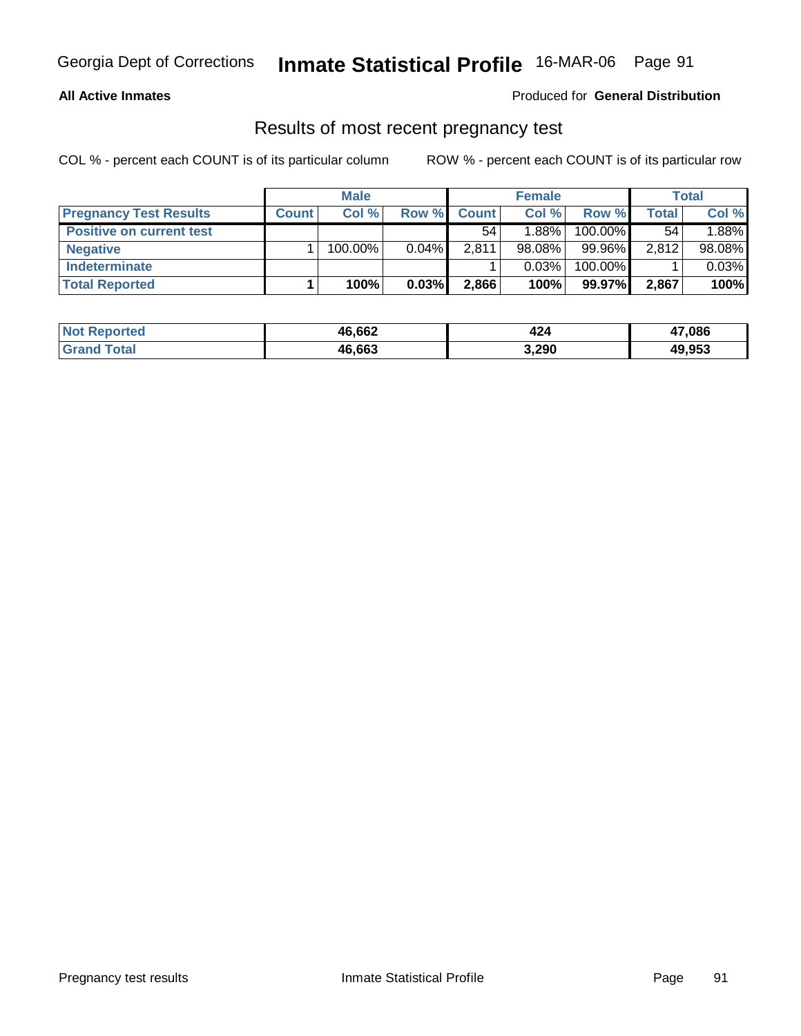**All Active Inmates**

Produced for **General Distribution**

## Results of most recent pregnancy test

COL % - percent each COUNT is of its particular column

ROW % - percent each COUNT is of its particular row

| | Male | | | Female | | | Total | |
|---|---|---|---|---|---|---|---|---|
| **Pregnancy Test Results** | **Count** | **Col %** | **Row %** | **Count** | **Col %** | **Row %** | **Total** | **Col %** |
| **Positive on current test** | | | | 54 | 1.88% | 100.00% | 54 | 1.88% |
| **Negative** | 1 | 100.00% | 0.04% | 2,811 | 98.08% | 99.96% | 2,812 | 98.08% |
| **Indeterminate** | | | | 1 | 0.03% | 100.00% | 1 | 0.03% |
| **Total Reported** | **1** | **100%** | **0.03%** | **2,866** | **100%** | **99.97%** | **2,867** | **100%** |

| | Male | Female | Total |
|---|---|---|---|
| **Not Reported** | **46,662** | **424** | **47,086** |
| **Grand Total** | **46,663** | **3,290** | **49,953** |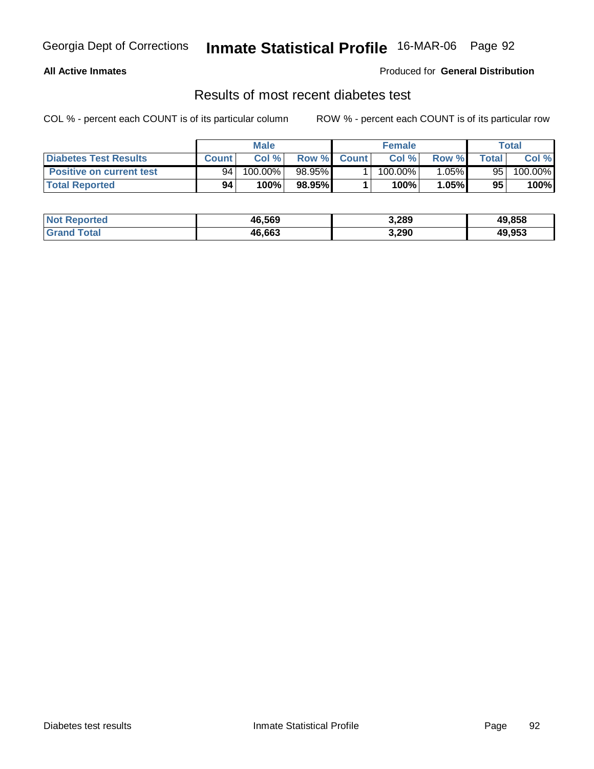# Georgia Dept of Corrections — Inmate Statistical Profile — 16-MAR-06

**All Active Inmates**

Produced for **General Distribution**

## Results of most recent diabetes test

COL % - percent each COUNT is of its particular column

ROW % - percent each COUNT is of its particular row

| | Male | | | Female | | | Total | |
|---|---|---|---|---|---|---|---|---|
| **Diabetes Test Results** | **Count** | **Col %** | **Row %** | **Count** | **Col %** | **Row %** | **Total** | **Col %** |
| **Positive on current test** | 94 | 100.00% | 98.95% | 1 | 100.00% | 1.05% | 95 | 100.00% |
| **Total Reported** | **94** | **100%** | **98.95%** | **1** | **100%** | **1.05%** | **95** | **100%** |

| | Male | Female | Total |
|---|---|---|---|
| **Not Reported** | **46,569** | **3,289** | **49,858** |
| **Grand Total** | **46,663** | **3,290** | **49,953** |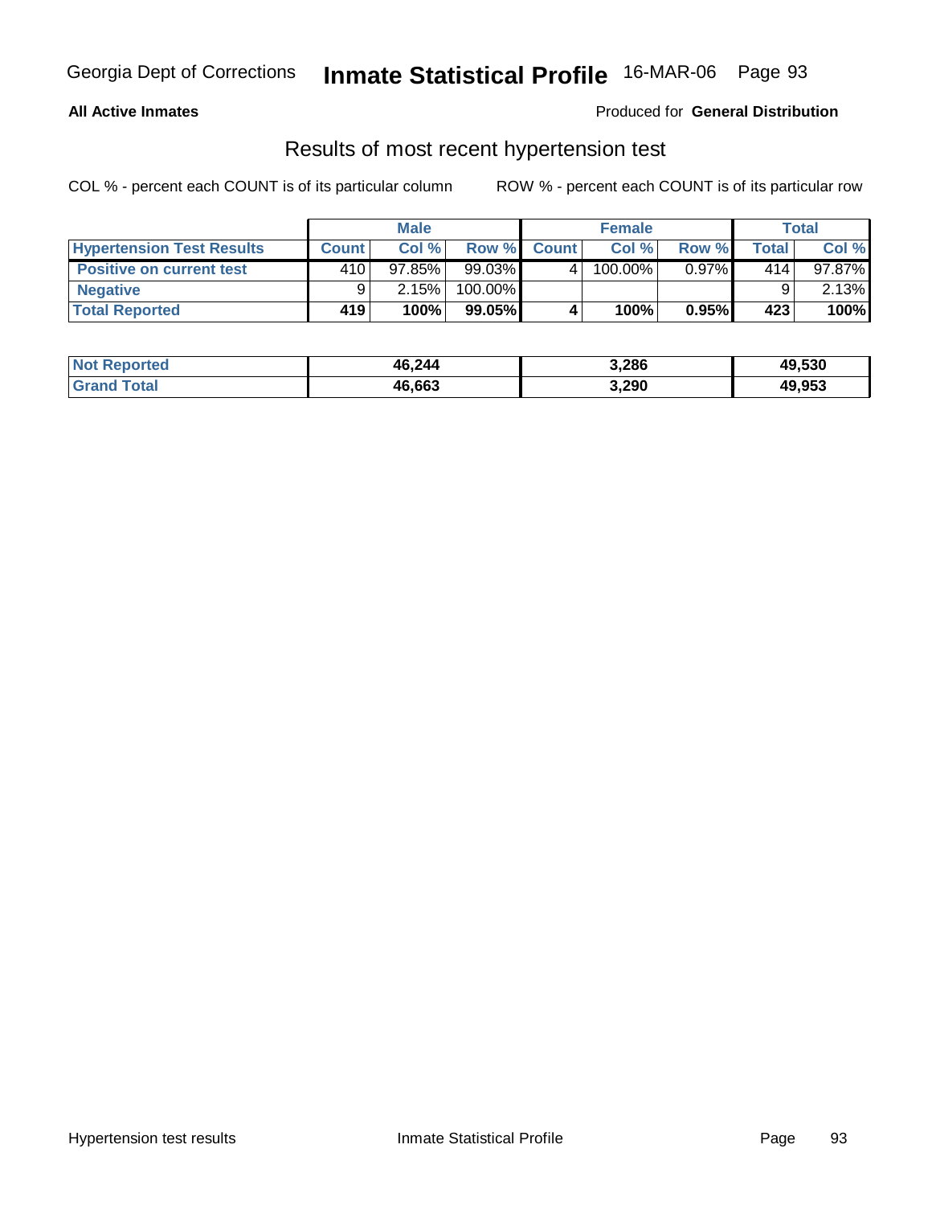Georgia Dept of Corrections **Inmate Statistical Profile** 16-MAR-06

**All Active Inmates**

Produced for **General Distribution**

## Results of most recent hypertension test

COL % - percent each COUNT is of its particular column

ROW % - percent each COUNT is of its particular row

| | Male | | | Female | | | Total | |
|---|---|---|---|---|---|---|---|---|
| **Hypertension Test Results** | **Count** | **Col %** | **Row %** | **Count** | **Col %** | **Row %** | **Total** | **Col %** |
| **Positive on current test** | 410 | 97.85% | 99.03% | 4 | 100.00% | 0.97% | 414 | 97.87% |
| **Negative** | 9 | 2.15% | 100.00% | | | | 9 | 2.13% |
| **Total Reported** | **419** | **100%** | **99.05%** | **4** | **100%** | **0.95%** | **423** | **100%** |

| | Male | Female | Total |
|---|---|---|---|
| **Not Reported** | **46,244** | **3,286** | **49,530** |
| **Grand Total** | **46,663** | **3,290** | **49,953** |

Hypertension test results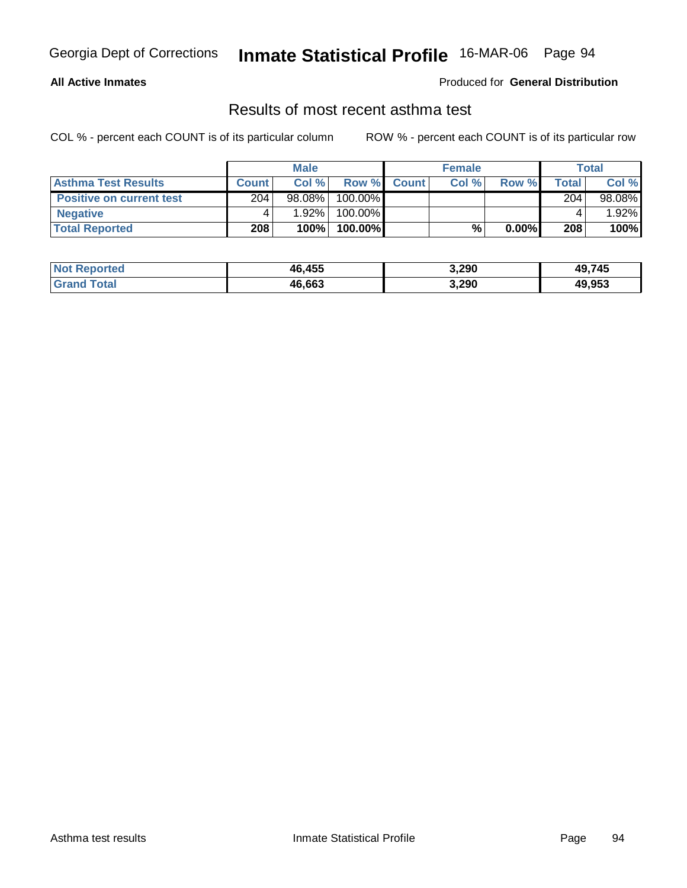**All Active Inmates** Produced for **General Distribution**

## Results of most recent asthma test

COL % - percent each COUNT is of its particular column ROW % - percent each COUNT is of its particular row

| | Male | | | Female | | | Total | |
|---|---|---|---|---|---|---|---|---|
| **Asthma Test Results** | **Count** | **Col %** | **Row %** | **Count** | **Col %** | **Row %** | **Total** | **Col %** |
| **Positive on current test** | 204 | 98.08% | 100.00% | | | | 204 | 98.08% |
| **Negative** | 4 | 1.92% | 100.00% | | | | 4 | 1.92% |
| **Total Reported** | **208** | **100%** | **100.00%** | | **%** | **0.00%** | **208** | **100%** |

| | Male | Female | Total |
|---|---|---|---|
| **Not Reported** | **46,455** | **3,290** | **49,745** |
| **Grand Total** | **46,663** | **3,290** | **49,953** |